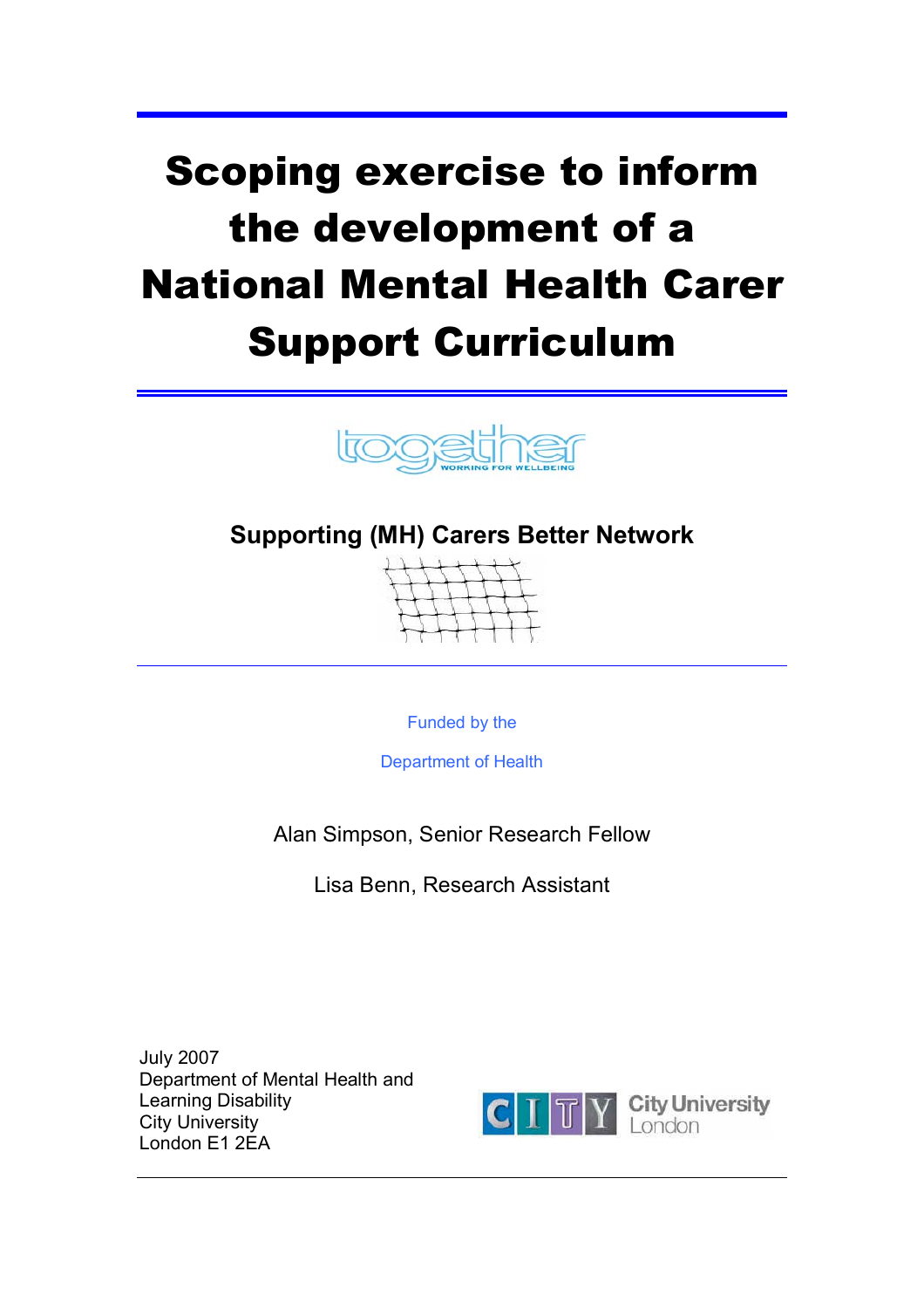# Scoping exercise to inform the development of a National Mental Health Carer Support Curriculum

together
WORKING FOR WELLBEING

**Supporting (MH) Carers Better Network**

Funded by the

Department of Health

Alan Simpson, Senior Research Fellow

Lisa Benn, Research Assistant

July 2007
Department of Mental Health and
Learning Disability
City University
London E1 2EA

City University London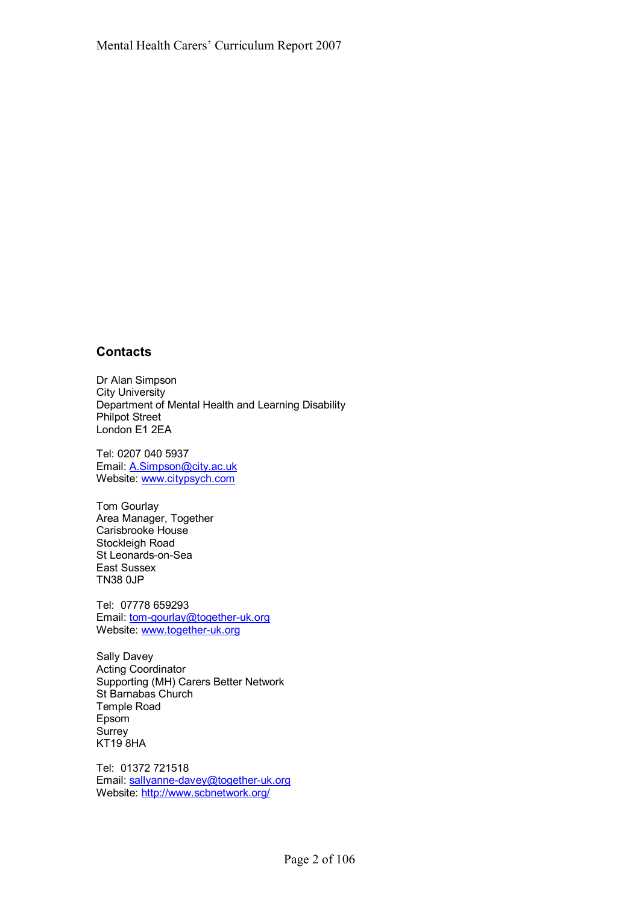## Contacts

Dr Alan Simpson
City University
Department of Mental Health and Learning Disability
Philpot Street
London E1 2EA

Tel: 0207 040 5937
Email: A.Simpson@city.ac.uk
Website: www.citypsych.com

Tom Gourlay
Area Manager, Together
Carisbrooke House
Stockleigh Road
St Leonards-on-Sea
East Sussex
TN38 0JP

Tel: 07778 659293
Email: tom-gourlay@together-uk.org
Website: www.together-uk.org

Sally Davey
Acting Coordinator
Supporting (MH) Carers Better Network
St Barnabas Church
Temple Road
Epsom
Surrey
KT19 8HA

Tel: 01372 721518
Email: sallyanne-davey@together-uk.org
Website: http://www.scbnetwork.org/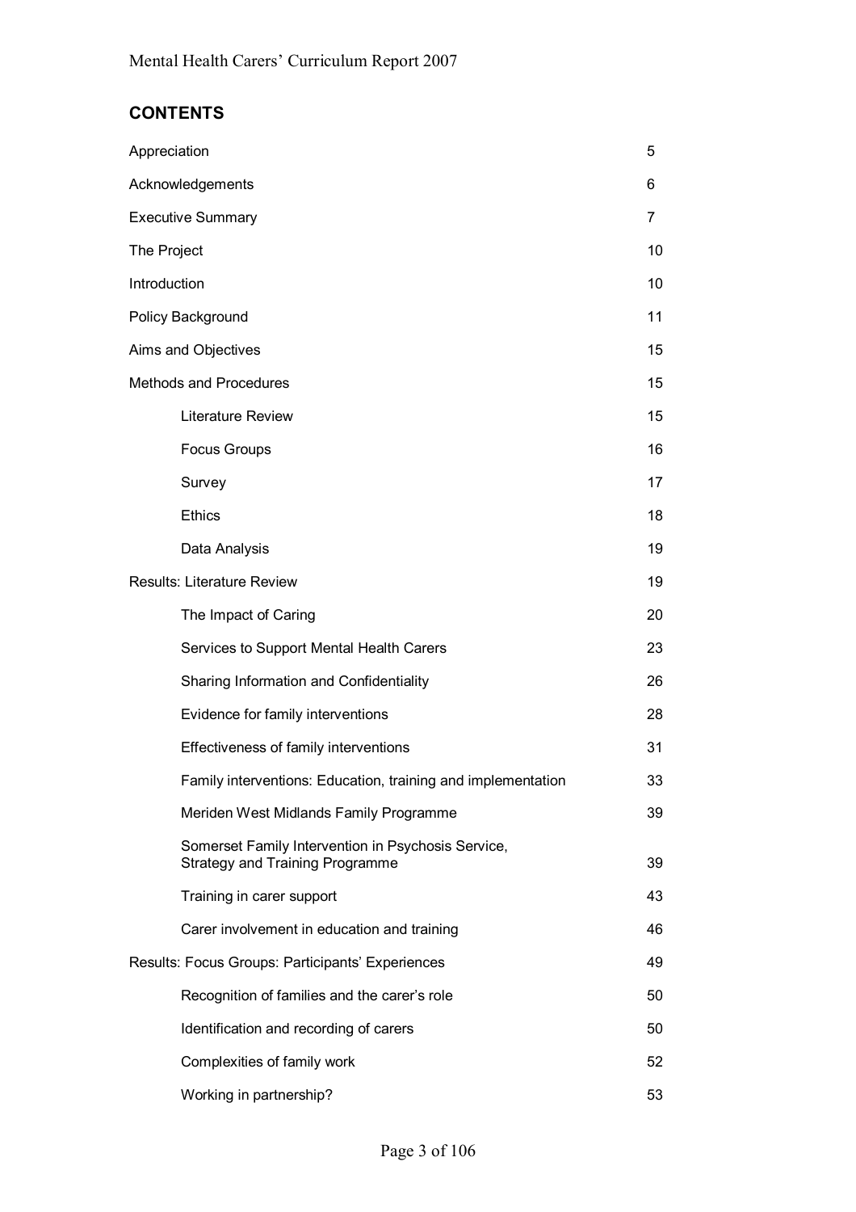## CONTENTS

| | |
|---|---|
| Appreciation | 5 |
| Acknowledgements | 6 |
| Executive Summary | 7 |
| The Project | 10 |
| Introduction | 10 |
| Policy Background | 11 |
| Aims and Objectives | 15 |
| Methods and Procedures | 15 |
| &nbsp;&nbsp;&nbsp;&nbsp;Literature Review | 15 |
| &nbsp;&nbsp;&nbsp;&nbsp;Focus Groups | 16 |
| &nbsp;&nbsp;&nbsp;&nbsp;Survey | 17 |
| &nbsp;&nbsp;&nbsp;&nbsp;Ethics | 18 |
| &nbsp;&nbsp;&nbsp;&nbsp;Data Analysis | 19 |
| Results: Literature Review | 19 |
| &nbsp;&nbsp;&nbsp;&nbsp;The Impact of Caring | 20 |
| &nbsp;&nbsp;&nbsp;&nbsp;Services to Support Mental Health Carers | 23 |
| &nbsp;&nbsp;&nbsp;&nbsp;Sharing Information and Confidentiality | 26 |
| &nbsp;&nbsp;&nbsp;&nbsp;Evidence for family interventions | 28 |
| &nbsp;&nbsp;&nbsp;&nbsp;Effectiveness of family interventions | 31 |
| &nbsp;&nbsp;&nbsp;&nbsp;Family interventions: Education, training and implementation | 33 |
| &nbsp;&nbsp;&nbsp;&nbsp;Meriden West Midlands Family Programme | 39 |
| &nbsp;&nbsp;&nbsp;&nbsp;Somerset Family Intervention in Psychosis Service, Strategy and Training Programme | 39 |
| &nbsp;&nbsp;&nbsp;&nbsp;Training in carer support | 43 |
| &nbsp;&nbsp;&nbsp;&nbsp;Carer involvement in education and training | 46 |
| Results: Focus Groups: Participants' Experiences | 49 |
| &nbsp;&nbsp;&nbsp;&nbsp;Recognition of families and the carer's role | 50 |
| &nbsp;&nbsp;&nbsp;&nbsp;Identification and recording of carers | 50 |
| &nbsp;&nbsp;&nbsp;&nbsp;Complexities of family work | 52 |
| &nbsp;&nbsp;&nbsp;&nbsp;Working in partnership? | 53 |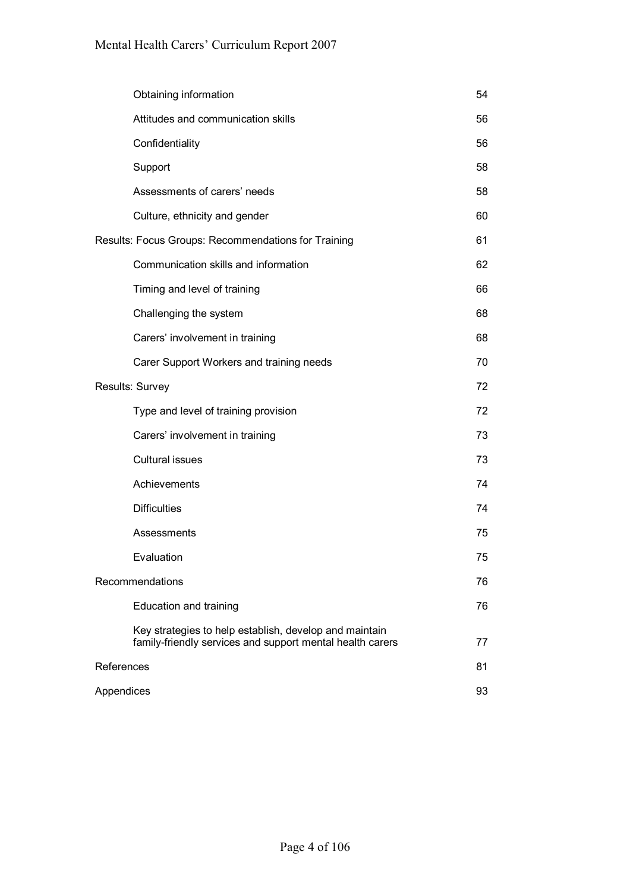| | |
|---|---|
| Obtaining information | 54 |
| Attitudes and communication skills | 56 |
| Confidentiality | 56 |
| Support | 58 |
| Assessments of carers' needs | 58 |
| Culture, ethnicity and gender | 60 |
| Results: Focus Groups: Recommendations for Training | 61 |
| Communication skills and information | 62 |
| Timing and level of training | 66 |
| Challenging the system | 68 |
| Carers' involvement in training | 68 |
| Carer Support Workers and training needs | 70 |
| Results: Survey | 72 |
| Type and level of training provision | 72 |
| Carers' involvement in training | 73 |
| Cultural issues | 73 |
| Achievements | 74 |
| Difficulties | 74 |
| Assessments | 75 |
| Evaluation | 75 |
| Recommendations | 76 |
| Education and training | 76 |
| Key strategies to help establish, develop and maintain family-friendly services and support mental health carers | 77 |
| References | 81 |
| Appendices | 93 |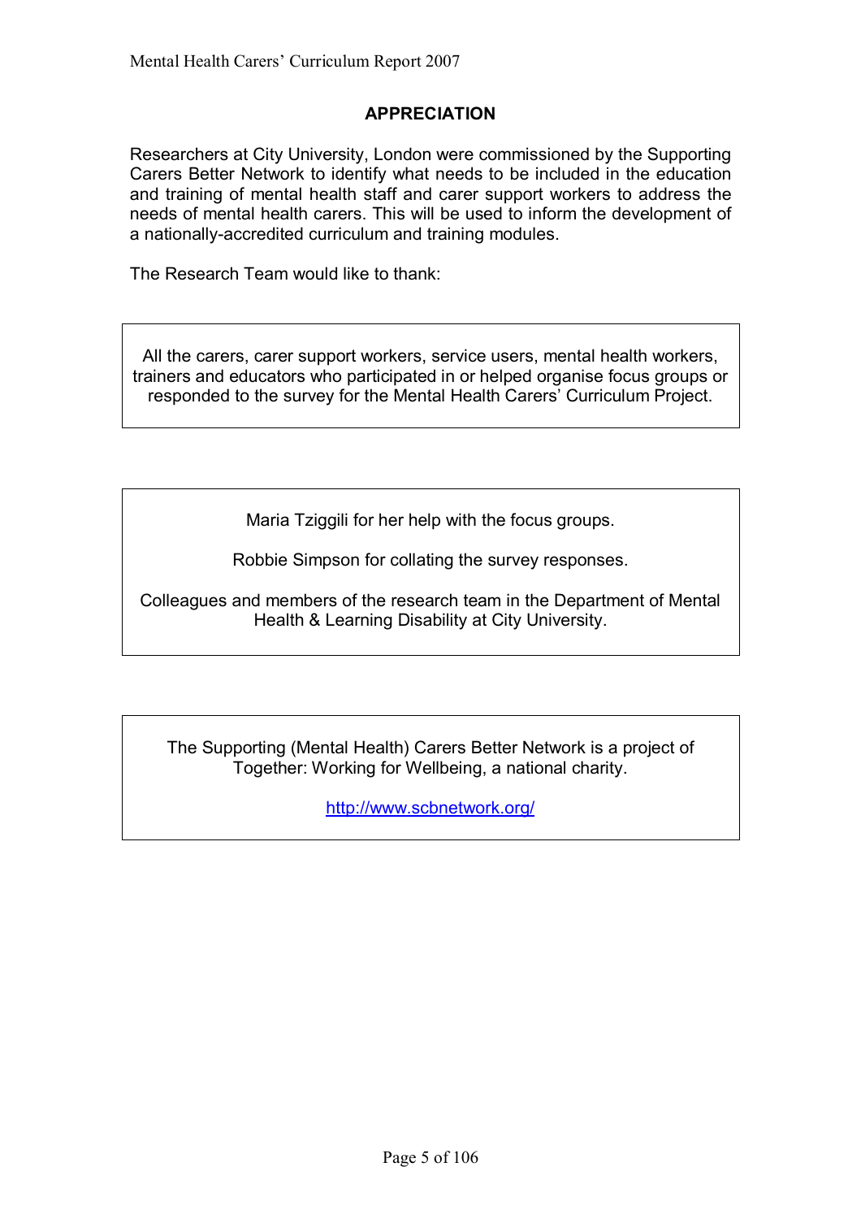## APPRECIATION

Researchers at City University, London were commissioned by the Supporting Carers Better Network to identify what needs to be included in the education and training of mental health staff and carer support workers to address the needs of mental health carers. This will be used to inform the development of a nationally-accredited curriculum and training modules.

The Research Team would like to thank:

All the carers, carer support workers, service users, mental health workers, trainers and educators who participated in or helped organise focus groups or responded to the survey for the Mental Health Carers' Curriculum Project.

Maria Tziggili for her help with the focus groups.

Robbie Simpson for collating the survey responses.

Colleagues and members of the research team in the Department of Mental Health & Learning Disability at City University.

The Supporting (Mental Health) Carers Better Network is a project of Together: Working for Wellbeing, a national charity.

http://www.scbnetwork.org/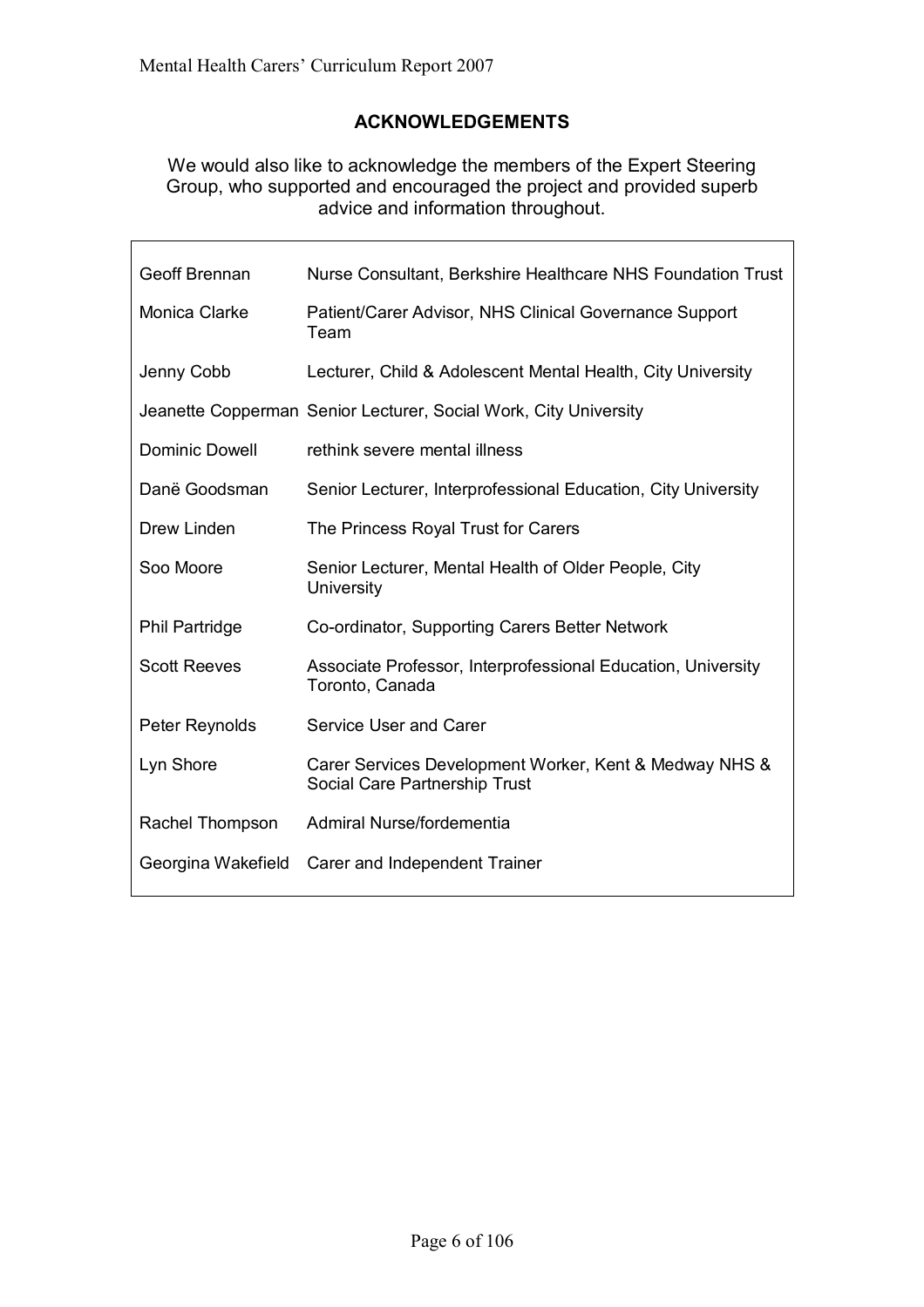## ACKNOWLEDGEMENTS

We would also like to acknowledge the members of the Expert Steering Group, who supported and encouraged the project and provided superb advice and information throughout.

| | |
|---|---|
| Geoff Brennan | Nurse Consultant, Berkshire Healthcare NHS Foundation Trust |
| Monica Clarke | Patient/Carer Advisor, NHS Clinical Governance Support Team |
| Jenny Cobb | Lecturer, Child & Adolescent Mental Health, City University |
| Jeanette Copperman | Senior Lecturer, Social Work, City University |
| Dominic Dowell | rethink severe mental illness |
| Danë Goodsman | Senior Lecturer, Interprofessional Education, City University |
| Drew Linden | The Princess Royal Trust for Carers |
| Soo Moore | Senior Lecturer, Mental Health of Older People, City University |
| Phil Partridge | Co-ordinator, Supporting Carers Better Network |
| Scott Reeves | Associate Professor, Interprofessional Education, University Toronto, Canada |
| Peter Reynolds | Service User and Carer |
| Lyn Shore | Carer Services Development Worker, Kent & Medway NHS & Social Care Partnership Trust |
| Rachel Thompson | Admiral Nurse/fordementia |
| Georgina Wakefield | Carer and Independent Trainer |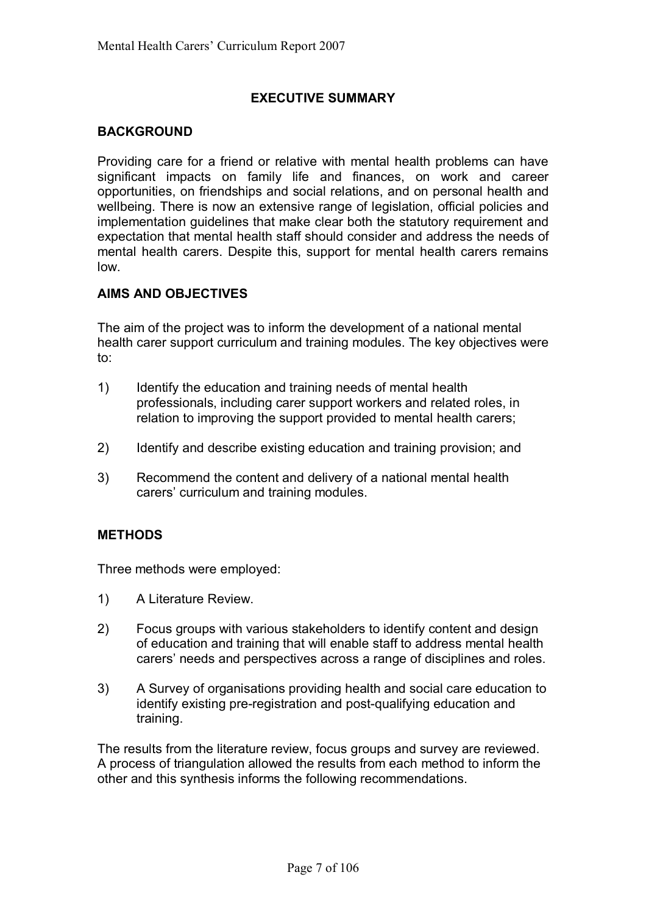# EXECUTIVE SUMMARY

## BACKGROUND

Providing care for a friend or relative with mental health problems can have significant impacts on family life and finances, on work and career opportunities, on friendships and social relations, and on personal health and wellbeing. There is now an extensive range of legislation, official policies and implementation guidelines that make clear both the statutory requirement and expectation that mental health staff should consider and address the needs of mental health carers. Despite this, support for mental health carers remains low.

## AIMS AND OBJECTIVES

The aim of the project was to inform the development of a national mental health carer support curriculum and training modules. The key objectives were to:

1) Identify the education and training needs of mental health professionals, including carer support workers and related roles, in relation to improving the support provided to mental health carers;

2) Identify and describe existing education and training provision; and

3) Recommend the content and delivery of a national mental health carers' curriculum and training modules.

## METHODS

Three methods were employed:

1) A Literature Review.

2) Focus groups with various stakeholders to identify content and design of education and training that will enable staff to address mental health carers' needs and perspectives across a range of disciplines and roles.

3) A Survey of organisations providing health and social care education to identify existing pre-registration and post-qualifying education and training.

The results from the literature review, focus groups and survey are reviewed. A process of triangulation allowed the results from each method to inform the other and this synthesis informs the following recommendations.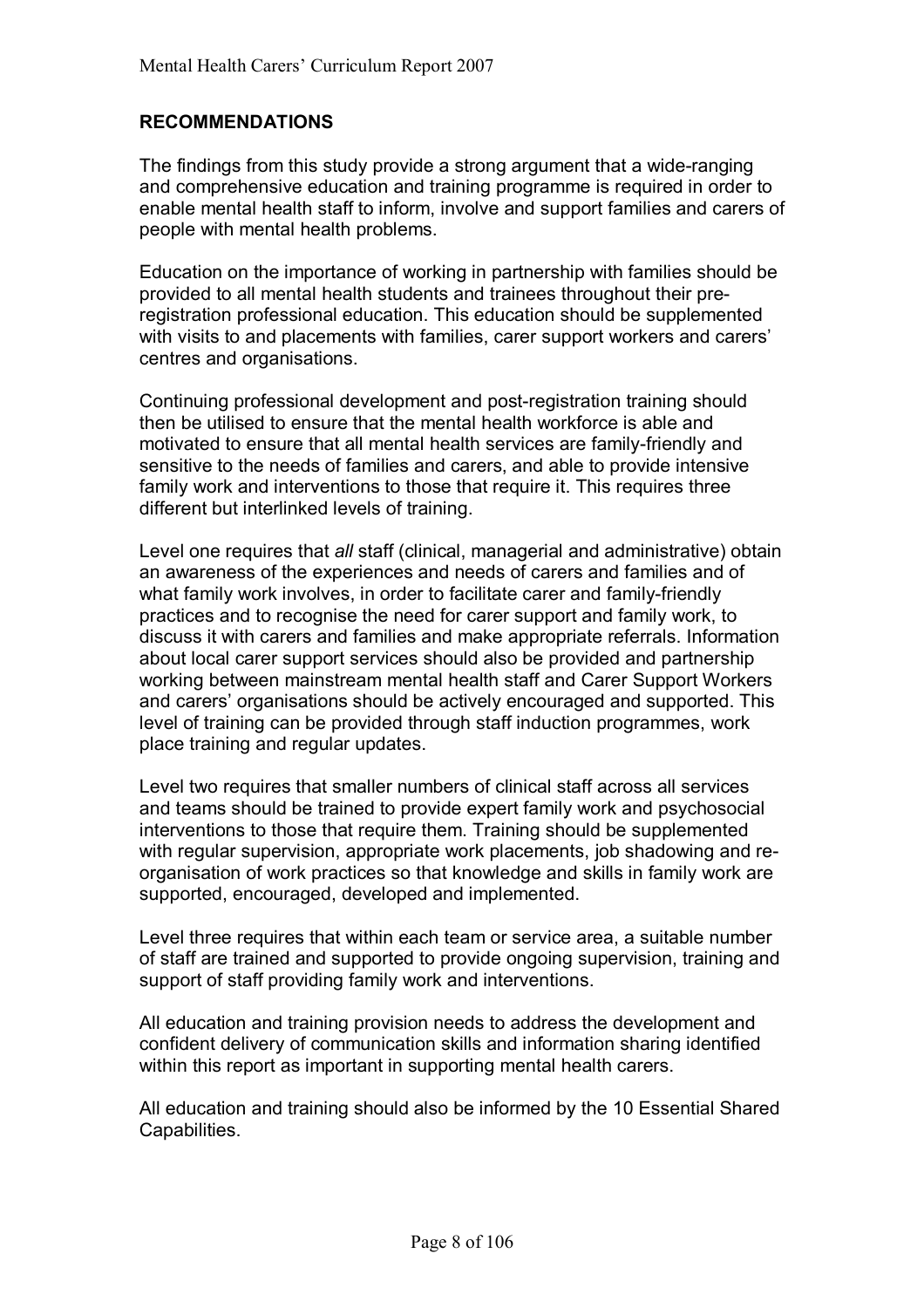## RECOMMENDATIONS

The findings from this study provide a strong argument that a wide-ranging and comprehensive education and training programme is required in order to enable mental health staff to inform, involve and support families and carers of people with mental health problems.

Education on the importance of working in partnership with families should be provided to all mental health students and trainees throughout their pre-registration professional education. This education should be supplemented with visits to and placements with families, carer support workers and carers' centres and organisations.

Continuing professional development and post-registration training should then be utilised to ensure that the mental health workforce is able and motivated to ensure that all mental health services are family-friendly and sensitive to the needs of families and carers, and able to provide intensive family work and interventions to those that require it. This requires three different but interlinked levels of training.

Level one requires that *all* staff (clinical, managerial and administrative) obtain an awareness of the experiences and needs of carers and families and of what family work involves, in order to facilitate carer and family-friendly practices and to recognise the need for carer support and family work, to discuss it with carers and families and make appropriate referrals. Information about local carer support services should also be provided and partnership working between mainstream mental health staff and Carer Support Workers and carers' organisations should be actively encouraged and supported. This level of training can be provided through staff induction programmes, work place training and regular updates.

Level two requires that smaller numbers of clinical staff across all services and teams should be trained to provide expert family work and psychosocial interventions to those that require them. Training should be supplemented with regular supervision, appropriate work placements, job shadowing and re-organisation of work practices so that knowledge and skills in family work are supported, encouraged, developed and implemented.

Level three requires that within each team or service area, a suitable number of staff are trained and supported to provide ongoing supervision, training and support of staff providing family work and interventions.

All education and training provision needs to address the development and confident delivery of communication skills and information sharing identified within this report as important in supporting mental health carers.

All education and training should also be informed by the 10 Essential Shared Capabilities.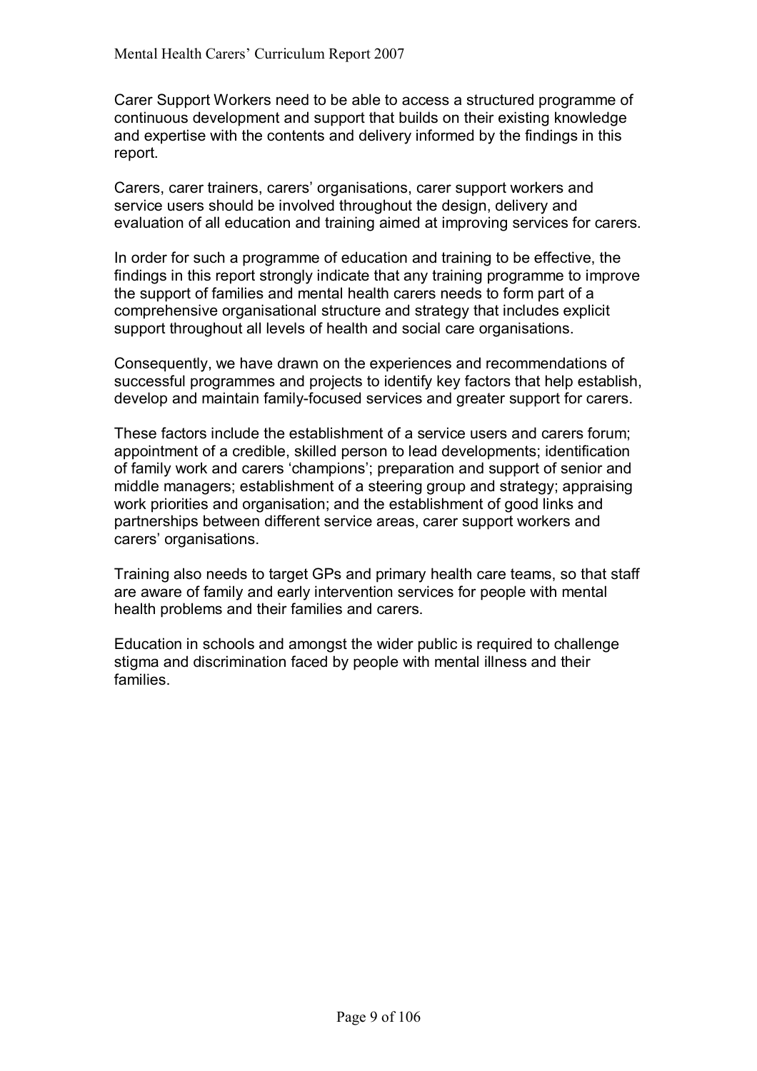Carer Support Workers need to be able to access a structured programme of continuous development and support that builds on their existing knowledge and expertise with the contents and delivery informed by the findings in this report.

Carers, carer trainers, carers' organisations, carer support workers and service users should be involved throughout the design, delivery and evaluation of all education and training aimed at improving services for carers.

In order for such a programme of education and training to be effective, the findings in this report strongly indicate that any training programme to improve the support of families and mental health carers needs to form part of a comprehensive organisational structure and strategy that includes explicit support throughout all levels of health and social care organisations.

Consequently, we have drawn on the experiences and recommendations of successful programmes and projects to identify key factors that help establish, develop and maintain family-focused services and greater support for carers.

These factors include the establishment of a service users and carers forum; appointment of a credible, skilled person to lead developments; identification of family work and carers 'champions'; preparation and support of senior and middle managers; establishment of a steering group and strategy; appraising work priorities and organisation; and the establishment of good links and partnerships between different service areas, carer support workers and carers' organisations.

Training also needs to target GPs and primary health care teams, so that staff are aware of family and early intervention services for people with mental health problems and their families and carers.

Education in schools and amongst the wider public is required to challenge stigma and discrimination faced by people with mental illness and their families.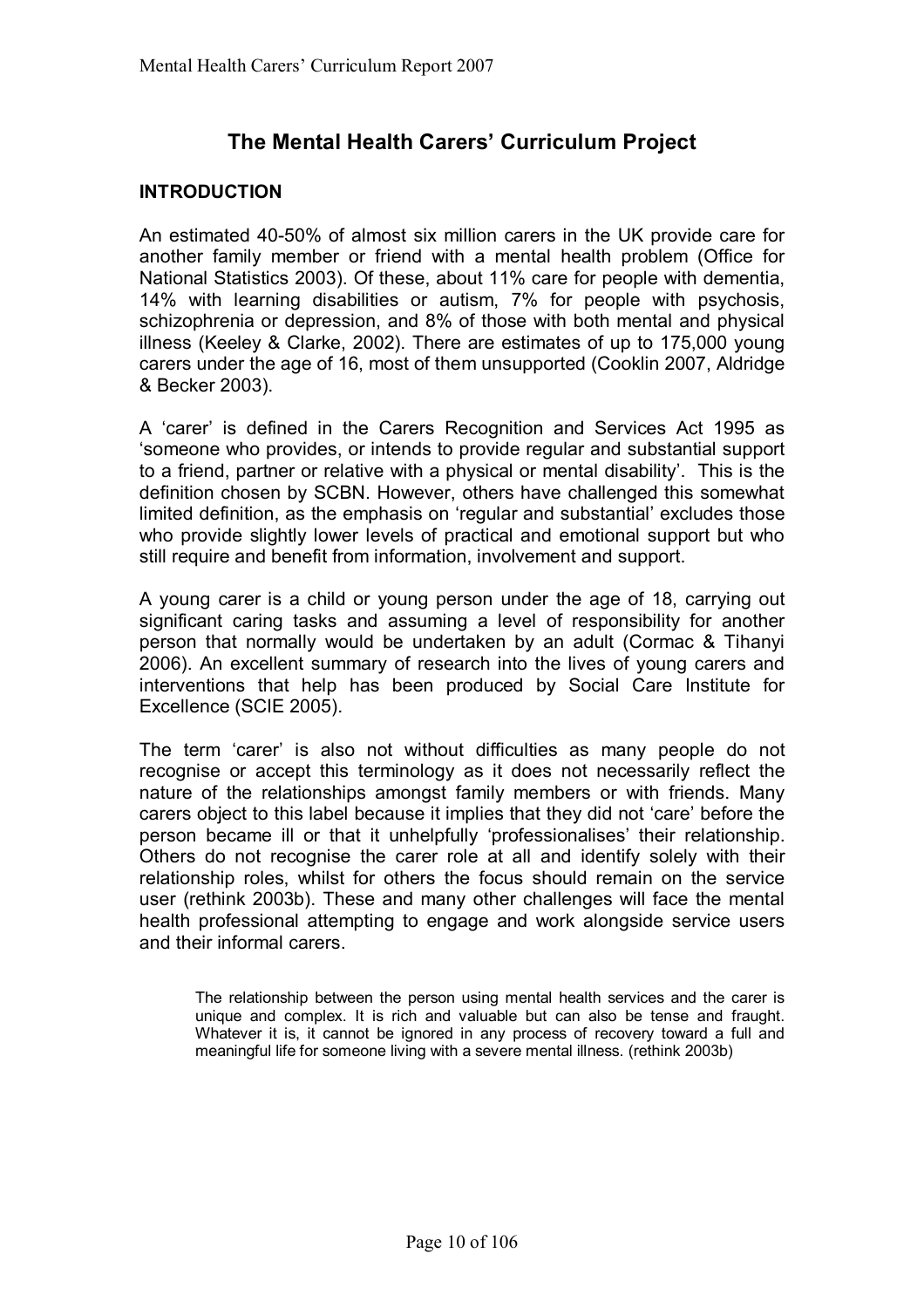# The Mental Health Carers' Curriculum Project

## INTRODUCTION

An estimated 40-50% of almost six million carers in the UK provide care for another family member or friend with a mental health problem (Office for National Statistics 2003). Of these, about 11% care for people with dementia, 14% with learning disabilities or autism, 7% for people with psychosis, schizophrenia or depression, and 8% of those with both mental and physical illness (Keeley & Clarke, 2002). There are estimates of up to 175,000 young carers under the age of 16, most of them unsupported (Cooklin 2007, Aldridge & Becker 2003).

A 'carer' is defined in the Carers Recognition and Services Act 1995 as 'someone who provides, or intends to provide regular and substantial support to a friend, partner or relative with a physical or mental disability'. This is the definition chosen by SCBN. However, others have challenged this somewhat limited definition, as the emphasis on 'regular and substantial' excludes those who provide slightly lower levels of practical and emotional support but who still require and benefit from information, involvement and support.

A young carer is a child or young person under the age of 18, carrying out significant caring tasks and assuming a level of responsibility for another person that normally would be undertaken by an adult (Cormac & Tihanyi 2006). An excellent summary of research into the lives of young carers and interventions that help has been produced by Social Care Institute for Excellence (SCIE 2005).

The term 'carer' is also not without difficulties as many people do not recognise or accept this terminology as it does not necessarily reflect the nature of the relationships amongst family members or with friends. Many carers object to this label because it implies that they did not 'care' before the person became ill or that it unhelpfully 'professionalises' their relationship. Others do not recognise the carer role at all and identify solely with their relationship roles, whilst for others the focus should remain on the service user (rethink 2003b). These and many other challenges will face the mental health professional attempting to engage and work alongside service users and their informal carers.

> The relationship between the person using mental health services and the carer is unique and complex. It is rich and valuable but can also be tense and fraught. Whatever it is, it cannot be ignored in any process of recovery toward a full and meaningful life for someone living with a severe mental illness. (rethink 2003b)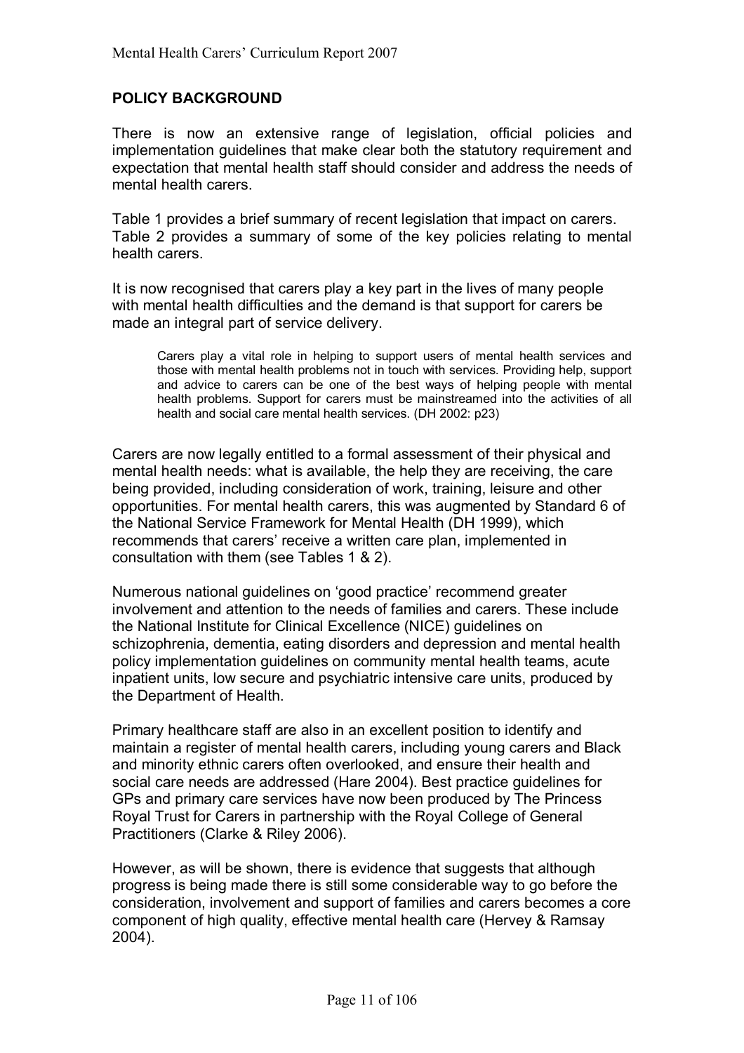## POLICY BACKGROUND

There is now an extensive range of legislation, official policies and implementation guidelines that make clear both the statutory requirement and expectation that mental health staff should consider and address the needs of mental health carers.

Table 1 provides a brief summary of recent legislation that impact on carers. Table 2 provides a summary of some of the key policies relating to mental health carers.

It is now recognised that carers play a key part in the lives of many people with mental health difficulties and the demand is that support for carers be made an integral part of service delivery.

> Carers play a vital role in helping to support users of mental health services and those with mental health problems not in touch with services. Providing help, support and advice to carers can be one of the best ways of helping people with mental health problems. Support for carers must be mainstreamed into the activities of all health and social care mental health services. (DH 2002: p23)

Carers are now legally entitled to a formal assessment of their physical and mental health needs: what is available, the help they are receiving, the care being provided, including consideration of work, training, leisure and other opportunities. For mental health carers, this was augmented by Standard 6 of the National Service Framework for Mental Health (DH 1999), which recommends that carers' receive a written care plan, implemented in consultation with them (see Tables 1 & 2).

Numerous national guidelines on 'good practice' recommend greater involvement and attention to the needs of families and carers. These include the National Institute for Clinical Excellence (NICE) guidelines on schizophrenia, dementia, eating disorders and depression and mental health policy implementation guidelines on community mental health teams, acute inpatient units, low secure and psychiatric intensive care units, produced by the Department of Health.

Primary healthcare staff are also in an excellent position to identify and maintain a register of mental health carers, including young carers and Black and minority ethnic carers often overlooked, and ensure their health and social care needs are addressed (Hare 2004). Best practice guidelines for GPs and primary care services have now been produced by The Princess Royal Trust for Carers in partnership with the Royal College of General Practitioners (Clarke & Riley 2006).

However, as will be shown, there is evidence that suggests that although progress is being made there is still some considerable way to go before the consideration, involvement and support of families and carers becomes a core component of high quality, effective mental health care (Hervey & Ramsay 2004).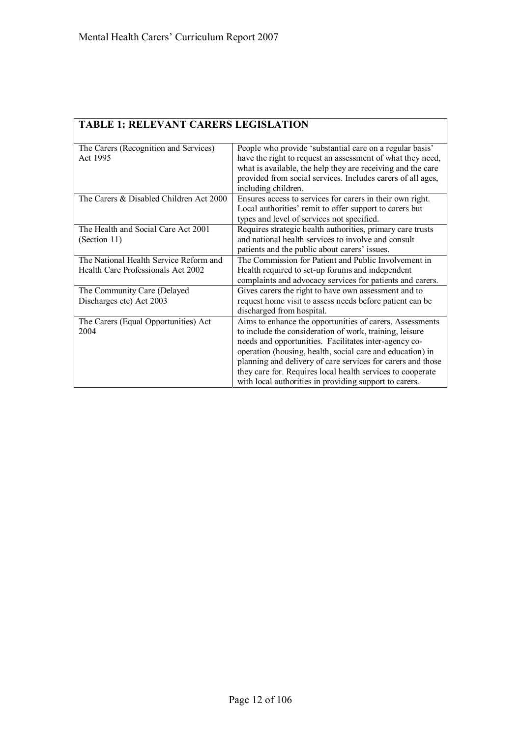| TABLE 1: RELEVANT CARERS LEGISLATION | |
|---|---|
| The Carers (Recognition and Services) Act 1995 | People who provide 'substantial care on a regular basis' have the right to request an assessment of what they need, what is available, the help they are receiving and the care provided from social services. Includes carers of all ages, including children. |
| The Carers & Disabled Children Act 2000 | Ensures access to services for carers in their own right. Local authorities' remit to offer support to carers but types and level of services not specified. |
| The Health and Social Care Act 2001 (Section 11) | Requires strategic health authorities, primary care trusts and national health services to involve and consult patients and the public about carers' issues. |
| The National Health Service Reform and Health Care Professionals Act 2002 | The Commission for Patient and Public Involvement in Health required to set-up forums and independent complaints and advocacy services for patients and carers. |
| The Community Care (Delayed Discharges etc) Act 2003 | Gives carers the right to have own assessment and to request home visit to assess needs before patient can be discharged from hospital. |
| The Carers (Equal Opportunities) Act 2004 | Aims to enhance the opportunities of carers. Assessments to include the consideration of work, training, leisure needs and opportunities. Facilitates inter-agency co-operation (housing, health, social care and education) in planning and delivery of care services for carers and those they care for. Requires local health services to cooperate with local authorities in providing support to carers. |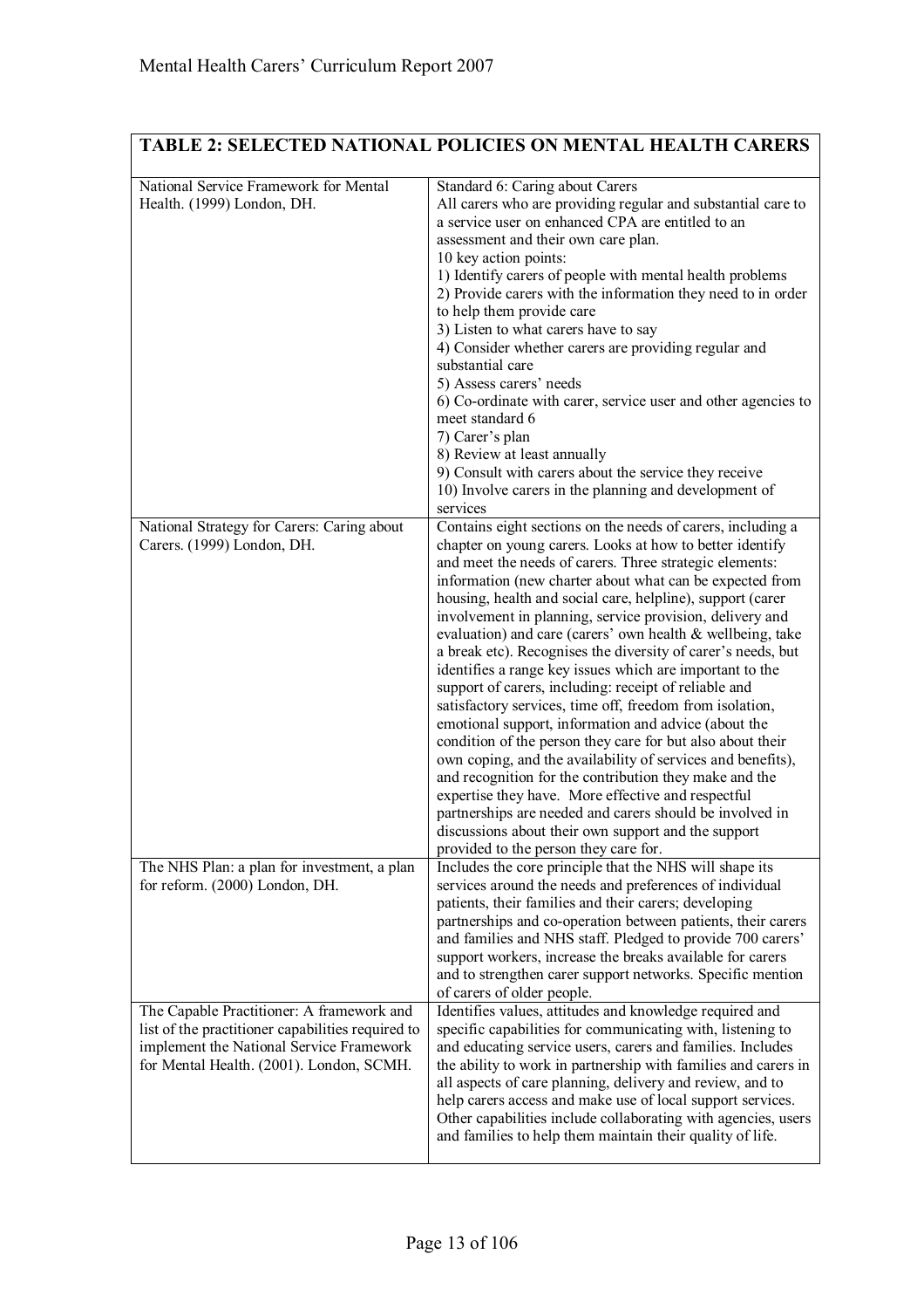| TABLE 2: SELECTED NATIONAL POLICIES ON MENTAL HEALTH CARERS | |
|---|---|
| National Service Framework for Mental Health. (1999) London, DH. | Standard 6: Caring about Carers<br>All carers who are providing regular and substantial care to a service user on enhanced CPA are entitled to an assessment and their own care plan.<br>10 key action points:<br>1) Identify carers of people with mental health problems<br>2) Provide carers with the information they need to in order to help them provide care<br>3) Listen to what carers have to say<br>4) Consider whether carers are providing regular and substantial care<br>5) Assess carers' needs<br>6) Co-ordinate with carer, service user and other agencies to meet standard 6<br>7) Carer's plan<br>8) Review at least annually<br>9) Consult with carers about the service they receive<br>10) Involve carers in the planning and development of services |
| National Strategy for Carers: Caring about Carers. (1999) London, DH. | Contains eight sections on the needs of carers, including a chapter on young carers. Looks at how to better identify and meet the needs of carers. Three strategic elements: information (new charter about what can be expected from housing, health and social care, helpline), support (carer involvement in planning, service provision, delivery and evaluation) and care (carers' own health & wellbeing, take a break etc). Recognises the diversity of carer's needs, but identifies a range key issues which are important to the support of carers, including: receipt of reliable and satisfactory services, time off, freedom from isolation, emotional support, information and advice (about the condition of the person they care for but also about their own coping, and the availability of services and benefits), and recognition for the contribution they make and the expertise they have. More effective and respectful partnerships are needed and carers should be involved in discussions about their own support and the support provided to the person they care for. |
| The NHS Plan: a plan for investment, a plan for reform. (2000) London, DH. | Includes the core principle that the NHS will shape its services around the needs and preferences of individual patients, their families and their carers; developing partnerships and co-operation between patients, their carers and families and NHS staff. Pledged to provide 700 carers' support workers, increase the breaks available for carers and to strengthen carer support networks. Specific mention of carers of older people. |
| The Capable Practitioner: A framework and list of the practitioner capabilities required to implement the National Service Framework for Mental Health. (2001). London, SCMH. | Identifies values, attitudes and knowledge required and specific capabilities for communicating with, listening to and educating service users, carers and families. Includes the ability to work in partnership with families and carers in all aspects of care planning, delivery and review, and to help carers access and make use of local support services. Other capabilities include collaborating with agencies, users and families to help them maintain their quality of life. |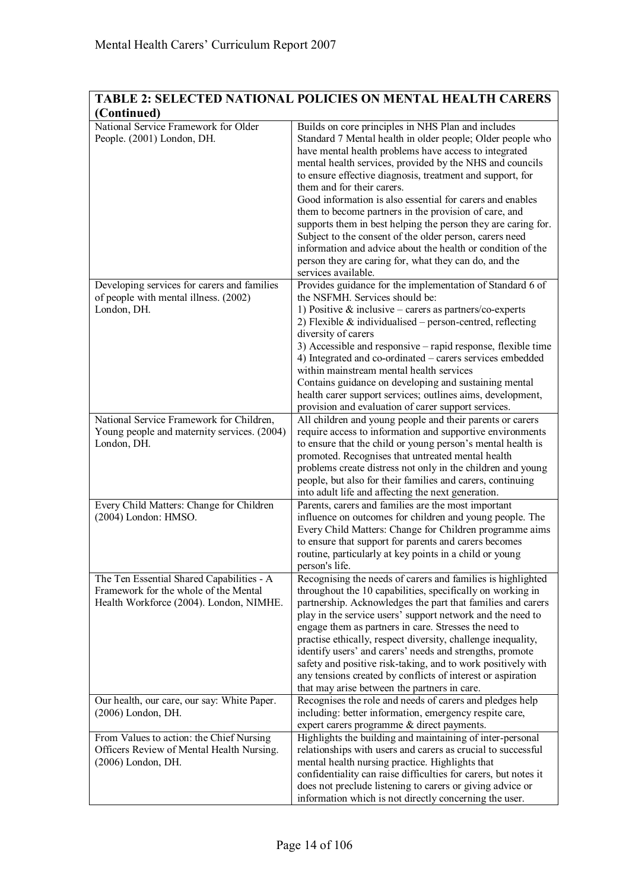| TABLE 2: SELECTED NATIONAL POLICIES ON MENTAL HEALTH CARERS (Continued) | |
|---|---|
| National Service Framework for Older People. (2001) London, DH. | Builds on core principles in NHS Plan and includes Standard 7 Mental health in older people; Older people who have mental health problems have access to integrated mental health services, provided by the NHS and councils to ensure effective diagnosis, treatment and support, for them and for their carers. Good information is also essential for carers and enables them to become partners in the provision of care, and supports them in best helping the person they are caring for. Subject to the consent of the older person, carers need information and advice about the health or condition of the person they are caring for, what they can do, and the services available. |
| Developing services for carers and families of people with mental illness. (2002) London, DH. | Provides guidance for the implementation of Standard 6 of the NSFMH. Services should be: 1) Positive & inclusive – carers as partners/co-experts 2) Flexible & individualised – person-centred, reflecting diversity of carers 3) Accessible and responsive – rapid response, flexible time 4) Integrated and co-ordinated – carers services embedded within mainstream mental health services Contains guidance on developing and sustaining mental health carer support services; outlines aims, development, provision and evaluation of carer support services. |
| National Service Framework for Children, Young people and maternity services. (2004) London, DH. | All children and young people and their parents or carers require access to information and supportive environments to ensure that the child or young person's mental health is promoted. Recognises that untreated mental health problems create distress not only in the children and young people, but also for their families and carers, continuing into adult life and affecting the next generation. |
| Every Child Matters: Change for Children (2004) London: HMSO. | Parents, carers and families are the most important influence on outcomes for children and young people. The Every Child Matters: Change for Children programme aims to ensure that support for parents and carers becomes routine, particularly at key points in a child or young person's life. |
| The Ten Essential Shared Capabilities - A Framework for the whole of the Mental Health Workforce (2004). London, NIMHE. | Recognising the needs of carers and families is highlighted throughout the 10 capabilities, specifically on working in partnership. Acknowledges the part that families and carers play in the service users' support network and the need to engage them as partners in care. Stresses the need to practise ethically, respect diversity, challenge inequality, identify users' and carers' needs and strengths, promote safety and positive risk-taking, and to work positively with any tensions created by conflicts of interest or aspiration that may arise between the partners in care. |
| Our health, our care, our say: White Paper. (2006) London, DH. | Recognises the role and needs of carers and pledges help including: better information, emergency respite care, expert carers programme & direct payments. |
| From Values to action: the Chief Nursing Officers Review of Mental Health Nursing. (2006) London, DH. | Highlights the building and maintaining of inter-personal relationships with users and carers as crucial to successful mental health nursing practice. Highlights that confidentiality can raise difficulties for carers, but notes it does not preclude listening to carers or giving advice or information which is not directly concerning the user. |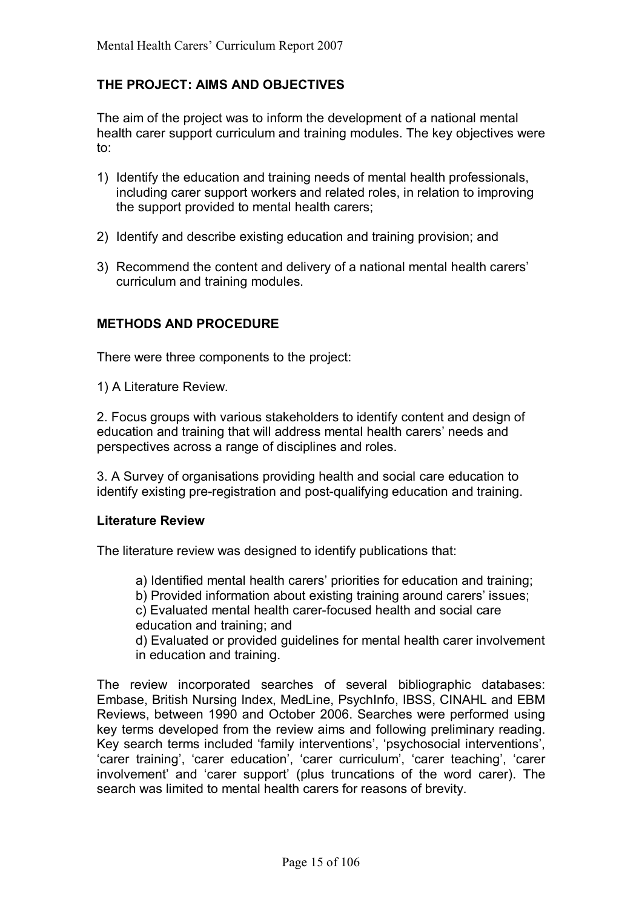## THE PROJECT: AIMS AND OBJECTIVES

The aim of the project was to inform the development of a national mental health carer support curriculum and training modules. The key objectives were to:

1) Identify the education and training needs of mental health professionals, including carer support workers and related roles, in relation to improving the support provided to mental health carers;

2) Identify and describe existing education and training provision; and

3) Recommend the content and delivery of a national mental health carers' curriculum and training modules.

## METHODS AND PROCEDURE

There were three components to the project:

1) A Literature Review.

2. Focus groups with various stakeholders to identify content and design of education and training that will address mental health carers' needs and perspectives across a range of disciplines and roles.

3. A Survey of organisations providing health and social care education to identify existing pre-registration and post-qualifying education and training.

### Literature Review

The literature review was designed to identify publications that:

a) Identified mental health carers' priorities for education and training;
b) Provided information about existing training around carers' issues;
c) Evaluated mental health carer-focused health and social care education and training; and
d) Evaluated or provided guidelines for mental health carer involvement in education and training.

The review incorporated searches of several bibliographic databases: Embase, British Nursing Index, MedLine, PsychInfo, IBSS, CINAHL and EBM Reviews, between 1990 and October 2006. Searches were performed using key terms developed from the review aims and following preliminary reading. Key search terms included 'family interventions', 'psychosocial interventions', 'carer training', 'carer education', 'carer curriculum', 'carer teaching', 'carer involvement' and 'carer support' (plus truncations of the word carer). The search was limited to mental health carers for reasons of brevity.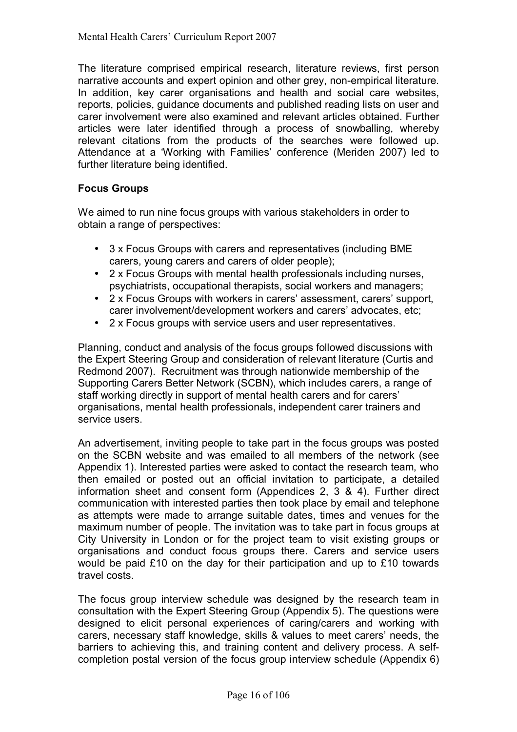The literature comprised empirical research, literature reviews, first person narrative accounts and expert opinion and other grey, non-empirical literature. In addition, key carer organisations and health and social care websites, reports, policies, guidance documents and published reading lists on user and carer involvement were also examined and relevant articles obtained. Further articles were later identified through a process of snowballing, whereby relevant citations from the products of the searches were followed up. Attendance at a 'Working with Families' conference (Meriden 2007) led to further literature being identified.

**Focus Groups**

We aimed to run nine focus groups with various stakeholders in order to obtain a range of perspectives:

- 3 x Focus Groups with carers and representatives (including BME carers, young carers and carers of older people);
- 2 x Focus Groups with mental health professionals including nurses, psychiatrists, occupational therapists, social workers and managers;
- 2 x Focus Groups with workers in carers' assessment, carers' support, carer involvement/development workers and carers' advocates, etc;
- 2 x Focus groups with service users and user representatives.

Planning, conduct and analysis of the focus groups followed discussions with the Expert Steering Group and consideration of relevant literature (Curtis and Redmond 2007). Recruitment was through nationwide membership of the Supporting Carers Better Network (SCBN), which includes carers, a range of staff working directly in support of mental health carers and for carers' organisations, mental health professionals, independent carer trainers and service users.

An advertisement, inviting people to take part in the focus groups was posted on the SCBN website and was emailed to all members of the network (see Appendix 1). Interested parties were asked to contact the research team, who then emailed or posted out an official invitation to participate, a detailed information sheet and consent form (Appendices 2, 3 & 4). Further direct communication with interested parties then took place by email and telephone as attempts were made to arrange suitable dates, times and venues for the maximum number of people. The invitation was to take part in focus groups at City University in London or for the project team to visit existing groups or organisations and conduct focus groups there. Carers and service users would be paid £10 on the day for their participation and up to £10 towards travel costs.

The focus group interview schedule was designed by the research team in consultation with the Expert Steering Group (Appendix 5). The questions were designed to elicit personal experiences of caring/carers and working with carers, necessary staff knowledge, skills & values to meet carers' needs, the barriers to achieving this, and training content and delivery process. A self-completion postal version of the focus group interview schedule (Appendix 6)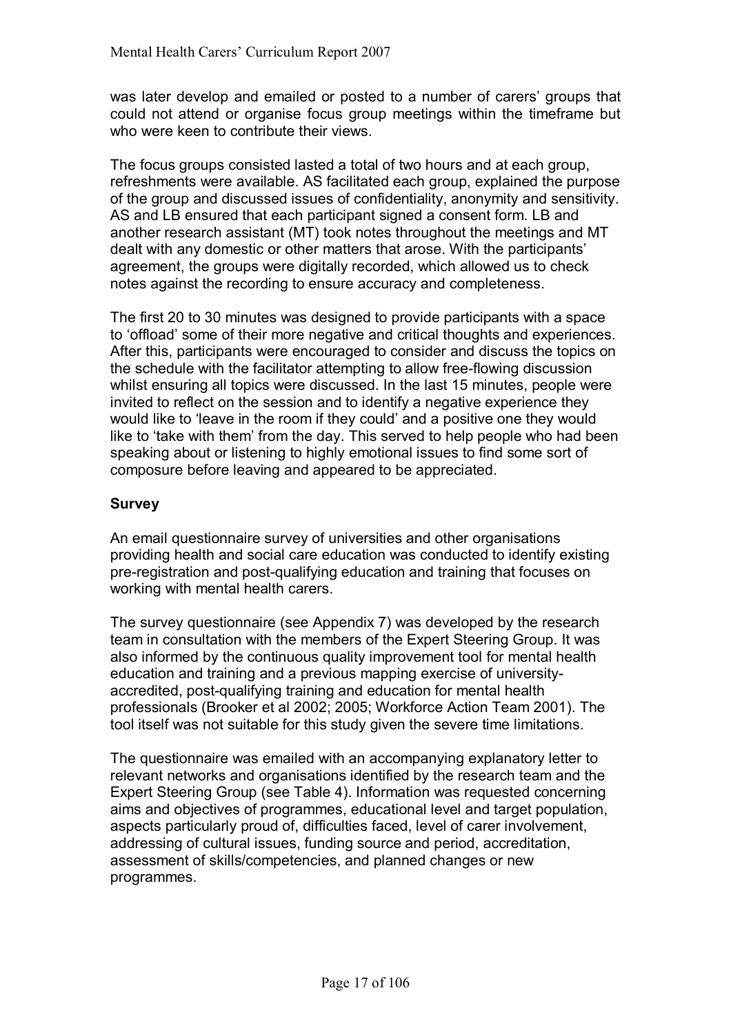was later develop and emailed or posted to a number of carers' groups that could not attend or organise focus group meetings within the timeframe but who were keen to contribute their views.

The focus groups consisted lasted a total of two hours and at each group, refreshments were available. AS facilitated each group, explained the purpose of the group and discussed issues of confidentiality, anonymity and sensitivity. AS and LB ensured that each participant signed a consent form. LB and another research assistant (MT) took notes throughout the meetings and MT dealt with any domestic or other matters that arose. With the participants' agreement, the groups were digitally recorded, which allowed us to check notes against the recording to ensure accuracy and completeness.

The first 20 to 30 minutes was designed to provide participants with a space to 'offload' some of their more negative and critical thoughts and experiences. After this, participants were encouraged to consider and discuss the topics on the schedule with the facilitator attempting to allow free-flowing discussion whilst ensuring all topics were discussed. In the last 15 minutes, people were invited to reflect on the session and to identify a negative experience they would like to 'leave in the room if they could' and a positive one they would like to 'take with them' from the day. This served to help people who had been speaking about or listening to highly emotional issues to find some sort of composure before leaving and appeared to be appreciated.

### Survey

An email questionnaire survey of universities and other organisations providing health and social care education was conducted to identify existing pre-registration and post-qualifying education and training that focuses on working with mental health carers.

The survey questionnaire (see Appendix 7) was developed by the research team in consultation with the members of the Expert Steering Group. It was also informed by the continuous quality improvement tool for mental health education and training and a previous mapping exercise of university-accredited, post-qualifying training and education for mental health professionals (Brooker et al 2002; 2005; Workforce Action Team 2001). The tool itself was not suitable for this study given the severe time limitations.

The questionnaire was emailed with an accompanying explanatory letter to relevant networks and organisations identified by the research team and the Expert Steering Group (see Table 4). Information was requested concerning aims and objectives of programmes, educational level and target population, aspects particularly proud of, difficulties faced, level of carer involvement, addressing of cultural issues, funding source and period, accreditation, assessment of skills/competencies, and planned changes or new programmes.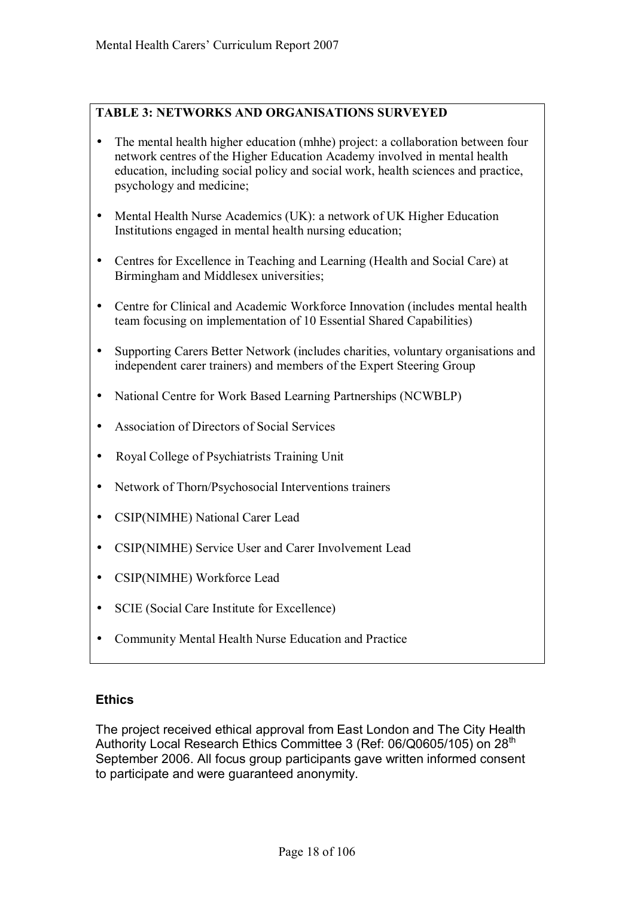**TABLE 3: NETWORKS AND ORGANISATIONS SURVEYED**

- The mental health higher education (mhhe) project: a collaboration between four network centres of the Higher Education Academy involved in mental health education, including social policy and social work, health sciences and practice, psychology and medicine;
- Mental Health Nurse Academics (UK): a network of UK Higher Education Institutions engaged in mental health nursing education;
- Centres for Excellence in Teaching and Learning (Health and Social Care) at Birmingham and Middlesex universities;
- Centre for Clinical and Academic Workforce Innovation (includes mental health team focusing on implementation of 10 Essential Shared Capabilities)
- Supporting Carers Better Network (includes charities, voluntary organisations and independent carer trainers) and members of the Expert Steering Group
- National Centre for Work Based Learning Partnerships (NCWBLP)
- Association of Directors of Social Services
- Royal College of Psychiatrists Training Unit
- Network of Thorn/Psychosocial Interventions trainers
- CSIP(NIMHE) National Carer Lead
- CSIP(NIMHE) Service User and Carer Involvement Lead
- CSIP(NIMHE) Workforce Lead
- SCIE (Social Care Institute for Excellence)
- Community Mental Health Nurse Education and Practice

## Ethics

The project received ethical approval from East London and The City Health Authority Local Research Ethics Committee 3 (Ref: 06/Q0605/105) on 28th September 2006. All focus group participants gave written informed consent to participate and were guaranteed anonymity.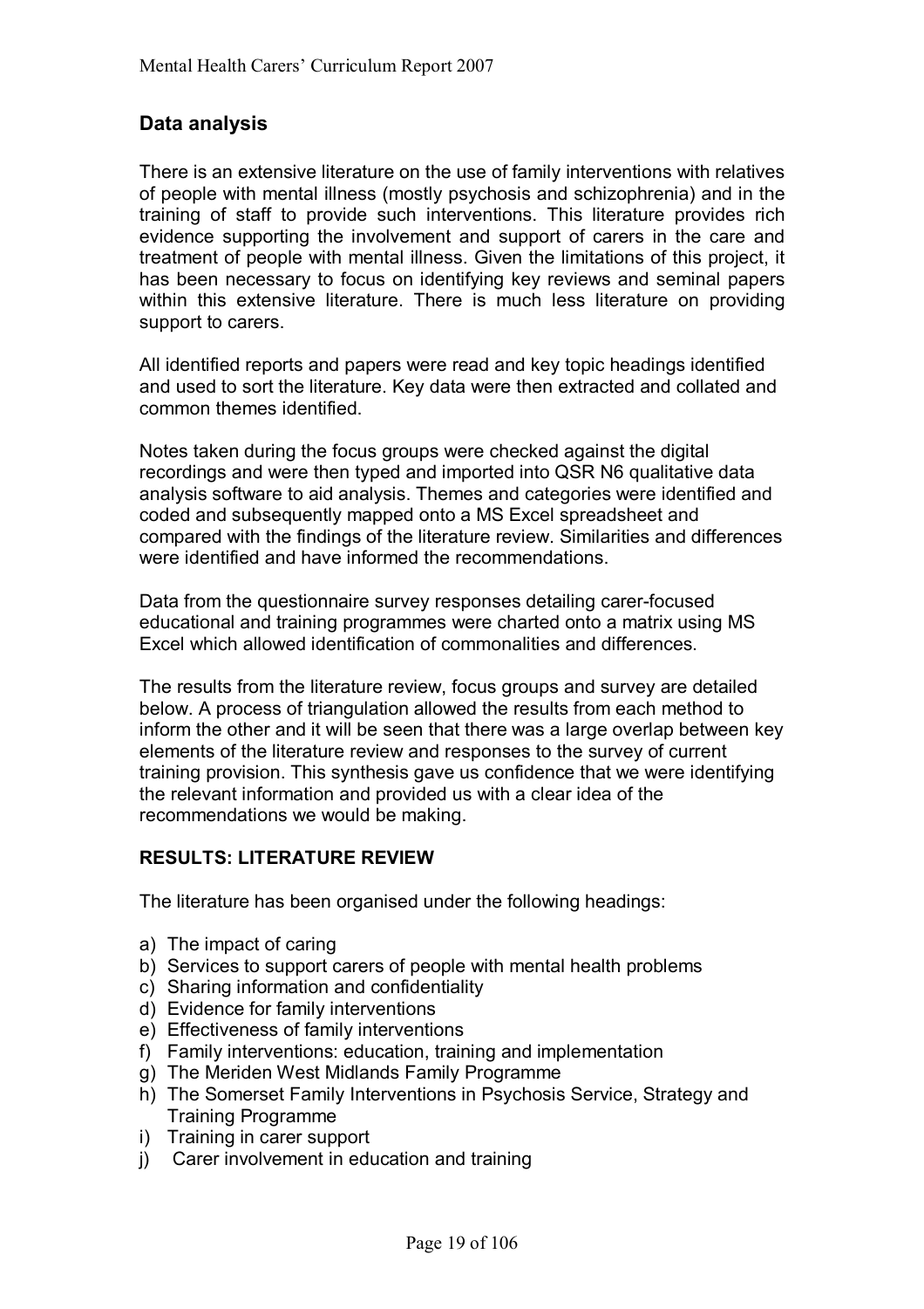## Data analysis

There is an extensive literature on the use of family interventions with relatives of people with mental illness (mostly psychosis and schizophrenia) and in the training of staff to provide such interventions. This literature provides rich evidence supporting the involvement and support of carers in the care and treatment of people with mental illness. Given the limitations of this project, it has been necessary to focus on identifying key reviews and seminal papers within this extensive literature. There is much less literature on providing support to carers.

All identified reports and papers were read and key topic headings identified and used to sort the literature. Key data were then extracted and collated and common themes identified.

Notes taken during the focus groups were checked against the digital recordings and were then typed and imported into QSR N6 qualitative data analysis software to aid analysis. Themes and categories were identified and coded and subsequently mapped onto a MS Excel spreadsheet and compared with the findings of the literature review. Similarities and differences were identified and have informed the recommendations.

Data from the questionnaire survey responses detailing carer-focused educational and training programmes were charted onto a matrix using MS Excel which allowed identification of commonalities and differences.

The results from the literature review, focus groups and survey are detailed below. A process of triangulation allowed the results from each method to inform the other and it will be seen that there was a large overlap between key elements of the literature review and responses to the survey of current training provision. This synthesis gave us confidence that we were identifying the relevant information and provided us with a clear idea of the recommendations we would be making.

### RESULTS: LITERATURE REVIEW

The literature has been organised under the following headings:

a) The impact of caring
b) Services to support carers of people with mental health problems
c) Sharing information and confidentiality
d) Evidence for family interventions
e) Effectiveness of family interventions
f) Family interventions: education, training and implementation
g) The Meriden West Midlands Family Programme
h) The Somerset Family Interventions in Psychosis Service, Strategy and Training Programme
i) Training in carer support
j) Carer involvement in education and training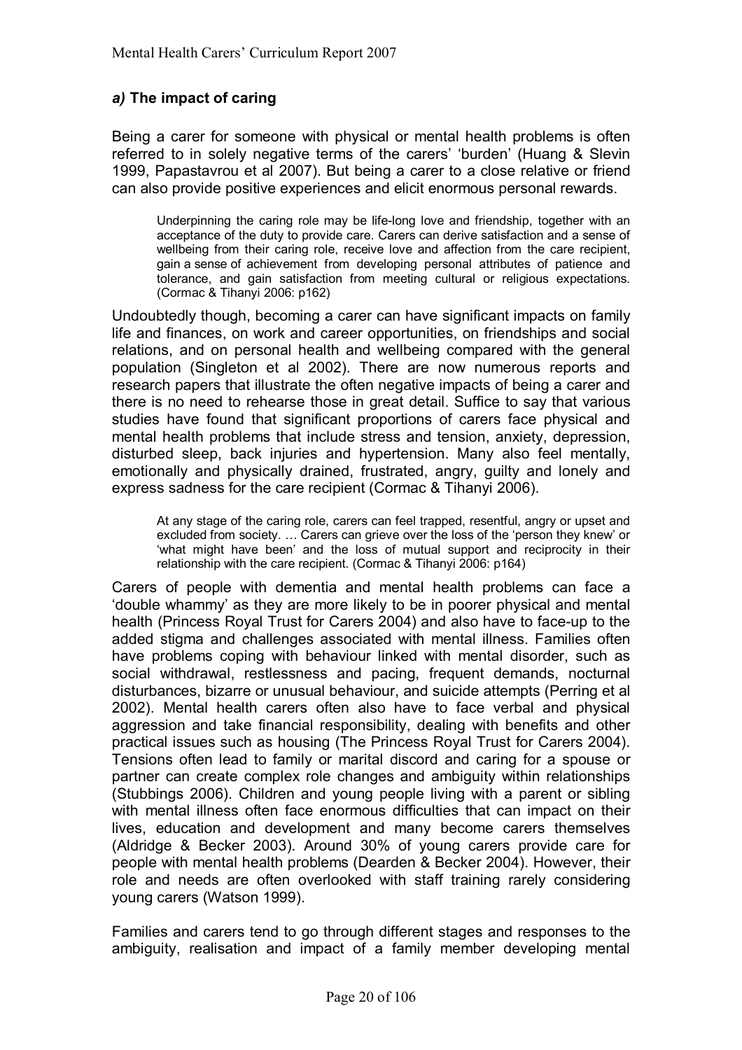### *a)* **The impact of caring**

Being a carer for someone with physical or mental health problems is often referred to in solely negative terms of the carers' 'burden' (Huang & Slevin 1999, Papastavrou et al 2007). But being a carer to a close relative or friend can also provide positive experiences and elicit enormous personal rewards.

> Underpinning the caring role may be life-long love and friendship, together with an acceptance of the duty to provide care. Carers can derive satisfaction and a sense of wellbeing from their caring role, receive love and affection from the care recipient, gain a sense of achievement from developing personal attributes of patience and tolerance, and gain satisfaction from meeting cultural or religious expectations. (Cormac & Tihanyi 2006: p162)

Undoubtedly though, becoming a carer can have significant impacts on family life and finances, on work and career opportunities, on friendships and social relations, and on personal health and wellbeing compared with the general population (Singleton et al 2002). There are now numerous reports and research papers that illustrate the often negative impacts of being a carer and there is no need to rehearse those in great detail. Suffice to say that various studies have found that significant proportions of carers face physical and mental health problems that include stress and tension, anxiety, depression, disturbed sleep, back injuries and hypertension. Many also feel mentally, emotionally and physically drained, frustrated, angry, guilty and lonely and express sadness for the care recipient (Cormac & Tihanyi 2006).

> At any stage of the caring role, carers can feel trapped, resentful, angry or upset and excluded from society. … Carers can grieve over the loss of the 'person they knew' or 'what might have been' and the loss of mutual support and reciprocity in their relationship with the care recipient. (Cormac & Tihanyi 2006: p164)

Carers of people with dementia and mental health problems can face a 'double whammy' as they are more likely to be in poorer physical and mental health (Princess Royal Trust for Carers 2004) and also have to face-up to the added stigma and challenges associated with mental illness. Families often have problems coping with behaviour linked with mental disorder, such as social withdrawal, restlessness and pacing, frequent demands, nocturnal disturbances, bizarre or unusual behaviour, and suicide attempts (Perring et al 2002). Mental health carers often also have to face verbal and physical aggression and take financial responsibility, dealing with benefits and other practical issues such as housing (The Princess Royal Trust for Carers 2004). Tensions often lead to family or marital discord and caring for a spouse or partner can create complex role changes and ambiguity within relationships (Stubbings 2006). Children and young people living with a parent or sibling with mental illness often face enormous difficulties that can impact on their lives, education and development and many become carers themselves (Aldridge & Becker 2003). Around 30% of young carers provide care for people with mental health problems (Dearden & Becker 2004). However, their role and needs are often overlooked with staff training rarely considering young carers (Watson 1999).

Families and carers tend to go through different stages and responses to the ambiguity, realisation and impact of a family member developing mental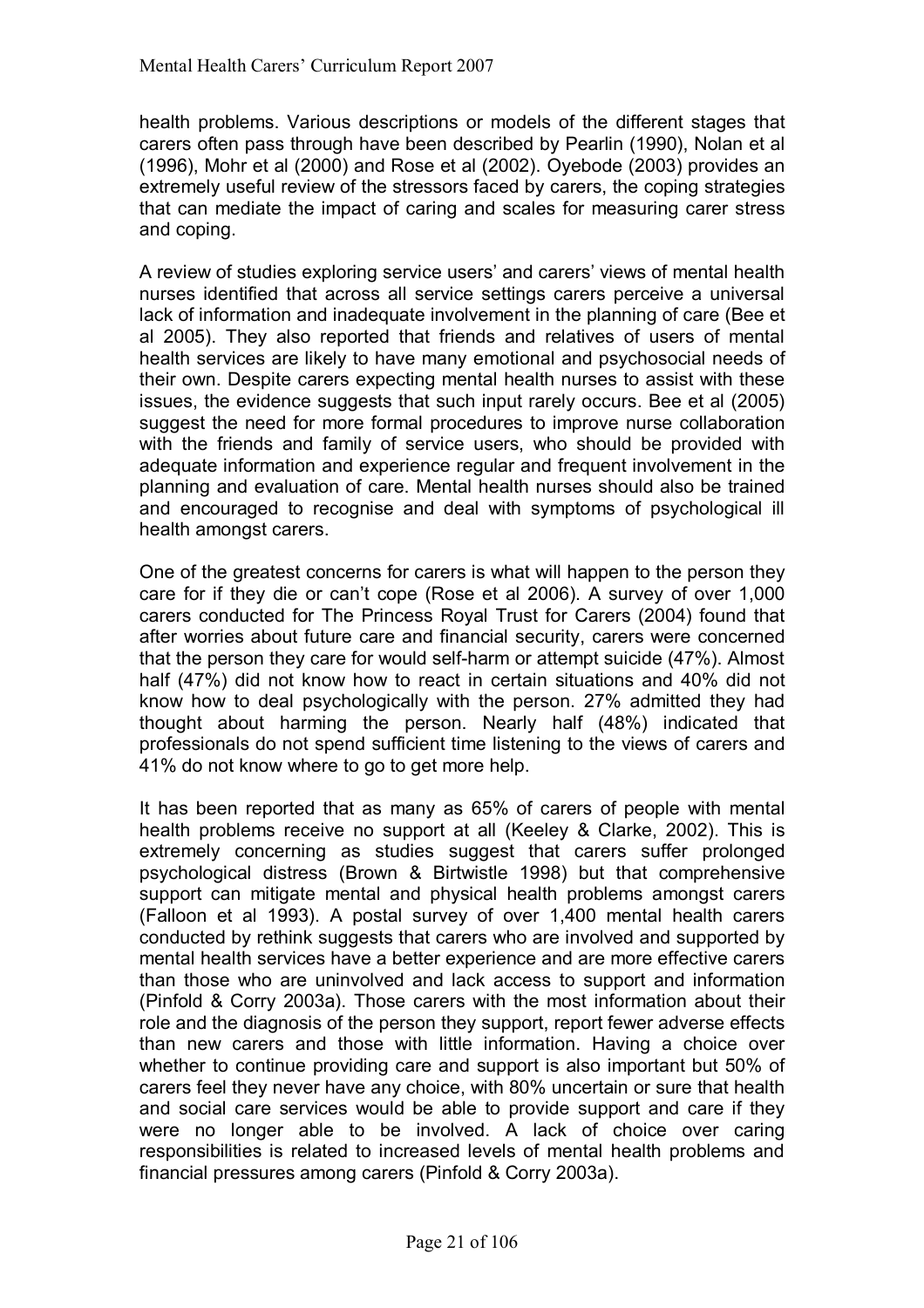health problems. Various descriptions or models of the different stages that carers often pass through have been described by Pearlin (1990), Nolan et al (1996), Mohr et al (2000) and Rose et al (2002). Oyebode (2003) provides an extremely useful review of the stressors faced by carers, the coping strategies that can mediate the impact of caring and scales for measuring carer stress and coping.

A review of studies exploring service users' and carers' views of mental health nurses identified that across all service settings carers perceive a universal lack of information and inadequate involvement in the planning of care (Bee et al 2005). They also reported that friends and relatives of users of mental health services are likely to have many emotional and psychosocial needs of their own. Despite carers expecting mental health nurses to assist with these issues, the evidence suggests that such input rarely occurs. Bee et al (2005) suggest the need for more formal procedures to improve nurse collaboration with the friends and family of service users, who should be provided with adequate information and experience regular and frequent involvement in the planning and evaluation of care. Mental health nurses should also be trained and encouraged to recognise and deal with symptoms of psychological ill health amongst carers.

One of the greatest concerns for carers is what will happen to the person they care for if they die or can't cope (Rose et al 2006). A survey of over 1,000 carers conducted for The Princess Royal Trust for Carers (2004) found that after worries about future care and financial security, carers were concerned that the person they care for would self-harm or attempt suicide (47%). Almost half (47%) did not know how to react in certain situations and 40% did not know how to deal psychologically with the person. 27% admitted they had thought about harming the person. Nearly half (48%) indicated that professionals do not spend sufficient time listening to the views of carers and 41% do not know where to go to get more help.

It has been reported that as many as 65% of carers of people with mental health problems receive no support at all (Keeley & Clarke, 2002). This is extremely concerning as studies suggest that carers suffer prolonged psychological distress (Brown & Birtwistle 1998) but that comprehensive support can mitigate mental and physical health problems amongst carers (Falloon et al 1993). A postal survey of over 1,400 mental health carers conducted by rethink suggests that carers who are involved and supported by mental health services have a better experience and are more effective carers than those who are uninvolved and lack access to support and information (Pinfold & Corry 2003a). Those carers with the most information about their role and the diagnosis of the person they support, report fewer adverse effects than new carers and those with little information. Having a choice over whether to continue providing care and support is also important but 50% of carers feel they never have any choice, with 80% uncertain or sure that health and social care services would be able to provide support and care if they were no longer able to be involved. A lack of choice over caring responsibilities is related to increased levels of mental health problems and financial pressures among carers (Pinfold & Corry 2003a).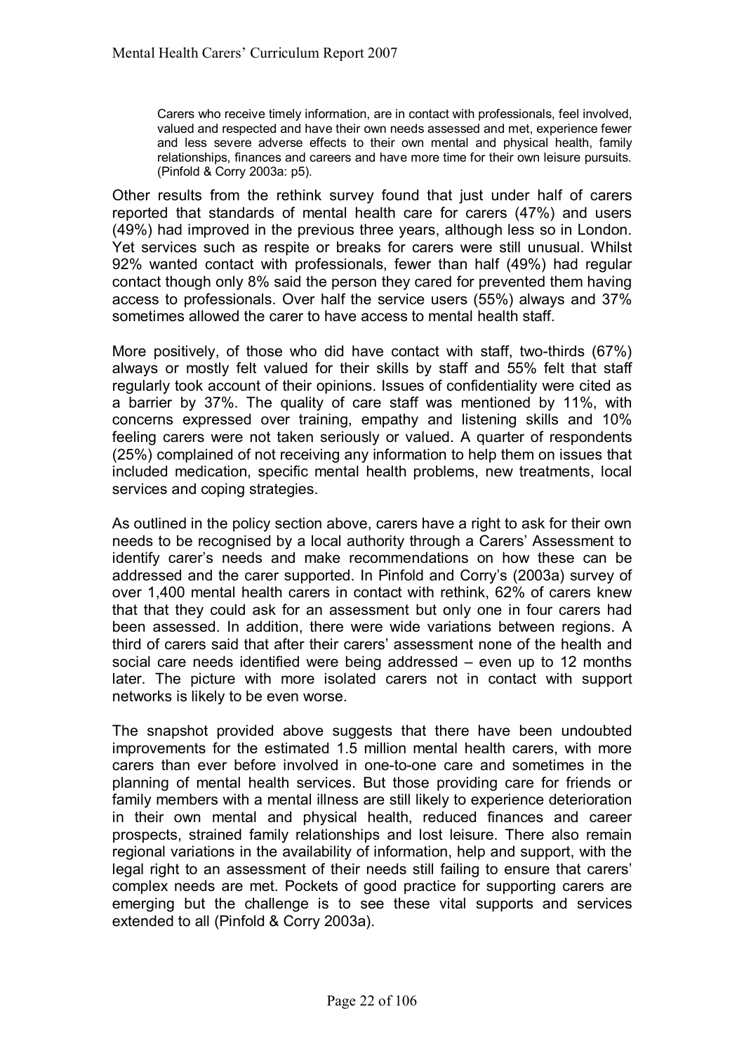> Carers who receive timely information, are in contact with professionals, feel involved, valued and respected and have their own needs assessed and met, experience fewer and less severe adverse effects to their own mental and physical health, family relationships, finances and careers and have more time for their own leisure pursuits. (Pinfold & Corry 2003a: p5).

Other results from the rethink survey found that just under half of carers reported that standards of mental health care for carers (47%) and users (49%) had improved in the previous three years, although less so in London. Yet services such as respite or breaks for carers were still unusual. Whilst 92% wanted contact with professionals, fewer than half (49%) had regular contact though only 8% said the person they cared for prevented them having access to professionals. Over half the service users (55%) always and 37% sometimes allowed the carer to have access to mental health staff.

More positively, of those who did have contact with staff, two-thirds (67%) always or mostly felt valued for their skills by staff and 55% felt that staff regularly took account of their opinions. Issues of confidentiality were cited as a barrier by 37%. The quality of care staff was mentioned by 11%, with concerns expressed over training, empathy and listening skills and 10% feeling carers were not taken seriously or valued. A quarter of respondents (25%) complained of not receiving any information to help them on issues that included medication, specific mental health problems, new treatments, local services and coping strategies.

As outlined in the policy section above, carers have a right to ask for their own needs to be recognised by a local authority through a Carers' Assessment to identify carer's needs and make recommendations on how these can be addressed and the carer supported. In Pinfold and Corry's (2003a) survey of over 1,400 mental health carers in contact with rethink, 62% of carers knew that that they could ask for an assessment but only one in four carers had been assessed. In addition, there were wide variations between regions. A third of carers said that after their carers' assessment none of the health and social care needs identified were being addressed – even up to 12 months later. The picture with more isolated carers not in contact with support networks is likely to be even worse.

The snapshot provided above suggests that there have been undoubted improvements for the estimated 1.5 million mental health carers, with more carers than ever before involved in one-to-one care and sometimes in the planning of mental health services. But those providing care for friends or family members with a mental illness are still likely to experience deterioration in their own mental and physical health, reduced finances and career prospects, strained family relationships and lost leisure. There also remain regional variations in the availability of information, help and support, with the legal right to an assessment of their needs still failing to ensure that carers' complex needs are met. Pockets of good practice for supporting carers are emerging but the challenge is to see these vital supports and services extended to all (Pinfold & Corry 2003a).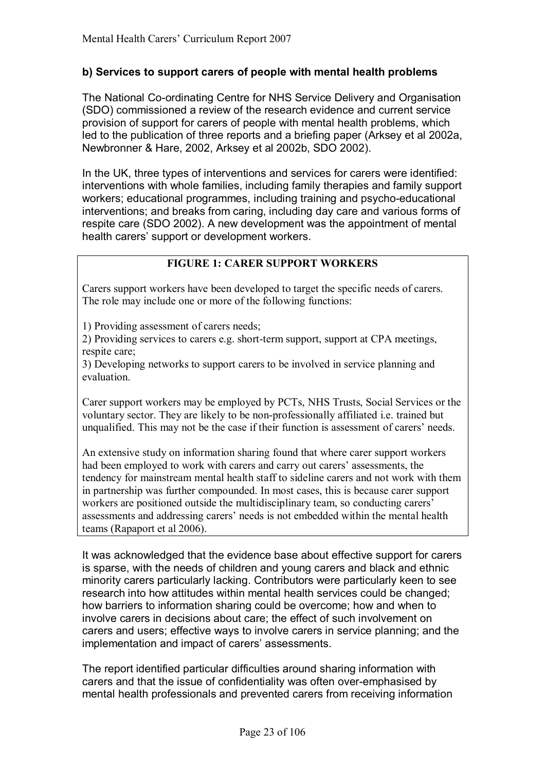### b) Services to support carers of people with mental health problems

The National Co-ordinating Centre for NHS Service Delivery and Organisation (SDO) commissioned a review of the research evidence and current service provision of support for carers of people with mental health problems, which led to the publication of three reports and a briefing paper (Arksey et al 2002a, Newbronner & Hare, 2002, Arksey et al 2002b, SDO 2002).

In the UK, three types of interventions and services for carers were identified: interventions with whole families, including family therapies and family support workers; educational programmes, including training and psycho-educational interventions; and breaks from caring, including day care and various forms of respite care (SDO 2002). A new development was the appointment of mental health carers' support or development workers.

**FIGURE 1: CARER SUPPORT WORKERS**

Carers support workers have been developed to target the specific needs of carers. The role may include one or more of the following functions:

1) Providing assessment of carers needs;
2) Providing services to carers e.g. short-term support, support at CPA meetings, respite care;
3) Developing networks to support carers to be involved in service planning and evaluation.

Carer support workers may be employed by PCTs, NHS Trusts, Social Services or the voluntary sector. They are likely to be non-professionally affiliated i.e. trained but unqualified. This may not be the case if their function is assessment of carers' needs.

An extensive study on information sharing found that where carer support workers had been employed to work with carers and carry out carers' assessments, the tendency for mainstream mental health staff to sideline carers and not work with them in partnership was further compounded. In most cases, this is because carer support workers are positioned outside the multidisciplinary team, so conducting carers' assessments and addressing carers' needs is not embedded within the mental health teams (Rapaport et al 2006).

It was acknowledged that the evidence base about effective support for carers is sparse, with the needs of children and young carers and black and ethnic minority carers particularly lacking. Contributors were particularly keen to see research into how attitudes within mental health services could be changed; how barriers to information sharing could be overcome; how and when to involve carers in decisions about care; the effect of such involvement on carers and users; effective ways to involve carers in service planning; and the implementation and impact of carers' assessments.

The report identified particular difficulties around sharing information with carers and that the issue of confidentiality was often over-emphasised by mental health professionals and prevented carers from receiving information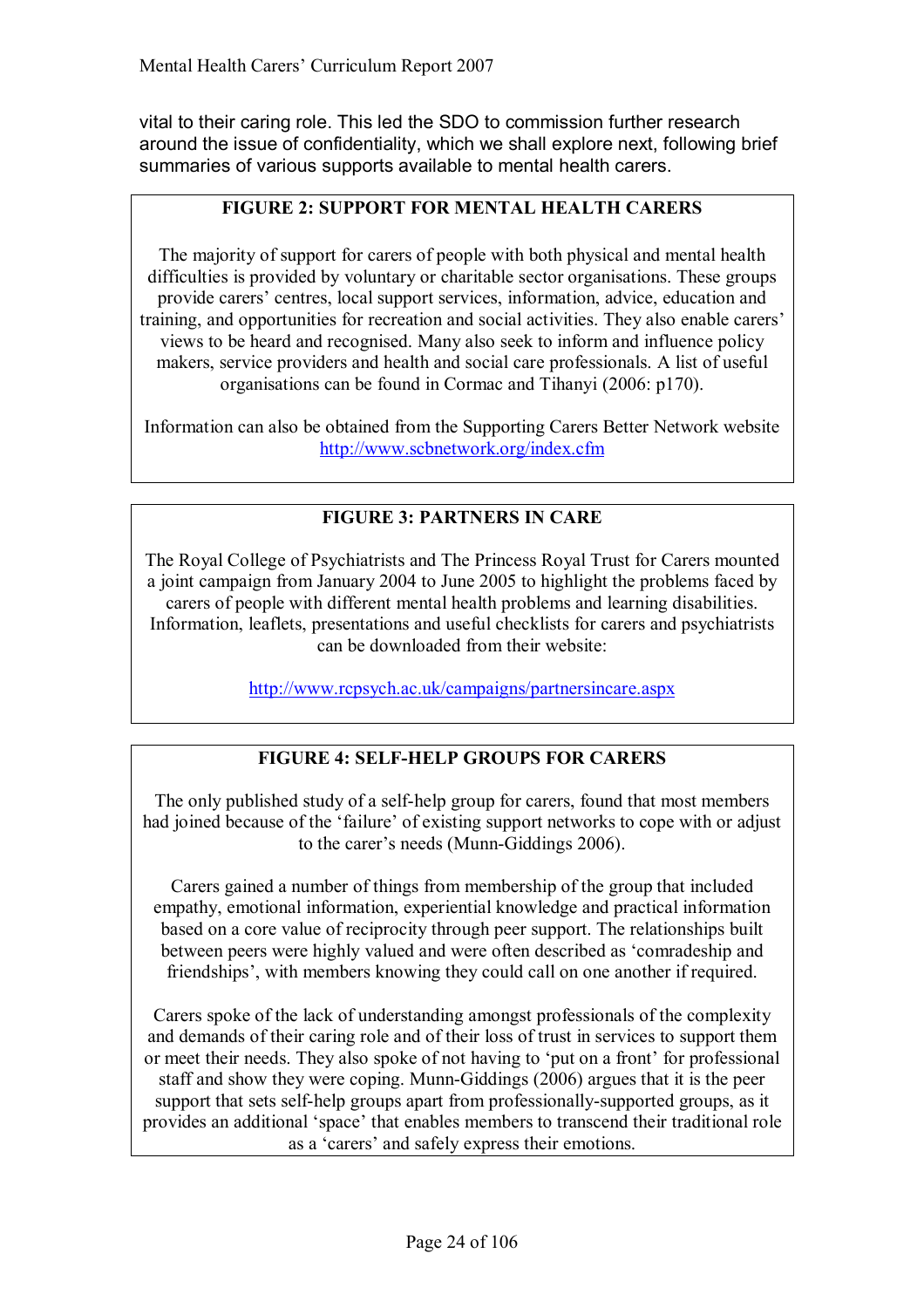vital to their caring role. This led the SDO to commission further research around the issue of confidentiality, which we shall explore next, following brief summaries of various supports available to mental health carers.

**FIGURE 2: SUPPORT FOR MENTAL HEALTH CARERS**

The majority of support for carers of people with both physical and mental health difficulties is provided by voluntary or charitable sector organisations. These groups provide carers' centres, local support services, information, advice, education and training, and opportunities for recreation and social activities. They also enable carers' views to be heard and recognised. Many also seek to inform and influence policy makers, service providers and health and social care professionals. A list of useful organisations can be found in Cormac and Tihanyi (2006: p170).

Information can also be obtained from the Supporting Carers Better Network website http://www.scbnetwork.org/index.cfm

**FIGURE 3: PARTNERS IN CARE**

The Royal College of Psychiatrists and The Princess Royal Trust for Carers mounted a joint campaign from January 2004 to June 2005 to highlight the problems faced by carers of people with different mental health problems and learning disabilities. Information, leaflets, presentations and useful checklists for carers and psychiatrists can be downloaded from their website:

http://www.rcpsych.ac.uk/campaigns/partnersincare.aspx

**FIGURE 4: SELF-HELP GROUPS FOR CARERS**

The only published study of a self-help group for carers, found that most members had joined because of the 'failure' of existing support networks to cope with or adjust to the carer's needs (Munn-Giddings 2006).

Carers gained a number of things from membership of the group that included empathy, emotional information, experiential knowledge and practical information based on a core value of reciprocity through peer support. The relationships built between peers were highly valued and were often described as 'comradeship and friendships', with members knowing they could call on one another if required.

Carers spoke of the lack of understanding amongst professionals of the complexity and demands of their caring role and of their loss of trust in services to support them or meet their needs. They also spoke of not having to 'put on a front' for professional staff and show they were coping. Munn-Giddings (2006) argues that it is the peer support that sets self-help groups apart from professionally-supported groups, as it provides an additional 'space' that enables members to transcend their traditional role as a 'carers' and safely express their emotions.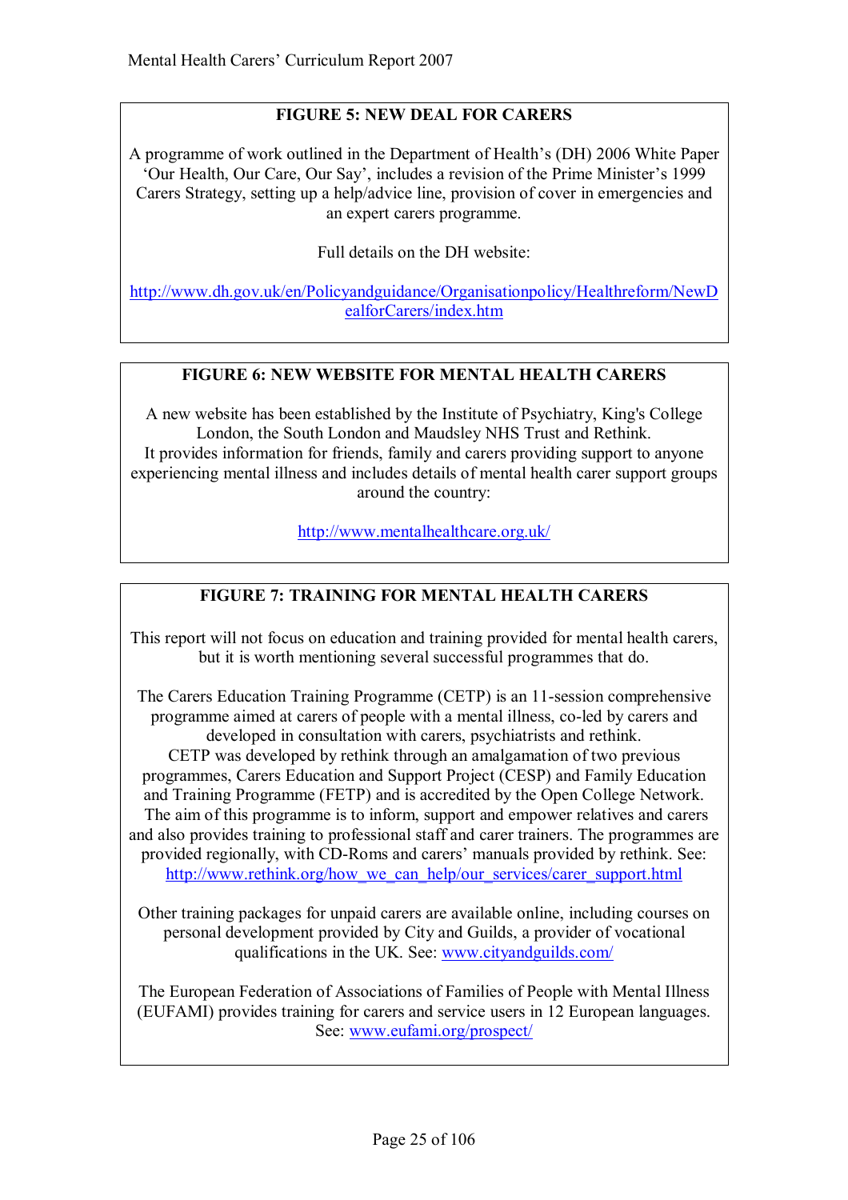**FIGURE 5: NEW DEAL FOR CARERS**

A programme of work outlined in the Department of Health's (DH) 2006 White Paper 'Our Health, Our Care, Our Say', includes a revision of the Prime Minister's 1999 Carers Strategy, setting up a help/advice line, provision of cover in emergencies and an expert carers programme.

Full details on the DH website:

http://www.dh.gov.uk/en/Policyandguidance/Organisationpolicy/Healthreform/NewDealforCarers/index.htm

**FIGURE 6: NEW WEBSITE FOR MENTAL HEALTH CARERS**

A new website has been established by the Institute of Psychiatry, King's College London, the South London and Maudsley NHS Trust and Rethink.
It provides information for friends, family and carers providing support to anyone experiencing mental illness and includes details of mental health carer support groups around the country:

http://www.mentalhealthcare.org.uk/

**FIGURE 7: TRAINING FOR MENTAL HEALTH CARERS**

This report will not focus on education and training provided for mental health carers, but it is worth mentioning several successful programmes that do.

The Carers Education Training Programme (CETP) is an 11-session comprehensive programme aimed at carers of people with a mental illness, co-led by carers and developed in consultation with carers, psychiatrists and rethink.
CETP was developed by rethink through an amalgamation of two previous programmes, Carers Education and Support Project (CESP) and Family Education and Training Programme (FETP) and is accredited by the Open College Network.
The aim of this programme is to inform, support and empower relatives and carers and also provides training to professional staff and carer trainers. The programmes are provided regionally, with CD-Roms and carers' manuals provided by rethink. See: http://www.rethink.org/how_we_can_help/our_services/carer_support.html

Other training packages for unpaid carers are available online, including courses on personal development provided by City and Guilds, a provider of vocational qualifications in the UK. See: www.cityandguilds.com/

The European Federation of Associations of Families of People with Mental Illness (EUFAMI) provides training for carers and service users in 12 European languages. See: www.eufami.org/prospect/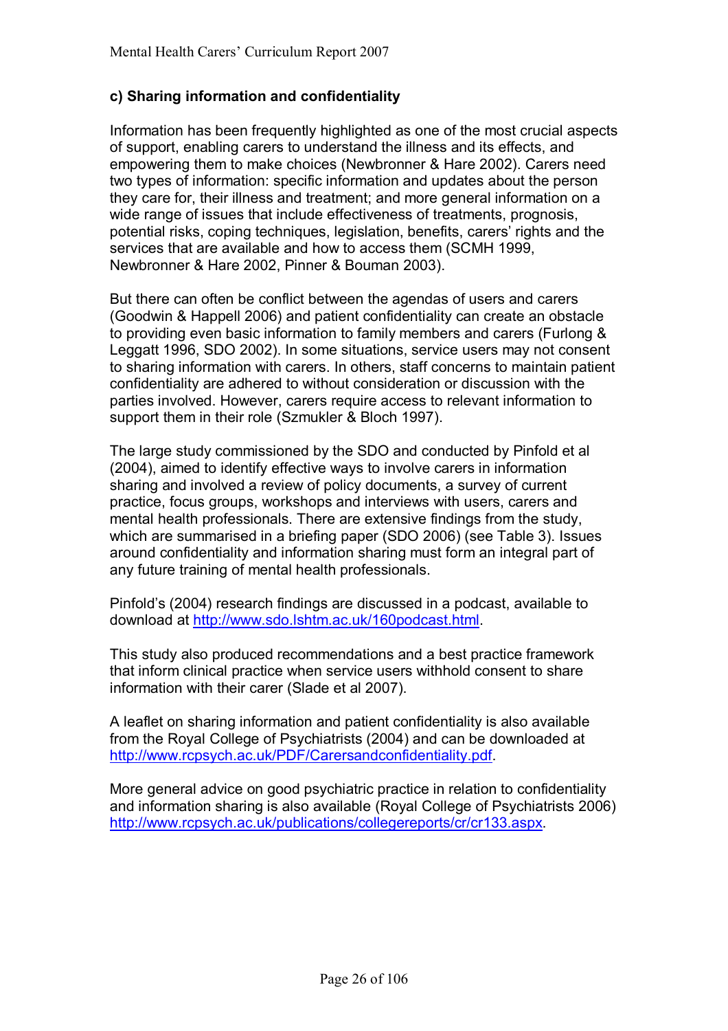**c) Sharing information and confidentiality**

Information has been frequently highlighted as one of the most crucial aspects of support, enabling carers to understand the illness and its effects, and empowering them to make choices (Newbronner & Hare 2002). Carers need two types of information: specific information and updates about the person they care for, their illness and treatment; and more general information on a wide range of issues that include effectiveness of treatments, prognosis, potential risks, coping techniques, legislation, benefits, carers' rights and the services that are available and how to access them (SCMH 1999, Newbronner & Hare 2002, Pinner & Bouman 2003).

But there can often be conflict between the agendas of users and carers (Goodwin & Happell 2006) and patient confidentiality can create an obstacle to providing even basic information to family members and carers (Furlong & Leggatt 1996, SDO 2002). In some situations, service users may not consent to sharing information with carers. In others, staff concerns to maintain patient confidentiality are adhered to without consideration or discussion with the parties involved. However, carers require access to relevant information to support them in their role (Szmukler & Bloch 1997).

The large study commissioned by the SDO and conducted by Pinfold et al (2004), aimed to identify effective ways to involve carers in information sharing and involved a review of policy documents, a survey of current practice, focus groups, workshops and interviews with users, carers and mental health professionals. There are extensive findings from the study, which are summarised in a briefing paper (SDO 2006) (see Table 3). Issues around confidentiality and information sharing must form an integral part of any future training of mental health professionals.

Pinfold's (2004) research findings are discussed in a podcast, available to download at http://www.sdo.lshtm.ac.uk/160podcast.html.

This study also produced recommendations and a best practice framework that inform clinical practice when service users withhold consent to share information with their carer (Slade et al 2007).

A leaflet on sharing information and patient confidentiality is also available from the Royal College of Psychiatrists (2004) and can be downloaded at http://www.rcpsych.ac.uk/PDF/Carersandconfidentiality.pdf.

More general advice on good psychiatric practice in relation to confidentiality and information sharing is also available (Royal College of Psychiatrists 2006) http://www.rcpsych.ac.uk/publications/collegereports/cr/cr133.aspx.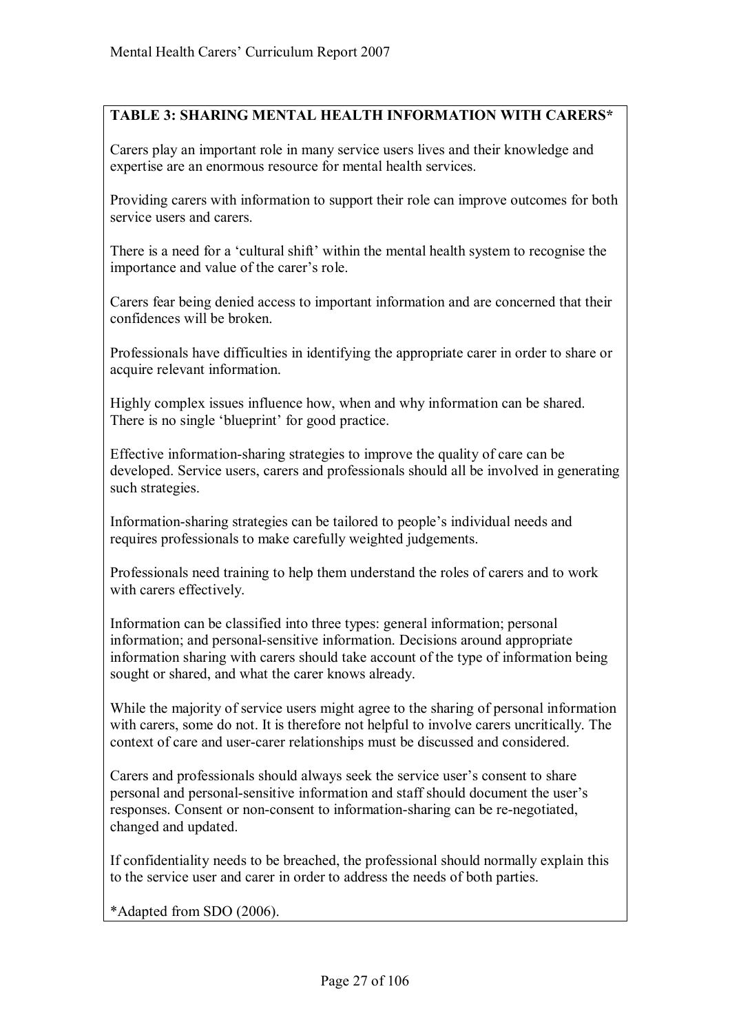**TABLE 3: SHARING MENTAL HEALTH INFORMATION WITH CARERS***

Carers play an important role in many service users lives and their knowledge and expertise are an enormous resource for mental health services.

Providing carers with information to support their role can improve outcomes for both service users and carers.

There is a need for a 'cultural shift' within the mental health system to recognise the importance and value of the carer's role.

Carers fear being denied access to important information and are concerned that their confidences will be broken.

Professionals have difficulties in identifying the appropriate carer in order to share or acquire relevant information.

Highly complex issues influence how, when and why information can be shared. There is no single 'blueprint' for good practice.

Effective information-sharing strategies to improve the quality of care can be developed. Service users, carers and professionals should all be involved in generating such strategies.

Information-sharing strategies can be tailored to people's individual needs and requires professionals to make carefully weighted judgements.

Professionals need training to help them understand the roles of carers and to work with carers effectively.

Information can be classified into three types: general information; personal information; and personal-sensitive information. Decisions around appropriate information sharing with carers should take account of the type of information being sought or shared, and what the carer knows already.

While the majority of service users might agree to the sharing of personal information with carers, some do not. It is therefore not helpful to involve carers uncritically. The context of care and user-carer relationships must be discussed and considered.

Carers and professionals should always seek the service user's consent to share personal and personal-sensitive information and staff should document the user's responses. Consent or non-consent to information-sharing can be re-negotiated, changed and updated.

If confidentiality needs to be breached, the professional should normally explain this to the service user and carer in order to address the needs of both parties.

*Adapted from SDO (2006).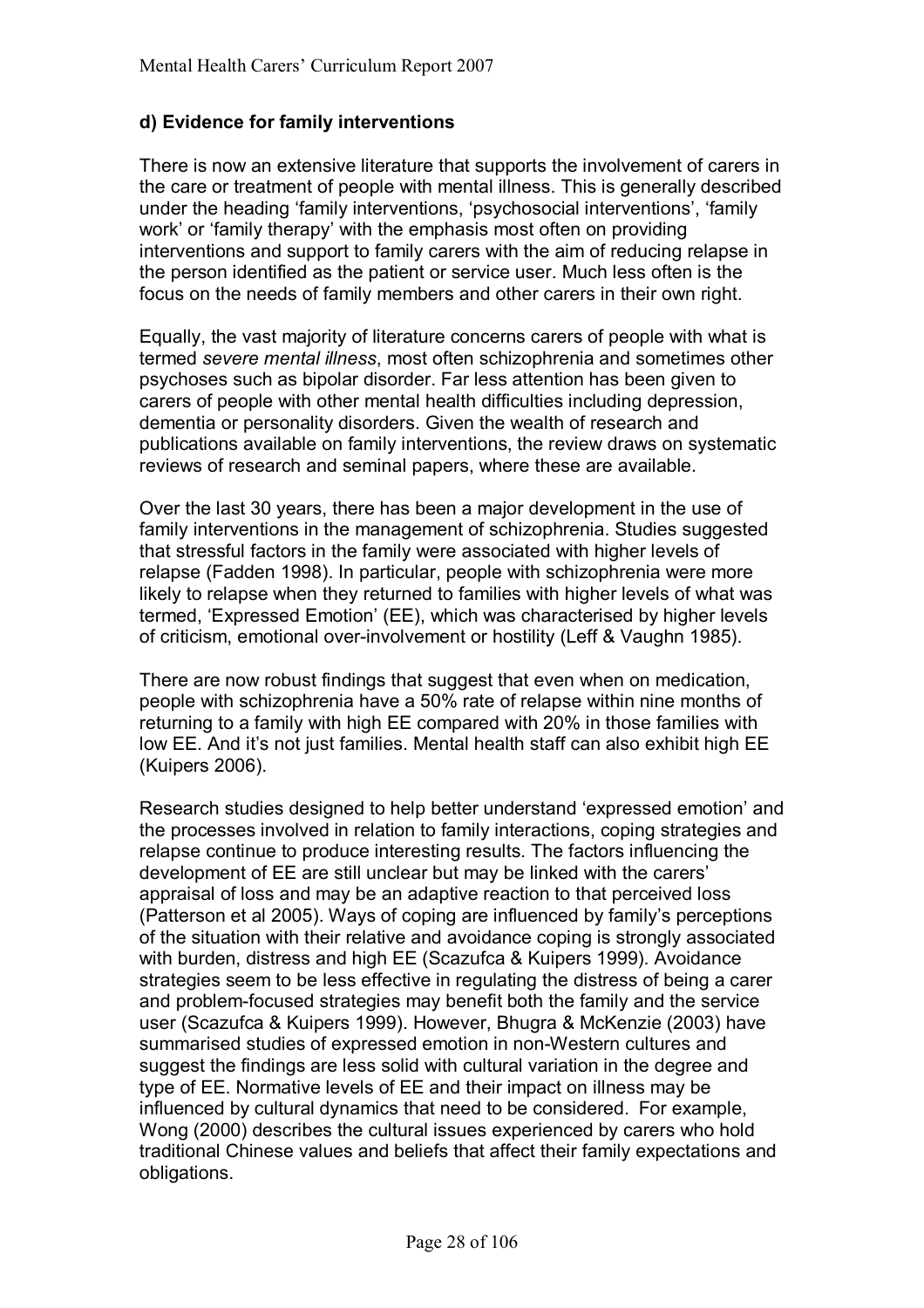### d) Evidence for family interventions

There is now an extensive literature that supports the involvement of carers in the care or treatment of people with mental illness. This is generally described under the heading 'family interventions, 'psychosocial interventions', 'family work' or 'family therapy' with the emphasis most often on providing interventions and support to family carers with the aim of reducing relapse in the person identified as the patient or service user. Much less often is the focus on the needs of family members and other carers in their own right.

Equally, the vast majority of literature concerns carers of people with what is termed *severe mental illness*, most often schizophrenia and sometimes other psychoses such as bipolar disorder. Far less attention has been given to carers of people with other mental health difficulties including depression, dementia or personality disorders. Given the wealth of research and publications available on family interventions, the review draws on systematic reviews of research and seminal papers, where these are available.

Over the last 30 years, there has been a major development in the use of family interventions in the management of schizophrenia. Studies suggested that stressful factors in the family were associated with higher levels of relapse (Fadden 1998). In particular, people with schizophrenia were more likely to relapse when they returned to families with higher levels of what was termed, 'Expressed Emotion' (EE), which was characterised by higher levels of criticism, emotional over-involvement or hostility (Leff & Vaughn 1985).

There are now robust findings that suggest that even when on medication, people with schizophrenia have a 50% rate of relapse within nine months of returning to a family with high EE compared with 20% in those families with low EE. And it's not just families. Mental health staff can also exhibit high EE (Kuipers 2006).

Research studies designed to help better understand 'expressed emotion' and the processes involved in relation to family interactions, coping strategies and relapse continue to produce interesting results. The factors influencing the development of EE are still unclear but may be linked with the carers' appraisal of loss and may be an adaptive reaction to that perceived loss (Patterson et al 2005). Ways of coping are influenced by family's perceptions of the situation with their relative and avoidance coping is strongly associated with burden, distress and high EE (Scazufca & Kuipers 1999). Avoidance strategies seem to be less effective in regulating the distress of being a carer and problem-focused strategies may benefit both the family and the service user (Scazufca & Kuipers 1999). However, Bhugra & McKenzie (2003) have summarised studies of expressed emotion in non-Western cultures and suggest the findings are less solid with cultural variation in the degree and type of EE. Normative levels of EE and their impact on illness may be influenced by cultural dynamics that need to be considered. For example, Wong (2000) describes the cultural issues experienced by carers who hold traditional Chinese values and beliefs that affect their family expectations and obligations.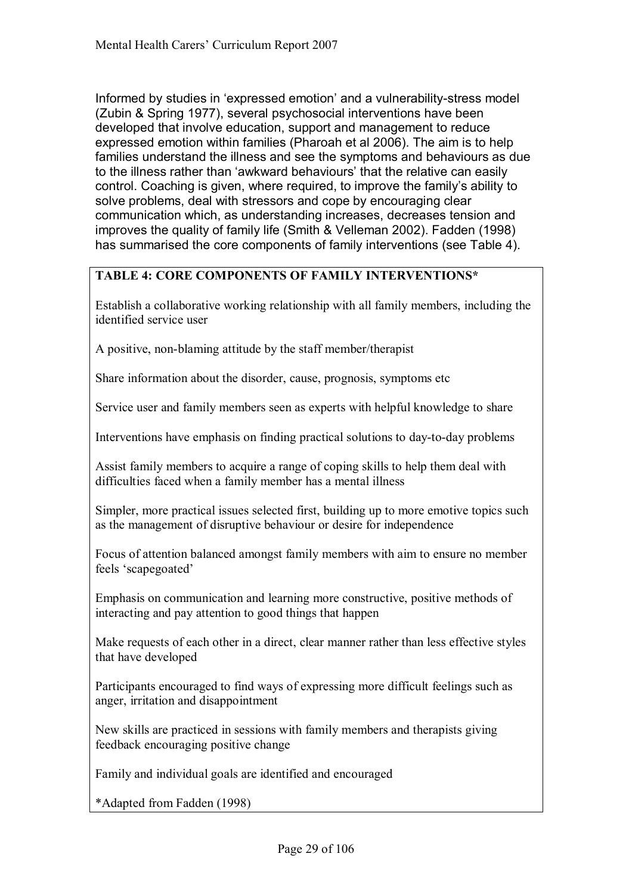Informed by studies in 'expressed emotion' and a vulnerability-stress model (Zubin & Spring 1977), several psychosocial interventions have been developed that involve education, support and management to reduce expressed emotion within families (Pharoah et al 2006). The aim is to help families understand the illness and see the symptoms and behaviours as due to the illness rather than 'awkward behaviours' that the relative can easily control. Coaching is given, where required, to improve the family's ability to solve problems, deal with stressors and cope by encouraging clear communication which, as understanding increases, decreases tension and improves the quality of family life (Smith & Velleman 2002). Fadden (1998) has summarised the core components of family interventions (see Table 4).

**TABLE 4: CORE COMPONENTS OF FAMILY INTERVENTIONS***

Establish a collaborative working relationship with all family members, including the identified service user

A positive, non-blaming attitude by the staff member/therapist

Share information about the disorder, cause, prognosis, symptoms etc

Service user and family members seen as experts with helpful knowledge to share

Interventions have emphasis on finding practical solutions to day-to-day problems

Assist family members to acquire a range of coping skills to help them deal with difficulties faced when a family member has a mental illness

Simpler, more practical issues selected first, building up to more emotive topics such as the management of disruptive behaviour or desire for independence

Focus of attention balanced amongst family members with aim to ensure no member feels 'scapegoated'

Emphasis on communication and learning more constructive, positive methods of interacting and pay attention to good things that happen

Make requests of each other in a direct, clear manner rather than less effective styles that have developed

Participants encouraged to find ways of expressing more difficult feelings such as anger, irritation and disappointment

New skills are practiced in sessions with family members and therapists giving feedback encouraging positive change

Family and individual goals are identified and encouraged

*Adapted from Fadden (1998)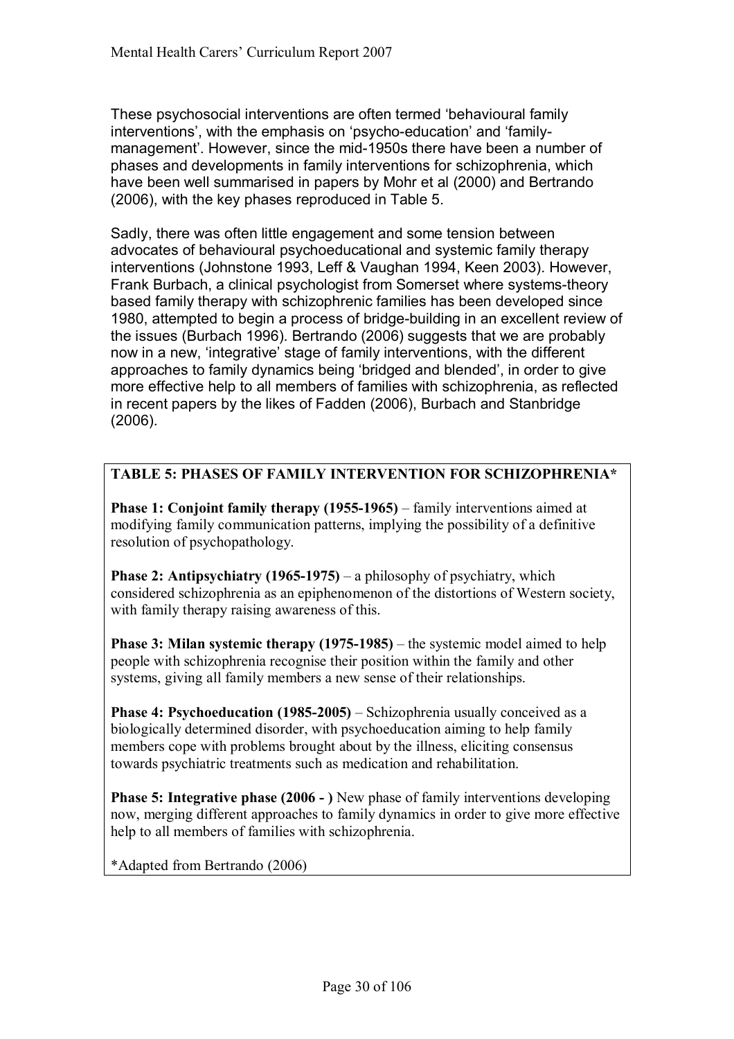These psychosocial interventions are often termed 'behavioural family interventions', with the emphasis on 'psycho-education' and 'family-management'. However, since the mid-1950s there have been a number of phases and developments in family interventions for schizophrenia, which have been well summarised in papers by Mohr et al (2000) and Bertrando (2006), with the key phases reproduced in Table 5.

Sadly, there was often little engagement and some tension between advocates of behavioural psychoeducational and systemic family therapy interventions (Johnstone 1993, Leff & Vaughan 1994, Keen 2003). However, Frank Burbach, a clinical psychologist from Somerset where systems-theory based family therapy with schizophrenic families has been developed since 1980, attempted to begin a process of bridge-building in an excellent review of the issues (Burbach 1996). Bertrando (2006) suggests that we are probably now in a new, 'integrative' stage of family interventions, with the different approaches to family dynamics being 'bridged and blended', in order to give more effective help to all members of families with schizophrenia, as reflected in recent papers by the likes of Fadden (2006), Burbach and Stanbridge (2006).

**TABLE 5: PHASES OF FAMILY INTERVENTION FOR SCHIZOPHRENIA***

**Phase 1: Conjoint family therapy (1955-1965)** – family interventions aimed at modifying family communication patterns, implying the possibility of a definitive resolution of psychopathology.

**Phase 2: Antipsychiatry (1965-1975)** – a philosophy of psychiatry, which considered schizophrenia as an epiphenomenon of the distortions of Western society, with family therapy raising awareness of this.

**Phase 3: Milan systemic therapy (1975-1985)** – the systemic model aimed to help people with schizophrenia recognise their position within the family and other systems, giving all family members a new sense of their relationships.

**Phase 4: Psychoeducation (1985-2005)** – Schizophrenia usually conceived as a biologically determined disorder, with psychoeducation aiming to help family members cope with problems brought about by the illness, eliciting consensus towards psychiatric treatments such as medication and rehabilitation.

**Phase 5: Integrative phase (2006 - )** New phase of family interventions developing now, merging different approaches to family dynamics in order to give more effective help to all members of families with schizophrenia.

*Adapted from Bertrando (2006)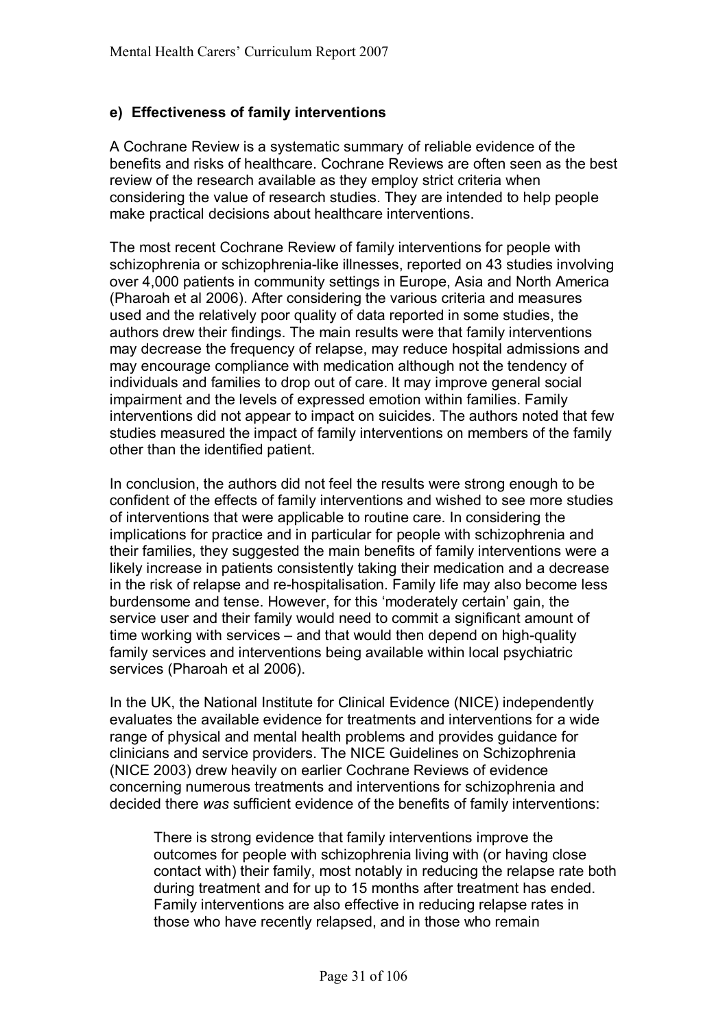## e) Effectiveness of family interventions

A Cochrane Review is a systematic summary of reliable evidence of the benefits and risks of healthcare. Cochrane Reviews are often seen as the best review of the research available as they employ strict criteria when considering the value of research studies. They are intended to help people make practical decisions about healthcare interventions.

The most recent Cochrane Review of family interventions for people with schizophrenia or schizophrenia-like illnesses, reported on 43 studies involving over 4,000 patients in community settings in Europe, Asia and North America (Pharoah et al 2006). After considering the various criteria and measures used and the relatively poor quality of data reported in some studies, the authors drew their findings. The main results were that family interventions may decrease the frequency of relapse, may reduce hospital admissions and may encourage compliance with medication although not the tendency of individuals and families to drop out of care. It may improve general social impairment and the levels of expressed emotion within families. Family interventions did not appear to impact on suicides. The authors noted that few studies measured the impact of family interventions on members of the family other than the identified patient.

In conclusion, the authors did not feel the results were strong enough to be confident of the effects of family interventions and wished to see more studies of interventions that were applicable to routine care. In considering the implications for practice and in particular for people with schizophrenia and their families, they suggested the main benefits of family interventions were a likely increase in patients consistently taking their medication and a decrease in the risk of relapse and re-hospitalisation. Family life may also become less burdensome and tense. However, for this 'moderately certain' gain, the service user and their family would need to commit a significant amount of time working with services – and that would then depend on high-quality family services and interventions being available within local psychiatric services (Pharoah et al 2006).

In the UK, the National Institute for Clinical Evidence (NICE) independently evaluates the available evidence for treatments and interventions for a wide range of physical and mental health problems and provides guidance for clinicians and service providers. The NICE Guidelines on Schizophrenia (NICE 2003) drew heavily on earlier Cochrane Reviews of evidence concerning numerous treatments and interventions for schizophrenia and decided there *was* sufficient evidence of the benefits of family interventions:

> There is strong evidence that family interventions improve the outcomes for people with schizophrenia living with (or having close contact with) their family, most notably in reducing the relapse rate both during treatment and for up to 15 months after treatment has ended. Family interventions are also effective in reducing relapse rates in those who have recently relapsed, and in those who remain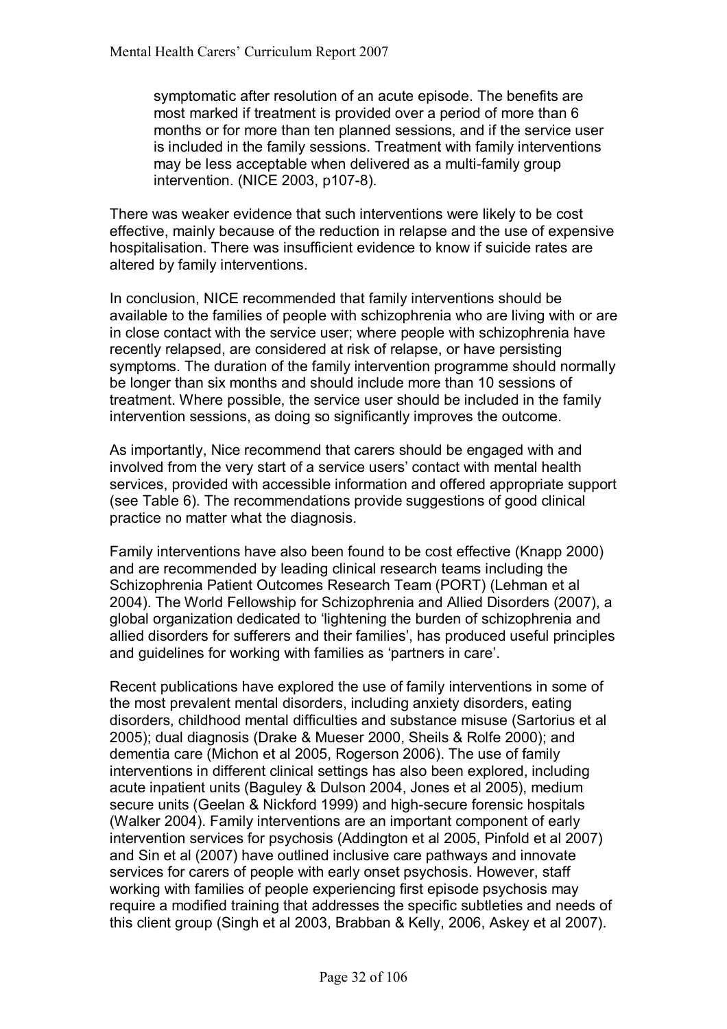> symptomatic after resolution of an acute episode. The benefits are most marked if treatment is provided over a period of more than 6 months or for more than ten planned sessions, and if the service user is included in the family sessions. Treatment with family interventions may be less acceptable when delivered as a multi-family group intervention. (NICE 2003, p107-8).

There was weaker evidence that such interventions were likely to be cost effective, mainly because of the reduction in relapse and the use of expensive hospitalisation. There was insufficient evidence to know if suicide rates are altered by family interventions.

In conclusion, NICE recommended that family interventions should be available to the families of people with schizophrenia who are living with or are in close contact with the service user; where people with schizophrenia have recently relapsed, are considered at risk of relapse, or have persisting symptoms. The duration of the family intervention programme should normally be longer than six months and should include more than 10 sessions of treatment. Where possible, the service user should be included in the family intervention sessions, as doing so significantly improves the outcome.

As importantly, Nice recommend that carers should be engaged with and involved from the very start of a service users' contact with mental health services, provided with accessible information and offered appropriate support (see Table 6). The recommendations provide suggestions of good clinical practice no matter what the diagnosis.

Family interventions have also been found to be cost effective (Knapp 2000) and are recommended by leading clinical research teams including the Schizophrenia Patient Outcomes Research Team (PORT) (Lehman et al 2004). The World Fellowship for Schizophrenia and Allied Disorders (2007), a global organization dedicated to 'lightening the burden of schizophrenia and allied disorders for sufferers and their families', has produced useful principles and guidelines for working with families as 'partners in care'.

Recent publications have explored the use of family interventions in some of the most prevalent mental disorders, including anxiety disorders, eating disorders, childhood mental difficulties and substance misuse (Sartorius et al 2005); dual diagnosis (Drake & Mueser 2000, Sheils & Rolfe 2000); and dementia care (Michon et al 2005, Rogerson 2006). The use of family interventions in different clinical settings has also been explored, including acute inpatient units (Baguley & Dulson 2004, Jones et al 2005), medium secure units (Geelan & Nickford 1999) and high-secure forensic hospitals (Walker 2004). Family interventions are an important component of early intervention services for psychosis (Addington et al 2005, Pinfold et al 2007) and Sin et al (2007) have outlined inclusive care pathways and innovate services for carers of people with early onset psychosis. However, staff working with families of people experiencing first episode psychosis may require a modified training that addresses the specific subtleties and needs of this client group (Singh et al 2003, Brabban & Kelly, 2006, Askey et al 2007).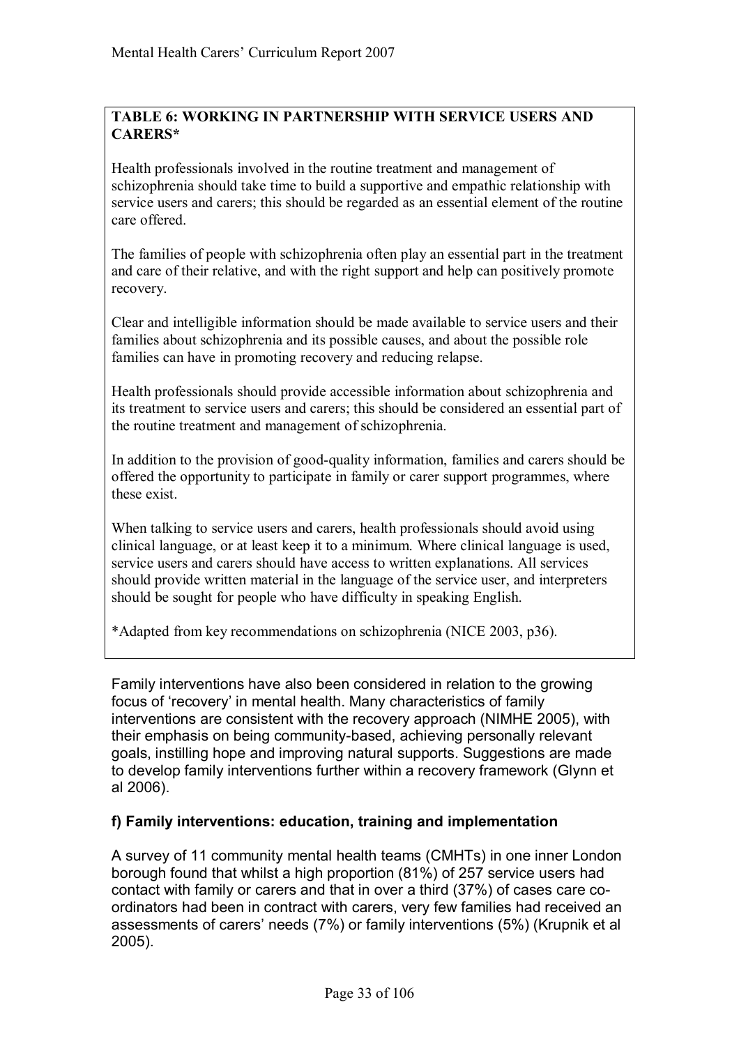**TABLE 6: WORKING IN PARTNERSHIP WITH SERVICE USERS AND CARERS***

Health professionals involved in the routine treatment and management of schizophrenia should take time to build a supportive and empathic relationship with service users and carers; this should be regarded as an essential element of the routine care offered.

The families of people with schizophrenia often play an essential part in the treatment and care of their relative, and with the right support and help can positively promote recovery.

Clear and intelligible information should be made available to service users and their families about schizophrenia and its possible causes, and about the possible role families can have in promoting recovery and reducing relapse.

Health professionals should provide accessible information about schizophrenia and its treatment to service users and carers; this should be considered an essential part of the routine treatment and management of schizophrenia.

In addition to the provision of good-quality information, families and carers should be offered the opportunity to participate in family or carer support programmes, where these exist.

When talking to service users and carers, health professionals should avoid using clinical language, or at least keep it to a minimum. Where clinical language is used, service users and carers should have access to written explanations. All services should provide written material in the language of the service user, and interpreters should be sought for people who have difficulty in speaking English.

*Adapted from key recommendations on schizophrenia (NICE 2003, p36).

Family interventions have also been considered in relation to the growing focus of 'recovery' in mental health. Many characteristics of family interventions are consistent with the recovery approach (NIMHE 2005), with their emphasis on being community-based, achieving personally relevant goals, instilling hope and improving natural supports. Suggestions are made to develop family interventions further within a recovery framework (Glynn et al 2006).

### f) Family interventions: education, training and implementation

A survey of 11 community mental health teams (CMHTs) in one inner London borough found that whilst a high proportion (81%) of 257 service users had contact with family or carers and that in over a third (37%) of cases care co-ordinators had been in contract with carers, very few families had received an assessments of carers' needs (7%) or family interventions (5%) (Krupnik et al 2005).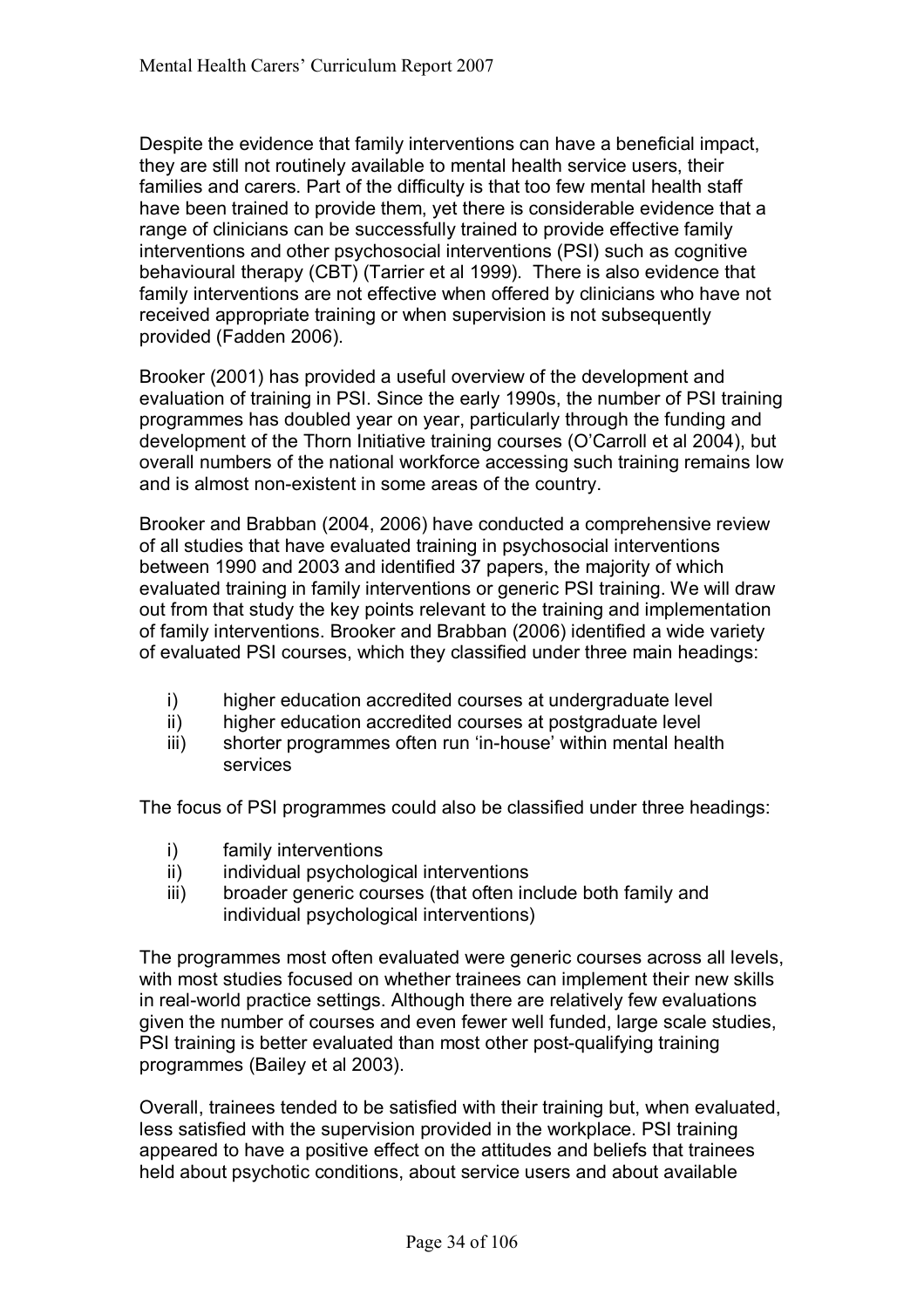Despite the evidence that family interventions can have a beneficial impact, they are still not routinely available to mental health service users, their families and carers. Part of the difficulty is that too few mental health staff have been trained to provide them, yet there is considerable evidence that a range of clinicians can be successfully trained to provide effective family interventions and other psychosocial interventions (PSI) such as cognitive behavioural therapy (CBT) (Tarrier et al 1999). There is also evidence that family interventions are not effective when offered by clinicians who have not received appropriate training or when supervision is not subsequently provided (Fadden 2006).

Brooker (2001) has provided a useful overview of the development and evaluation of training in PSI. Since the early 1990s, the number of PSI training programmes has doubled year on year, particularly through the funding and development of the Thorn Initiative training courses (O'Carroll et al 2004), but overall numbers of the national workforce accessing such training remains low and is almost non-existent in some areas of the country.

Brooker and Brabban (2004, 2006) have conducted a comprehensive review of all studies that have evaluated training in psychosocial interventions between 1990 and 2003 and identified 37 papers, the majority of which evaluated training in family interventions or generic PSI training. We will draw out from that study the key points relevant to the training and implementation of family interventions. Brooker and Brabban (2006) identified a wide variety of evaluated PSI courses, which they classified under three main headings:

- i) higher education accredited courses at undergraduate level
- ii) higher education accredited courses at postgraduate level
- iii) shorter programmes often run 'in-house' within mental health services

The focus of PSI programmes could also be classified under three headings:

- i) family interventions
- ii) individual psychological interventions
- iii) broader generic courses (that often include both family and individual psychological interventions)

The programmes most often evaluated were generic courses across all levels, with most studies focused on whether trainees can implement their new skills in real-world practice settings. Although there are relatively few evaluations given the number of courses and even fewer well funded, large scale studies, PSI training is better evaluated than most other post-qualifying training programmes (Bailey et al 2003).

Overall, trainees tended to be satisfied with their training but, when evaluated, less satisfied with the supervision provided in the workplace. PSI training appeared to have a positive effect on the attitudes and beliefs that trainees held about psychotic conditions, about service users and about available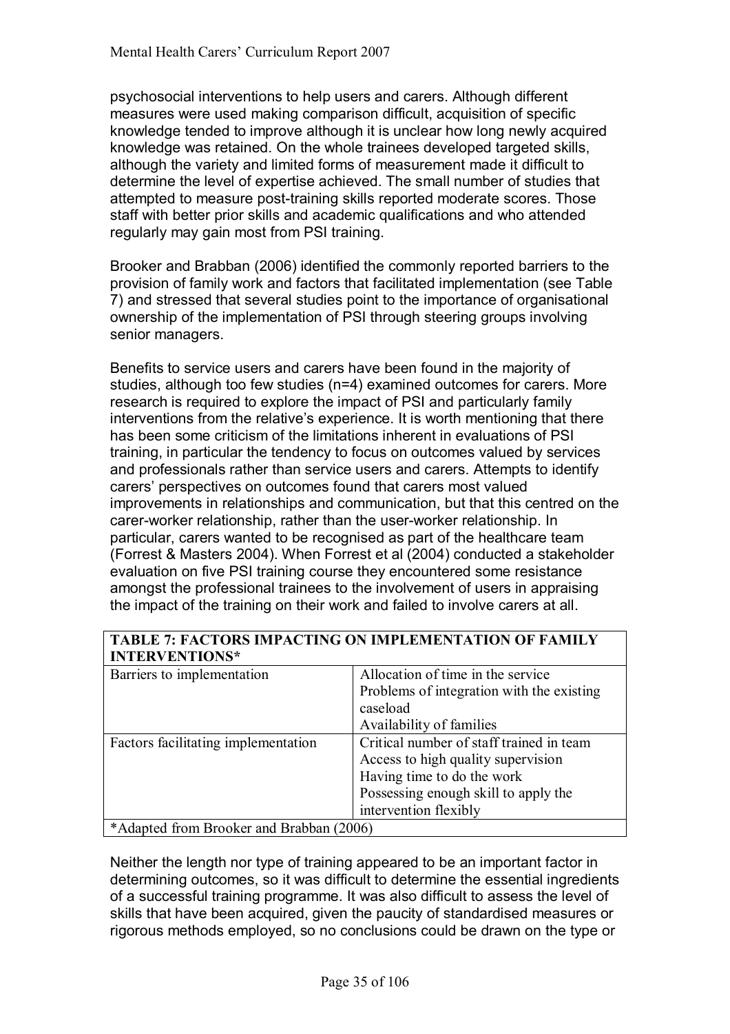psychosocial interventions to help users and carers. Although different measures were used making comparison difficult, acquisition of specific knowledge tended to improve although it is unclear how long newly acquired knowledge was retained. On the whole trainees developed targeted skills, although the variety and limited forms of measurement made it difficult to determine the level of expertise achieved. The small number of studies that attempted to measure post-training skills reported moderate scores. Those staff with better prior skills and academic qualifications and who attended regularly may gain most from PSI training.

Brooker and Brabban (2006) identified the commonly reported barriers to the provision of family work and factors that facilitated implementation (see Table 7) and stressed that several studies point to the importance of organisational ownership of the implementation of PSI through steering groups involving senior managers.

Benefits to service users and carers have been found in the majority of studies, although too few studies (n=4) examined outcomes for carers. More research is required to explore the impact of PSI and particularly family interventions from the relative's experience. It is worth mentioning that there has been some criticism of the limitations inherent in evaluations of PSI training, in particular the tendency to focus on outcomes valued by services and professionals rather than service users and carers. Attempts to identify carers' perspectives on outcomes found that carers most valued improvements in relationships and communication, but that this centred on the carer-worker relationship, rather than the user-worker relationship. In particular, carers wanted to be recognised as part of the healthcare team (Forrest & Masters 2004). When Forrest et al (2004) conducted a stakeholder evaluation on five PSI training course they encountered some resistance amongst the professional trainees to the involvement of users in appraising the impact of the training on their work and failed to involve carers at all.

| **TABLE 7: FACTORS IMPACTING ON IMPLEMENTATION OF FAMILY INTERVENTIONS*** | |
|---|---|
| Barriers to implementation | Allocation of time in the service<br>Problems of integration with the existing caseload<br>Availability of families |
| Factors facilitating implementation | Critical number of staff trained in team<br>Access to high quality supervision<br>Having time to do the work<br>Possessing enough skill to apply the intervention flexibly |
| *Adapted from Brooker and Brabban (2006) | |

Neither the length nor type of training appeared to be an important factor in determining outcomes, so it was difficult to determine the essential ingredients of a successful training programme. It was also difficult to assess the level of skills that have been acquired, given the paucity of standardised measures or rigorous methods employed, so no conclusions could be drawn on the type or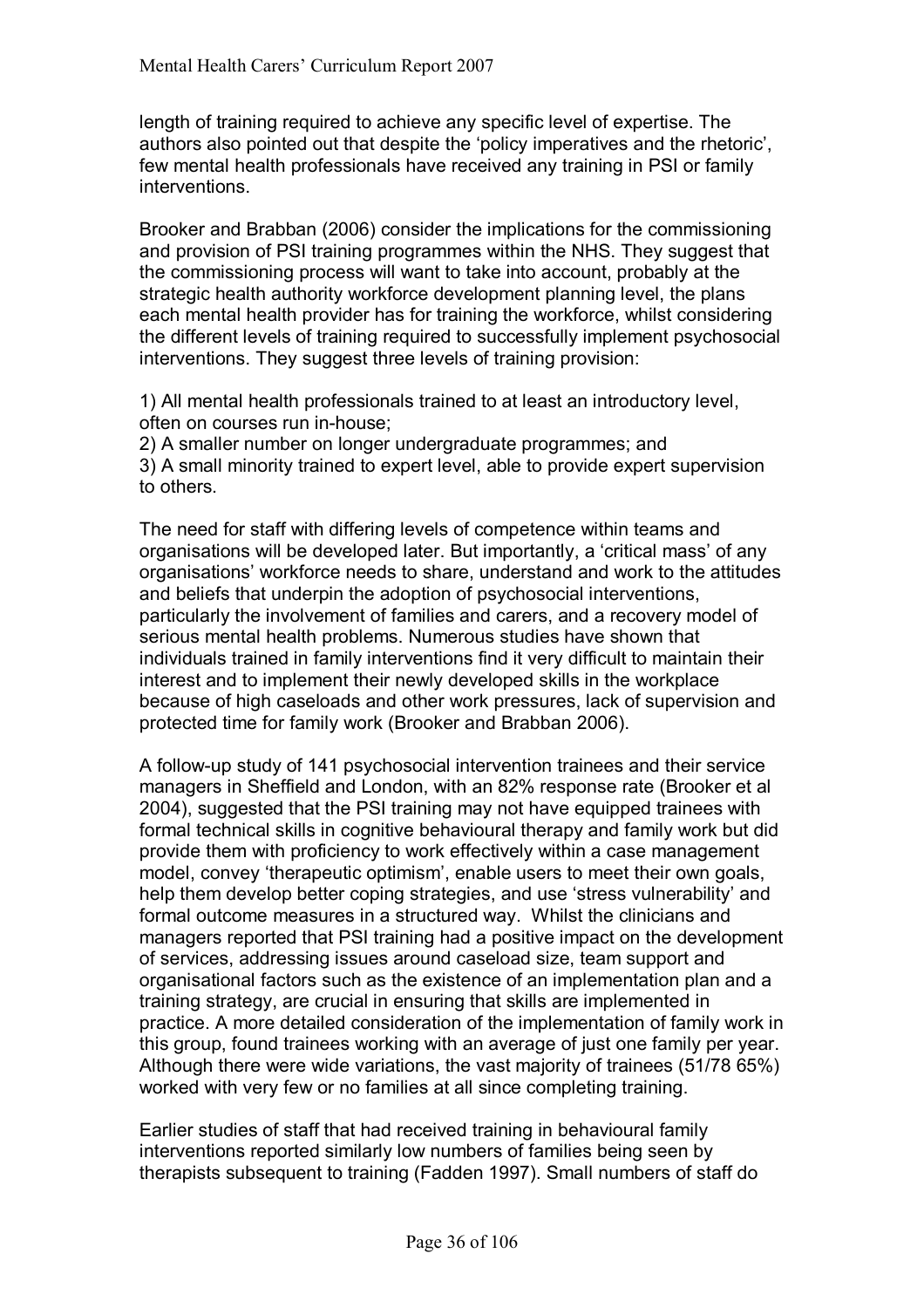length of training required to achieve any specific level of expertise. The authors also pointed out that despite the 'policy imperatives and the rhetoric', few mental health professionals have received any training in PSI or family interventions.

Brooker and Brabban (2006) consider the implications for the commissioning and provision of PSI training programmes within the NHS. They suggest that the commissioning process will want to take into account, probably at the strategic health authority workforce development planning level, the plans each mental health provider has for training the workforce, whilst considering the different levels of training required to successfully implement psychosocial interventions. They suggest three levels of training provision:

1) All mental health professionals trained to at least an introductory level, often on courses run in-house;
2) A smaller number on longer undergraduate programmes; and
3) A small minority trained to expert level, able to provide expert supervision to others.

The need for staff with differing levels of competence within teams and organisations will be developed later. But importantly, a 'critical mass' of any organisations' workforce needs to share, understand and work to the attitudes and beliefs that underpin the adoption of psychosocial interventions, particularly the involvement of families and carers, and a recovery model of serious mental health problems. Numerous studies have shown that individuals trained in family interventions find it very difficult to maintain their interest and to implement their newly developed skills in the workplace because of high caseloads and other work pressures, lack of supervision and protected time for family work (Brooker and Brabban 2006).

A follow-up study of 141 psychosocial intervention trainees and their service managers in Sheffield and London, with an 82% response rate (Brooker et al 2004), suggested that the PSI training may not have equipped trainees with formal technical skills in cognitive behavioural therapy and family work but did provide them with proficiency to work effectively within a case management model, convey 'therapeutic optimism', enable users to meet their own goals, help them develop better coping strategies, and use 'stress vulnerability' and formal outcome measures in a structured way. Whilst the clinicians and managers reported that PSI training had a positive impact on the development of services, addressing issues around caseload size, team support and organisational factors such as the existence of an implementation plan and a training strategy, are crucial in ensuring that skills are implemented in practice. A more detailed consideration of the implementation of family work in this group, found trainees working with an average of just one family per year. Although there were wide variations, the vast majority of trainees (51/78 65%) worked with very few or no families at all since completing training.

Earlier studies of staff that had received training in behavioural family interventions reported similarly low numbers of families being seen by therapists subsequent to training (Fadden 1997). Small numbers of staff do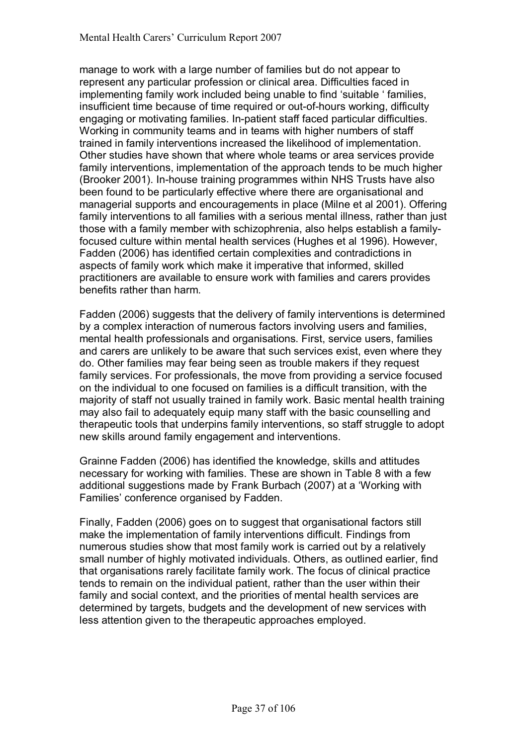manage to work with a large number of families but do not appear to represent any particular profession or clinical area. Difficulties faced in implementing family work included being unable to find 'suitable ' families, insufficient time because of time required or out-of-hours working, difficulty engaging or motivating families. In-patient staff faced particular difficulties. Working in community teams and in teams with higher numbers of staff trained in family interventions increased the likelihood of implementation. Other studies have shown that where whole teams or area services provide family interventions, implementation of the approach tends to be much higher (Brooker 2001). In-house training programmes within NHS Trusts have also been found to be particularly effective where there are organisational and managerial supports and encouragements in place (Milne et al 2001). Offering family interventions to all families with a serious mental illness, rather than just those with a family member with schizophrenia, also helps establish a family-focused culture within mental health services (Hughes et al 1996). However, Fadden (2006) has identified certain complexities and contradictions in aspects of family work which make it imperative that informed, skilled practitioners are available to ensure work with families and carers provides benefits rather than harm.

Fadden (2006) suggests that the delivery of family interventions is determined by a complex interaction of numerous factors involving users and families, mental health professionals and organisations. First, service users, families and carers are unlikely to be aware that such services exist, even where they do. Other families may fear being seen as trouble makers if they request family services. For professionals, the move from providing a service focused on the individual to one focused on families is a difficult transition, with the majority of staff not usually trained in family work. Basic mental health training may also fail to adequately equip many staff with the basic counselling and therapeutic tools that underpins family interventions, so staff struggle to adopt new skills around family engagement and interventions.

Grainne Fadden (2006) has identified the knowledge, skills and attitudes necessary for working with families. These are shown in Table 8 with a few additional suggestions made by Frank Burbach (2007) at a 'Working with Families' conference organised by Fadden.

Finally, Fadden (2006) goes on to suggest that organisational factors still make the implementation of family interventions difficult. Findings from numerous studies show that most family work is carried out by a relatively small number of highly motivated individuals. Others, as outlined earlier, find that organisations rarely facilitate family work. The focus of clinical practice tends to remain on the individual patient, rather than the user within their family and social context, and the priorities of mental health services are determined by targets, budgets and the development of new services with less attention given to the therapeutic approaches employed.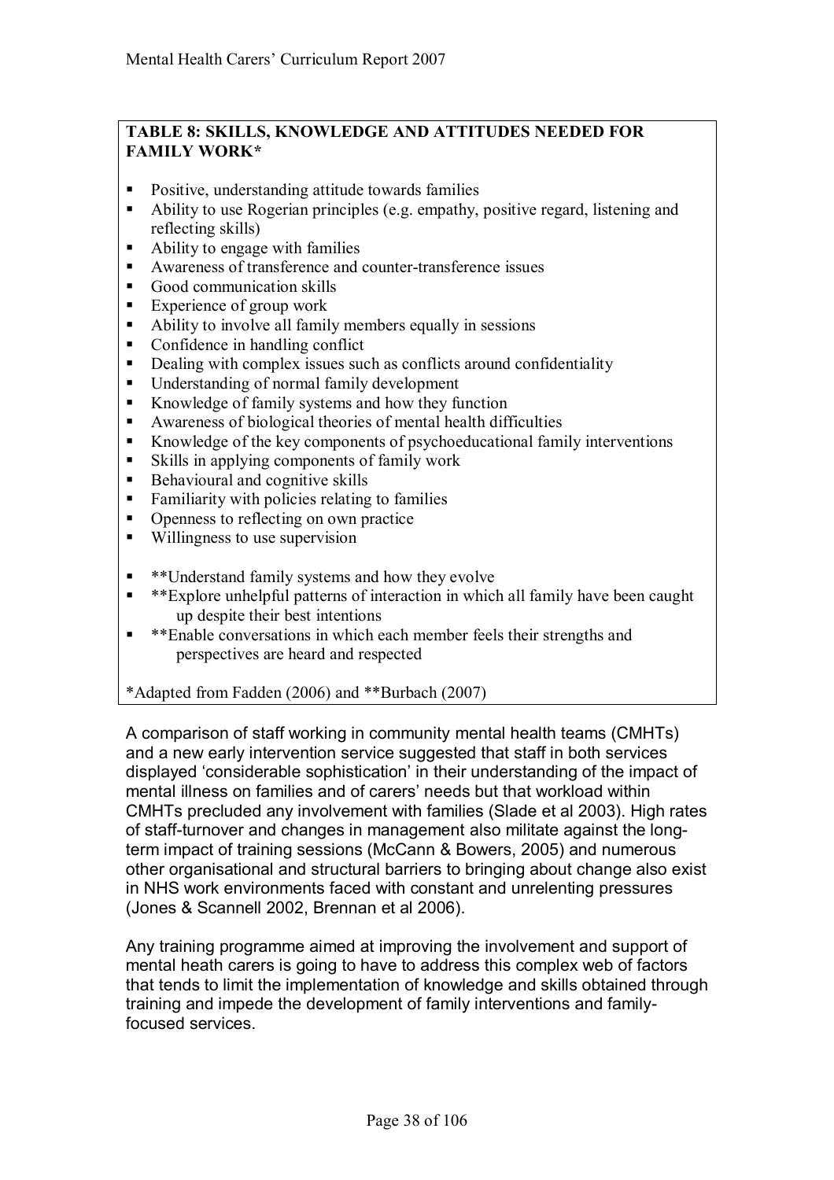**TABLE 8: SKILLS, KNOWLEDGE AND ATTITUDES NEEDED FOR FAMILY WORK***

- Positive, understanding attitude towards families
- Ability to use Rogerian principles (e.g. empathy, positive regard, listening and reflecting skills)
- Ability to engage with families
- Awareness of transference and counter-transference issues
- Good communication skills
- Experience of group work
- Ability to involve all family members equally in sessions
- Confidence in handling conflict
- Dealing with complex issues such as conflicts around confidentiality
- Understanding of normal family development
- Knowledge of family systems and how they function
- Awareness of biological theories of mental health difficulties
- Knowledge of the key components of psychoeducational family interventions
- Skills in applying components of family work
- Behavioural and cognitive skills
- Familiarity with policies relating to families
- Openness to reflecting on own practice
- Willingness to use supervision

- **Understand family systems and how they evolve
- **Explore unhelpful patterns of interaction in which all family have been caught up despite their best intentions
- **Enable conversations in which each member feels their strengths and perspectives are heard and respected

*Adapted from Fadden (2006) and **Burbach (2007)

A comparison of staff working in community mental health teams (CMHTs) and a new early intervention service suggested that staff in both services displayed 'considerable sophistication' in their understanding of the impact of mental illness on families and of carers' needs but that workload within CMHTs precluded any involvement with families (Slade et al 2003). High rates of staff-turnover and changes in management also militate against the long-term impact of training sessions (McCann & Bowers, 2005) and numerous other organisational and structural barriers to bringing about change also exist in NHS work environments faced with constant and unrelenting pressures (Jones & Scannell 2002, Brennan et al 2006).

Any training programme aimed at improving the involvement and support of mental heath carers is going to have to address this complex web of factors that tends to limit the implementation of knowledge and skills obtained through training and impede the development of family interventions and family-focused services.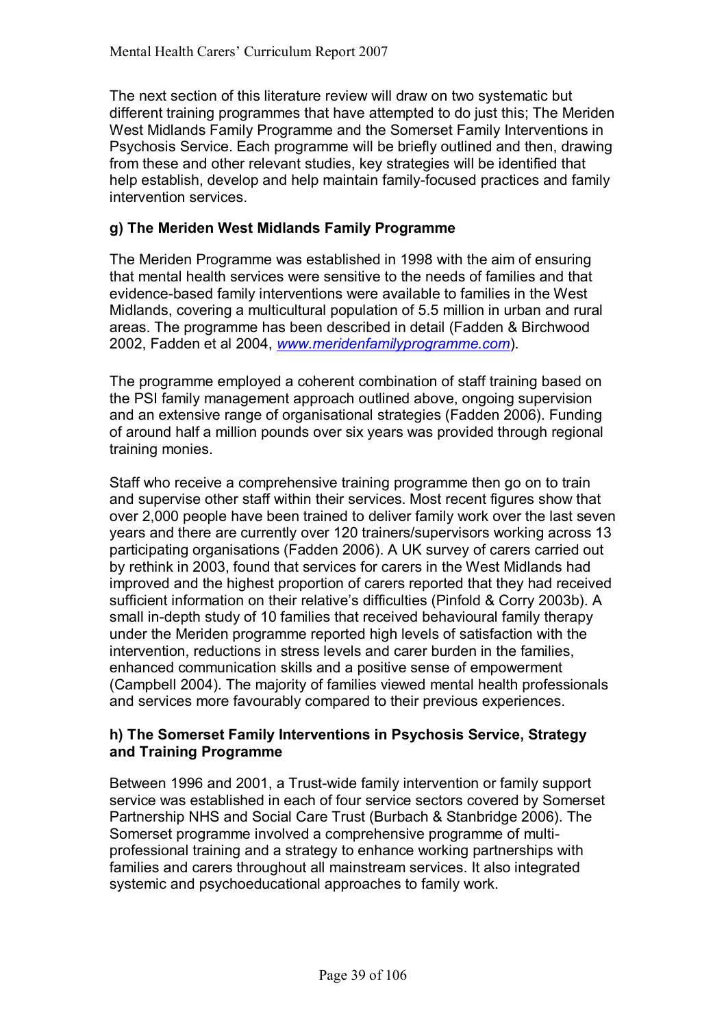The next section of this literature review will draw on two systematic but different training programmes that have attempted to do just this; The Meriden West Midlands Family Programme and the Somerset Family Interventions in Psychosis Service. Each programme will be briefly outlined and then, drawing from these and other relevant studies, key strategies will be identified that help establish, develop and help maintain family-focused practices and family intervention services.

### g) The Meriden West Midlands Family Programme

The Meriden Programme was established in 1998 with the aim of ensuring that mental health services were sensitive to the needs of families and that evidence-based family interventions were available to families in the West Midlands, covering a multicultural population of 5.5 million in urban and rural areas. The programme has been described in detail (Fadden & Birchwood 2002, Fadden et al 2004, *www.meridenfamilyprogramme.com*).

The programme employed a coherent combination of staff training based on the PSI family management approach outlined above, ongoing supervision and an extensive range of organisational strategies (Fadden 2006). Funding of around half a million pounds over six years was provided through regional training monies.

Staff who receive a comprehensive training programme then go on to train and supervise other staff within their services. Most recent figures show that over 2,000 people have been trained to deliver family work over the last seven years and there are currently over 120 trainers/supervisors working across 13 participating organisations (Fadden 2006). A UK survey of carers carried out by rethink in 2003, found that services for carers in the West Midlands had improved and the highest proportion of carers reported that they had received sufficient information on their relative's difficulties (Pinfold & Corry 2003b). A small in-depth study of 10 families that received behavioural family therapy under the Meriden programme reported high levels of satisfaction with the intervention, reductions in stress levels and carer burden in the families, enhanced communication skills and a positive sense of empowerment (Campbell 2004). The majority of families viewed mental health professionals and services more favourably compared to their previous experiences.

### h) The Somerset Family Interventions in Psychosis Service, Strategy and Training Programme

Between 1996 and 2001, a Trust-wide family intervention or family support service was established in each of four service sectors covered by Somerset Partnership NHS and Social Care Trust (Burbach & Stanbridge 2006). The Somerset programme involved a comprehensive programme of multi-professional training and a strategy to enhance working partnerships with families and carers throughout all mainstream services. It also integrated systemic and psychoeducational approaches to family work.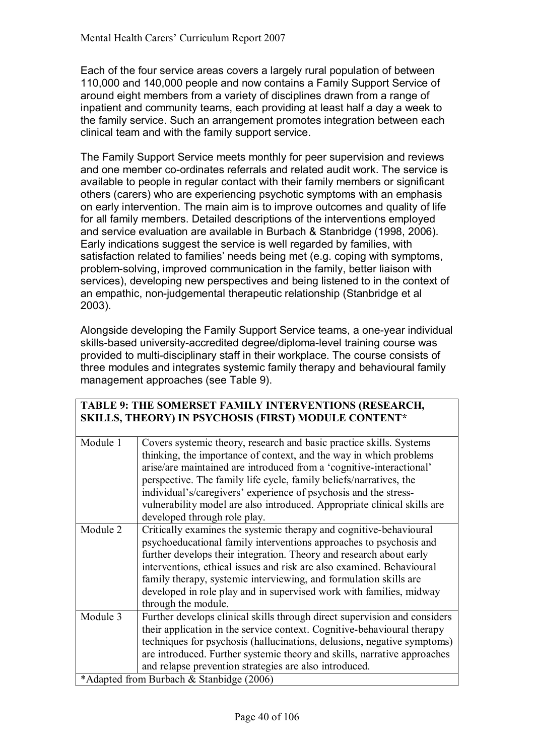Each of the four service areas covers a largely rural population of between 110,000 and 140,000 people and now contains a Family Support Service of around eight members from a variety of disciplines drawn from a range of inpatient and community teams, each providing at least half a day a week to the family service. Such an arrangement promotes integration between each clinical team and with the family support service.

The Family Support Service meets monthly for peer supervision and reviews and one member co-ordinates referrals and related audit work. The service is available to people in regular contact with their family members or significant others (carers) who are experiencing psychotic symptoms with an emphasis on early intervention. The main aim is to improve outcomes and quality of life for all family members. Detailed descriptions of the interventions employed and service evaluation are available in Burbach & Stanbridge (1998, 2006). Early indications suggest the service is well regarded by families, with satisfaction related to families' needs being met (e.g. coping with symptoms, problem-solving, improved communication in the family, better liaison with services), developing new perspectives and being listened to in the context of an empathic, non-judgemental therapeutic relationship (Stanbridge et al 2003).

Alongside developing the Family Support Service teams, a one-year individual skills-based university-accredited degree/diploma-level training course was provided to multi-disciplinary staff in their workplace. The course consists of three modules and integrates systemic family therapy and behavioural family management approaches (see Table 9).

**TABLE 9: THE SOMERSET FAMILY INTERVENTIONS (RESEARCH, SKILLS, THEORY) IN PSYCHOSIS (FIRST) MODULE CONTENT***

| Module | Content |
|---|---|
| Module 1 | Covers systemic theory, research and basic practice skills. Systems thinking, the importance of context, and the way in which problems arise/are maintained are introduced from a 'cognitive-interactional' perspective. The family life cycle, family beliefs/narratives, the individual's/caregivers' experience of psychosis and the stress-vulnerability model are also introduced. Appropriate clinical skills are developed through role play. |
| Module 2 | Critically examines the systemic therapy and cognitive-behavioural psychoeducational family interventions approaches to psychosis and further develops their integration. Theory and research about early interventions, ethical issues and risk are also examined. Behavioural family therapy, systemic interviewing, and formulation skills are developed in role play and in supervised work with families, midway through the module. |
| Module 3 | Further develops clinical skills through direct supervision and considers their application in the service context. Cognitive-behavioural therapy techniques for psychosis (hallucinations, delusions, negative symptoms) are introduced. Further systemic theory and skills, narrative approaches and relapse prevention strategies are also introduced. |

*Adapted from Burbach & Stanbidge (2006)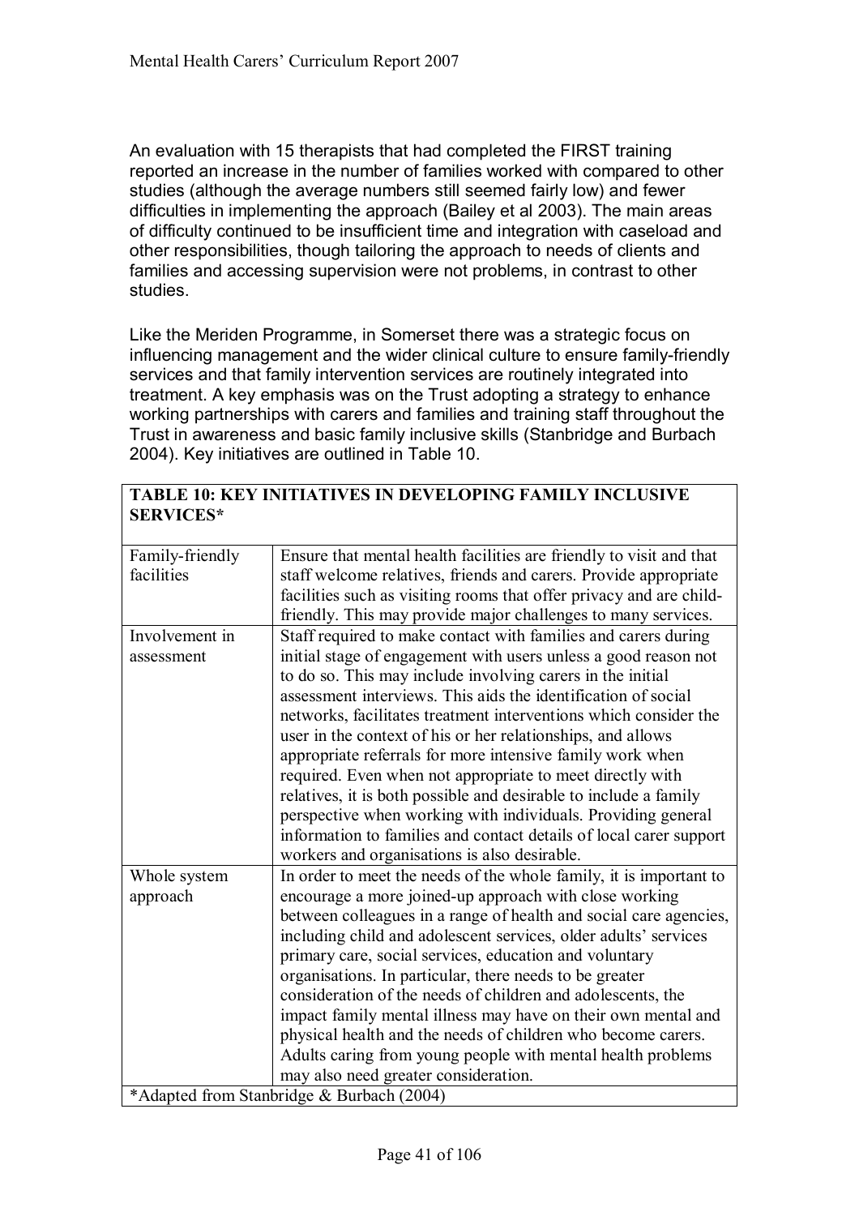An evaluation with 15 therapists that had completed the FIRST training reported an increase in the number of families worked with compared to other studies (although the average numbers still seemed fairly low) and fewer difficulties in implementing the approach (Bailey et al 2003). The main areas of difficulty continued to be insufficient time and integration with caseload and other responsibilities, though tailoring the approach to needs of clients and families and accessing supervision were not problems, in contrast to other studies.

Like the Meriden Programme, in Somerset there was a strategic focus on influencing management and the wider clinical culture to ensure family-friendly services and that family intervention services are routinely integrated into treatment. A key emphasis was on the Trust adopting a strategy to enhance working partnerships with carers and families and training staff throughout the Trust in awareness and basic family inclusive skills (Stanbridge and Burbach 2004). Key initiatives are outlined in Table 10.

| **TABLE 10: KEY INITIATIVES IN DEVELOPING FAMILY INCLUSIVE SERVICES*** | |
|---|---|
| Family-friendly facilities | Ensure that mental health facilities are friendly to visit and that staff welcome relatives, friends and carers. Provide appropriate facilities such as visiting rooms that offer privacy and are child-friendly. This may provide major challenges to many services. |
| Involvement in assessment | Staff required to make contact with families and carers during initial stage of engagement with users unless a good reason not to do so. This may include involving carers in the initial assessment interviews. This aids the identification of social networks, facilitates treatment interventions which consider the user in the context of his or her relationships, and allows appropriate referrals for more intensive family work when required. Even when not appropriate to meet directly with relatives, it is both possible and desirable to include a family perspective when working with individuals. Providing general information to families and contact details of local carer support workers and organisations is also desirable. |
| Whole system approach | In order to meet the needs of the whole family, it is important to encourage a more joined-up approach with close working between colleagues in a range of health and social care agencies, including child and adolescent services, older adults' services primary care, social services, education and voluntary organisations. In particular, there needs to be greater consideration of the needs of children and adolescents, the impact family mental illness may have on their own mental and physical health and the needs of children who become carers. Adults caring from young people with mental health problems may also need greater consideration. |
| *Adapted from Stanbridge & Burbach (2004) | |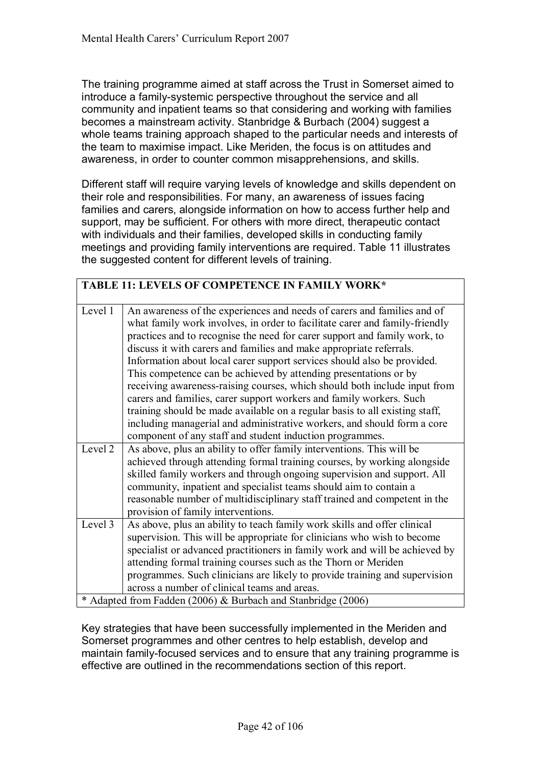The training programme aimed at staff across the Trust in Somerset aimed to introduce a family-systemic perspective throughout the service and all community and inpatient teams so that considering and working with families becomes a mainstream activity. Stanbridge & Burbach (2004) suggest a whole teams training approach shaped to the particular needs and interests of the team to maximise impact. Like Meriden, the focus is on attitudes and awareness, in order to counter common misapprehensions, and skills.

Different staff will require varying levels of knowledge and skills dependent on their role and responsibilities. For many, an awareness of issues facing families and carers, alongside information on how to access further help and support, may be sufficient. For others with more direct, therapeutic contact with individuals and their families, developed skills in conducting family meetings and providing family interventions are required. Table 11 illustrates the suggested content for different levels of training.

| **TABLE 11: LEVELS OF COMPETENCE IN FAMILY WORK*** | |
|---|---|
| Level 1 | An awareness of the experiences and needs of carers and families and of what family work involves, in order to facilitate carer and family-friendly practices and to recognise the need for carer support and family work, to discuss it with carers and families and make appropriate referrals. Information about local carer support services should also be provided. This competence can be achieved by attending presentations or by receiving awareness-raising courses, which should both include input from carers and families, carer support workers and family workers. Such training should be made available on a regular basis to all existing staff, including managerial and administrative workers, and should form a core component of any staff and student induction programmes. |
| Level 2 | As above, plus an ability to offer family interventions. This will be achieved through attending formal training courses, by working alongside skilled family workers and through ongoing supervision and support. All community, inpatient and specialist teams should aim to contain a reasonable number of multidisciplinary staff trained and competent in the provision of family interventions. |
| Level 3 | As above, plus an ability to teach family work skills and offer clinical supervision. This will be appropriate for clinicians who wish to become specialist or advanced practitioners in family work and will be achieved by attending formal training courses such as the Thorn or Meriden programmes. Such clinicians are likely to provide training and supervision across a number of clinical teams and areas. |
| * Adapted from Fadden (2006) & Burbach and Stanbridge (2006) | |

Key strategies that have been successfully implemented in the Meriden and Somerset programmes and other centres to help establish, develop and maintain family-focused services and to ensure that any training programme is effective are outlined in the recommendations section of this report.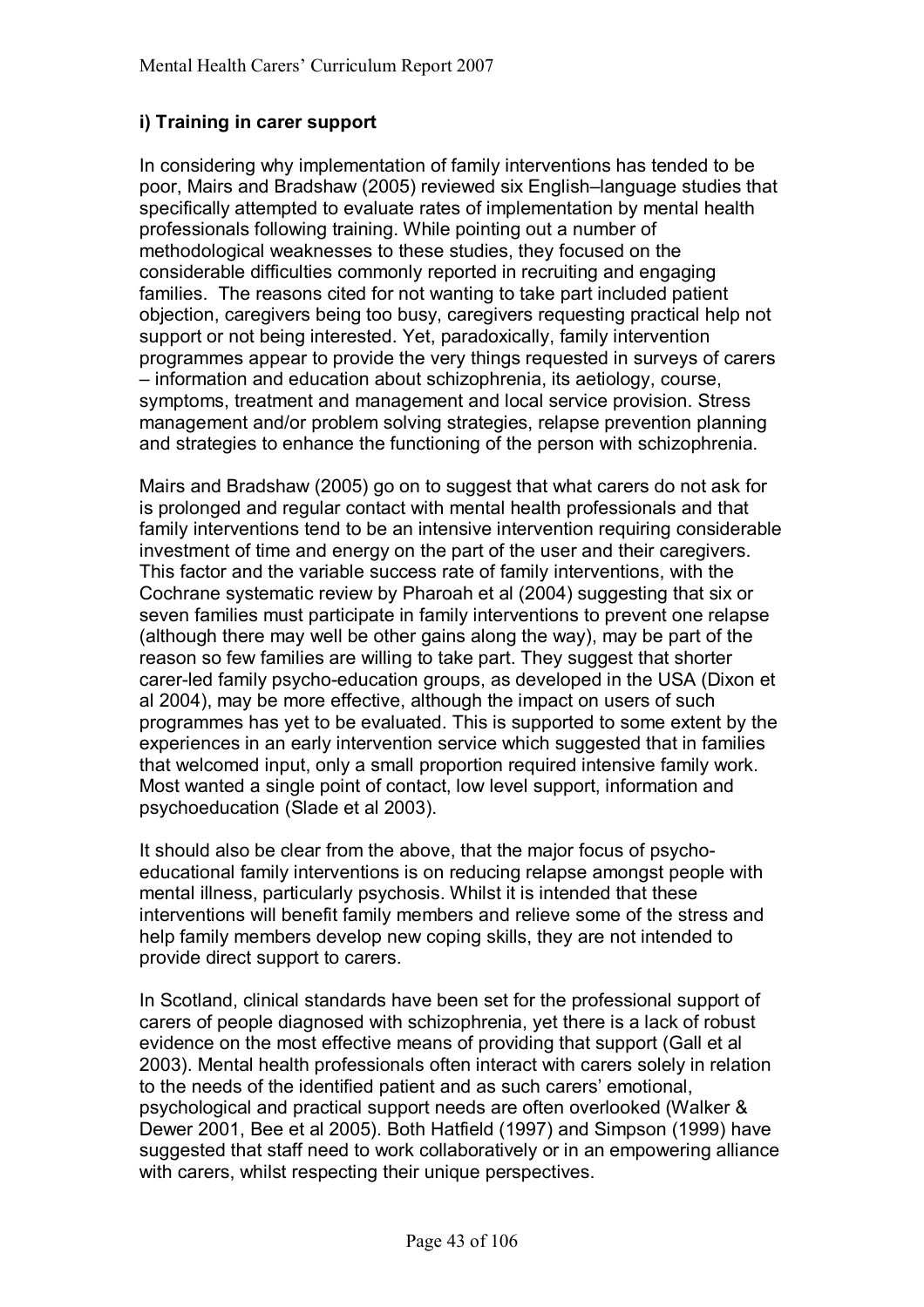### i) Training in carer support

In considering why implementation of family interventions has tended to be poor, Mairs and Bradshaw (2005) reviewed six English–language studies that specifically attempted to evaluate rates of implementation by mental health professionals following training. While pointing out a number of methodological weaknesses to these studies, they focused on the considerable difficulties commonly reported in recruiting and engaging families. The reasons cited for not wanting to take part included patient objection, caregivers being too busy, caregivers requesting practical help not support or not being interested. Yet, paradoxically, family intervention programmes appear to provide the very things requested in surveys of carers – information and education about schizophrenia, its aetiology, course, symptoms, treatment and management and local service provision. Stress management and/or problem solving strategies, relapse prevention planning and strategies to enhance the functioning of the person with schizophrenia.

Mairs and Bradshaw (2005) go on to suggest that what carers do not ask for is prolonged and regular contact with mental health professionals and that family interventions tend to be an intensive intervention requiring considerable investment of time and energy on the part of the user and their caregivers. This factor and the variable success rate of family interventions, with the Cochrane systematic review by Pharoah et al (2004) suggesting that six or seven families must participate in family interventions to prevent one relapse (although there may well be other gains along the way), may be part of the reason so few families are willing to take part. They suggest that shorter carer-led family psycho-education groups, as developed in the USA (Dixon et al 2004), may be more effective, although the impact on users of such programmes has yet to be evaluated. This is supported to some extent by the experiences in an early intervention service which suggested that in families that welcomed input, only a small proportion required intensive family work. Most wanted a single point of contact, low level support, information and psychoeducation (Slade et al 2003).

It should also be clear from the above, that the major focus of psycho-educational family interventions is on reducing relapse amongst people with mental illness, particularly psychosis. Whilst it is intended that these interventions will benefit family members and relieve some of the stress and help family members develop new coping skills, they are not intended to provide direct support to carers.

In Scotland, clinical standards have been set for the professional support of carers of people diagnosed with schizophrenia, yet there is a lack of robust evidence on the most effective means of providing that support (Gall et al 2003). Mental health professionals often interact with carers solely in relation to the needs of the identified patient and as such carers' emotional, psychological and practical support needs are often overlooked (Walker & Dewer 2001, Bee et al 2005). Both Hatfield (1997) and Simpson (1999) have suggested that staff need to work collaboratively or in an empowering alliance with carers, whilst respecting their unique perspectives.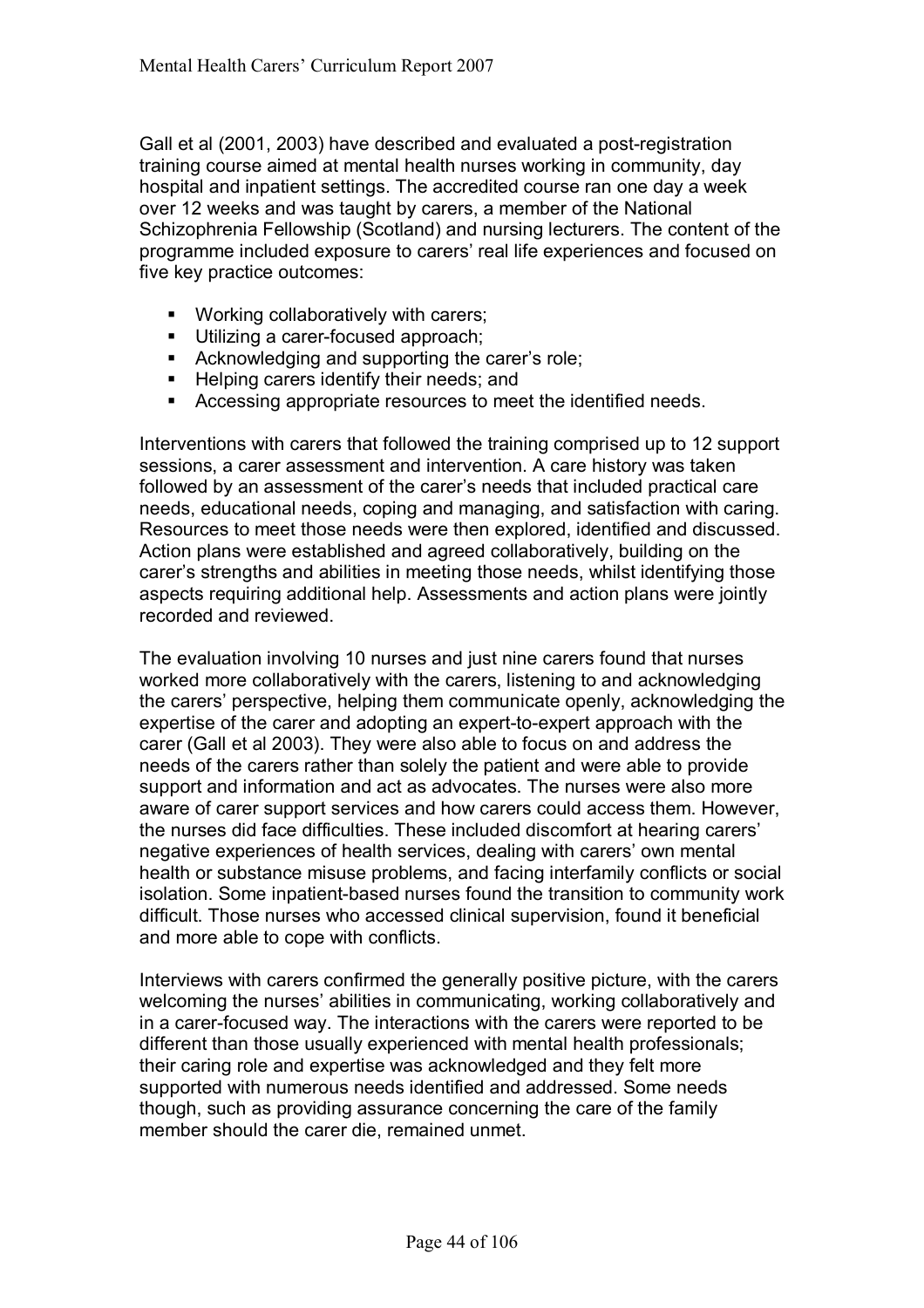Gall et al (2001, 2003) have described and evaluated a post-registration training course aimed at mental health nurses working in community, day hospital and inpatient settings. The accredited course ran one day a week over 12 weeks and was taught by carers, a member of the National Schizophrenia Fellowship (Scotland) and nursing lecturers. The content of the programme included exposure to carers' real life experiences and focused on five key practice outcomes:

- Working collaboratively with carers;
- Utilizing a carer-focused approach;
- Acknowledging and supporting the carer's role;
- Helping carers identify their needs; and
- Accessing appropriate resources to meet the identified needs.

Interventions with carers that followed the training comprised up to 12 support sessions, a carer assessment and intervention. A care history was taken followed by an assessment of the carer's needs that included practical care needs, educational needs, coping and managing, and satisfaction with caring. Resources to meet those needs were then explored, identified and discussed. Action plans were established and agreed collaboratively, building on the carer's strengths and abilities in meeting those needs, whilst identifying those aspects requiring additional help. Assessments and action plans were jointly recorded and reviewed.

The evaluation involving 10 nurses and just nine carers found that nurses worked more collaboratively with the carers, listening to and acknowledging the carers' perspective, helping them communicate openly, acknowledging the expertise of the carer and adopting an expert-to-expert approach with the carer (Gall et al 2003). They were also able to focus on and address the needs of the carers rather than solely the patient and were able to provide support and information and act as advocates. The nurses were also more aware of carer support services and how carers could access them. However, the nurses did face difficulties. These included discomfort at hearing carers' negative experiences of health services, dealing with carers' own mental health or substance misuse problems, and facing interfamily conflicts or social isolation. Some inpatient-based nurses found the transition to community work difficult. Those nurses who accessed clinical supervision, found it beneficial and more able to cope with conflicts.

Interviews with carers confirmed the generally positive picture, with the carers welcoming the nurses' abilities in communicating, working collaboratively and in a carer-focused way. The interactions with the carers were reported to be different than those usually experienced with mental health professionals; their caring role and expertise was acknowledged and they felt more supported with numerous needs identified and addressed. Some needs though, such as providing assurance concerning the care of the family member should the carer die, remained unmet.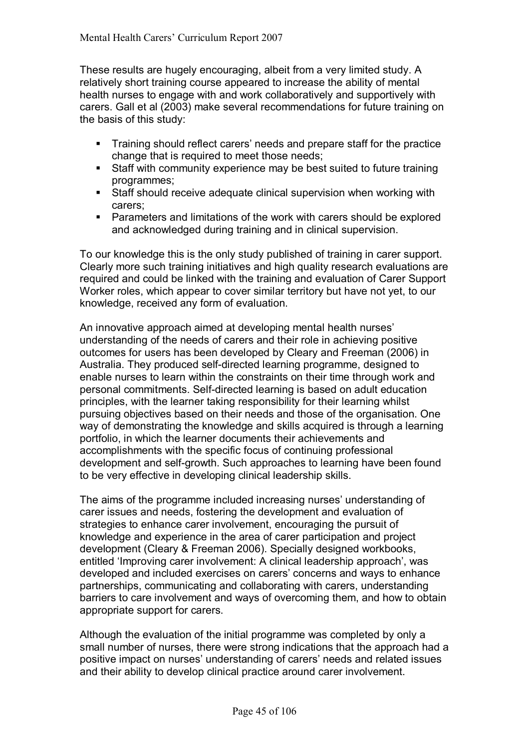These results are hugely encouraging, albeit from a very limited study. A relatively short training course appeared to increase the ability of mental health nurses to engage with and work collaboratively and supportively with carers. Gall et al (2003) make several recommendations for future training on the basis of this study:

- Training should reflect carers' needs and prepare staff for the practice change that is required to meet those needs;
- Staff with community experience may be best suited to future training programmes;
- Staff should receive adequate clinical supervision when working with carers;
- Parameters and limitations of the work with carers should be explored and acknowledged during training and in clinical supervision.

To our knowledge this is the only study published of training in carer support. Clearly more such training initiatives and high quality research evaluations are required and could be linked with the training and evaluation of Carer Support Worker roles, which appear to cover similar territory but have not yet, to our knowledge, received any form of evaluation.

An innovative approach aimed at developing mental health nurses' understanding of the needs of carers and their role in achieving positive outcomes for users has been developed by Cleary and Freeman (2006) in Australia. They produced self-directed learning programme, designed to enable nurses to learn within the constraints on their time through work and personal commitments. Self-directed learning is based on adult education principles, with the learner taking responsibility for their learning whilst pursuing objectives based on their needs and those of the organisation. One way of demonstrating the knowledge and skills acquired is through a learning portfolio, in which the learner documents their achievements and accomplishments with the specific focus of continuing professional development and self-growth. Such approaches to learning have been found to be very effective in developing clinical leadership skills.

The aims of the programme included increasing nurses' understanding of carer issues and needs, fostering the development and evaluation of strategies to enhance carer involvement, encouraging the pursuit of knowledge and experience in the area of carer participation and project development (Cleary & Freeman 2006). Specially designed workbooks, entitled 'Improving carer involvement: A clinical leadership approach', was developed and included exercises on carers' concerns and ways to enhance partnerships, communicating and collaborating with carers, understanding barriers to care involvement and ways of overcoming them, and how to obtain appropriate support for carers.

Although the evaluation of the initial programme was completed by only a small number of nurses, there were strong indications that the approach had a positive impact on nurses' understanding of carers' needs and related issues and their ability to develop clinical practice around carer involvement.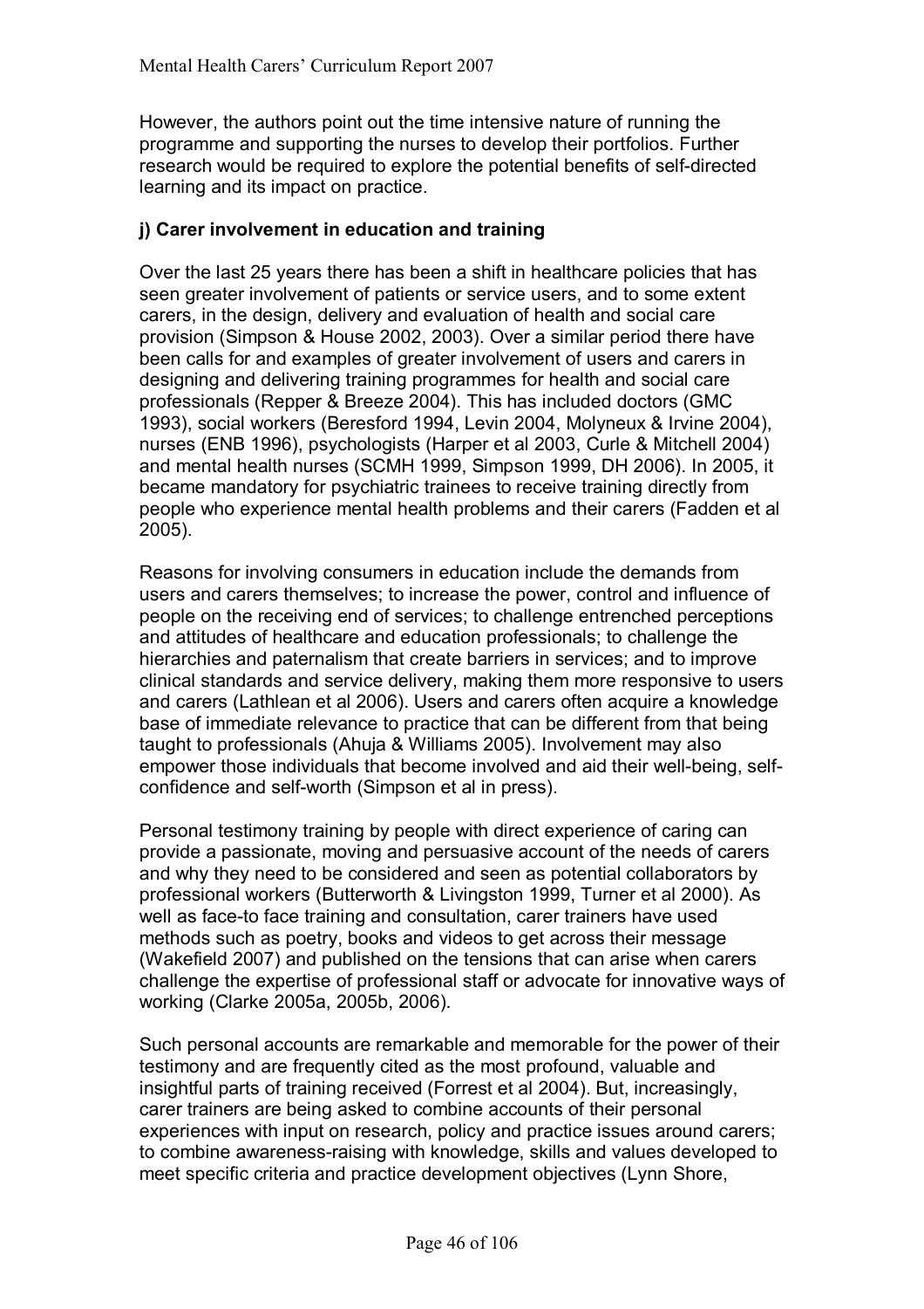However, the authors point out the time intensive nature of running the programme and supporting the nurses to develop their portfolios. Further research would be required to explore the potential benefits of self-directed learning and its impact on practice.

### j) Carer involvement in education and training

Over the last 25 years there has been a shift in healthcare policies that has seen greater involvement of patients or service users, and to some extent carers, in the design, delivery and evaluation of health and social care provision (Simpson & House 2002, 2003). Over a similar period there have been calls for and examples of greater involvement of users and carers in designing and delivering training programmes for health and social care professionals (Repper & Breeze 2004). This has included doctors (GMC 1993), social workers (Beresford 1994, Levin 2004, Molyneux & Irvine 2004), nurses (ENB 1996), psychologists (Harper et al 2003, Curle & Mitchell 2004) and mental health nurses (SCMH 1999, Simpson 1999, DH 2006). In 2005, it became mandatory for psychiatric trainees to receive training directly from people who experience mental health problems and their carers (Fadden et al 2005).

Reasons for involving consumers in education include the demands from users and carers themselves; to increase the power, control and influence of people on the receiving end of services; to challenge entrenched perceptions and attitudes of healthcare and education professionals; to challenge the hierarchies and paternalism that create barriers in services; and to improve clinical standards and service delivery, making them more responsive to users and carers (Lathlean et al 2006). Users and carers often acquire a knowledge base of immediate relevance to practice that can be different from that being taught to professionals (Ahuja & Williams 2005). Involvement may also empower those individuals that become involved and aid their well-being, self-confidence and self-worth (Simpson et al in press).

Personal testimony training by people with direct experience of caring can provide a passionate, moving and persuasive account of the needs of carers and why they need to be considered and seen as potential collaborators by professional workers (Butterworth & Livingston 1999, Turner et al 2000). As well as face-to face training and consultation, carer trainers have used methods such as poetry, books and videos to get across their message (Wakefield 2007) and published on the tensions that can arise when carers challenge the expertise of professional staff or advocate for innovative ways of working (Clarke 2005a, 2005b, 2006).

Such personal accounts are remarkable and memorable for the power of their testimony and are frequently cited as the most profound, valuable and insightful parts of training received (Forrest et al 2004). But, increasingly, carer trainers are being asked to combine accounts of their personal experiences with input on research, policy and practice issues around carers; to combine awareness-raising with knowledge, skills and values developed to meet specific criteria and practice development objectives (Lynn Shore,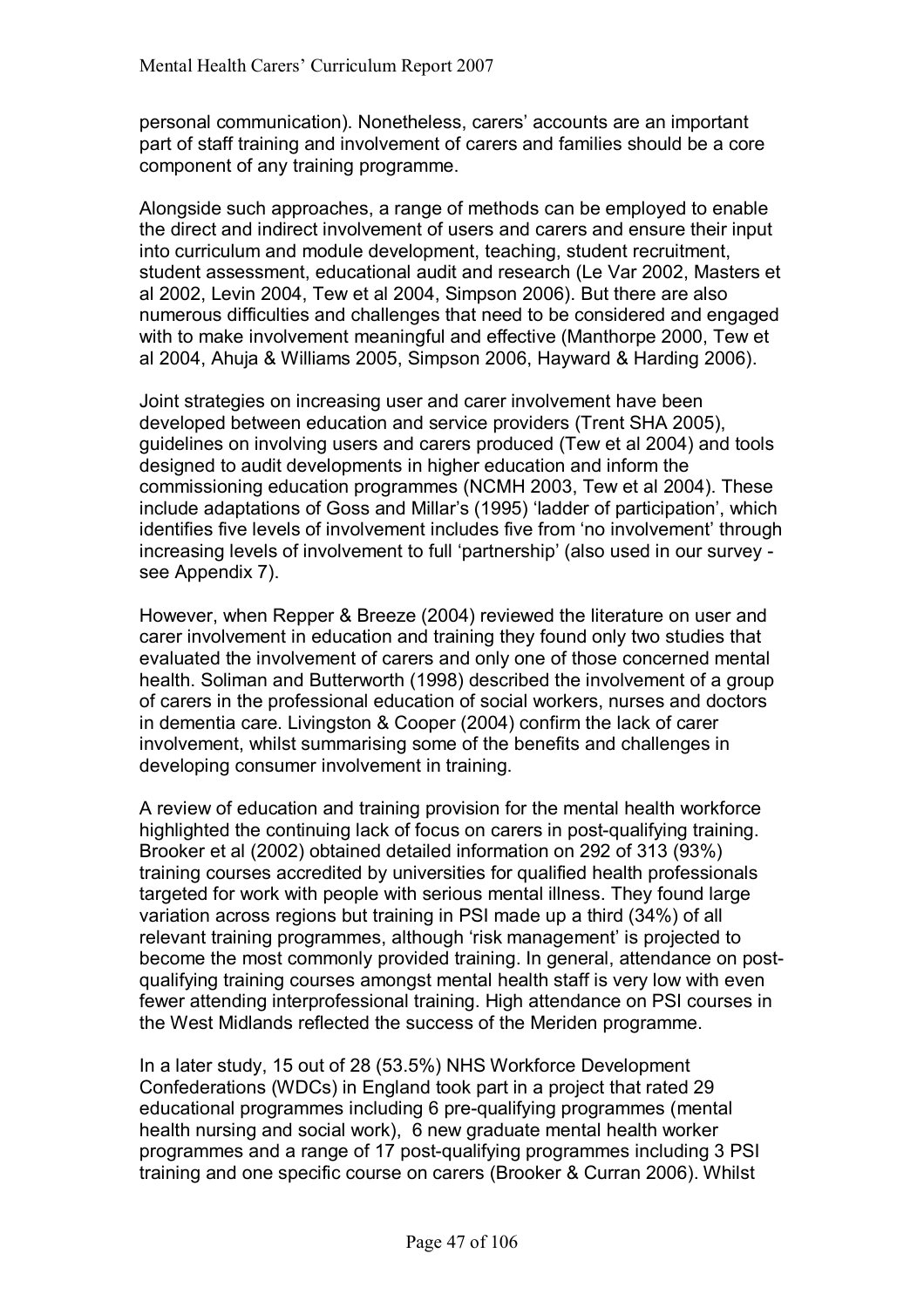personal communication). Nonetheless, carers' accounts are an important part of staff training and involvement of carers and families should be a core component of any training programme.

Alongside such approaches, a range of methods can be employed to enable the direct and indirect involvement of users and carers and ensure their input into curriculum and module development, teaching, student recruitment, student assessment, educational audit and research (Le Var 2002, Masters et al 2002, Levin 2004, Tew et al 2004, Simpson 2006). But there are also numerous difficulties and challenges that need to be considered and engaged with to make involvement meaningful and effective (Manthorpe 2000, Tew et al 2004, Ahuja & Williams 2005, Simpson 2006, Hayward & Harding 2006).

Joint strategies on increasing user and carer involvement have been developed between education and service providers (Trent SHA 2005), guidelines on involving users and carers produced (Tew et al 2004) and tools designed to audit developments in higher education and inform the commissioning education programmes (NCMH 2003, Tew et al 2004). These include adaptations of Goss and Millar's (1995) 'ladder of participation', which identifies five levels of involvement includes five from 'no involvement' through increasing levels of involvement to full 'partnership' (also used in our survey - see Appendix 7).

However, when Repper & Breeze (2004) reviewed the literature on user and carer involvement in education and training they found only two studies that evaluated the involvement of carers and only one of those concerned mental health. Soliman and Butterworth (1998) described the involvement of a group of carers in the professional education of social workers, nurses and doctors in dementia care. Livingston & Cooper (2004) confirm the lack of carer involvement, whilst summarising some of the benefits and challenges in developing consumer involvement in training.

A review of education and training provision for the mental health workforce highlighted the continuing lack of focus on carers in post-qualifying training. Brooker et al (2002) obtained detailed information on 292 of 313 (93%) training courses accredited by universities for qualified health professionals targeted for work with people with serious mental illness. They found large variation across regions but training in PSI made up a third (34%) of all relevant training programmes, although 'risk management' is projected to become the most commonly provided training. In general, attendance on post-qualifying training courses amongst mental health staff is very low with even fewer attending interprofessional training. High attendance on PSI courses in the West Midlands reflected the success of the Meriden programme.

In a later study, 15 out of 28 (53.5%) NHS Workforce Development Confederations (WDCs) in England took part in a project that rated 29 educational programmes including 6 pre-qualifying programmes (mental health nursing and social work), 6 new graduate mental health worker programmes and a range of 17 post-qualifying programmes including 3 PSI training and one specific course on carers (Brooker & Curran 2006). Whilst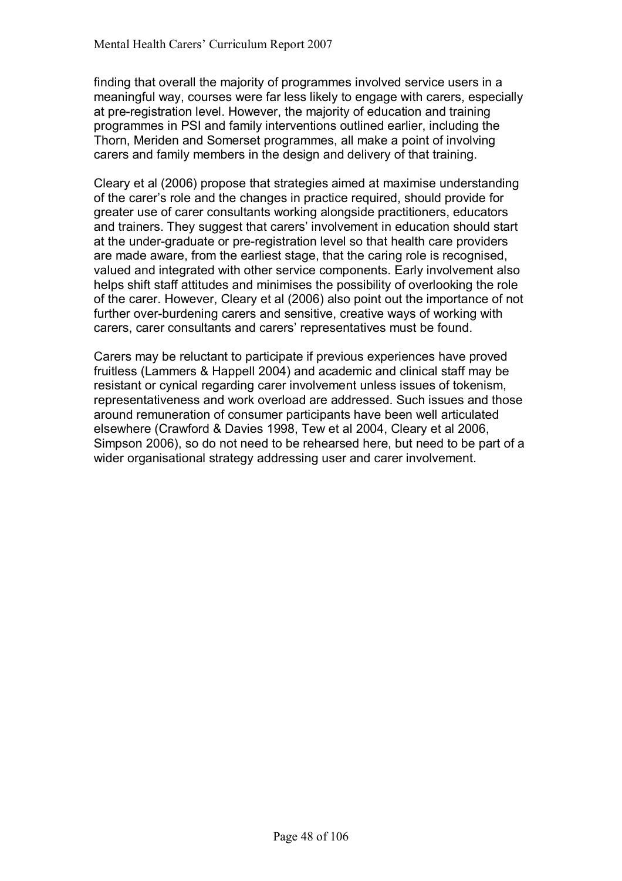finding that overall the majority of programmes involved service users in a meaningful way, courses were far less likely to engage with carers, especially at pre-registration level. However, the majority of education and training programmes in PSI and family interventions outlined earlier, including the Thorn, Meriden and Somerset programmes, all make a point of involving carers and family members in the design and delivery of that training.

Cleary et al (2006) propose that strategies aimed at maximise understanding of the carer's role and the changes in practice required, should provide for greater use of carer consultants working alongside practitioners, educators and trainers. They suggest that carers' involvement in education should start at the under-graduate or pre-registration level so that health care providers are made aware, from the earliest stage, that the caring role is recognised, valued and integrated with other service components. Early involvement also helps shift staff attitudes and minimises the possibility of overlooking the role of the carer. However, Cleary et al (2006) also point out the importance of not further over-burdening carers and sensitive, creative ways of working with carers, carer consultants and carers' representatives must be found.

Carers may be reluctant to participate if previous experiences have proved fruitless (Lammers & Happell 2004) and academic and clinical staff may be resistant or cynical regarding carer involvement unless issues of tokenism, representativeness and work overload are addressed. Such issues and those around remuneration of consumer participants have been well articulated elsewhere (Crawford & Davies 1998, Tew et al 2004, Cleary et al 2006, Simpson 2006), so do not need to be rehearsed here, but need to be part of a wider organisational strategy addressing user and carer involvement.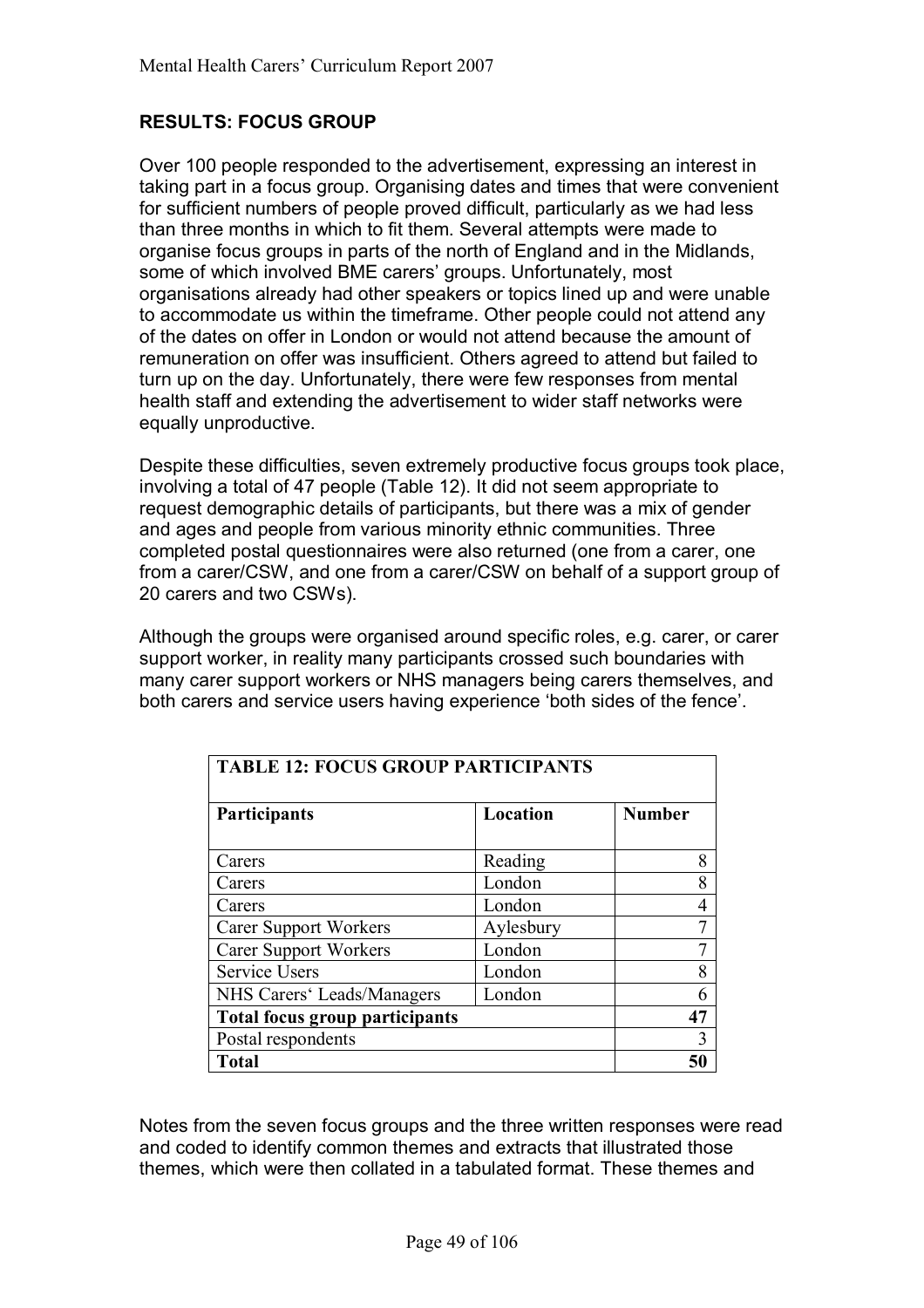## RESULTS: FOCUS GROUP

Over 100 people responded to the advertisement, expressing an interest in taking part in a focus group. Organising dates and times that were convenient for sufficient numbers of people proved difficult, particularly as we had less than three months in which to fit them. Several attempts were made to organise focus groups in parts of the north of England and in the Midlands, some of which involved BME carers' groups. Unfortunately, most organisations already had other speakers or topics lined up and were unable to accommodate us within the timeframe. Other people could not attend any of the dates on offer in London or would not attend because the amount of remuneration on offer was insufficient. Others agreed to attend but failed to turn up on the day. Unfortunately, there were few responses from mental health staff and extending the advertisement to wider staff networks were equally unproductive.

Despite these difficulties, seven extremely productive focus groups took place, involving a total of 47 people (Table 12). It did not seem appropriate to request demographic details of participants, but there was a mix of gender and ages and people from various minority ethnic communities. Three completed postal questionnaires were also returned (one from a carer, one from a carer/CSW, and one from a carer/CSW on behalf of a support group of 20 carers and two CSWs).

Although the groups were organised around specific roles, e.g. carer, or carer support worker, in reality many participants crossed such boundaries with many carer support workers or NHS managers being carers themselves, and both carers and service users having experience 'both sides of the fence'.

| TABLE 12: FOCUS GROUP PARTICIPANTS | | |
|---|---|---|
| **Participants** | **Location** | **Number** |
| Carers | Reading | 8 |
| Carers | London | 8 |
| Carers | London | 4 |
| Carer Support Workers | Aylesbury | 7 |
| Carer Support Workers | London | 7 |
| Service Users | London | 8 |
| NHS Carers' Leads/Managers | London | 6 |
| **Total focus group participants** | | **47** |
| Postal respondents | | 3 |
| **Total** | | **50** |

Notes from the seven focus groups and the three written responses were read and coded to identify common themes and extracts that illustrated those themes, which were then collated in a tabulated format. These themes and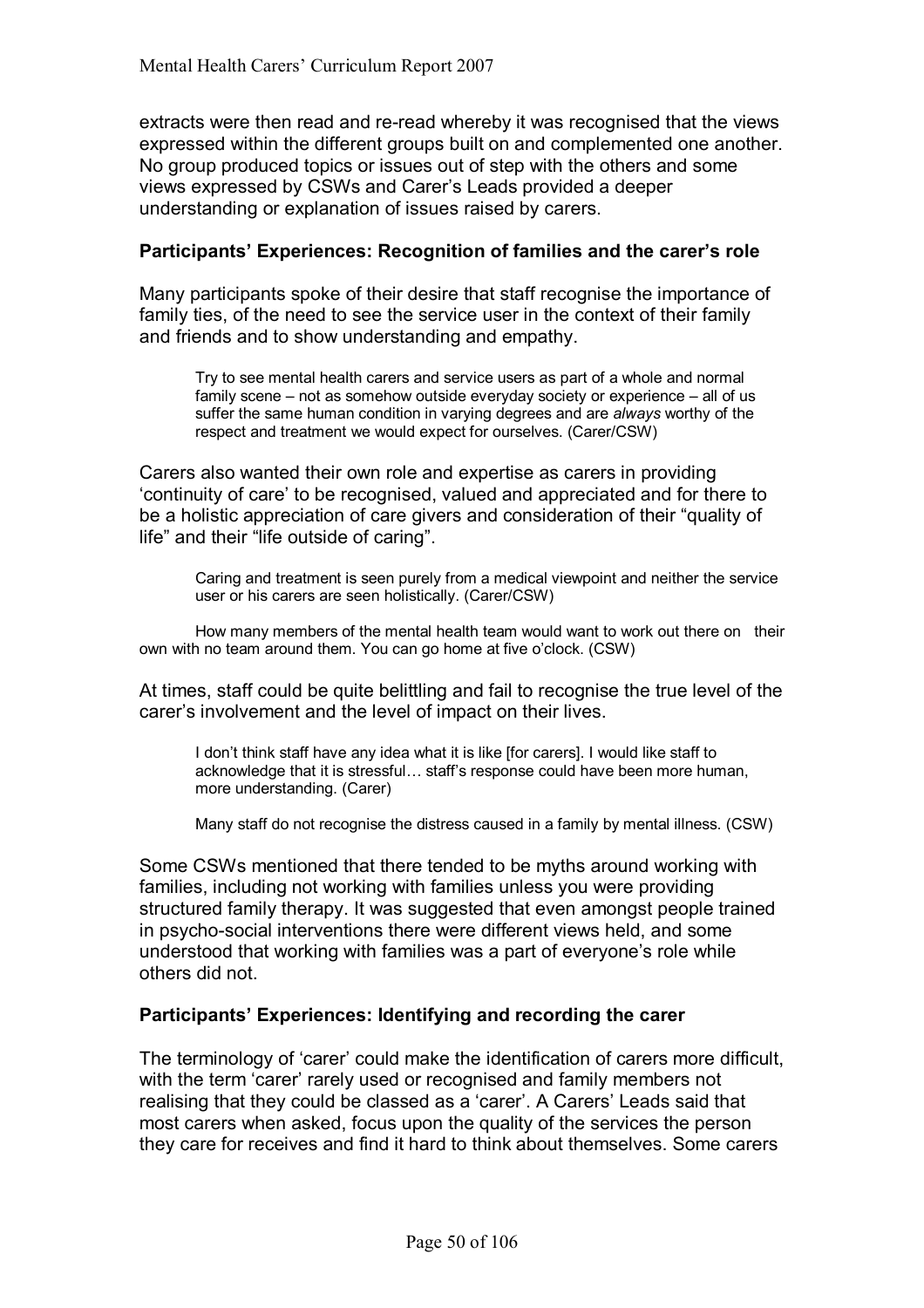extracts were then read and re-read whereby it was recognised that the views expressed within the different groups built on and complemented one another. No group produced topics or issues out of step with the others and some views expressed by CSWs and Carer's Leads provided a deeper understanding or explanation of issues raised by carers.

### Participants' Experiences: Recognition of families and the carer's role

Many participants spoke of their desire that staff recognise the importance of family ties, of the need to see the service user in the context of their family and friends and to show understanding and empathy.

> Try to see mental health carers and service users as part of a whole and normal family scene – not as somehow outside everyday society or experience – all of us suffer the same human condition in varying degrees and are *always* worthy of the respect and treatment we would expect for ourselves. (Carer/CSW)

Carers also wanted their own role and expertise as carers in providing 'continuity of care' to be recognised, valued and appreciated and for there to be a holistic appreciation of care givers and consideration of their "quality of life" and their "life outside of caring".

> Caring and treatment is seen purely from a medical viewpoint and neither the service user or his carers are seen holistically. (Carer/CSW)

> How many members of the mental health team would want to work out there on their own with no team around them. You can go home at five o'clock. (CSW)

At times, staff could be quite belittling and fail to recognise the true level of the carer's involvement and the level of impact on their lives.

> I don't think staff have any idea what it is like [for carers]. I would like staff to acknowledge that it is stressful… staff's response could have been more human, more understanding. (Carer)

> Many staff do not recognise the distress caused in a family by mental illness. (CSW)

Some CSWs mentioned that there tended to be myths around working with families, including not working with families unless you were providing structured family therapy. It was suggested that even amongst people trained in psycho-social interventions there were different views held, and some understood that working with families was a part of everyone's role while others did not.

### Participants' Experiences: Identifying and recording the carer

The terminology of 'carer' could make the identification of carers more difficult, with the term 'carer' rarely used or recognised and family members not realising that they could be classed as a 'carer'. A Carers' Leads said that most carers when asked, focus upon the quality of the services the person they care for receives and find it hard to think about themselves. Some carers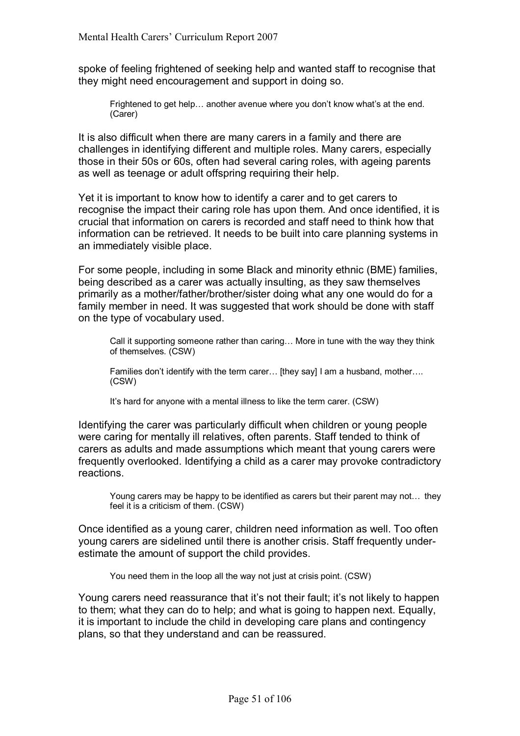spoke of feeling frightened of seeking help and wanted staff to recognise that they might need encouragement and support in doing so.

> Frightened to get help… another avenue where you don't know what's at the end. (Carer)

It is also difficult when there are many carers in a family and there are challenges in identifying different and multiple roles. Many carers, especially those in their 50s or 60s, often had several caring roles, with ageing parents as well as teenage or adult offspring requiring their help.

Yet it is important to know how to identify a carer and to get carers to recognise the impact their caring role has upon them. And once identified, it is crucial that information on carers is recorded and staff need to think how that information can be retrieved. It needs to be built into care planning systems in an immediately visible place.

For some people, including in some Black and minority ethnic (BME) families, being described as a carer was actually insulting, as they saw themselves primarily as a mother/father/brother/sister doing what any one would do for a family member in need. It was suggested that work should be done with staff on the type of vocabulary used.

> Call it supporting someone rather than caring… More in tune with the way they think of themselves. (CSW)

> Families don't identify with the term carer… [they say] I am a husband, mother…. (CSW)

> It's hard for anyone with a mental illness to like the term carer. (CSW)

Identifying the carer was particularly difficult when children or young people were caring for mentally ill relatives, often parents. Staff tended to think of carers as adults and made assumptions which meant that young carers were frequently overlooked. Identifying a child as a carer may provoke contradictory reactions.

> Young carers may be happy to be identified as carers but their parent may not… they feel it is a criticism of them. (CSW)

Once identified as a young carer, children need information as well. Too often young carers are sidelined until there is another crisis. Staff frequently under-estimate the amount of support the child provides.

> You need them in the loop all the way not just at crisis point. (CSW)

Young carers need reassurance that it's not their fault; it's not likely to happen to them; what they can do to help; and what is going to happen next. Equally, it is important to include the child in developing care plans and contingency plans, so that they understand and can be reassured.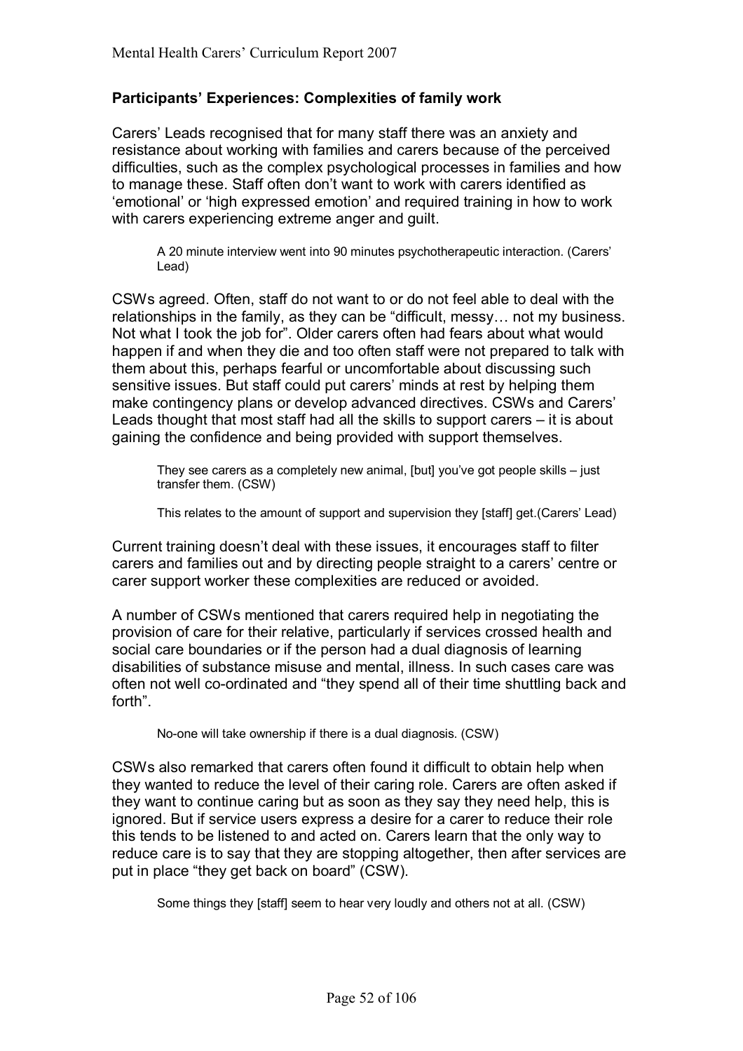### Participants' Experiences: Complexities of family work

Carers' Leads recognised that for many staff there was an anxiety and resistance about working with families and carers because of the perceived difficulties, such as the complex psychological processes in families and how to manage these. Staff often don't want to work with carers identified as 'emotional' or 'high expressed emotion' and required training in how to work with carers experiencing extreme anger and guilt.

> A 20 minute interview went into 90 minutes psychotherapeutic interaction. (Carers' Lead)

CSWs agreed. Often, staff do not want to or do not feel able to deal with the relationships in the family, as they can be "difficult, messy… not my business. Not what I took the job for". Older carers often had fears about what would happen if and when they die and too often staff were not prepared to talk with them about this, perhaps fearful or uncomfortable about discussing such sensitive issues. But staff could put carers' minds at rest by helping them make contingency plans or develop advanced directives. CSWs and Carers' Leads thought that most staff had all the skills to support carers – it is about gaining the confidence and being provided with support themselves.

> They see carers as a completely new animal, [but] you've got people skills – just transfer them. (CSW)

> This relates to the amount of support and supervision they [staff] get.(Carers' Lead)

Current training doesn't deal with these issues, it encourages staff to filter carers and families out and by directing people straight to a carers' centre or carer support worker these complexities are reduced or avoided.

A number of CSWs mentioned that carers required help in negotiating the provision of care for their relative, particularly if services crossed health and social care boundaries or if the person had a dual diagnosis of learning disabilities of substance misuse and mental, illness. In such cases care was often not well co-ordinated and "they spend all of their time shuttling back and forth".

> No-one will take ownership if there is a dual diagnosis. (CSW)

CSWs also remarked that carers often found it difficult to obtain help when they wanted to reduce the level of their caring role. Carers are often asked if they want to continue caring but as soon as they say they need help, this is ignored. But if service users express a desire for a carer to reduce their role this tends to be listened to and acted on. Carers learn that the only way to reduce care is to say that they are stopping altogether, then after services are put in place "they get back on board" (CSW).

> Some things they [staff] seem to hear very loudly and others not at all. (CSW)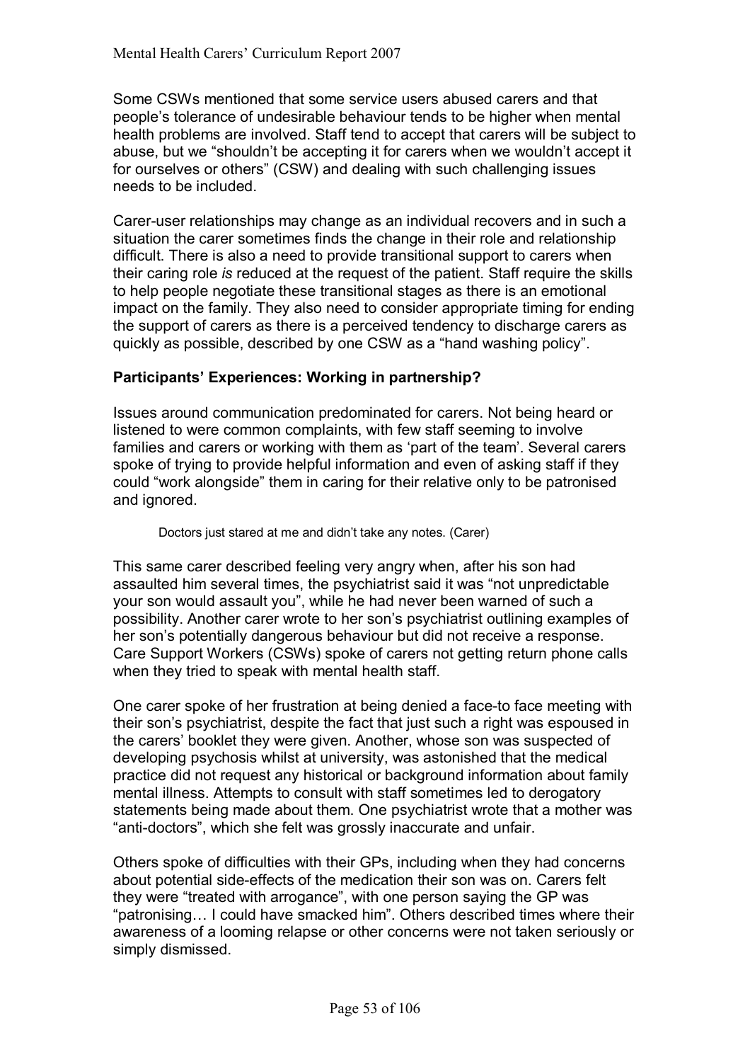Some CSWs mentioned that some service users abused carers and that people's tolerance of undesirable behaviour tends to be higher when mental health problems are involved. Staff tend to accept that carers will be subject to abuse, but we "shouldn't be accepting it for carers when we wouldn't accept it for ourselves or others" (CSW) and dealing with such challenging issues needs to be included.

Carer-user relationships may change as an individual recovers and in such a situation the carer sometimes finds the change in their role and relationship difficult. There is also a need to provide transitional support to carers when their caring role *is* reduced at the request of the patient. Staff require the skills to help people negotiate these transitional stages as there is an emotional impact on the family. They also need to consider appropriate timing for ending the support of carers as there is a perceived tendency to discharge carers as quickly as possible, described by one CSW as a "hand washing policy".

**Participants' Experiences: Working in partnership?**

Issues around communication predominated for carers. Not being heard or listened to were common complaints, with few staff seeming to involve families and carers or working with them as 'part of the team'. Several carers spoke of trying to provide helpful information and even of asking staff if they could "work alongside" them in caring for their relative only to be patronised and ignored.

> Doctors just stared at me and didn't take any notes. (Carer)

This same carer described feeling very angry when, after his son had assaulted him several times, the psychiatrist said it was "not unpredictable your son would assault you", while he had never been warned of such a possibility. Another carer wrote to her son's psychiatrist outlining examples of her son's potentially dangerous behaviour but did not receive a response. Care Support Workers (CSWs) spoke of carers not getting return phone calls when they tried to speak with mental health staff.

One carer spoke of her frustration at being denied a face-to face meeting with their son's psychiatrist, despite the fact that just such a right was espoused in the carers' booklet they were given. Another, whose son was suspected of developing psychosis whilst at university, was astonished that the medical practice did not request any historical or background information about family mental illness. Attempts to consult with staff sometimes led to derogatory statements being made about them. One psychiatrist wrote that a mother was "anti-doctors", which she felt was grossly inaccurate and unfair.

Others spoke of difficulties with their GPs, including when they had concerns about potential side-effects of the medication their son was on. Carers felt they were "treated with arrogance", with one person saying the GP was "patronising… I could have smacked him". Others described times where their awareness of a looming relapse or other concerns were not taken seriously or simply dismissed.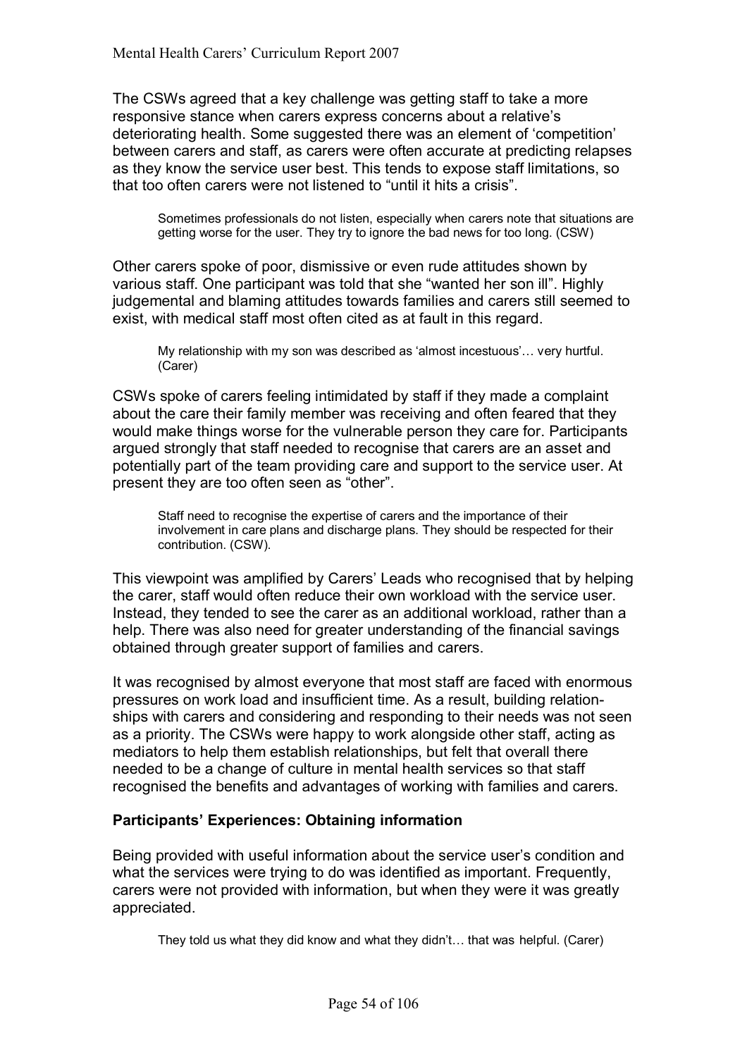The CSWs agreed that a key challenge was getting staff to take a more responsive stance when carers express concerns about a relative's deteriorating health. Some suggested there was an element of 'competition' between carers and staff, as carers were often accurate at predicting relapses as they know the service user best. This tends to expose staff limitations, so that too often carers were not listened to "until it hits a crisis".

> Sometimes professionals do not listen, especially when carers note that situations are getting worse for the user. They try to ignore the bad news for too long. (CSW)

Other carers spoke of poor, dismissive or even rude attitudes shown by various staff. One participant was told that she "wanted her son ill". Highly judgemental and blaming attitudes towards families and carers still seemed to exist, with medical staff most often cited as at fault in this regard.

> My relationship with my son was described as 'almost incestuous'… very hurtful. (Carer)

CSWs spoke of carers feeling intimidated by staff if they made a complaint about the care their family member was receiving and often feared that they would make things worse for the vulnerable person they care for. Participants argued strongly that staff needed to recognise that carers are an asset and potentially part of the team providing care and support to the service user. At present they are too often seen as "other".

> Staff need to recognise the expertise of carers and the importance of their involvement in care plans and discharge plans. They should be respected for their contribution. (CSW).

This viewpoint was amplified by Carers' Leads who recognised that by helping the carer, staff would often reduce their own workload with the service user. Instead, they tended to see the carer as an additional workload, rather than a help. There was also need for greater understanding of the financial savings obtained through greater support of families and carers.

It was recognised by almost everyone that most staff are faced with enormous pressures on work load and insufficient time. As a result, building relationships with carers and considering and responding to their needs was not seen as a priority. The CSWs were happy to work alongside other staff, acting as mediators to help them establish relationships, but felt that overall there needed to be a change of culture in mental health services so that staff recognised the benefits and advantages of working with families and carers.

### Participants' Experiences: Obtaining information

Being provided with useful information about the service user's condition and what the services were trying to do was identified as important. Frequently, carers were not provided with information, but when they were it was greatly appreciated.

> They told us what they did know and what they didn't… that was helpful. (Carer)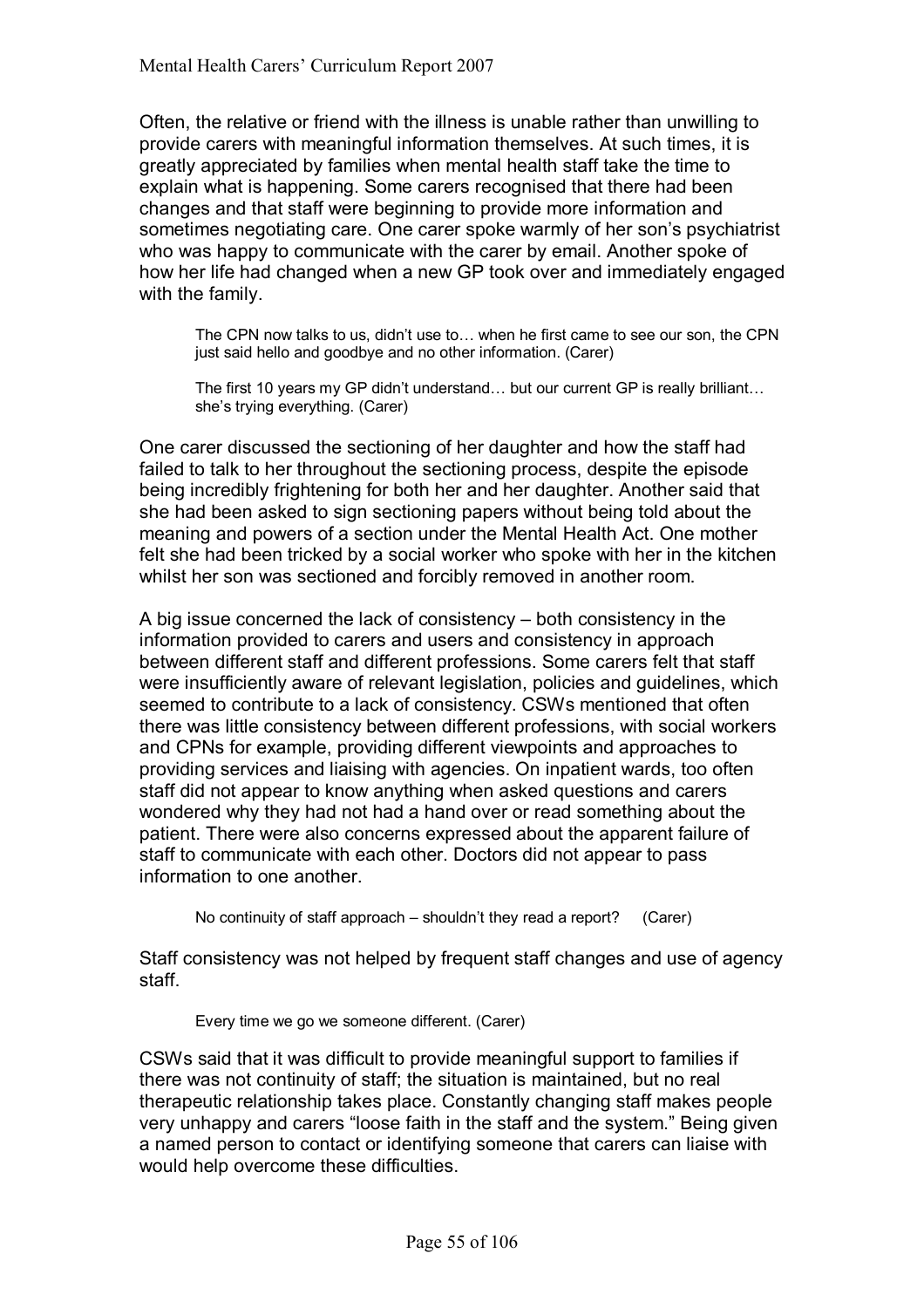Often, the relative or friend with the illness is unable rather than unwilling to provide carers with meaningful information themselves. At such times, it is greatly appreciated by families when mental health staff take the time to explain what is happening. Some carers recognised that there had been changes and that staff were beginning to provide more information and sometimes negotiating care. One carer spoke warmly of her son's psychiatrist who was happy to communicate with the carer by email. Another spoke of how her life had changed when a new GP took over and immediately engaged with the family.

> The CPN now talks to us, didn't use to… when he first came to see our son, the CPN just said hello and goodbye and no other information. (Carer)

> The first 10 years my GP didn't understand… but our current GP is really brilliant… she's trying everything. (Carer)

One carer discussed the sectioning of her daughter and how the staff had failed to talk to her throughout the sectioning process, despite the episode being incredibly frightening for both her and her daughter. Another said that she had been asked to sign sectioning papers without being told about the meaning and powers of a section under the Mental Health Act. One mother felt she had been tricked by a social worker who spoke with her in the kitchen whilst her son was sectioned and forcibly removed in another room.

A big issue concerned the lack of consistency – both consistency in the information provided to carers and users and consistency in approach between different staff and different professions. Some carers felt that staff were insufficiently aware of relevant legislation, policies and guidelines, which seemed to contribute to a lack of consistency. CSWs mentioned that often there was little consistency between different professions, with social workers and CPNs for example, providing different viewpoints and approaches to providing services and liaising with agencies. On inpatient wards, too often staff did not appear to know anything when asked questions and carers wondered why they had not had a hand over or read something about the patient. There were also concerns expressed about the apparent failure of staff to communicate with each other. Doctors did not appear to pass information to one another.

> No continuity of staff approach – shouldn't they read a report? (Carer)

Staff consistency was not helped by frequent staff changes and use of agency staff.

> Every time we go we someone different. (Carer)

CSWs said that it was difficult to provide meaningful support to families if there was not continuity of staff; the situation is maintained, but no real therapeutic relationship takes place. Constantly changing staff makes people very unhappy and carers "loose faith in the staff and the system." Being given a named person to contact or identifying someone that carers can liaise with would help overcome these difficulties.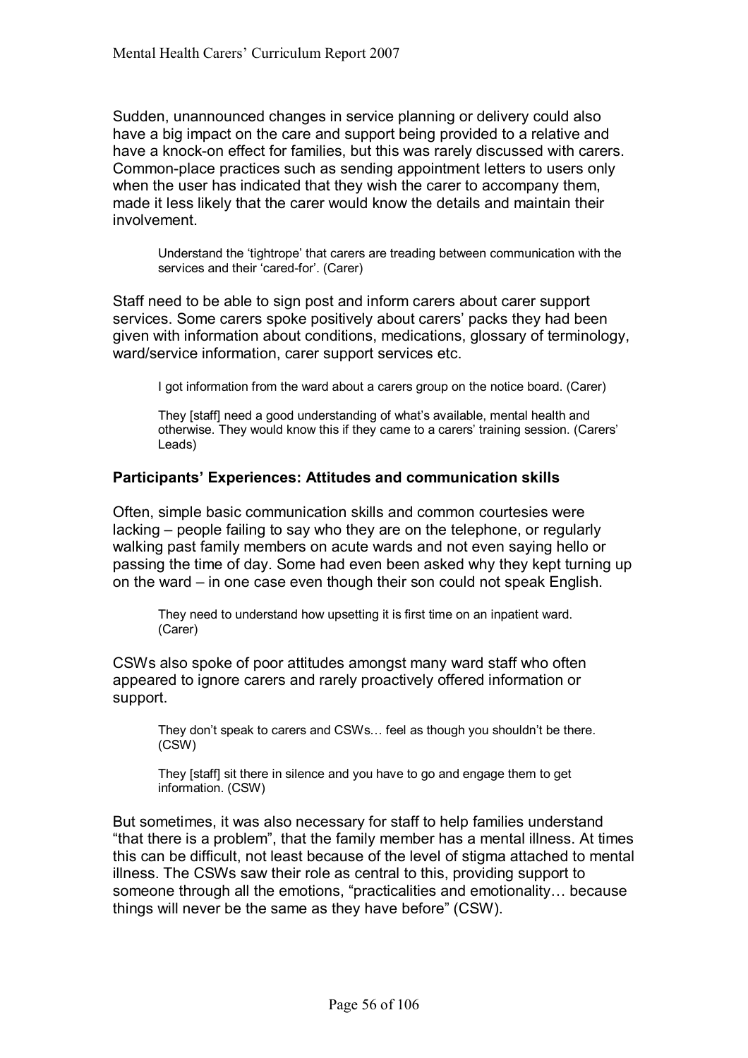Sudden, unannounced changes in service planning or delivery could also have a big impact on the care and support being provided to a relative and have a knock-on effect for families, but this was rarely discussed with carers. Common-place practices such as sending appointment letters to users only when the user has indicated that they wish the carer to accompany them, made it less likely that the carer would know the details and maintain their involvement.

> Understand the 'tightrope' that carers are treading between communication with the services and their 'cared-for'. (Carer)

Staff need to be able to sign post and inform carers about carer support services. Some carers spoke positively about carers' packs they had been given with information about conditions, medications, glossary of terminology, ward/service information, carer support services etc.

> I got information from the ward about a carers group on the notice board. (Carer)

> They [staff] need a good understanding of what's available, mental health and otherwise. They would know this if they came to a carers' training session. (Carers' Leads)

### Participants' Experiences: Attitudes and communication skills

Often, simple basic communication skills and common courtesies were lacking – people failing to say who they are on the telephone, or regularly walking past family members on acute wards and not even saying hello or passing the time of day. Some had even been asked why they kept turning up on the ward – in one case even though their son could not speak English.

> They need to understand how upsetting it is first time on an inpatient ward. (Carer)

CSWs also spoke of poor attitudes amongst many ward staff who often appeared to ignore carers and rarely proactively offered information or support.

> They don't speak to carers and CSWs… feel as though you shouldn't be there. (CSW)

> They [staff] sit there in silence and you have to go and engage them to get information. (CSW)

But sometimes, it was also necessary for staff to help families understand "that there is a problem", that the family member has a mental illness. At times this can be difficult, not least because of the level of stigma attached to mental illness. The CSWs saw their role as central to this, providing support to someone through all the emotions, "practicalities and emotionality… because things will never be the same as they have before" (CSW).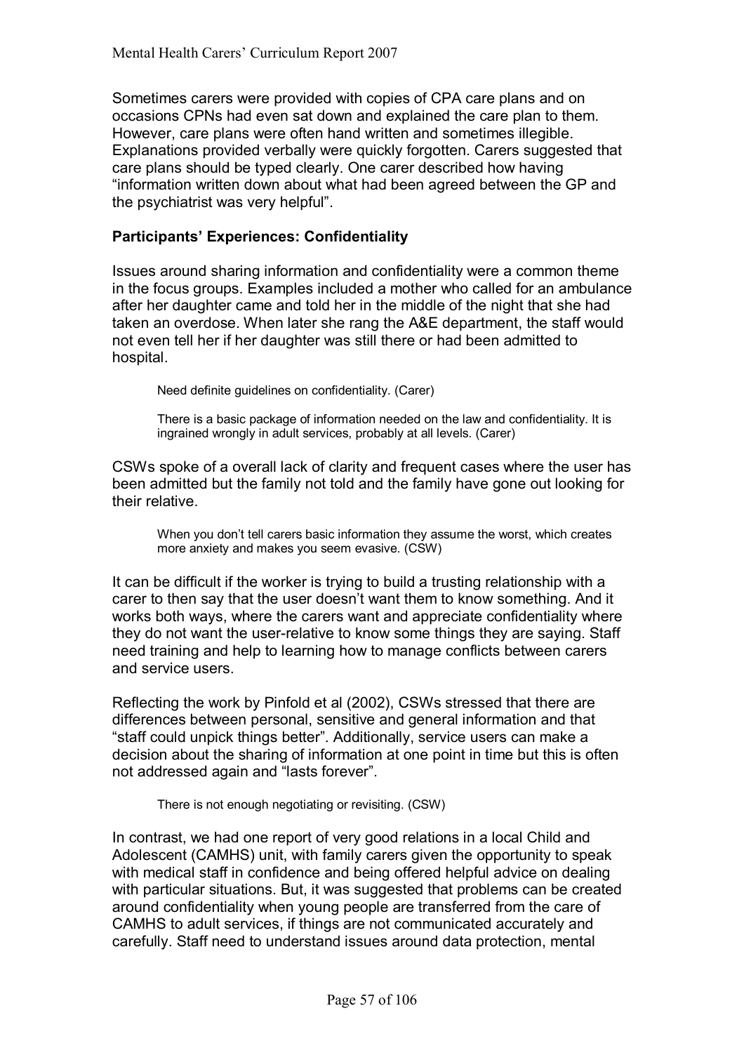Sometimes carers were provided with copies of CPA care plans and on occasions CPNs had even sat down and explained the care plan to them. However, care plans were often hand written and sometimes illegible. Explanations provided verbally were quickly forgotten. Carers suggested that care plans should be typed clearly. One carer described how having "information written down about what had been agreed between the GP and the psychiatrist was very helpful".

**Participants' Experiences: Confidentiality**

Issues around sharing information and confidentiality were a common theme in the focus groups. Examples included a mother who called for an ambulance after her daughter came and told her in the middle of the night that she had taken an overdose. When later she rang the A&E department, the staff would not even tell her if her daughter was still there or had been admitted to hospital.

> Need definite guidelines on confidentiality. (Carer)
>
> There is a basic package of information needed on the law and confidentiality. It is ingrained wrongly in adult services, probably at all levels. (Carer)

CSWs spoke of a overall lack of clarity and frequent cases where the user has been admitted but the family not told and the family have gone out looking for their relative.

> When you don't tell carers basic information they assume the worst, which creates more anxiety and makes you seem evasive. (CSW)

It can be difficult if the worker is trying to build a trusting relationship with a carer to then say that the user doesn't want them to know something. And it works both ways, where the carers want and appreciate confidentiality where they do not want the user-relative to know some things they are saying. Staff need training and help to learning how to manage conflicts between carers and service users.

Reflecting the work by Pinfold et al (2002), CSWs stressed that there are differences between personal, sensitive and general information and that "staff could unpick things better". Additionally, service users can make a decision about the sharing of information at one point in time but this is often not addressed again and "lasts forever".

> There is not enough negotiating or revisiting. (CSW)

In contrast, we had one report of very good relations in a local Child and Adolescent (CAMHS) unit, with family carers given the opportunity to speak with medical staff in confidence and being offered helpful advice on dealing with particular situations. But, it was suggested that problems can be created around confidentiality when young people are transferred from the care of CAMHS to adult services, if things are not communicated accurately and carefully. Staff need to understand issues around data protection, mental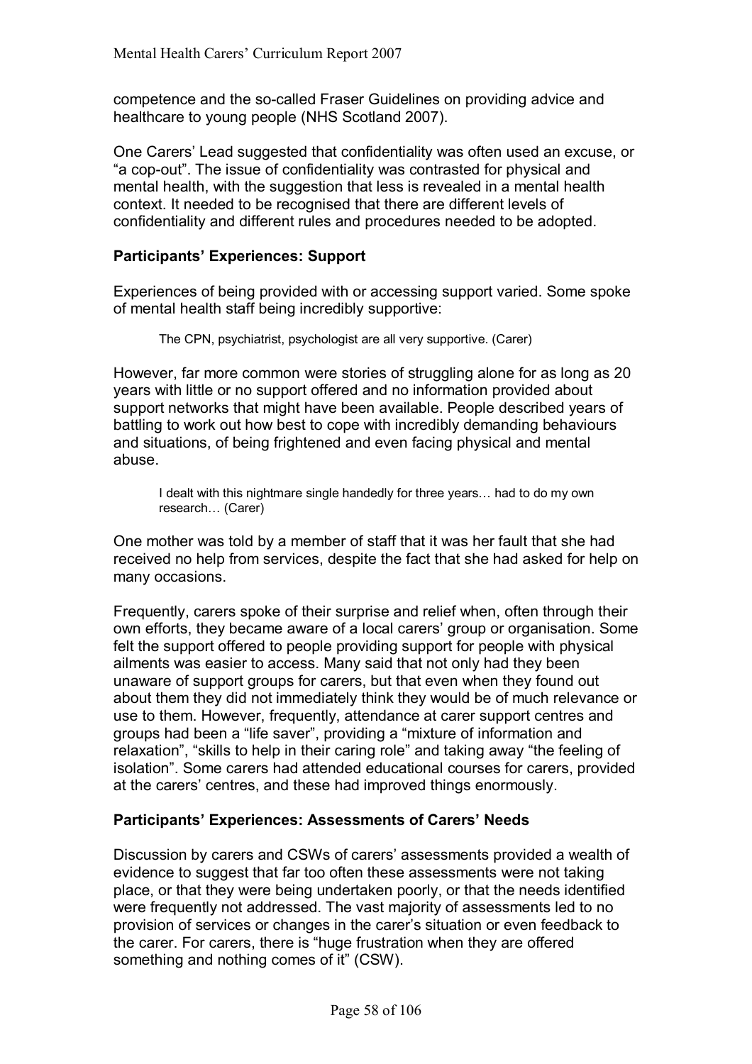competence and the so-called Fraser Guidelines on providing advice and healthcare to young people (NHS Scotland 2007).

One Carers' Lead suggested that confidentiality was often used an excuse, or "a cop-out". The issue of confidentiality was contrasted for physical and mental health, with the suggestion that less is revealed in a mental health context. It needed to be recognised that there are different levels of confidentiality and different rules and procedures needed to be adopted.

### Participants' Experiences: Support

Experiences of being provided with or accessing support varied. Some spoke of mental health staff being incredibly supportive:

> The CPN, psychiatrist, psychologist are all very supportive. (Carer)

However, far more common were stories of struggling alone for as long as 20 years with little or no support offered and no information provided about support networks that might have been available. People described years of battling to work out how best to cope with incredibly demanding behaviours and situations, of being frightened and even facing physical and mental abuse.

> I dealt with this nightmare single handedly for three years… had to do my own research… (Carer)

One mother was told by a member of staff that it was her fault that she had received no help from services, despite the fact that she had asked for help on many occasions.

Frequently, carers spoke of their surprise and relief when, often through their own efforts, they became aware of a local carers' group or organisation. Some felt the support offered to people providing support for people with physical ailments was easier to access. Many said that not only had they been unaware of support groups for carers, but that even when they found out about them they did not immediately think they would be of much relevance or use to them. However, frequently, attendance at carer support centres and groups had been a "life saver", providing a "mixture of information and relaxation", "skills to help in their caring role" and taking away "the feeling of isolation". Some carers had attended educational courses for carers, provided at the carers' centres, and these had improved things enormously.

### Participants' Experiences: Assessments of Carers' Needs

Discussion by carers and CSWs of carers' assessments provided a wealth of evidence to suggest that far too often these assessments were not taking place, or that they were being undertaken poorly, or that the needs identified were frequently not addressed. The vast majority of assessments led to no provision of services or changes in the carer's situation or even feedback to the carer. For carers, there is "huge frustration when they are offered something and nothing comes of it" (CSW).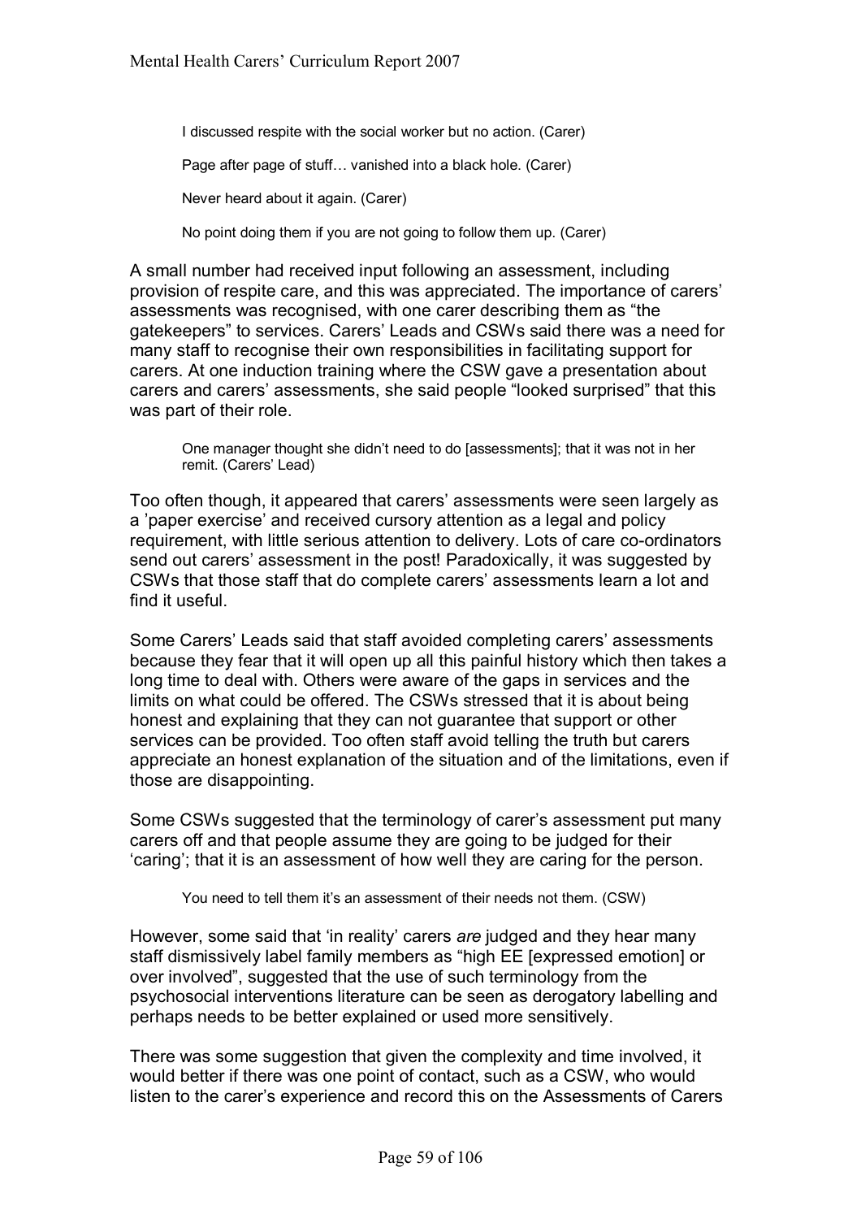> I discussed respite with the social worker but no action. (Carer)
>
> Page after page of stuff… vanished into a black hole. (Carer)
>
> Never heard about it again. (Carer)
>
> No point doing them if you are not going to follow them up. (Carer)

A small number had received input following an assessment, including provision of respite care, and this was appreciated. The importance of carers' assessments was recognised, with one carer describing them as "the gatekeepers" to services. Carers' Leads and CSWs said there was a need for many staff to recognise their own responsibilities in facilitating support for carers. At one induction training where the CSW gave a presentation about carers and carers' assessments, she said people "looked surprised" that this was part of their role.

> One manager thought she didn't need to do [assessments]; that it was not in her remit. (Carers' Lead)

Too often though, it appeared that carers' assessments were seen largely as a 'paper exercise' and received cursory attention as a legal and policy requirement, with little serious attention to delivery. Lots of care co-ordinators send out carers' assessment in the post! Paradoxically, it was suggested by CSWs that those staff that do complete carers' assessments learn a lot and find it useful.

Some Carers' Leads said that staff avoided completing carers' assessments because they fear that it will open up all this painful history which then takes a long time to deal with. Others were aware of the gaps in services and the limits on what could be offered. The CSWs stressed that it is about being honest and explaining that they can not guarantee that support or other services can be provided. Too often staff avoid telling the truth but carers appreciate an honest explanation of the situation and of the limitations, even if those are disappointing.

Some CSWs suggested that the terminology of carer's assessment put many carers off and that people assume they are going to be judged for their 'caring'; that it is an assessment of how well they are caring for the person.

> You need to tell them it's an assessment of their needs not them. (CSW)

However, some said that 'in reality' carers *are* judged and they hear many staff dismissively label family members as "high EE [expressed emotion] or over involved", suggested that the use of such terminology from the psychosocial interventions literature can be seen as derogatory labelling and perhaps needs to be better explained or used more sensitively.

There was some suggestion that given the complexity and time involved, it would better if there was one point of contact, such as a CSW, who would listen to the carer's experience and record this on the Assessments of Carers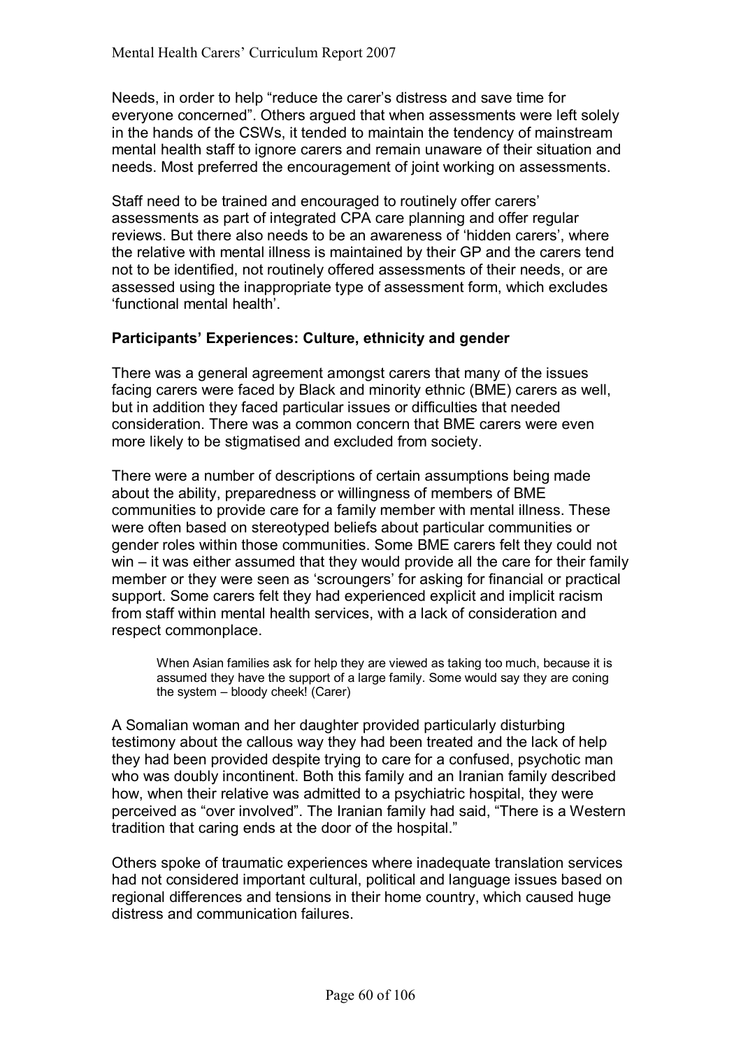Needs, in order to help "reduce the carer's distress and save time for everyone concerned". Others argued that when assessments were left solely in the hands of the CSWs, it tended to maintain the tendency of mainstream mental health staff to ignore carers and remain unaware of their situation and needs. Most preferred the encouragement of joint working on assessments.

Staff need to be trained and encouraged to routinely offer carers' assessments as part of integrated CPA care planning and offer regular reviews. But there also needs to be an awareness of 'hidden carers', where the relative with mental illness is maintained by their GP and the carers tend not to be identified, not routinely offered assessments of their needs, or are assessed using the inappropriate type of assessment form, which excludes 'functional mental health'.

**Participants' Experiences: Culture, ethnicity and gender**

There was a general agreement amongst carers that many of the issues facing carers were faced by Black and minority ethnic (BME) carers as well, but in addition they faced particular issues or difficulties that needed consideration. There was a common concern that BME carers were even more likely to be stigmatised and excluded from society.

There were a number of descriptions of certain assumptions being made about the ability, preparedness or willingness of members of BME communities to provide care for a family member with mental illness. These were often based on stereotyped beliefs about particular communities or gender roles within those communities. Some BME carers felt they could not win – it was either assumed that they would provide all the care for their family member or they were seen as 'scroungers' for asking for financial or practical support. Some carers felt they had experienced explicit and implicit racism from staff within mental health services, with a lack of consideration and respect commonplace.

> When Asian families ask for help they are viewed as taking too much, because it is assumed they have the support of a large family. Some would say they are coning the system – bloody cheek! (Carer)

A Somalian woman and her daughter provided particularly disturbing testimony about the callous way they had been treated and the lack of help they had been provided despite trying to care for a confused, psychotic man who was doubly incontinent. Both this family and an Iranian family described how, when their relative was admitted to a psychiatric hospital, they were perceived as "over involved". The Iranian family had said, "There is a Western tradition that caring ends at the door of the hospital."

Others spoke of traumatic experiences where inadequate translation services had not considered important cultural, political and language issues based on regional differences and tensions in their home country, which caused huge distress and communication failures.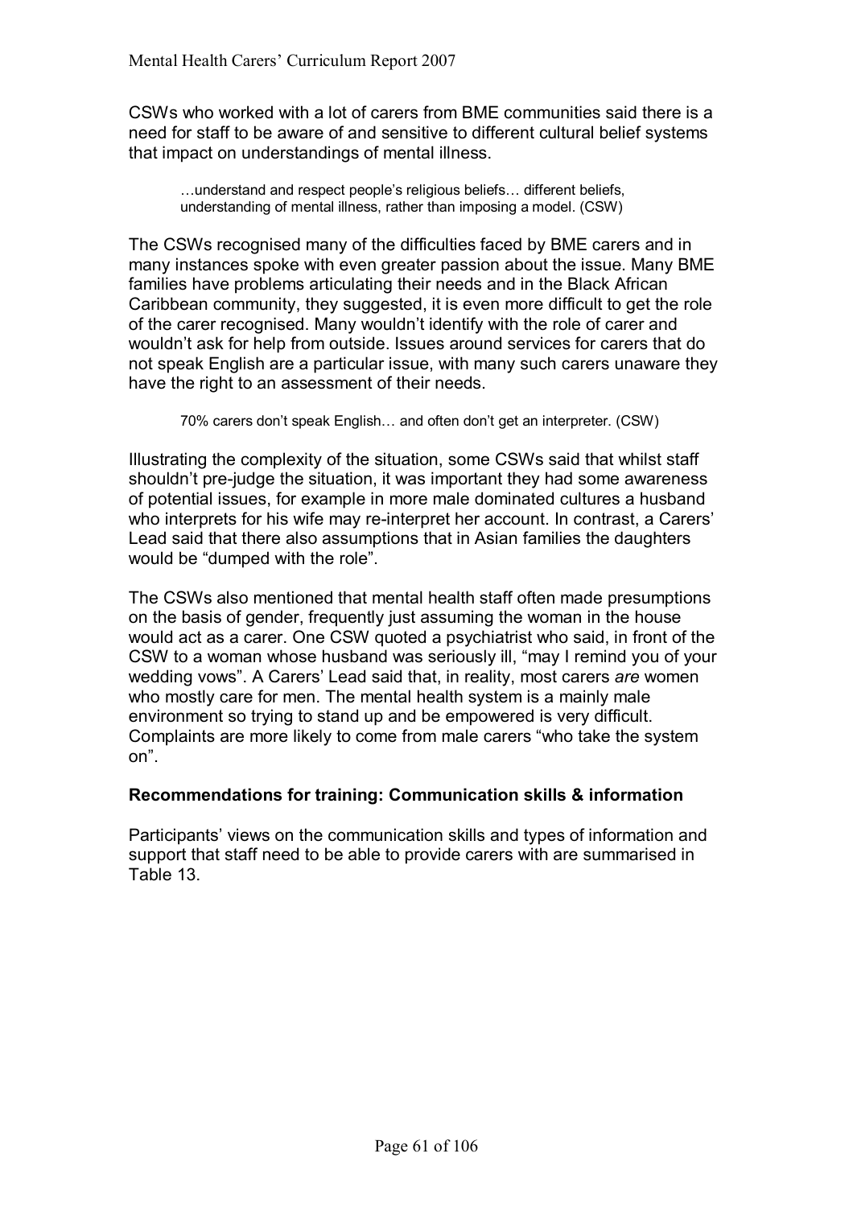CSWs who worked with a lot of carers from BME communities said there is a need for staff to be aware of and sensitive to different cultural belief systems that impact on understandings of mental illness.

> …understand and respect people's religious beliefs… different beliefs, understanding of mental illness, rather than imposing a model. (CSW)

The CSWs recognised many of the difficulties faced by BME carers and in many instances spoke with even greater passion about the issue. Many BME families have problems articulating their needs and in the Black African Caribbean community, they suggested, it is even more difficult to get the role of the carer recognised. Many wouldn't identify with the role of carer and wouldn't ask for help from outside. Issues around services for carers that do not speak English are a particular issue, with many such carers unaware they have the right to an assessment of their needs.

> 70% carers don't speak English… and often don't get an interpreter. (CSW)

Illustrating the complexity of the situation, some CSWs said that whilst staff shouldn't pre-judge the situation, it was important they had some awareness of potential issues, for example in more male dominated cultures a husband who interprets for his wife may re-interpret her account. In contrast, a Carers' Lead said that there also assumptions that in Asian families the daughters would be "dumped with the role".

The CSWs also mentioned that mental health staff often made presumptions on the basis of gender, frequently just assuming the woman in the house would act as a carer. One CSW quoted a psychiatrist who said, in front of the CSW to a woman whose husband was seriously ill, "may I remind you of your wedding vows". A Carers' Lead said that, in reality, most carers *are* women who mostly care for men. The mental health system is a mainly male environment so trying to stand up and be empowered is very difficult. Complaints are more likely to come from male carers "who take the system on".

### Recommendations for training: Communication skills & information

Participants' views on the communication skills and types of information and support that staff need to be able to provide carers with are summarised in Table 13.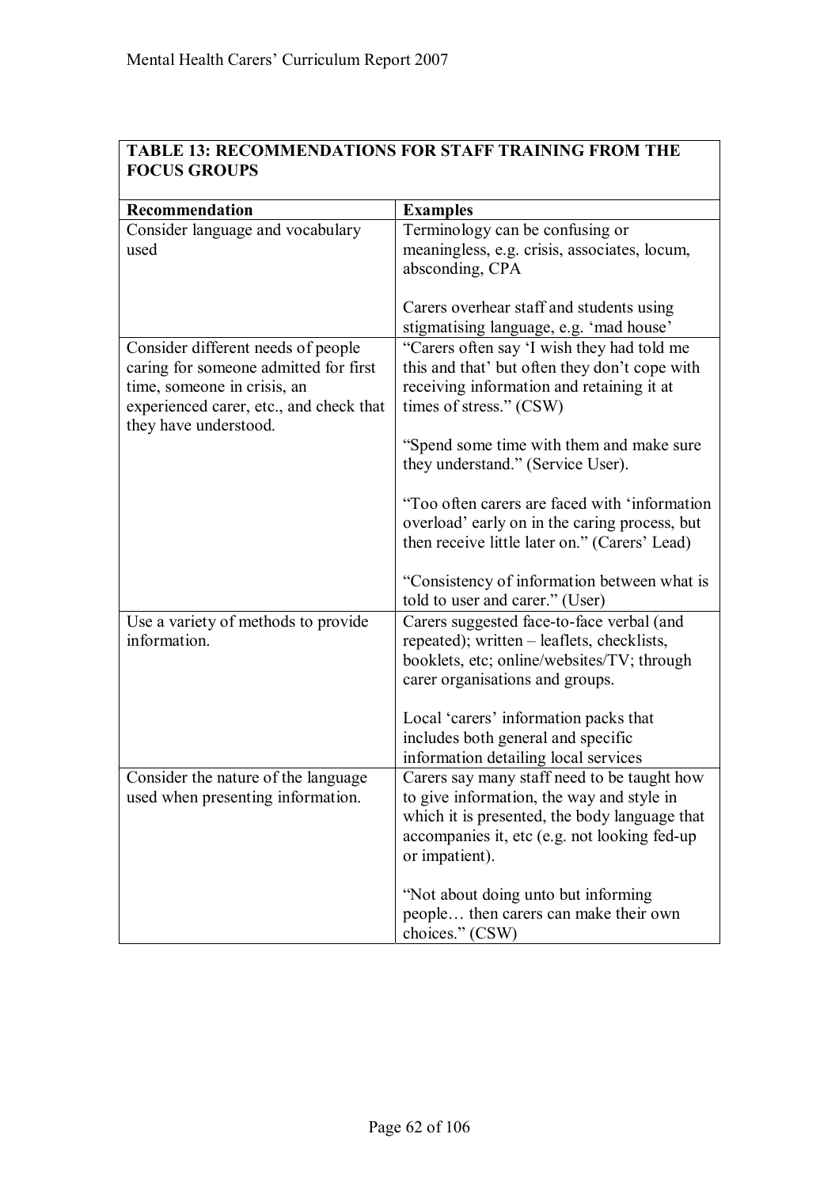**TABLE 13: RECOMMENDATIONS FOR STAFF TRAINING FROM THE FOCUS GROUPS**

| Recommendation | Examples |
|---|---|
| Consider language and vocabulary used | Terminology can be confusing or meaningless, e.g. crisis, associates, locum, absconding, CPA<br><br>Carers overhear staff and students using stigmatising language, e.g. 'mad house' |
| Consider different needs of people caring for someone admitted for first time, someone in crisis, an experienced carer, etc., and check that they have understood. | "Carers often say 'I wish they had told me this and that' but often they don't cope with receiving information and retaining it at times of stress." (CSW)<br><br>"Spend some time with them and make sure they understand." (Service User).<br><br>"Too often carers are faced with 'information overload' early on in the caring process, but then receive little later on." (Carers' Lead)<br><br>"Consistency of information between what is told to user and carer." (User) |
| Use a variety of methods to provide information. | Carers suggested face-to-face verbal (and repeated); written – leaflets, checklists, booklets, etc; online/websites/TV; through carer organisations and groups.<br><br>Local 'carers' information packs that includes both general and specific information detailing local services |
| Consider the nature of the language used when presenting information. | Carers say many staff need to be taught how to give information, the way and style in which it is presented, the body language that accompanies it, etc (e.g. not looking fed-up or impatient).<br><br>"Not about doing unto but informing people… then carers can make their own choices." (CSW) |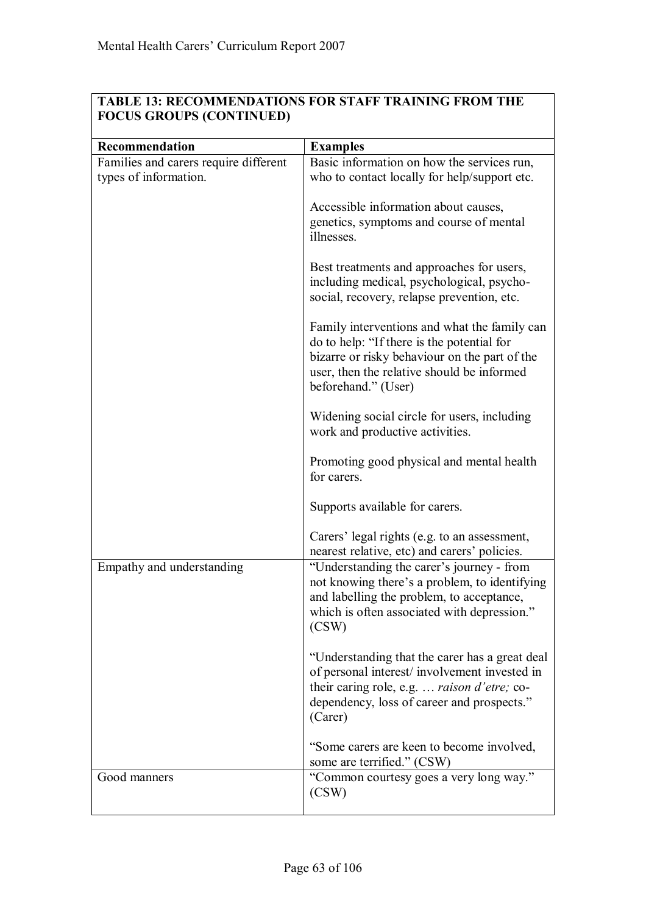**TABLE 13: RECOMMENDATIONS FOR STAFF TRAINING FROM THE FOCUS GROUPS (CONTINUED)**

| Recommendation | Examples |
|---|---|
| Families and carers require different types of information. | Basic information on how the services run, who to contact locally for help/support etc.<br><br>Accessible information about causes, genetics, symptoms and course of mental illnesses.<br><br>Best treatments and approaches for users, including medical, psychological, psycho-social, recovery, relapse prevention, etc.<br><br>Family interventions and what the family can do to help: "If there is the potential for bizarre or risky behaviour on the part of the user, then the relative should be informed beforehand." (User)<br><br>Widening social circle for users, including work and productive activities.<br><br>Promoting good physical and mental health for carers.<br><br>Supports available for carers.<br><br>Carers' legal rights (e.g. to an assessment, nearest relative, etc) and carers' policies. |
| Empathy and understanding | "Understanding the carer's journey - from not knowing there's a problem, to identifying and labelling the problem, to acceptance, which is often associated with depression." (CSW)<br><br>"Understanding that the carer has a great deal of personal interest/ involvement invested in their caring role, e.g. … *raison d'etre;* co-dependency, loss of career and prospects." (Carer)<br><br>"Some carers are keen to become involved, some are terrified." (CSW) |
| Good manners | "Common courtesy goes a very long way." (CSW) |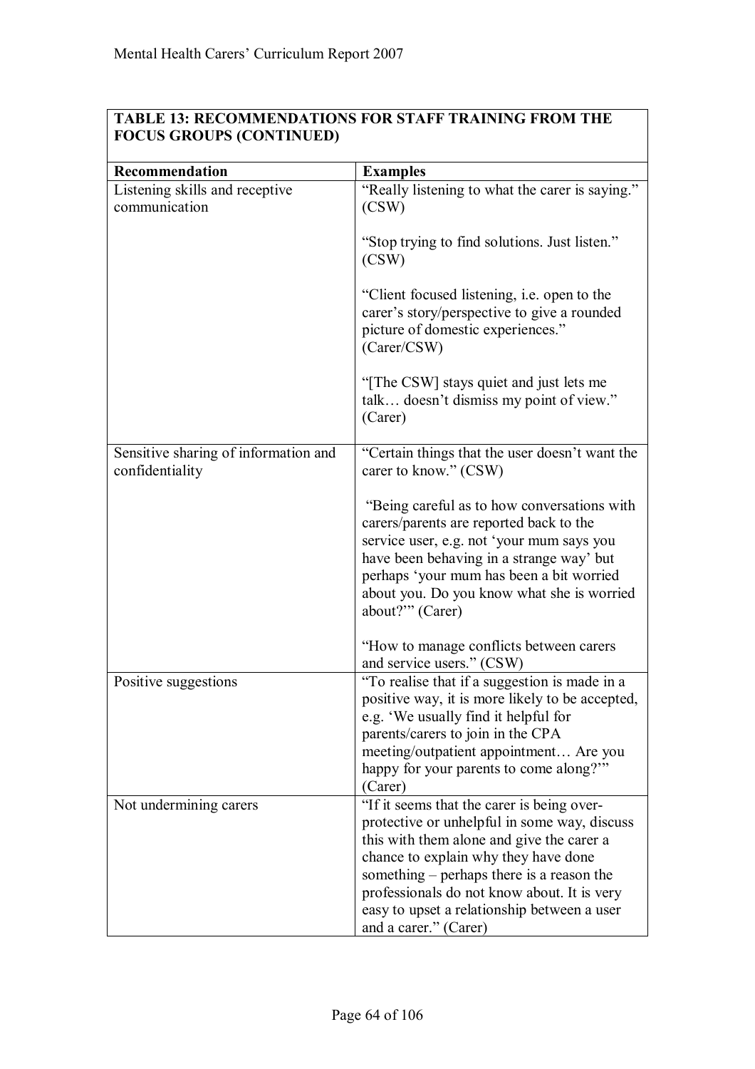**TABLE 13: RECOMMENDATIONS FOR STAFF TRAINING FROM THE FOCUS GROUPS (CONTINUED)**

| Recommendation | Examples |
|---|---|
| Listening skills and receptive communication | "Really listening to what the carer is saying." (CSW)<br><br>"Stop trying to find solutions. Just listen." (CSW)<br><br>"Client focused listening, i.e. open to the carer's story/perspective to give a rounded picture of domestic experiences." (Carer/CSW)<br><br>"[The CSW] stays quiet and just lets me talk… doesn't dismiss my point of view." (Carer) |
| Sensitive sharing of information and confidentiality | "Certain things that the user doesn't want the carer to know." (CSW)<br><br>"Being careful as to how conversations with carers/parents are reported back to the service user, e.g. not 'your mum says you have been behaving in a strange way' but perhaps 'your mum has been a bit worried about you. Do you know what she is worried about?'" (Carer)<br><br>"How to manage conflicts between carers and service users." (CSW) |
| Positive suggestions | "To realise that if a suggestion is made in a positive way, it is more likely to be accepted, e.g. 'We usually find it helpful for parents/carers to join in the CPA meeting/outpatient appointment… Are you happy for your parents to come along?'" (Carer) |
| Not undermining carers | "If it seems that the carer is being over-protective or unhelpful in some way, discuss this with them alone and give the carer a chance to explain why they have done something – perhaps there is a reason the professionals do not know about. It is very easy to upset a relationship between a user and a carer." (Carer) |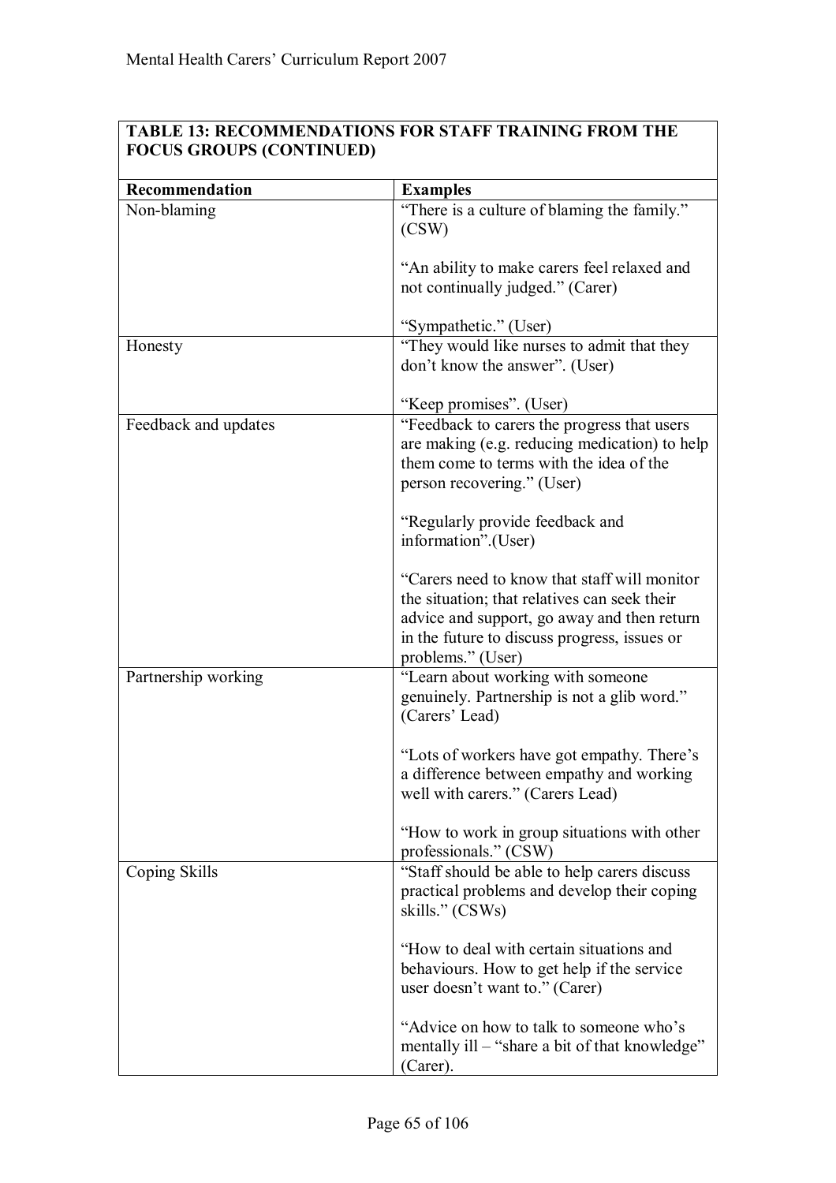**TABLE 13: RECOMMENDATIONS FOR STAFF TRAINING FROM THE FOCUS GROUPS (CONTINUED)**

| Recommendation | Examples |
|---|---|
| Non-blaming | "There is a culture of blaming the family." (CSW)<br><br>"An ability to make carers feel relaxed and not continually judged." (Carer)<br><br>"Sympathetic." (User) |
| Honesty | "They would like nurses to admit that they don't know the answer". (User)<br><br>"Keep promises". (User) |
| Feedback and updates | "Feedback to carers the progress that users are making (e.g. reducing medication) to help them come to terms with the idea of the person recovering." (User)<br><br>"Regularly provide feedback and information".(User)<br><br>"Carers need to know that staff will monitor the situation; that relatives can seek their advice and support, go away and then return in the future to discuss progress, issues or problems." (User) |
| Partnership working | "Learn about working with someone genuinely. Partnership is not a glib word." (Carers' Lead)<br><br>"Lots of workers have got empathy. There's a difference between empathy and working well with carers." (Carers Lead)<br><br>"How to work in group situations with other professionals." (CSW) |
| Coping Skills | "Staff should be able to help carers discuss practical problems and develop their coping skills." (CSWs)<br><br>"How to deal with certain situations and behaviours. How to get help if the service user doesn't want to." (Carer)<br><br>"Advice on how to talk to someone who's mentally ill – "share a bit of that knowledge" (Carer). |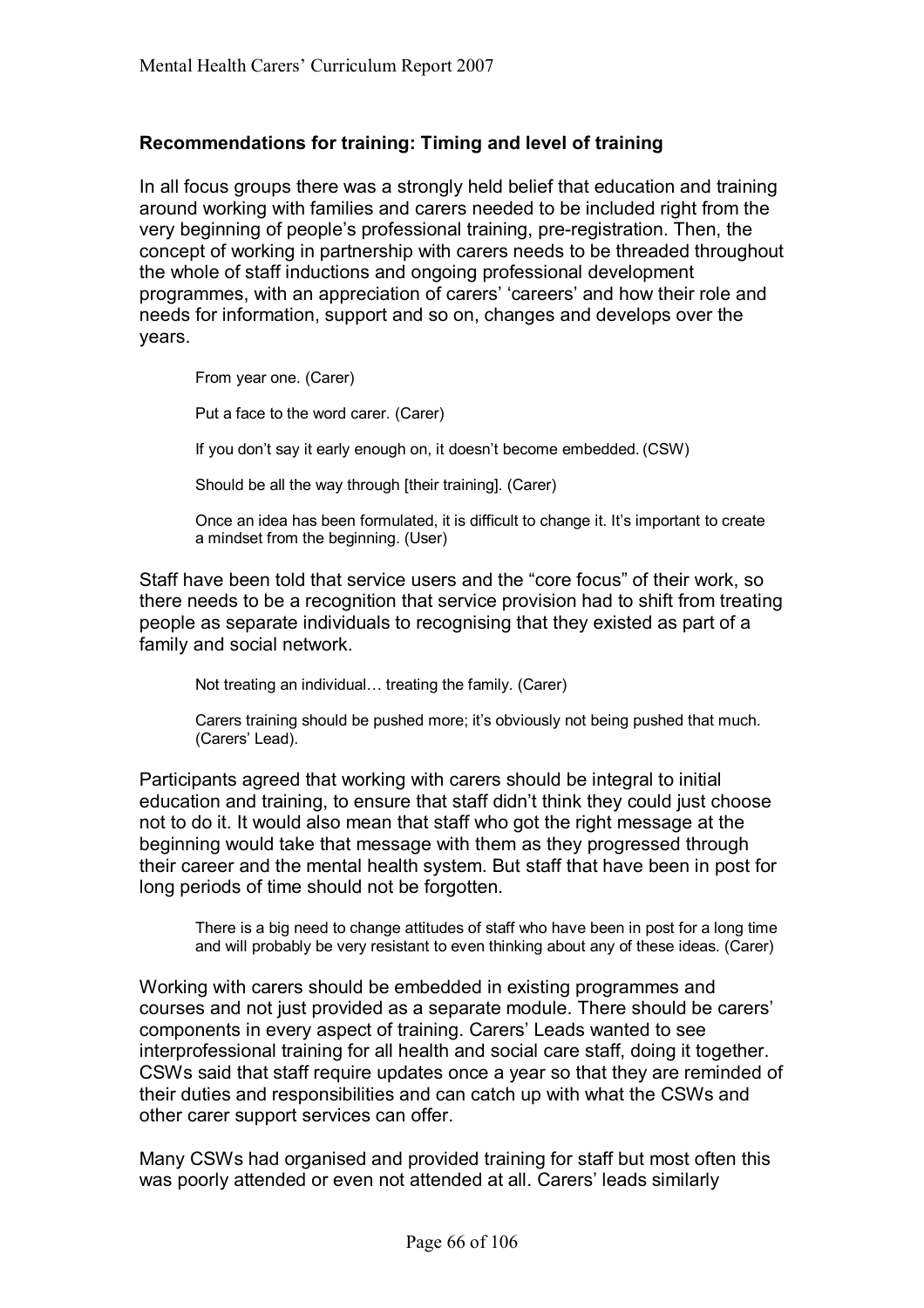**Recommendations for training: Timing and level of training**

In all focus groups there was a strongly held belief that education and training around working with families and carers needed to be included right from the very beginning of people's professional training, pre-registration. Then, the concept of working in partnership with carers needs to be threaded throughout the whole of staff inductions and ongoing professional development programmes, with an appreciation of carers' 'careers' and how their role and needs for information, support and so on, changes and develops over the years.

> From year one. (Carer)
>
> Put a face to the word carer. (Carer)
>
> If you don't say it early enough on, it doesn't become embedded. (CSW)
>
> Should be all the way through [their training]. (Carer)
>
> Once an idea has been formulated, it is difficult to change it. It's important to create a mindset from the beginning. (User)

Staff have been told that service users and the "core focus" of their work, so there needs to be a recognition that service provision had to shift from treating people as separate individuals to recognising that they existed as part of a family and social network.

> Not treating an individual… treating the family. (Carer)
>
> Carers training should be pushed more; it's obviously not being pushed that much. (Carers' Lead).

Participants agreed that working with carers should be integral to initial education and training, to ensure that staff didn't think they could just choose not to do it. It would also mean that staff who got the right message at the beginning would take that message with them as they progressed through their career and the mental health system. But staff that have been in post for long periods of time should not be forgotten.

> There is a big need to change attitudes of staff who have been in post for a long time and will probably be very resistant to even thinking about any of these ideas. (Carer)

Working with carers should be embedded in existing programmes and courses and not just provided as a separate module. There should be carers' components in every aspect of training. Carers' Leads wanted to see interprofessional training for all health and social care staff, doing it together. CSWs said that staff require updates once a year so that they are reminded of their duties and responsibilities and can catch up with what the CSWs and other carer support services can offer.

Many CSWs had organised and provided training for staff but most often this was poorly attended or even not attended at all. Carers' leads similarly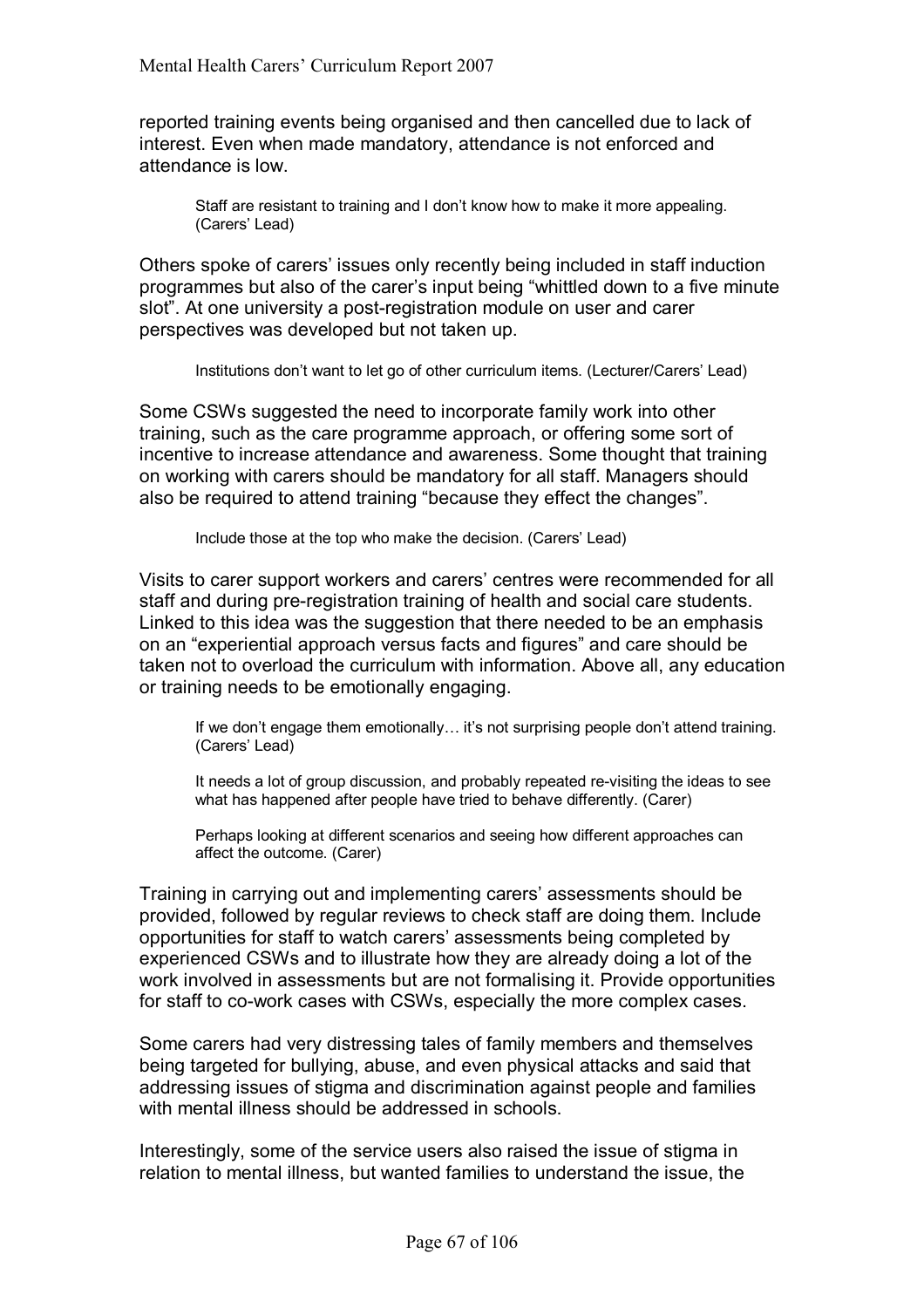reported training events being organised and then cancelled due to lack of interest. Even when made mandatory, attendance is not enforced and attendance is low.

> Staff are resistant to training and I don't know how to make it more appealing. (Carers' Lead)

Others spoke of carers' issues only recently being included in staff induction programmes but also of the carer's input being "whittled down to a five minute slot". At one university a post-registration module on user and carer perspectives was developed but not taken up.

> Institutions don't want to let go of other curriculum items. (Lecturer/Carers' Lead)

Some CSWs suggested the need to incorporate family work into other training, such as the care programme approach, or offering some sort of incentive to increase attendance and awareness. Some thought that training on working with carers should be mandatory for all staff. Managers should also be required to attend training "because they effect the changes".

> Include those at the top who make the decision. (Carers' Lead)

Visits to carer support workers and carers' centres were recommended for all staff and during pre-registration training of health and social care students. Linked to this idea was the suggestion that there needed to be an emphasis on an "experiential approach versus facts and figures" and care should be taken not to overload the curriculum with information. Above all, any education or training needs to be emotionally engaging.

> If we don't engage them emotionally… it's not surprising people don't attend training. (Carers' Lead)

> It needs a lot of group discussion, and probably repeated re-visiting the ideas to see what has happened after people have tried to behave differently. (Carer)

> Perhaps looking at different scenarios and seeing how different approaches can affect the outcome. (Carer)

Training in carrying out and implementing carers' assessments should be provided, followed by regular reviews to check staff are doing them. Include opportunities for staff to watch carers' assessments being completed by experienced CSWs and to illustrate how they are already doing a lot of the work involved in assessments but are not formalising it. Provide opportunities for staff to co-work cases with CSWs, especially the more complex cases.

Some carers had very distressing tales of family members and themselves being targeted for bullying, abuse, and even physical attacks and said that addressing issues of stigma and discrimination against people and families with mental illness should be addressed in schools.

Interestingly, some of the service users also raised the issue of stigma in relation to mental illness, but wanted families to understand the issue, the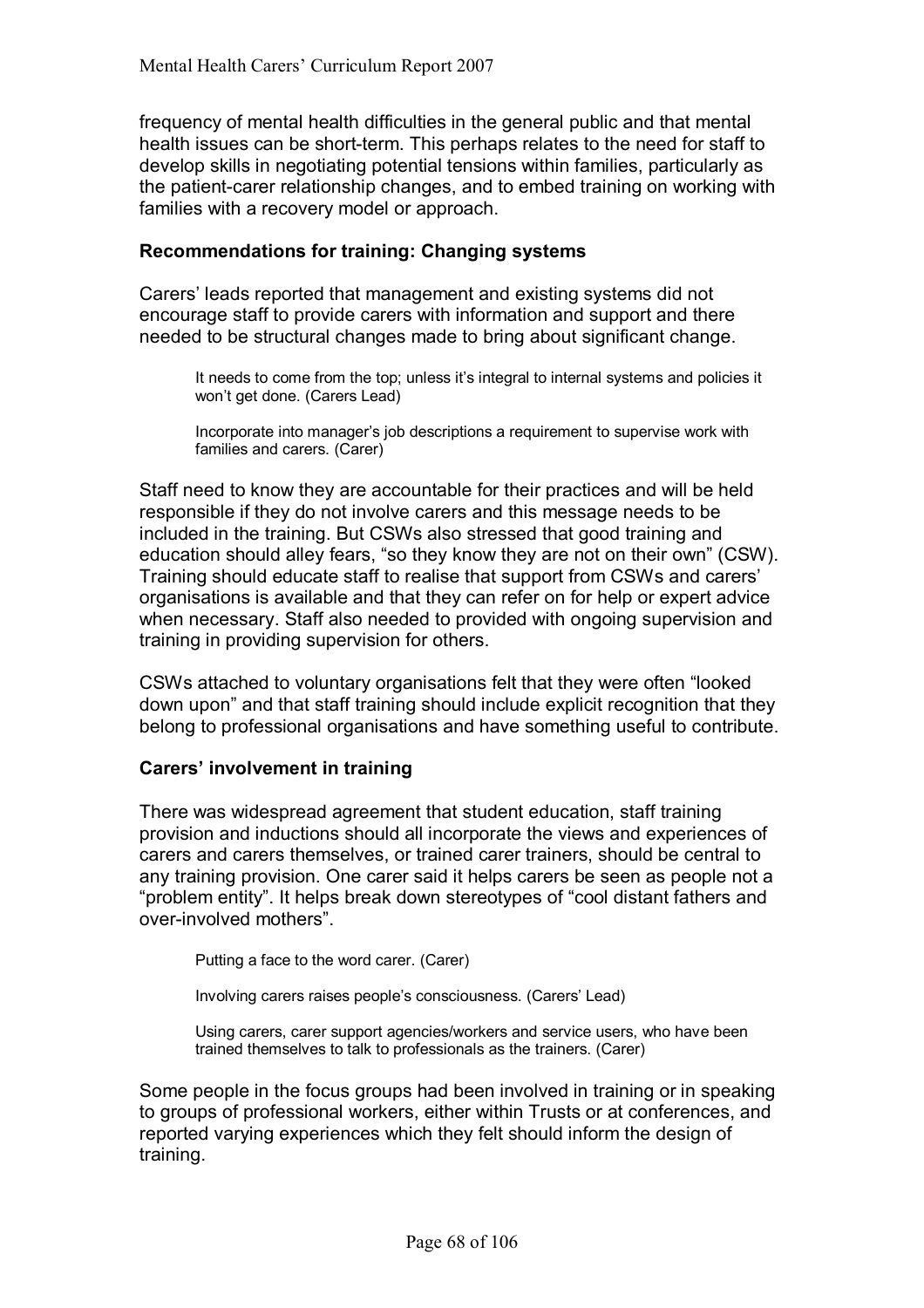frequency of mental health difficulties in the general public and that mental health issues can be short-term. This perhaps relates to the need for staff to develop skills in negotiating potential tensions within families, particularly as the patient-carer relationship changes, and to embed training on working with families with a recovery model or approach.

### Recommendations for training: Changing systems

Carers' leads reported that management and existing systems did not encourage staff to provide carers with information and support and there needed to be structural changes made to bring about significant change.

> It needs to come from the top; unless it's integral to internal systems and policies it won't get done. (Carers Lead)
>
> Incorporate into manager's job descriptions a requirement to supervise work with families and carers. (Carer)

Staff need to know they are accountable for their practices and will be held responsible if they do not involve carers and this message needs to be included in the training. But CSWs also stressed that good training and education should alley fears, "so they know they are not on their own" (CSW). Training should educate staff to realise that support from CSWs and carers' organisations is available and that they can refer on for help or expert advice when necessary. Staff also needed to provided with ongoing supervision and training in providing supervision for others.

CSWs attached to voluntary organisations felt that they were often "looked down upon" and that staff training should include explicit recognition that they belong to professional organisations and have something useful to contribute.

### Carers' involvement in training

There was widespread agreement that student education, staff training provision and inductions should all incorporate the views and experiences of carers and carers themselves, or trained carer trainers, should be central to any training provision. One carer said it helps carers be seen as people not a "problem entity". It helps break down stereotypes of "cool distant fathers and over-involved mothers".

> Putting a face to the word carer. (Carer)
>
> Involving carers raises people's consciousness. (Carers' Lead)
>
> Using carers, carer support agencies/workers and service users, who have been trained themselves to talk to professionals as the trainers. (Carer)

Some people in the focus groups had been involved in training or in speaking to groups of professional workers, either within Trusts or at conferences, and reported varying experiences which they felt should inform the design of training.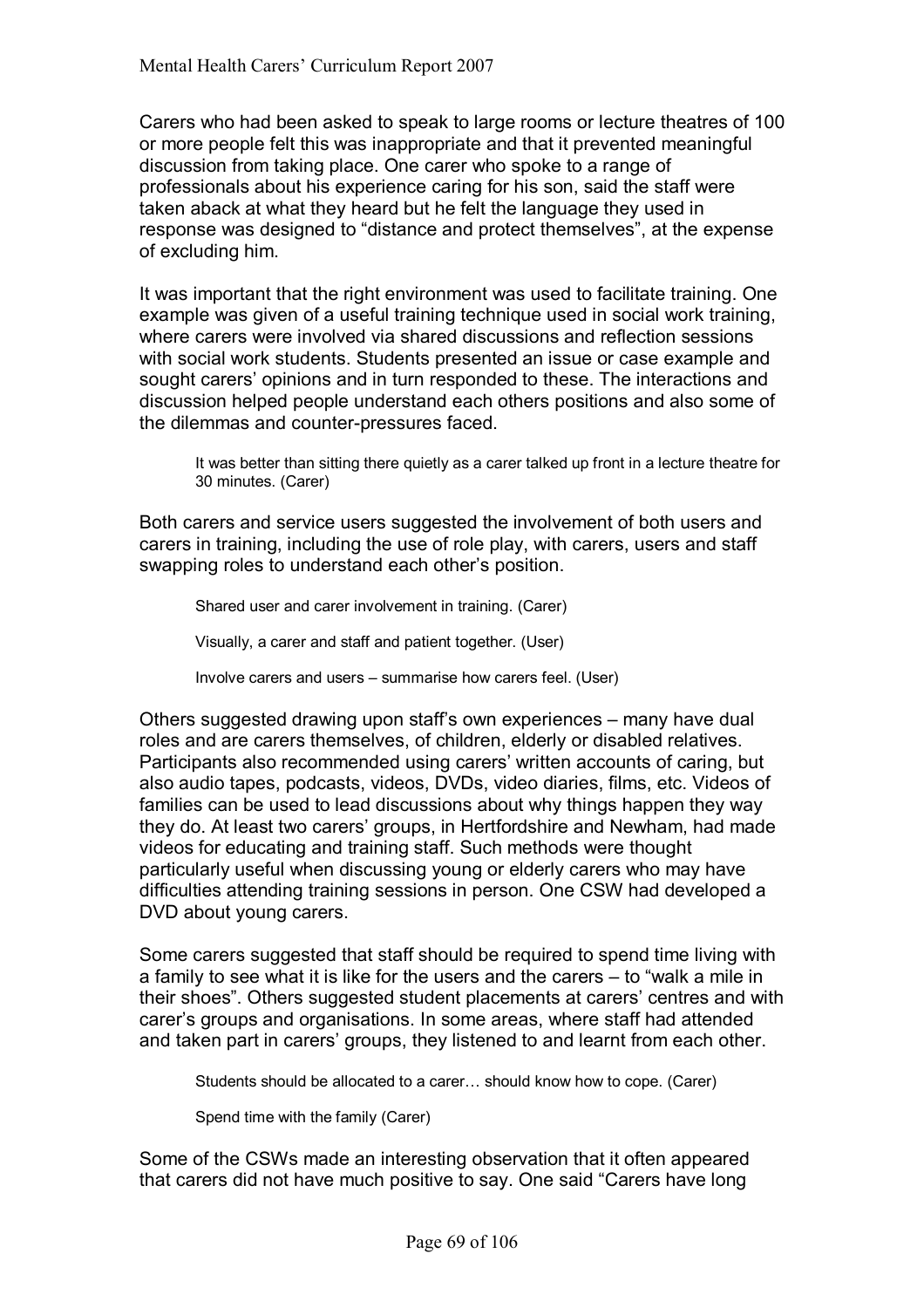Carers who had been asked to speak to large rooms or lecture theatres of 100 or more people felt this was inappropriate and that it prevented meaningful discussion from taking place. One carer who spoke to a range of professionals about his experience caring for his son, said the staff were taken aback at what they heard but he felt the language they used in response was designed to "distance and protect themselves", at the expense of excluding him.

It was important that the right environment was used to facilitate training. One example was given of a useful training technique used in social work training, where carers were involved via shared discussions and reflection sessions with social work students. Students presented an issue or case example and sought carers' opinions and in turn responded to these. The interactions and discussion helped people understand each others positions and also some of the dilemmas and counter-pressures faced.

> It was better than sitting there quietly as a carer talked up front in a lecture theatre for 30 minutes. (Carer)

Both carers and service users suggested the involvement of both users and carers in training, including the use of role play, with carers, users and staff swapping roles to understand each other's position.

> Shared user and carer involvement in training. (Carer)
>
> Visually, a carer and staff and patient together. (User)
>
> Involve carers and users – summarise how carers feel. (User)

Others suggested drawing upon staff's own experiences – many have dual roles and are carers themselves, of children, elderly or disabled relatives. Participants also recommended using carers' written accounts of caring, but also audio tapes, podcasts, videos, DVDs, video diaries, films, etc. Videos of families can be used to lead discussions about why things happen they way they do. At least two carers' groups, in Hertfordshire and Newham, had made videos for educating and training staff. Such methods were thought particularly useful when discussing young or elderly carers who may have difficulties attending training sessions in person. One CSW had developed a DVD about young carers.

Some carers suggested that staff should be required to spend time living with a family to see what it is like for the users and the carers – to "walk a mile in their shoes". Others suggested student placements at carers' centres and with carer's groups and organisations. In some areas, where staff had attended and taken part in carers' groups, they listened to and learnt from each other.

> Students should be allocated to a carer… should know how to cope. (Carer)
>
> Spend time with the family (Carer)

Some of the CSWs made an interesting observation that it often appeared that carers did not have much positive to say. One said "Carers have long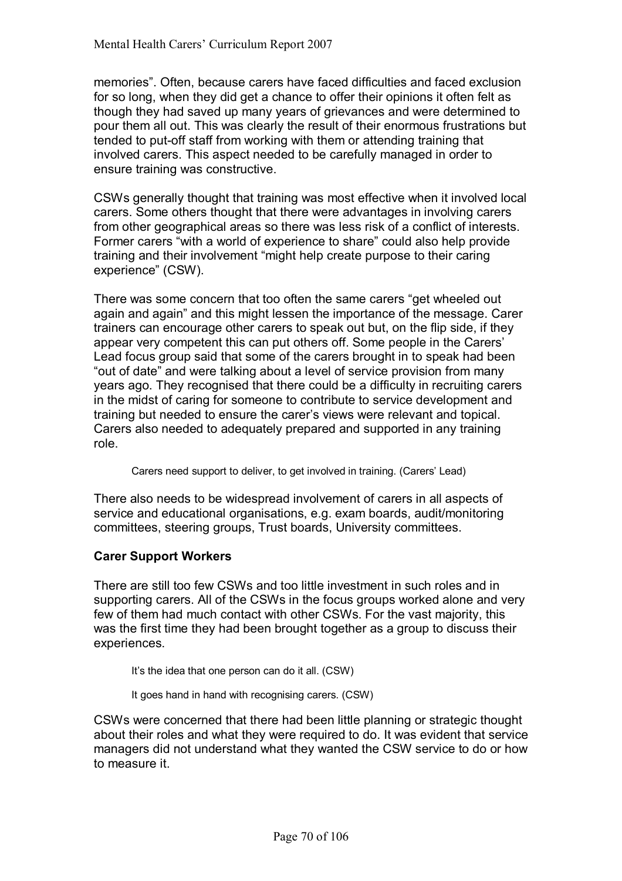memories". Often, because carers have faced difficulties and faced exclusion for so long, when they did get a chance to offer their opinions it often felt as though they had saved up many years of grievances and were determined to pour them all out. This was clearly the result of their enormous frustrations but tended to put-off staff from working with them or attending training that involved carers. This aspect needed to be carefully managed in order to ensure training was constructive.

CSWs generally thought that training was most effective when it involved local carers. Some others thought that there were advantages in involving carers from other geographical areas so there was less risk of a conflict of interests. Former carers "with a world of experience to share" could also help provide training and their involvement "might help create purpose to their caring experience" (CSW).

There was some concern that too often the same carers "get wheeled out again and again" and this might lessen the importance of the message. Carer trainers can encourage other carers to speak out but, on the flip side, if they appear very competent this can put others off. Some people in the Carers' Lead focus group said that some of the carers brought in to speak had been "out of date" and were talking about a level of service provision from many years ago. They recognised that there could be a difficulty in recruiting carers in the midst of caring for someone to contribute to service development and training but needed to ensure the carer's views were relevant and topical. Carers also needed to adequately prepared and supported in any training role.

> Carers need support to deliver, to get involved in training. (Carers' Lead)

There also needs to be widespread involvement of carers in all aspects of service and educational organisations, e.g. exam boards, audit/monitoring committees, steering groups, Trust boards, University committees.

**Carer Support Workers**

There are still too few CSWs and too little investment in such roles and in supporting carers. All of the CSWs in the focus groups worked alone and very few of them had much contact with other CSWs. For the vast majority, this was the first time they had been brought together as a group to discuss their experiences.

> It's the idea that one person can do it all. (CSW)

> It goes hand in hand with recognising carers. (CSW)

CSWs were concerned that there had been little planning or strategic thought about their roles and what they were required to do. It was evident that service managers did not understand what they wanted the CSW service to do or how to measure it.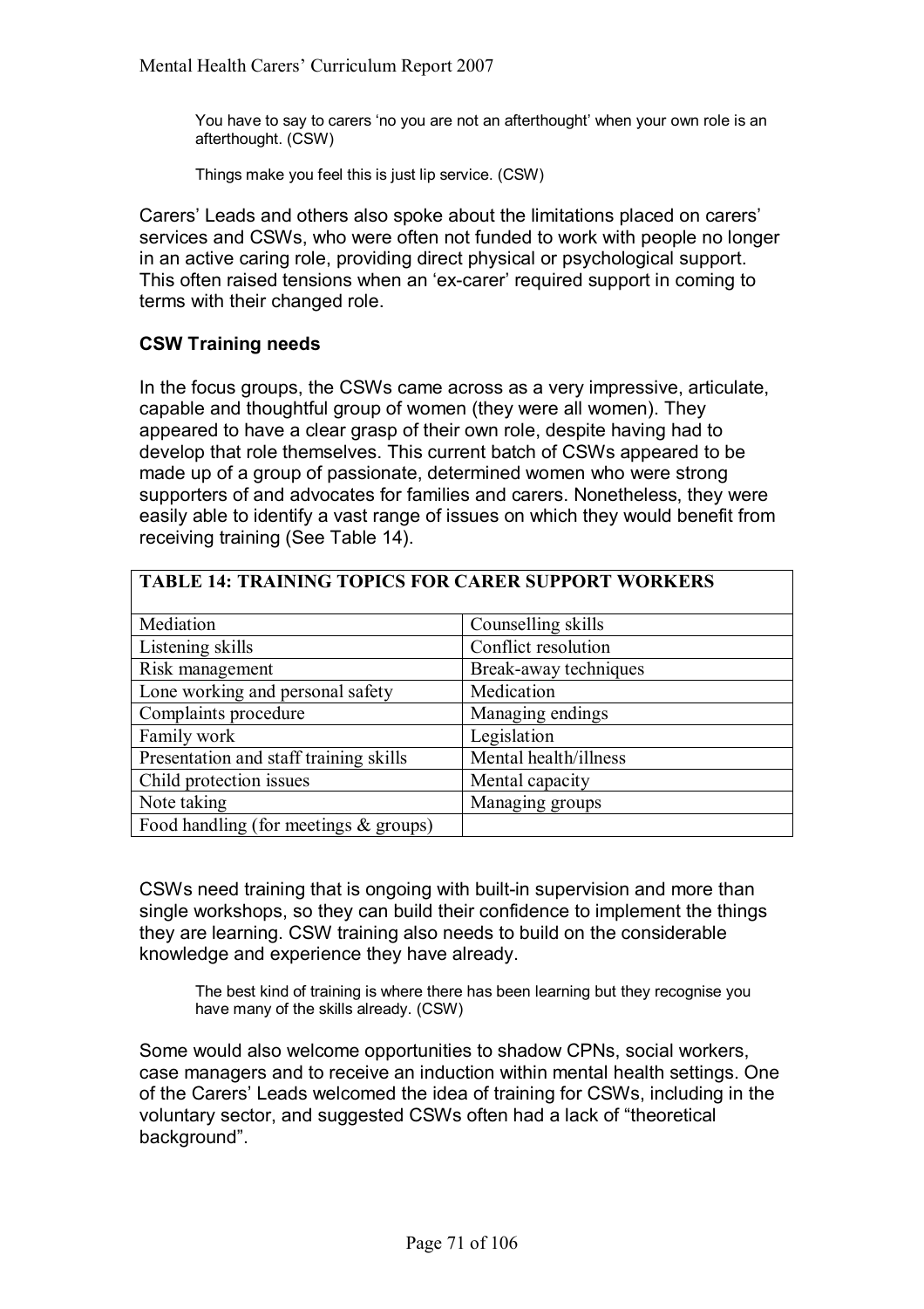> You have to say to carers 'no you are not an afterthought' when your own role is an afterthought. (CSW)

> Things make you feel this is just lip service. (CSW)

Carers' Leads and others also spoke about the limitations placed on carers' services and CSWs, who were often not funded to work with people no longer in an active caring role, providing direct physical or psychological support. This often raised tensions when an 'ex-carer' required support in coming to terms with their changed role.

### CSW Training needs

In the focus groups, the CSWs came across as a very impressive, articulate, capable and thoughtful group of women (they were all women). They appeared to have a clear grasp of their own role, despite having had to develop that role themselves. This current batch of CSWs appeared to be made up of a group of passionate, determined women who were strong supporters of and advocates for families and carers. Nonetheless, they were easily able to identify a vast range of issues on which they would benefit from receiving training (See Table 14).

| TABLE 14: TRAINING TOPICS FOR CARER SUPPORT WORKERS | |
|---|---|
| Mediation | Counselling skills |
| Listening skills | Conflict resolution |
| Risk management | Break-away techniques |
| Lone working and personal safety | Medication |
| Complaints procedure | Managing endings |
| Family work | Legislation |
| Presentation and staff training skills | Mental health/illness |
| Child protection issues | Mental capacity |
| Note taking | Managing groups |
| Food handling (for meetings & groups) | |

CSWs need training that is ongoing with built-in supervision and more than single workshops, so they can build their confidence to implement the things they are learning. CSW training also needs to build on the considerable knowledge and experience they have already.

> The best kind of training is where there has been learning but they recognise you have many of the skills already. (CSW)

Some would also welcome opportunities to shadow CPNs, social workers, case managers and to receive an induction within mental health settings. One of the Carers' Leads welcomed the idea of training for CSWs, including in the voluntary sector, and suggested CSWs often had a lack of "theoretical background".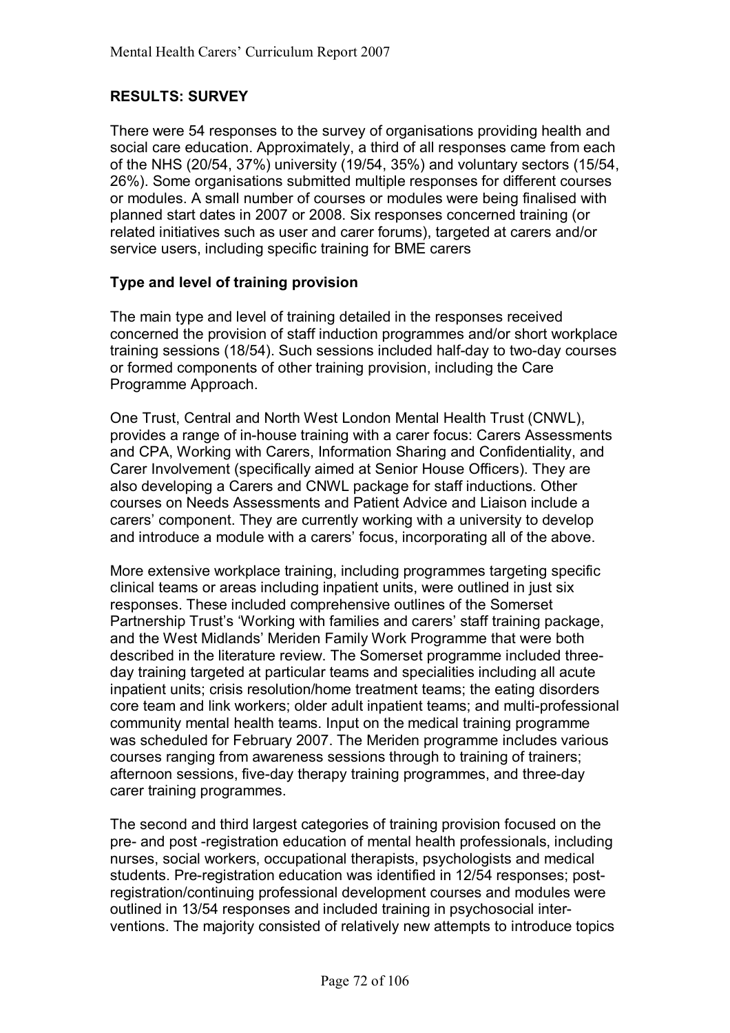## RESULTS: SURVEY

There were 54 responses to the survey of organisations providing health and social care education. Approximately, a third of all responses came from each of the NHS (20/54, 37%) university (19/54, 35%) and voluntary sectors (15/54, 26%). Some organisations submitted multiple responses for different courses or modules. A small number of courses or modules were being finalised with planned start dates in 2007 or 2008. Six responses concerned training (or related initiatives such as user and carer forums), targeted at carers and/or service users, including specific training for BME carers

### Type and level of training provision

The main type and level of training detailed in the responses received concerned the provision of staff induction programmes and/or short workplace training sessions (18/54). Such sessions included half-day to two-day courses or formed components of other training provision, including the Care Programme Approach.

One Trust, Central and North West London Mental Health Trust (CNWL), provides a range of in-house training with a carer focus: Carers Assessments and CPA, Working with Carers, Information Sharing and Confidentiality, and Carer Involvement (specifically aimed at Senior House Officers). They are also developing a Carers and CNWL package for staff inductions. Other courses on Needs Assessments and Patient Advice and Liaison include a carers' component. They are currently working with a university to develop and introduce a module with a carers' focus, incorporating all of the above.

More extensive workplace training, including programmes targeting specific clinical teams or areas including inpatient units, were outlined in just six responses. These included comprehensive outlines of the Somerset Partnership Trust's 'Working with families and carers' staff training package, and the West Midlands' Meriden Family Work Programme that were both described in the literature review. The Somerset programme included three-day training targeted at particular teams and specialities including all acute inpatient units; crisis resolution/home treatment teams; the eating disorders core team and link workers; older adult inpatient teams; and multi-professional community mental health teams. Input on the medical training programme was scheduled for February 2007. The Meriden programme includes various courses ranging from awareness sessions through to training of trainers; afternoon sessions, five-day therapy training programmes, and three-day carer training programmes.

The second and third largest categories of training provision focused on the pre- and post -registration education of mental health professionals, including nurses, social workers, occupational therapists, psychologists and medical students. Pre-registration education was identified in 12/54 responses; post-registration/continuing professional development courses and modules were outlined in 13/54 responses and included training in psychosocial interventions. The majority consisted of relatively new attempts to introduce topics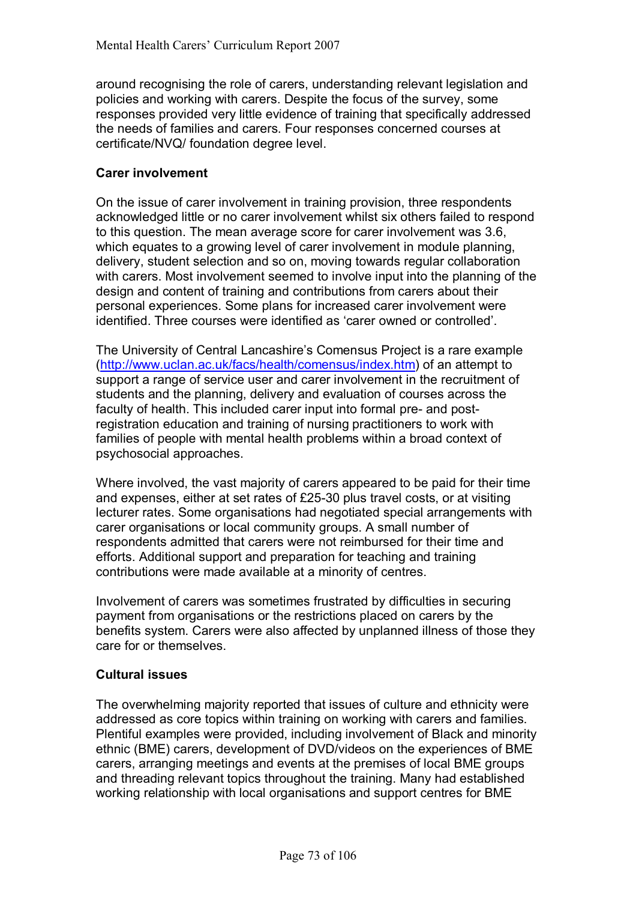around recognising the role of carers, understanding relevant legislation and policies and working with carers. Despite the focus of the survey, some responses provided very little evidence of training that specifically addressed the needs of families and carers. Four responses concerned courses at certificate/NVQ/ foundation degree level.

**Carer involvement**

On the issue of carer involvement in training provision, three respondents acknowledged little or no carer involvement whilst six others failed to respond to this question. The mean average score for carer involvement was 3.6, which equates to a growing level of carer involvement in module planning, delivery, student selection and so on, moving towards regular collaboration with carers. Most involvement seemed to involve input into the planning of the design and content of training and contributions from carers about their personal experiences. Some plans for increased carer involvement were identified. Three courses were identified as 'carer owned or controlled'.

The University of Central Lancashire's Comensus Project is a rare example (http://www.uclan.ac.uk/facs/health/comensus/index.htm) of an attempt to support a range of service user and carer involvement in the recruitment of students and the planning, delivery and evaluation of courses across the faculty of health. This included carer input into formal pre- and post-registration education and training of nursing practitioners to work with families of people with mental health problems within a broad context of psychosocial approaches.

Where involved, the vast majority of carers appeared to be paid for their time and expenses, either at set rates of £25-30 plus travel costs, or at visiting lecturer rates. Some organisations had negotiated special arrangements with carer organisations or local community groups. A small number of respondents admitted that carers were not reimbursed for their time and efforts. Additional support and preparation for teaching and training contributions were made available at a minority of centres.

Involvement of carers was sometimes frustrated by difficulties in securing payment from organisations or the restrictions placed on carers by the benefits system. Carers were also affected by unplanned illness of those they care for or themselves.

**Cultural issues**

The overwhelming majority reported that issues of culture and ethnicity were addressed as core topics within training on working with carers and families. Plentiful examples were provided, including involvement of Black and minority ethnic (BME) carers, development of DVD/videos on the experiences of BME carers, arranging meetings and events at the premises of local BME groups and threading relevant topics throughout the training. Many had established working relationship with local organisations and support centres for BME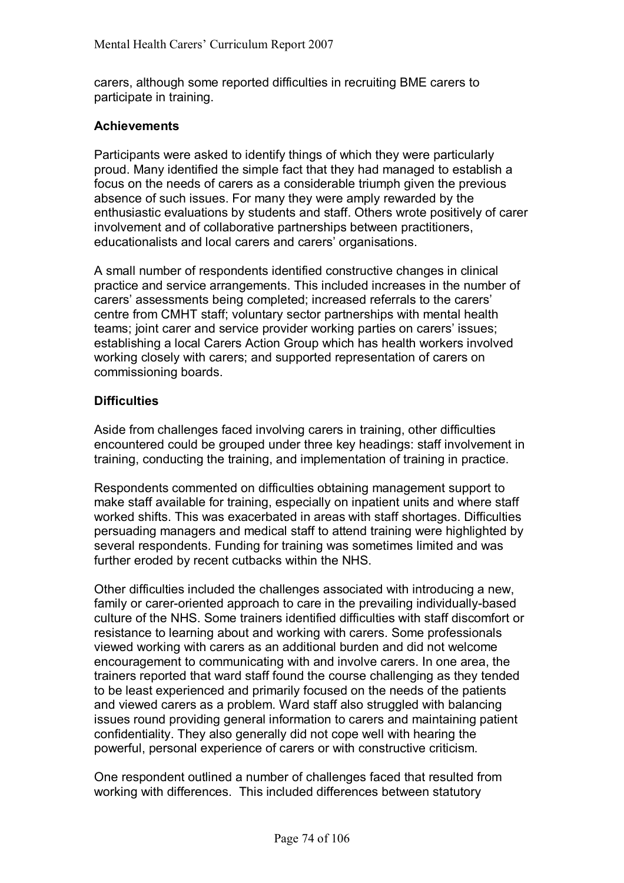carers, although some reported difficulties in recruiting BME carers to participate in training.

**Achievements**

Participants were asked to identify things of which they were particularly proud. Many identified the simple fact that they had managed to establish a focus on the needs of carers as a considerable triumph given the previous absence of such issues. For many they were amply rewarded by the enthusiastic evaluations by students and staff. Others wrote positively of carer involvement and of collaborative partnerships between practitioners, educationalists and local carers and carers' organisations.

A small number of respondents identified constructive changes in clinical practice and service arrangements. This included increases in the number of carers' assessments being completed; increased referrals to the carers' centre from CMHT staff; voluntary sector partnerships with mental health teams; joint carer and service provider working parties on carers' issues; establishing a local Carers Action Group which has health workers involved working closely with carers; and supported representation of carers on commissioning boards.

**Difficulties**

Aside from challenges faced involving carers in training, other difficulties encountered could be grouped under three key headings: staff involvement in training, conducting the training, and implementation of training in practice.

Respondents commented on difficulties obtaining management support to make staff available for training, especially on inpatient units and where staff worked shifts. This was exacerbated in areas with staff shortages. Difficulties persuading managers and medical staff to attend training were highlighted by several respondents. Funding for training was sometimes limited and was further eroded by recent cutbacks within the NHS.

Other difficulties included the challenges associated with introducing a new, family or carer-oriented approach to care in the prevailing individually-based culture of the NHS. Some trainers identified difficulties with staff discomfort or resistance to learning about and working with carers. Some professionals viewed working with carers as an additional burden and did not welcome encouragement to communicating with and involve carers. In one area, the trainers reported that ward staff found the course challenging as they tended to be least experienced and primarily focused on the needs of the patients and viewed carers as a problem. Ward staff also struggled with balancing issues round providing general information to carers and maintaining patient confidentiality. They also generally did not cope well with hearing the powerful, personal experience of carers or with constructive criticism.

One respondent outlined a number of challenges faced that resulted from working with differences. This included differences between statutory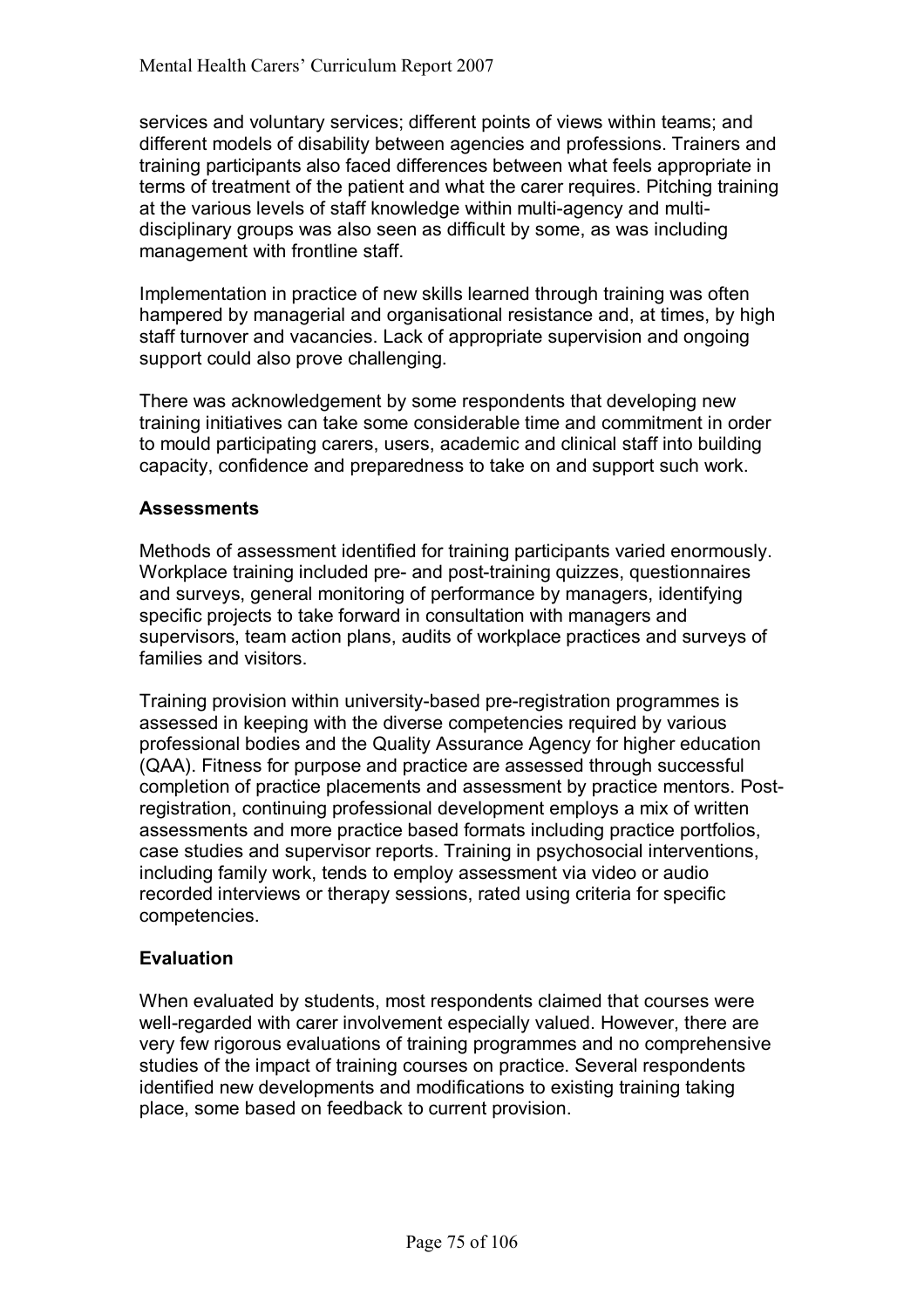services and voluntary services; different points of views within teams; and different models of disability between agencies and professions. Trainers and training participants also faced differences between what feels appropriate in terms of treatment of the patient and what the carer requires. Pitching training at the various levels of staff knowledge within multi-agency and multi-disciplinary groups was also seen as difficult by some, as was including management with frontline staff.

Implementation in practice of new skills learned through training was often hampered by managerial and organisational resistance and, at times, by high staff turnover and vacancies. Lack of appropriate supervision and ongoing support could also prove challenging.

There was acknowledgement by some respondents that developing new training initiatives can take some considerable time and commitment in order to mould participating carers, users, academic and clinical staff into building capacity, confidence and preparedness to take on and support such work.

**Assessments**

Methods of assessment identified for training participants varied enormously. Workplace training included pre- and post-training quizzes, questionnaires and surveys, general monitoring of performance by managers, identifying specific projects to take forward in consultation with managers and supervisors, team action plans, audits of workplace practices and surveys of families and visitors.

Training provision within university-based pre-registration programmes is assessed in keeping with the diverse competencies required by various professional bodies and the Quality Assurance Agency for higher education (QAA). Fitness for purpose and practice are assessed through successful completion of practice placements and assessment by practice mentors. Post-registration, continuing professional development employs a mix of written assessments and more practice based formats including practice portfolios, case studies and supervisor reports. Training in psychosocial interventions, including family work, tends to employ assessment via video or audio recorded interviews or therapy sessions, rated using criteria for specific competencies.

**Evaluation**

When evaluated by students, most respondents claimed that courses were well-regarded with carer involvement especially valued. However, there are very few rigorous evaluations of training programmes and no comprehensive studies of the impact of training courses on practice. Several respondents identified new developments and modifications to existing training taking place, some based on feedback to current provision.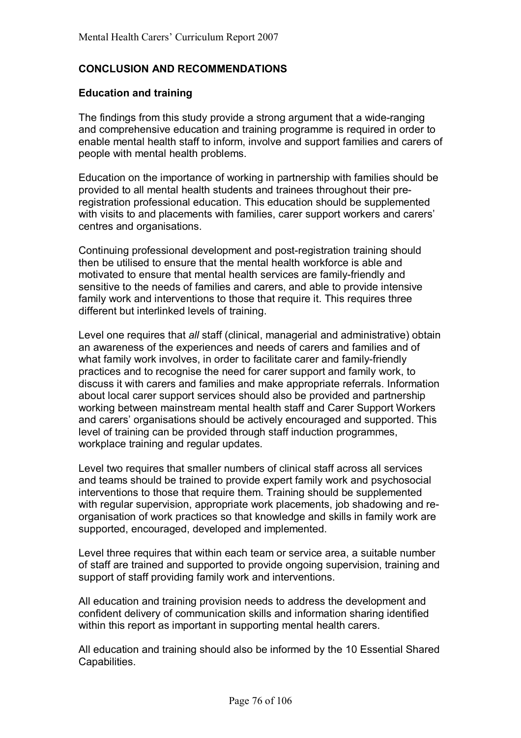## CONCLUSION AND RECOMMENDATIONS

### Education and training

The findings from this study provide a strong argument that a wide-ranging and comprehensive education and training programme is required in order to enable mental health staff to inform, involve and support families and carers of people with mental health problems.

Education on the importance of working in partnership with families should be provided to all mental health students and trainees throughout their pre-registration professional education. This education should be supplemented with visits to and placements with families, carer support workers and carers' centres and organisations.

Continuing professional development and post-registration training should then be utilised to ensure that the mental health workforce is able and motivated to ensure that mental health services are family-friendly and sensitive to the needs of families and carers, and able to provide intensive family work and interventions to those that require it. This requires three different but interlinked levels of training.

Level one requires that *all* staff (clinical, managerial and administrative) obtain an awareness of the experiences and needs of carers and families and of what family work involves, in order to facilitate carer and family-friendly practices and to recognise the need for carer support and family work, to discuss it with carers and families and make appropriate referrals. Information about local carer support services should also be provided and partnership working between mainstream mental health staff and Carer Support Workers and carers' organisations should be actively encouraged and supported. This level of training can be provided through staff induction programmes, workplace training and regular updates.

Level two requires that smaller numbers of clinical staff across all services and teams should be trained to provide expert family work and psychosocial interventions to those that require them. Training should be supplemented with regular supervision, appropriate work placements, job shadowing and re-organisation of work practices so that knowledge and skills in family work are supported, encouraged, developed and implemented.

Level three requires that within each team or service area, a suitable number of staff are trained and supported to provide ongoing supervision, training and support of staff providing family work and interventions.

All education and training provision needs to address the development and confident delivery of communication skills and information sharing identified within this report as important in supporting mental health carers.

All education and training should also be informed by the 10 Essential Shared Capabilities.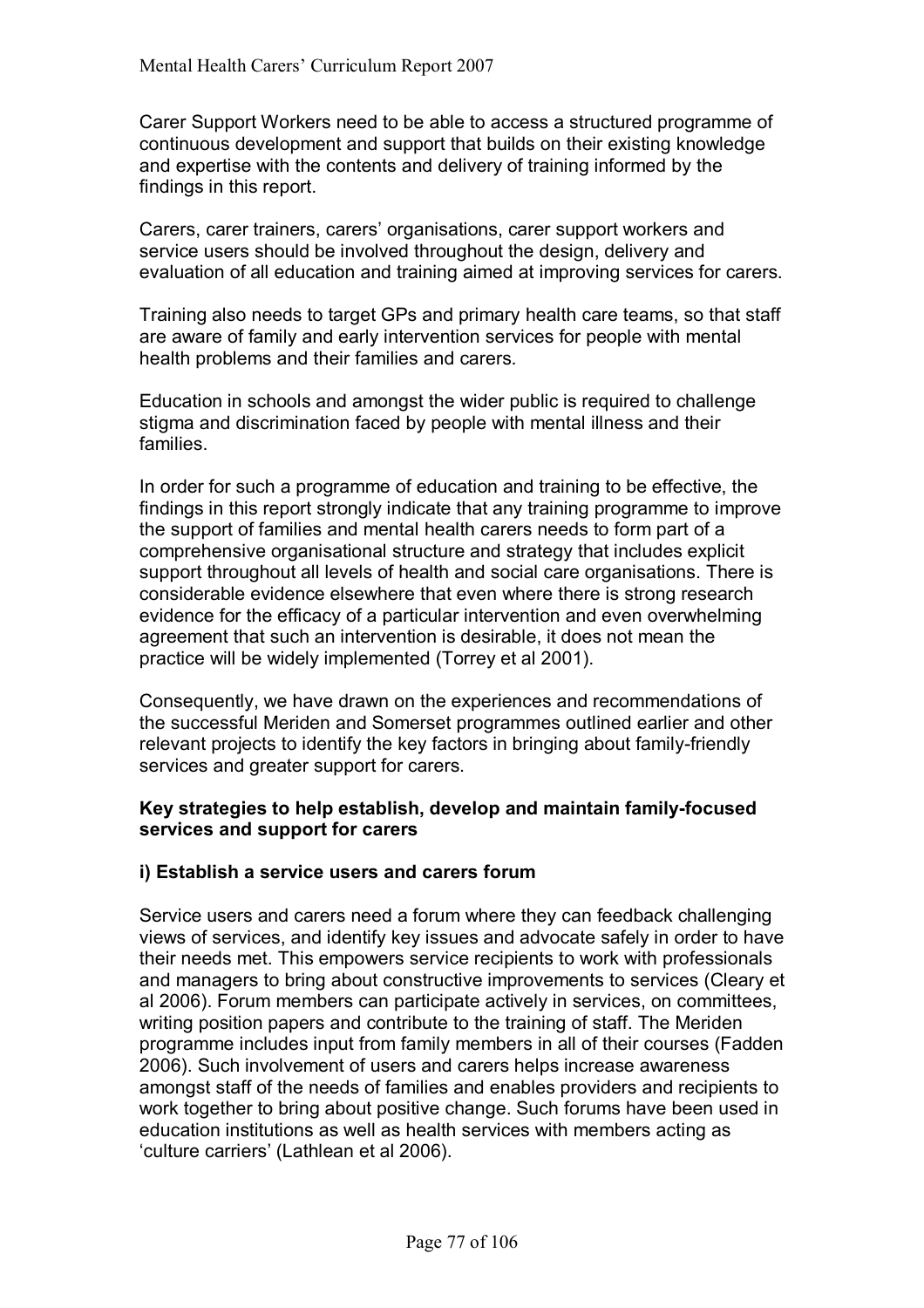Carer Support Workers need to be able to access a structured programme of continuous development and support that builds on their existing knowledge and expertise with the contents and delivery of training informed by the findings in this report.

Carers, carer trainers, carers' organisations, carer support workers and service users should be involved throughout the design, delivery and evaluation of all education and training aimed at improving services for carers.

Training also needs to target GPs and primary health care teams, so that staff are aware of family and early intervention services for people with mental health problems and their families and carers.

Education in schools and amongst the wider public is required to challenge stigma and discrimination faced by people with mental illness and their families.

In order for such a programme of education and training to be effective, the findings in this report strongly indicate that any training programme to improve the support of families and mental health carers needs to form part of a comprehensive organisational structure and strategy that includes explicit support throughout all levels of health and social care organisations. There is considerable evidence elsewhere that even where there is strong research evidence for the efficacy of a particular intervention and even overwhelming agreement that such an intervention is desirable, it does not mean the practice will be widely implemented (Torrey et al 2001).

Consequently, we have drawn on the experiences and recommendations of the successful Meriden and Somerset programmes outlined earlier and other relevant projects to identify the key factors in bringing about family-friendly services and greater support for carers.

**Key strategies to help establish, develop and maintain family-focused services and support for carers**

**i) Establish a service users and carers forum**

Service users and carers need a forum where they can feedback challenging views of services, and identify key issues and advocate safely in order to have their needs met. This empowers service recipients to work with professionals and managers to bring about constructive improvements to services (Cleary et al 2006). Forum members can participate actively in services, on committees, writing position papers and contribute to the training of staff. The Meriden programme includes input from family members in all of their courses (Fadden 2006). Such involvement of users and carers helps increase awareness amongst staff of the needs of families and enables providers and recipients to work together to bring about positive change. Such forums have been used in education institutions as well as health services with members acting as 'culture carriers' (Lathlean et al 2006).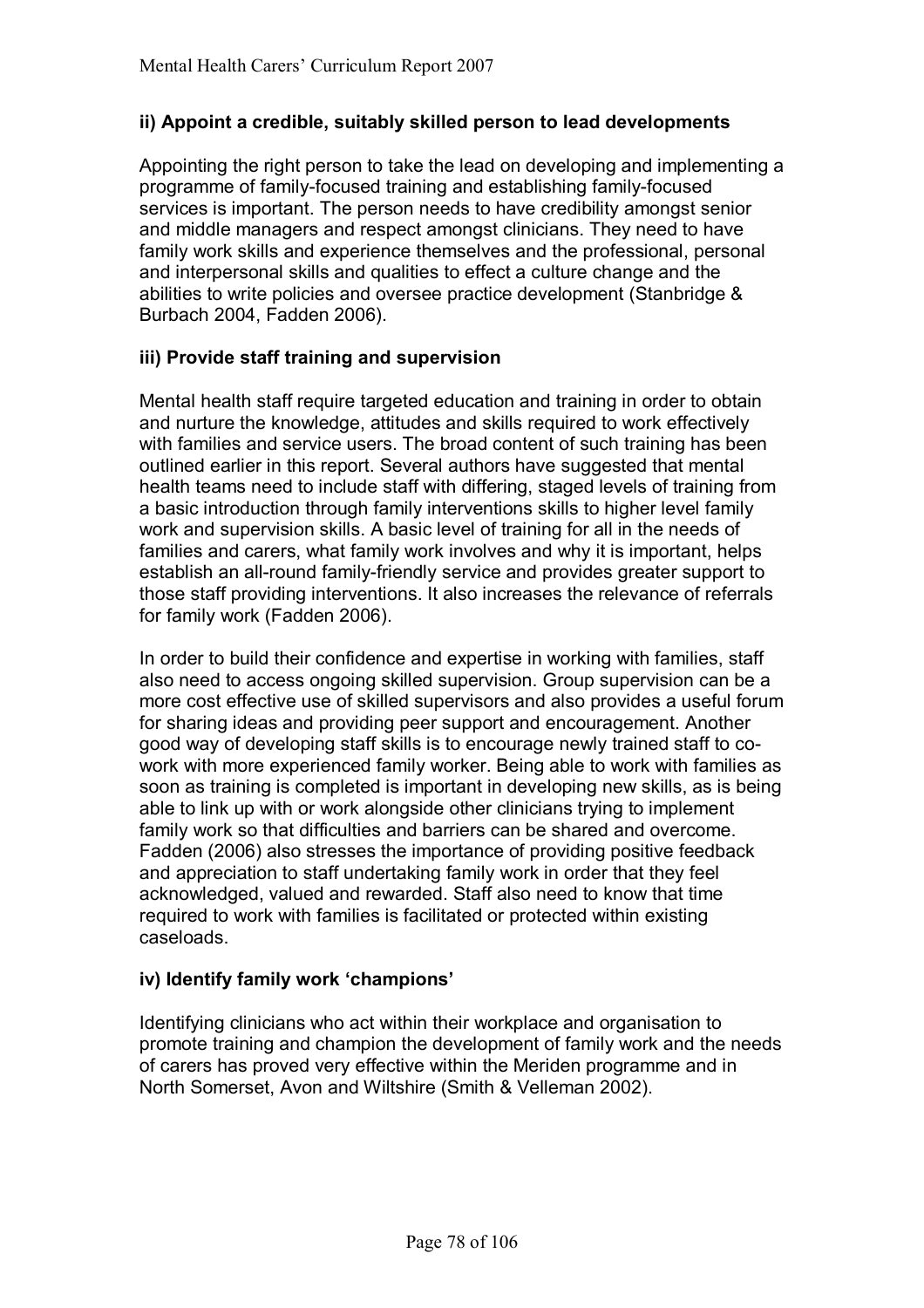### ii) Appoint a credible, suitably skilled person to lead developments

Appointing the right person to take the lead on developing and implementing a programme of family-focused training and establishing family-focused services is important. The person needs to have credibility amongst senior and middle managers and respect amongst clinicians. They need to have family work skills and experience themselves and the professional, personal and interpersonal skills and qualities to effect a culture change and the abilities to write policies and oversee practice development (Stanbridge & Burbach 2004, Fadden 2006).

### iii) Provide staff training and supervision

Mental health staff require targeted education and training in order to obtain and nurture the knowledge, attitudes and skills required to work effectively with families and service users. The broad content of such training has been outlined earlier in this report. Several authors have suggested that mental health teams need to include staff with differing, staged levels of training from a basic introduction through family interventions skills to higher level family work and supervision skills. A basic level of training for all in the needs of families and carers, what family work involves and why it is important, helps establish an all-round family-friendly service and provides greater support to those staff providing interventions. It also increases the relevance of referrals for family work (Fadden 2006).

In order to build their confidence and expertise in working with families, staff also need to access ongoing skilled supervision. Group supervision can be a more cost effective use of skilled supervisors and also provides a useful forum for sharing ideas and providing peer support and encouragement. Another good way of developing staff skills is to encourage newly trained staff to co-work with more experienced family worker. Being able to work with families as soon as training is completed is important in developing new skills, as is being able to link up with or work alongside other clinicians trying to implement family work so that difficulties and barriers can be shared and overcome. Fadden (2006) also stresses the importance of providing positive feedback and appreciation to staff undertaking family work in order that they feel acknowledged, valued and rewarded. Staff also need to know that time required to work with families is facilitated or protected within existing caseloads.

### iv) Identify family work 'champions'

Identifying clinicians who act within their workplace and organisation to promote training and champion the development of family work and the needs of carers has proved very effective within the Meriden programme and in North Somerset, Avon and Wiltshire (Smith & Velleman 2002).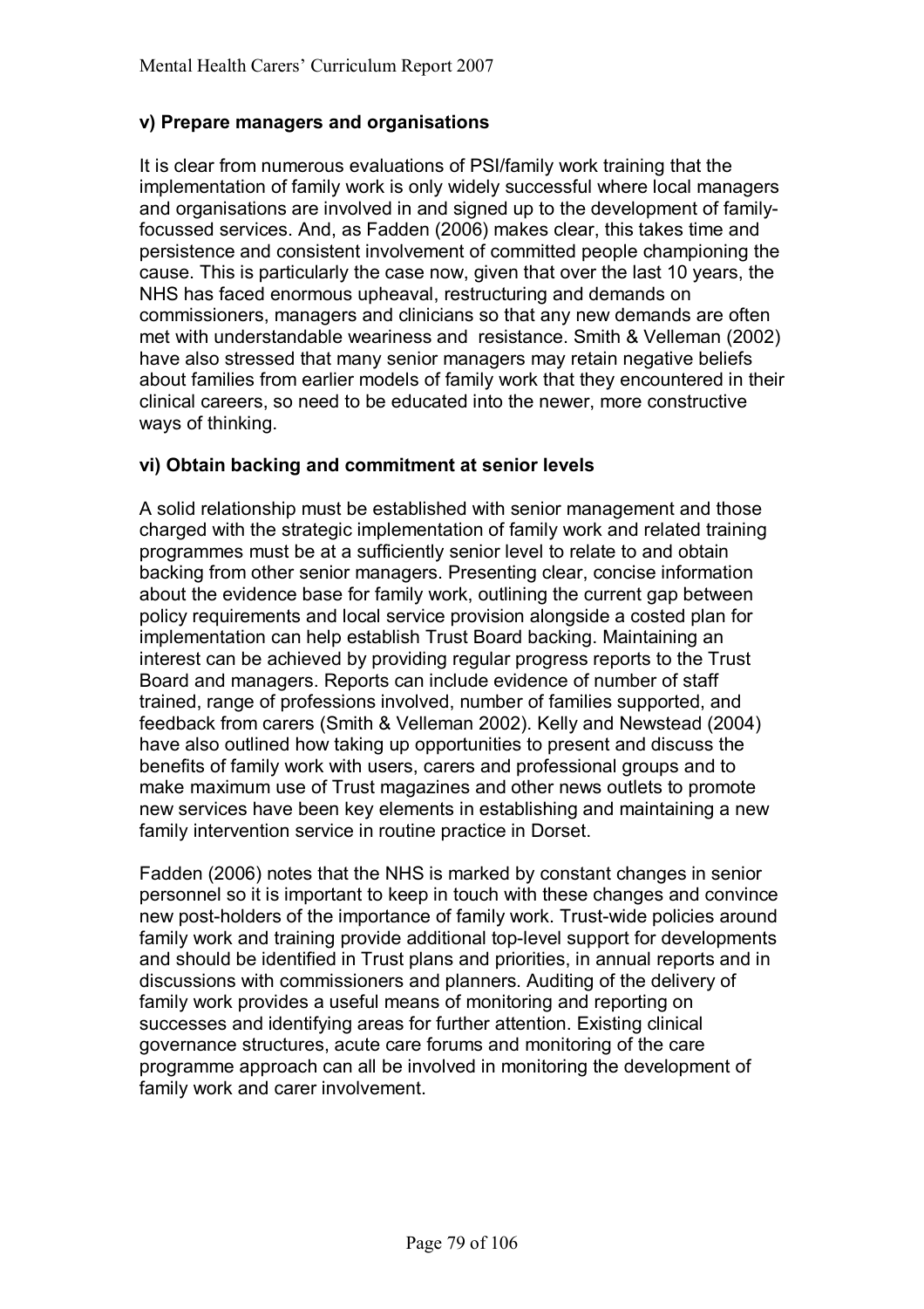### v) Prepare managers and organisations

It is clear from numerous evaluations of PSI/family work training that the implementation of family work is only widely successful where local managers and organisations are involved in and signed up to the development of family-focussed services. And, as Fadden (2006) makes clear, this takes time and persistence and consistent involvement of committed people championing the cause. This is particularly the case now, given that over the last 10 years, the NHS has faced enormous upheaval, restructuring and demands on commissioners, managers and clinicians so that any new demands are often met with understandable weariness and resistance. Smith & Velleman (2002) have also stressed that many senior managers may retain negative beliefs about families from earlier models of family work that they encountered in their clinical careers, so need to be educated into the newer, more constructive ways of thinking.

### vi) Obtain backing and commitment at senior levels

A solid relationship must be established with senior management and those charged with the strategic implementation of family work and related training programmes must be at a sufficiently senior level to relate to and obtain backing from other senior managers. Presenting clear, concise information about the evidence base for family work, outlining the current gap between policy requirements and local service provision alongside a costed plan for implementation can help establish Trust Board backing. Maintaining an interest can be achieved by providing regular progress reports to the Trust Board and managers. Reports can include evidence of number of staff trained, range of professions involved, number of families supported, and feedback from carers (Smith & Velleman 2002). Kelly and Newstead (2004) have also outlined how taking up opportunities to present and discuss the benefits of family work with users, carers and professional groups and to make maximum use of Trust magazines and other news outlets to promote new services have been key elements in establishing and maintaining a new family intervention service in routine practice in Dorset.

Fadden (2006) notes that the NHS is marked by constant changes in senior personnel so it is important to keep in touch with these changes and convince new post-holders of the importance of family work. Trust-wide policies around family work and training provide additional top-level support for developments and should be identified in Trust plans and priorities, in annual reports and in discussions with commissioners and planners. Auditing of the delivery of family work provides a useful means of monitoring and reporting on successes and identifying areas for further attention. Existing clinical governance structures, acute care forums and monitoring of the care programme approach can all be involved in monitoring the development of family work and carer involvement.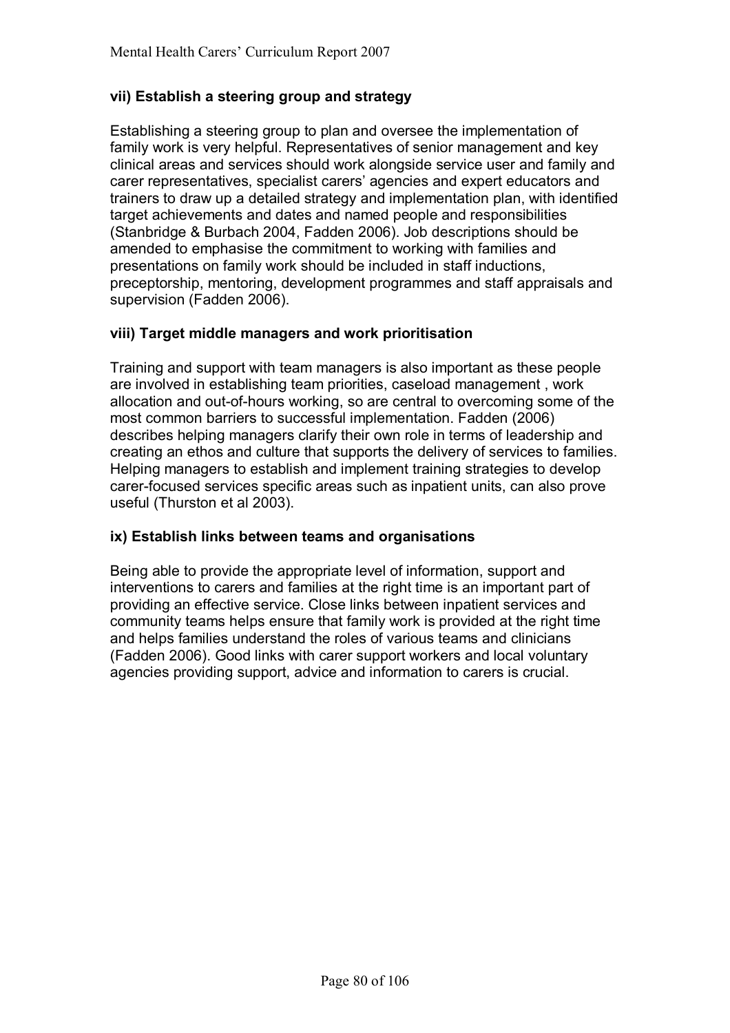### vii) Establish a steering group and strategy

Establishing a steering group to plan and oversee the implementation of family work is very helpful. Representatives of senior management and key clinical areas and services should work alongside service user and family and carer representatives, specialist carers' agencies and expert educators and trainers to draw up a detailed strategy and implementation plan, with identified target achievements and dates and named people and responsibilities (Stanbridge & Burbach 2004, Fadden 2006). Job descriptions should be amended to emphasise the commitment to working with families and presentations on family work should be included in staff inductions, preceptorship, mentoring, development programmes and staff appraisals and supervision (Fadden 2006).

### viii) Target middle managers and work prioritisation

Training and support with team managers is also important as these people are involved in establishing team priorities, caseload management , work allocation and out-of-hours working, so are central to overcoming some of the most common barriers to successful implementation. Fadden (2006) describes helping managers clarify their own role in terms of leadership and creating an ethos and culture that supports the delivery of services to families. Helping managers to establish and implement training strategies to develop carer-focused services specific areas such as inpatient units, can also prove useful (Thurston et al 2003).

### ix) Establish links between teams and organisations

Being able to provide the appropriate level of information, support and interventions to carers and families at the right time is an important part of providing an effective service. Close links between inpatient services and community teams helps ensure that family work is provided at the right time and helps families understand the roles of various teams and clinicians (Fadden 2006). Good links with carer support workers and local voluntary agencies providing support, advice and information to carers is crucial.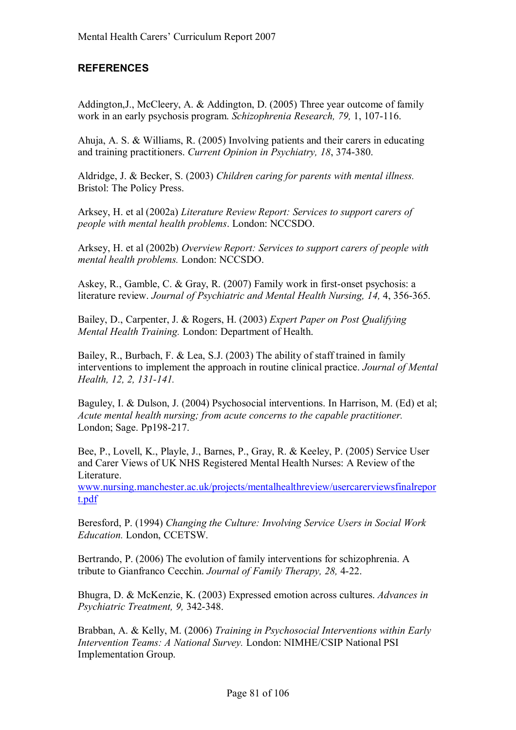## REFERENCES

Addington,J., McCleery, A. & Addington, D. (2005) Three year outcome of family work in an early psychosis program. *Schizophrenia Research, 79,* 1, 107-116.

Ahuja, A. S. & Williams, R. (2005) Involving patients and their carers in educating and training practitioners. *Current Opinion in Psychiatry, 18*, 374-380.

Aldridge, J. & Becker, S. (2003) *Children caring for parents with mental illness.* Bristol: The Policy Press.

Arksey, H. et al (2002a) *Literature Review Report: Services to support carers of people with mental health problems*. London: NCCSDO.

Arksey, H. et al (2002b) *Overview Report: Services to support carers of people with mental health problems.* London: NCCSDO.

Askey, R., Gamble, C. & Gray, R. (2007) Family work in first-onset psychosis: a literature review. *Journal of Psychiatric and Mental Health Nursing, 14,* 4, 356-365.

Bailey, D., Carpenter, J. & Rogers, H. (2003) *Expert Paper on Post Qualifying Mental Health Training.* London: Department of Health.

Bailey, R., Burbach, F. & Lea, S.J. (2003) The ability of staff trained in family interventions to implement the approach in routine clinical practice. *Journal of Mental Health, 12, 2, 131-141.*

Baguley, I. & Dulson, J. (2004) Psychosocial interventions. In Harrison, M. (Ed) et al; *Acute mental health nursing; from acute concerns to the capable practitioner.* London; Sage. Pp198-217.

Bee, P., Lovell, K., Playle, J., Barnes, P., Gray, R. & Keeley, P. (2005) Service User and Carer Views of UK NHS Registered Mental Health Nurses: A Review of the Literature. [www.nursing.manchester.ac.uk/projects/mentalhealthreview/usercarerviewsfinalreport.pdf](www.nursing.manchester.ac.uk/projects/mentalhealthreview/usercarerviewsfinalreport.pdf)

Beresford, P. (1994) *Changing the Culture: Involving Service Users in Social Work Education.* London, CCETSW.

Bertrando, P. (2006) The evolution of family interventions for schizophrenia. A tribute to Gianfranco Cecchin. *Journal of Family Therapy, 28,* 4-22.

Bhugra, D. & McKenzie, K. (2003) Expressed emotion across cultures. *Advances in Psychiatric Treatment, 9,* 342-348.

Brabban, A. & Kelly, M. (2006) *Training in Psychosocial Interventions within Early Intervention Teams: A National Survey.* London: NIMHE/CSIP National PSI Implementation Group.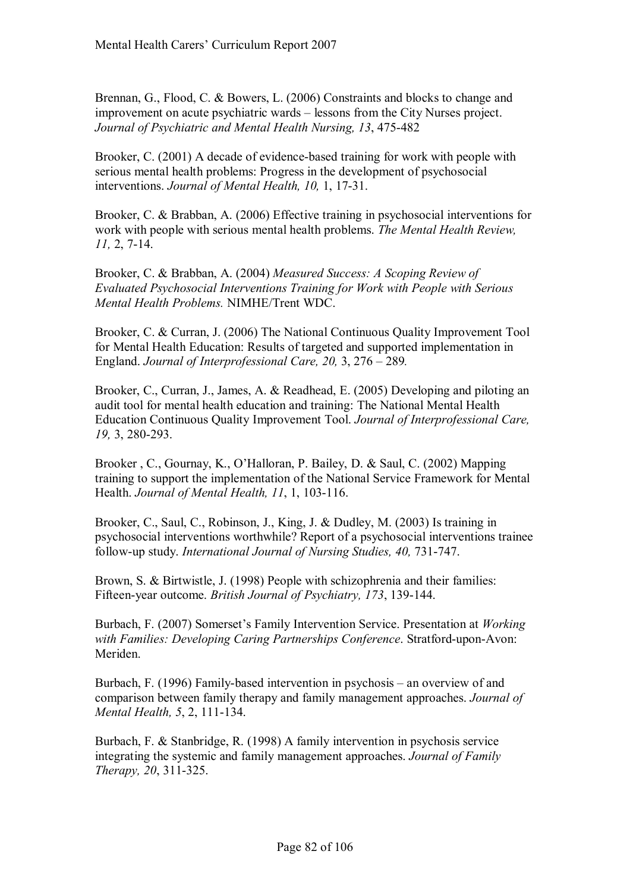Brennan, G., Flood, C. & Bowers, L. (2006) Constraints and blocks to change and improvement on acute psychiatric wards – lessons from the City Nurses project. *Journal of Psychiatric and Mental Health Nursing, 13*, 475-482

Brooker, C. (2001) A decade of evidence-based training for work with people with serious mental health problems: Progress in the development of psychosocial interventions. *Journal of Mental Health, 10,* 1, 17-31.

Brooker, C. & Brabban, A. (2006) Effective training in psychosocial interventions for work with people with serious mental health problems. *The Mental Health Review, 11,* 2, 7-14.

Brooker, C. & Brabban, A. (2004) *Measured Success: A Scoping Review of Evaluated Psychosocial Interventions Training for Work with People with Serious Mental Health Problems.* NIMHE/Trent WDC.

Brooker, C. & Curran, J. (2006) The National Continuous Quality Improvement Tool for Mental Health Education: Results of targeted and supported implementation in England. *Journal of Interprofessional Care, 20,* 3, 276 – 289*.*

Brooker, C., Curran, J., James, A. & Readhead, E. (2005) Developing and piloting an audit tool for mental health education and training: The National Mental Health Education Continuous Quality Improvement Tool. *Journal of Interprofessional Care, 19,* 3, 280-293.

Brooker , C., Gournay, K., O'Halloran, P. Bailey, D. & Saul, C. (2002) Mapping training to support the implementation of the National Service Framework for Mental Health. *Journal of Mental Health, 11*, 1, 103-116.

Brooker, C., Saul, C., Robinson, J., King, J. & Dudley, M. (2003) Is training in psychosocial interventions worthwhile? Report of a psychosocial interventions trainee follow-up study. *International Journal of Nursing Studies, 40,* 731-747.

Brown, S. & Birtwistle, J. (1998) People with schizophrenia and their families: Fifteen-year outcome. *British Journal of Psychiatry, 173*, 139-144.

Burbach, F. (2007) Somerset's Family Intervention Service. Presentation at *Working with Families: Developing Caring Partnerships Conference*. Stratford-upon-Avon: Meriden.

Burbach, F. (1996) Family-based intervention in psychosis – an overview of and comparison between family therapy and family management approaches. *Journal of Mental Health, 5*, 2, 111-134.

Burbach, F. & Stanbridge, R. (1998) A family intervention in psychosis service integrating the systemic and family management approaches. *Journal of Family Therapy, 20*, 311-325.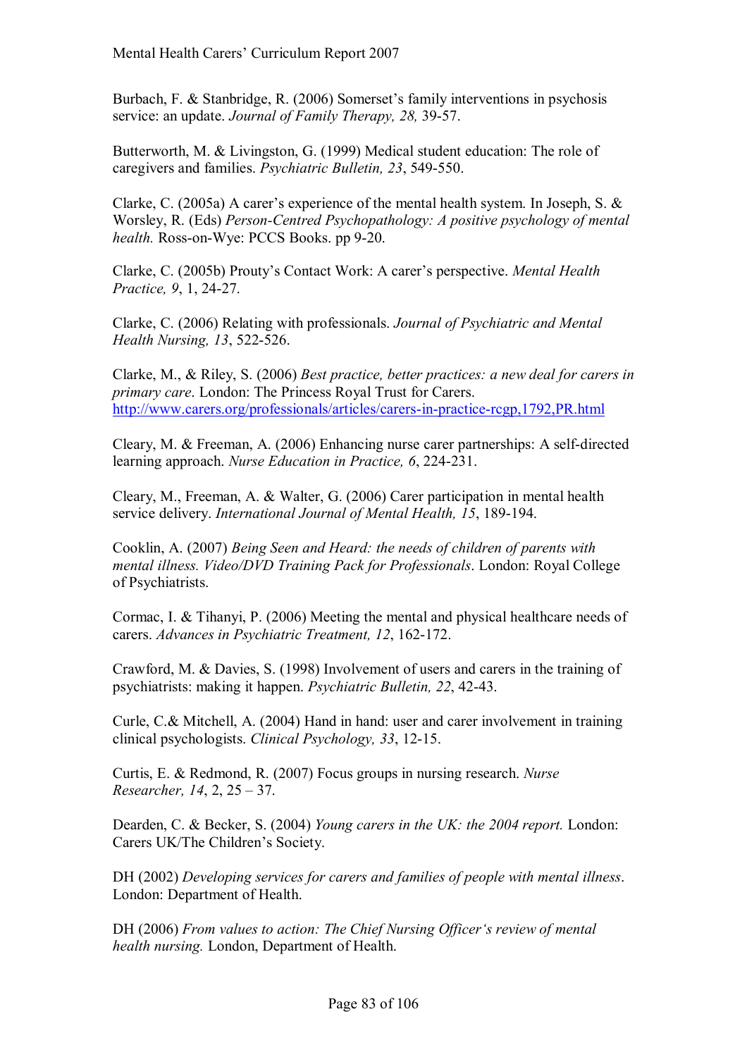Burbach, F. & Stanbridge, R. (2006) Somerset's family interventions in psychosis service: an update. *Journal of Family Therapy, 28,* 39-57.

Butterworth, M. & Livingston, G. (1999) Medical student education: The role of caregivers and families. *Psychiatric Bulletin, 23*, 549-550.

Clarke, C. (2005a) A carer's experience of the mental health system. In Joseph, S. & Worsley, R. (Eds) *Person-Centred Psychopathology: A positive psychology of mental health.* Ross-on-Wye: PCCS Books. pp 9-20.

Clarke, C. (2005b) Prouty's Contact Work: A carer's perspective. *Mental Health Practice, 9*, 1, 24-27.

Clarke, C. (2006) Relating with professionals. *Journal of Psychiatric and Mental Health Nursing, 13*, 522-526.

Clarke, M., & Riley, S. (2006) *Best practice, better practices: a new deal for carers in primary care*. London: The Princess Royal Trust for Carers. http://www.carers.org/professionals/articles/carers-in-practice-rcgp,1792,PR.html

Cleary, M. & Freeman, A. (2006) Enhancing nurse carer partnerships: A self-directed learning approach. *Nurse Education in Practice, 6*, 224-231.

Cleary, M., Freeman, A. & Walter, G. (2006) Carer participation in mental health service delivery. *International Journal of Mental Health, 15*, 189-194.

Cooklin, A. (2007) *Being Seen and Heard: the needs of children of parents with mental illness. Video/DVD Training Pack for Professionals*. London: Royal College of Psychiatrists.

Cormac, I. & Tihanyi, P. (2006) Meeting the mental and physical healthcare needs of carers. *Advances in Psychiatric Treatment, 12*, 162-172.

Crawford, M. & Davies, S. (1998) Involvement of users and carers in the training of psychiatrists: making it happen. *Psychiatric Bulletin, 22*, 42-43.

Curle, C.& Mitchell, A. (2004) Hand in hand: user and carer involvement in training clinical psychologists. *Clinical Psychology, 33*, 12-15.

Curtis, E. & Redmond, R. (2007) Focus groups in nursing research. *Nurse Researcher, 14*, 2, 25 – 37.

Dearden, C. & Becker, S. (2004) *Young carers in the UK: the 2004 report.* London: Carers UK/The Children's Society.

DH (2002) *Developing services for carers and families of people with mental illness*. London: Department of Health.

DH (2006) *From values to action: The Chief Nursing Officer's review of mental health nursing.* London, Department of Health.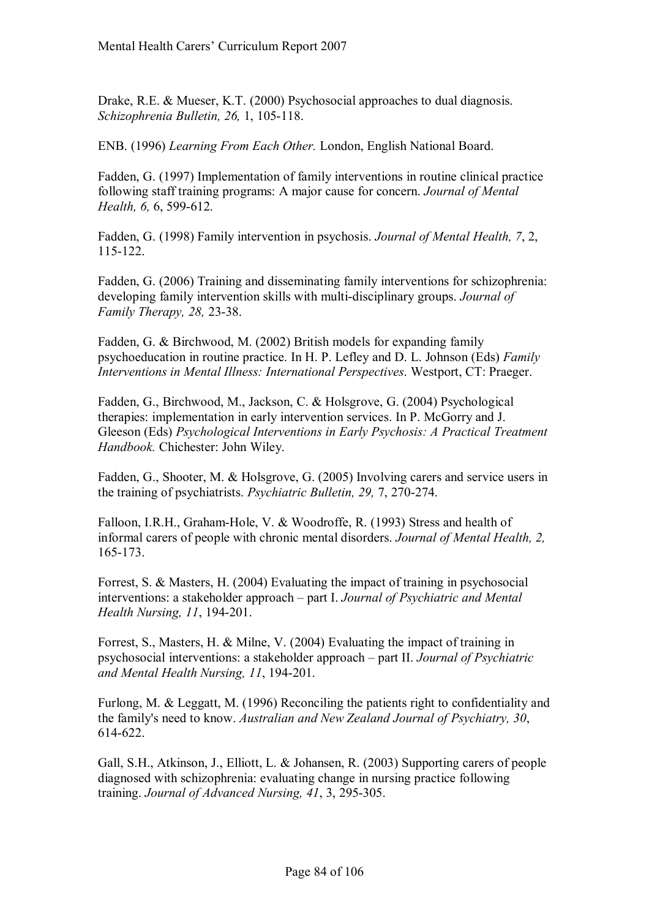Drake, R.E. & Mueser, K.T. (2000) Psychosocial approaches to dual diagnosis. *Schizophrenia Bulletin, 26,* 1, 105-118.

ENB. (1996) *Learning From Each Other.* London, English National Board.

Fadden, G. (1997) Implementation of family interventions in routine clinical practice following staff training programs: A major cause for concern. *Journal of Mental Health, 6,* 6, 599-612.

Fadden, G. (1998) Family intervention in psychosis. *Journal of Mental Health, 7*, 2, 115-122.

Fadden, G. (2006) Training and disseminating family interventions for schizophrenia: developing family intervention skills with multi-disciplinary groups. *Journal of Family Therapy, 28,* 23-38.

Fadden, G. & Birchwood, M. (2002) British models for expanding family psychoeducation in routine practice. In H. P. Lefley and D. L. Johnson (Eds) *Family Interventions in Mental Illness: International Perspectives*. Westport, CT: Praeger.

Fadden, G., Birchwood, M., Jackson, C. & Holsgrove, G. (2004) Psychological therapies: implementation in early intervention services. In P. McGorry and J. Gleeson (Eds) *Psychological Interventions in Early Psychosis: A Practical Treatment Handbook.* Chichester: John Wiley.

Fadden, G., Shooter, M. & Holsgrove, G. (2005) Involving carers and service users in the training of psychiatrists. *Psychiatric Bulletin, 29,* 7, 270-274.

Falloon, I.R.H., Graham-Hole, V. & Woodroffe, R. (1993) Stress and health of informal carers of people with chronic mental disorders. *Journal of Mental Health, 2,* 165-173.

Forrest, S. & Masters, H. (2004) Evaluating the impact of training in psychosocial interventions: a stakeholder approach – part I. *Journal of Psychiatric and Mental Health Nursing, 11*, 194-201.

Forrest, S., Masters, H. & Milne, V. (2004) Evaluating the impact of training in psychosocial interventions: a stakeholder approach – part II. *Journal of Psychiatric and Mental Health Nursing, 11*, 194-201.

Furlong, M. & Leggatt, M. (1996) Reconciling the patients right to confidentiality and the family's need to know. *Australian and New Zealand Journal of Psychiatry, 30*, 614-622.

Gall, S.H., Atkinson, J., Elliott, L. & Johansen, R. (2003) Supporting carers of people diagnosed with schizophrenia: evaluating change in nursing practice following training. *Journal of Advanced Nursing, 41*, 3, 295-305.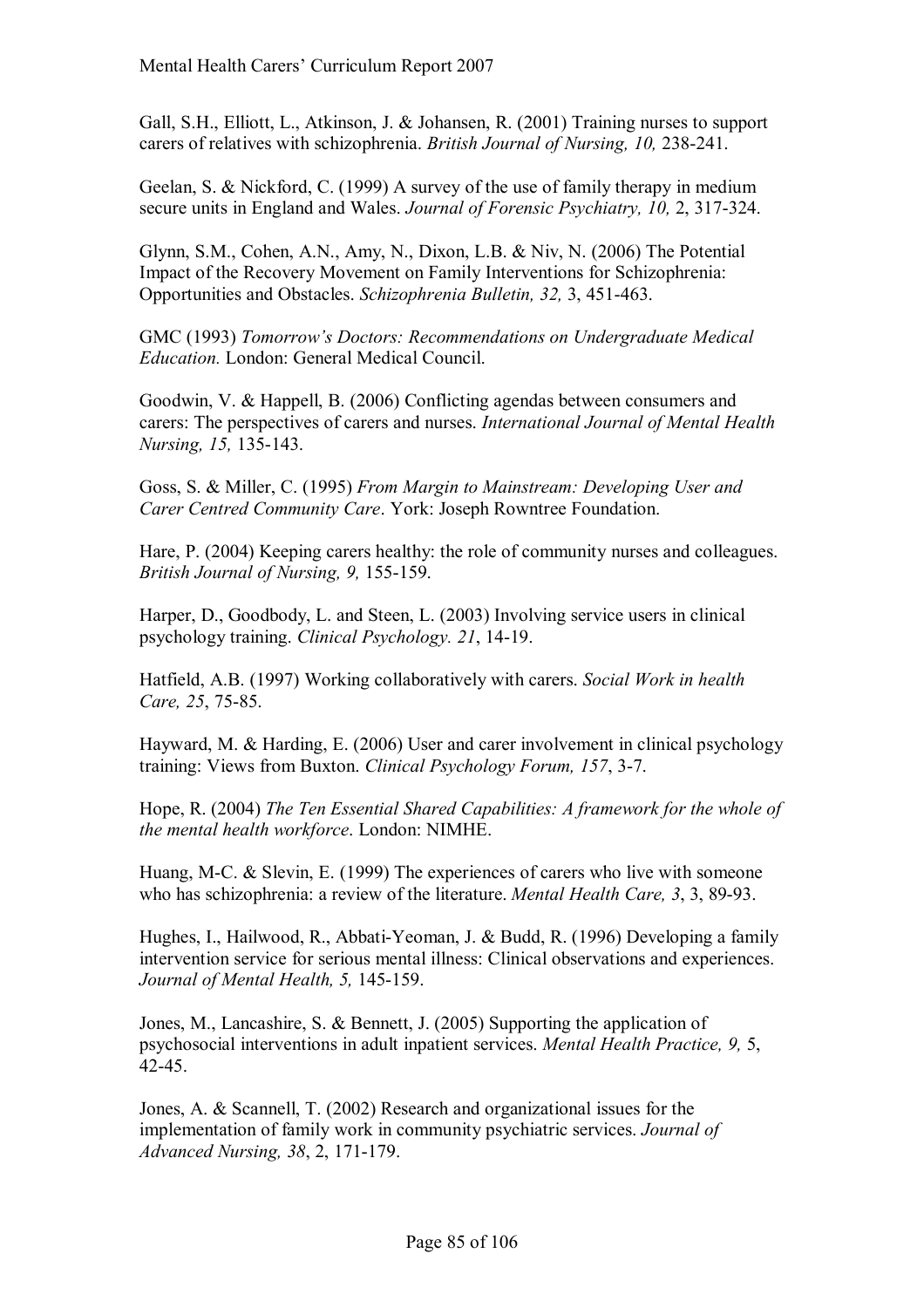Gall, S.H., Elliott, L., Atkinson, J. & Johansen, R. (2001) Training nurses to support carers of relatives with schizophrenia. *British Journal of Nursing, 10,* 238-241.

Geelan, S. & Nickford, C. (1999) A survey of the use of family therapy in medium secure units in England and Wales. *Journal of Forensic Psychiatry, 10,* 2, 317-324.

Glynn, S.M., Cohen, A.N., Amy, N., Dixon, L.B. & Niv, N. (2006) The Potential Impact of the Recovery Movement on Family Interventions for Schizophrenia: Opportunities and Obstacles. *Schizophrenia Bulletin, 32,* 3, 451-463.

GMC (1993) *Tomorrow's Doctors: Recommendations on Undergraduate Medical Education.* London: General Medical Council.

Goodwin, V. & Happell, B. (2006) Conflicting agendas between consumers and carers: The perspectives of carers and nurses. *International Journal of Mental Health Nursing, 15,* 135-143.

Goss, S. & Miller, C. (1995) *From Margin to Mainstream: Developing User and Carer Centred Community Care*. York: Joseph Rowntree Foundation.

Hare, P. (2004) Keeping carers healthy: the role of community nurses and colleagues. *British Journal of Nursing, 9,* 155-159.

Harper, D., Goodbody, L. and Steen, L. (2003) Involving service users in clinical psychology training. *Clinical Psychology. 21*, 14-19.

Hatfield, A.B. (1997) Working collaboratively with carers. *Social Work in health Care, 25*, 75-85.

Hayward, M. & Harding, E. (2006) User and carer involvement in clinical psychology training: Views from Buxton. *Clinical Psychology Forum, 157*, 3-7.

Hope, R. (2004) *The Ten Essential Shared Capabilities: A framework for the whole of the mental health workforce*. London: NIMHE.

Huang, M-C. & Slevin, E. (1999) The experiences of carers who live with someone who has schizophrenia: a review of the literature. *Mental Health Care, 3*, 3, 89-93.

Hughes, I., Hailwood, R., Abbati-Yeoman, J. & Budd, R. (1996) Developing a family intervention service for serious mental illness: Clinical observations and experiences. *Journal of Mental Health, 5,* 145-159.

Jones, M., Lancashire, S. & Bennett, J. (2005) Supporting the application of psychosocial interventions in adult inpatient services. *Mental Health Practice, 9,* 5, 42-45.

Jones, A. & Scannell, T. (2002) Research and organizational issues for the implementation of family work in community psychiatric services. *Journal of Advanced Nursing, 38*, 2, 171-179.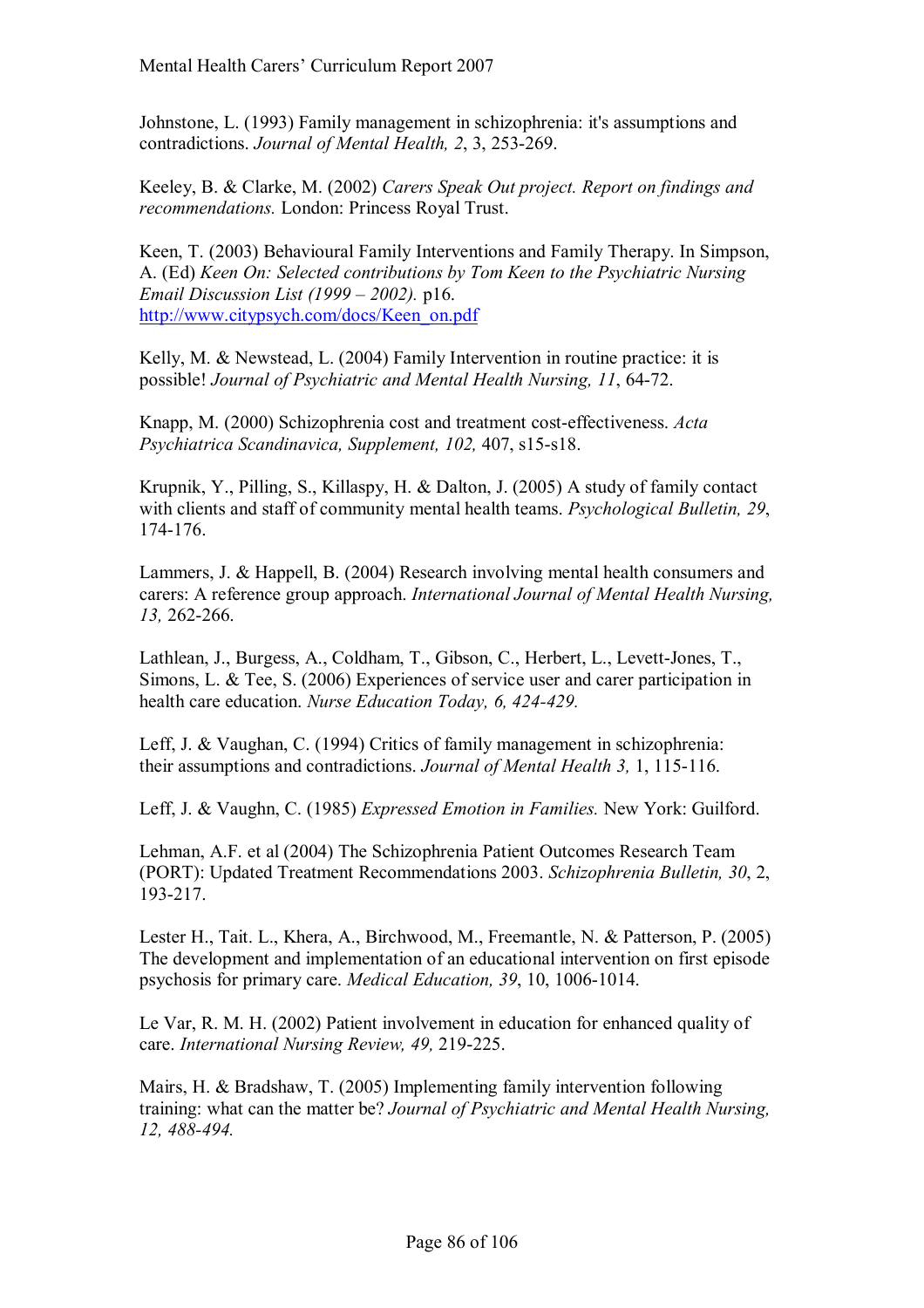Johnstone, L. (1993) Family management in schizophrenia: it's assumptions and contradictions. *Journal of Mental Health, 2*, 3, 253-269.

Keeley, B. & Clarke, M. (2002) *Carers Speak Out project. Report on findings and recommendations.* London: Princess Royal Trust.

Keen, T. (2003) Behavioural Family Interventions and Family Therapy. In Simpson, A. (Ed) *Keen On: Selected contributions by Tom Keen to the Psychiatric Nursing Email Discussion List (1999 – 2002).* p16. http://www.citypsych.com/docs/Keen_on.pdf

Kelly, M. & Newstead, L. (2004) Family Intervention in routine practice: it is possible! *Journal of Psychiatric and Mental Health Nursing, 11*, 64-72.

Knapp, M. (2000) Schizophrenia cost and treatment cost-effectiveness. *Acta Psychiatrica Scandinavica, Supplement, 102,* 407, s15-s18.

Krupnik, Y., Pilling, S., Killaspy, H. & Dalton, J. (2005) A study of family contact with clients and staff of community mental health teams. *Psychological Bulletin, 29*, 174-176.

Lammers, J. & Happell, B. (2004) Research involving mental health consumers and carers: A reference group approach. *International Journal of Mental Health Nursing, 13,* 262-266.

Lathlean, J., Burgess, A., Coldham, T., Gibson, C., Herbert, L., Levett-Jones, T., Simons, L. & Tee, S. (2006) Experiences of service user and carer participation in health care education. *Nurse Education Today, 6, 424-429.*

Leff, J. & Vaughan, C. (1994) Critics of family management in schizophrenia: their assumptions and contradictions. *Journal of Mental Health 3,* 1, 115-116.

Leff, J. & Vaughn, C. (1985) *Expressed Emotion in Families.* New York: Guilford.

Lehman, A.F. et al (2004) The Schizophrenia Patient Outcomes Research Team (PORT): Updated Treatment Recommendations 2003. *Schizophrenia Bulletin, 30*, 2, 193-217.

Lester H., Tait. L., Khera, A., Birchwood, M., Freemantle, N. & Patterson, P. (2005) The development and implementation of an educational intervention on first episode psychosis for primary care. *Medical Education, 39*, 10, 1006-1014.

Le Var, R. M. H. (2002) Patient involvement in education for enhanced quality of care. *International Nursing Review, 49,* 219-225.

Mairs, H. & Bradshaw, T. (2005) Implementing family intervention following training: what can the matter be? *Journal of Psychiatric and Mental Health Nursing, 12, 488-494.*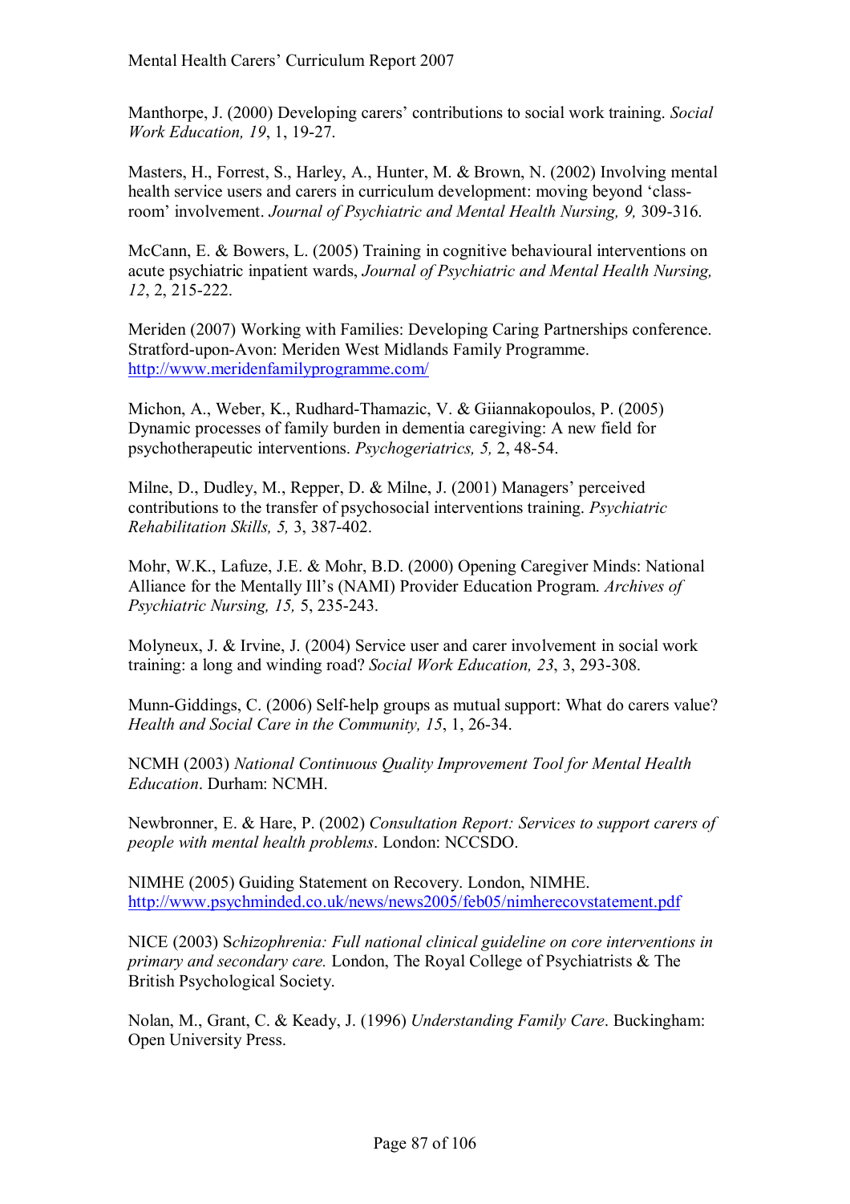Manthorpe, J. (2000) Developing carers' contributions to social work training. *Social Work Education, 19*, 1, 19-27.

Masters, H., Forrest, S., Harley, A., Hunter, M. & Brown, N. (2002) Involving mental health service users and carers in curriculum development: moving beyond 'class-room' involvement. *Journal of Psychiatric and Mental Health Nursing, 9,* 309-316.

McCann, E. & Bowers, L. (2005) Training in cognitive behavioural interventions on acute psychiatric inpatient wards, *Journal of Psychiatric and Mental Health Nursing, 12*, 2, 215-222.

Meriden (2007) Working with Families: Developing Caring Partnerships conference. Stratford-upon-Avon: Meriden West Midlands Family Programme. http://www.meridenfamilyprogramme.com/

Michon, A., Weber, K., Rudhard-Thamazic, V. & Giiannakopoulos, P. (2005) Dynamic processes of family burden in dementia caregiving: A new field for psychotherapeutic interventions. *Psychogeriatrics, 5,* 2, 48-54.

Milne, D., Dudley, M., Repper, D. & Milne, J. (2001) Managers' perceived contributions to the transfer of psychosocial interventions training. *Psychiatric Rehabilitation Skills, 5,* 3, 387-402.

Mohr, W.K., Lafuze, J.E. & Mohr, B.D. (2000) Opening Caregiver Minds: National Alliance for the Mentally Ill's (NAMI) Provider Education Program. *Archives of Psychiatric Nursing, 15,* 5, 235-243.

Molyneux, J. & Irvine, J. (2004) Service user and carer involvement in social work training: a long and winding road? *Social Work Education, 23*, 3, 293-308.

Munn-Giddings, C. (2006) Self-help groups as mutual support: What do carers value? *Health and Social Care in the Community, 15*, 1, 26-34.

NCMH (2003) *National Continuous Quality Improvement Tool for Mental Health Education*. Durham: NCMH.

Newbronner, E. & Hare, P. (2002) *Consultation Report: Services to support carers of people with mental health problems*. London: NCCSDO.

NIMHE (2005) Guiding Statement on Recovery. London, NIMHE. http://www.psychminded.co.uk/news/news2005/feb05/nimherecovstatement.pdf

NICE (2003) S*chizophrenia: Full national clinical guideline on core interventions in primary and secondary care.* London, The Royal College of Psychiatrists & The British Psychological Society.

Nolan, M., Grant, C. & Keady, J. (1996) *Understanding Family Care*. Buckingham: Open University Press.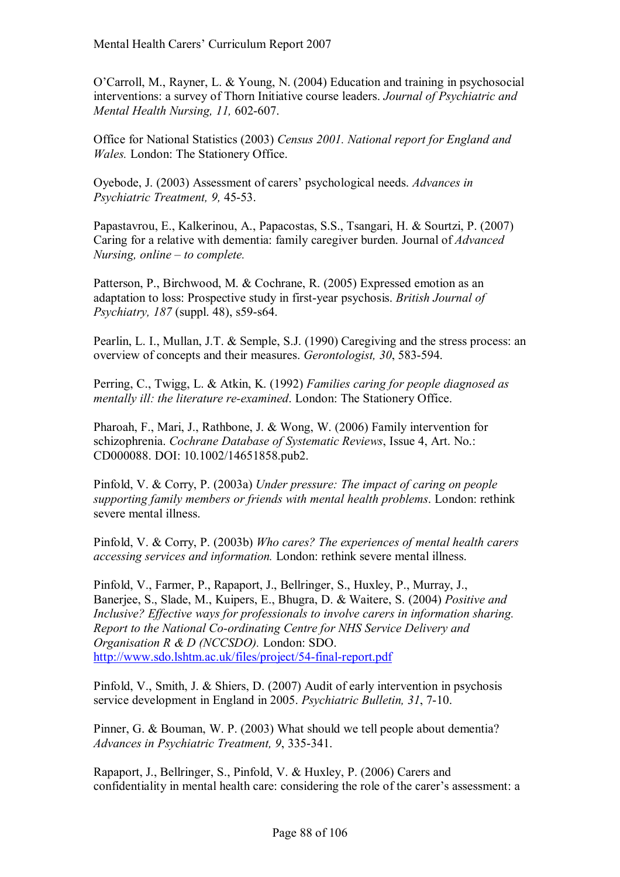O'Carroll, M., Rayner, L. & Young, N. (2004) Education and training in psychosocial interventions: a survey of Thorn Initiative course leaders. *Journal of Psychiatric and Mental Health Nursing, 11,* 602-607.

Office for National Statistics (2003) *Census 2001. National report for England and Wales.* London: The Stationery Office.

Oyebode, J. (2003) Assessment of carers' psychological needs. *Advances in Psychiatric Treatment, 9,* 45-53.

Papastavrou, E., Kalkerinou, A., Papacostas, S.S., Tsangari, H. & Sourtzi, P. (2007) Caring for a relative with dementia: family caregiver burden. Journal of *Advanced Nursing, online – to complete.*

Patterson, P., Birchwood, M. & Cochrane, R. (2005) Expressed emotion as an adaptation to loss: Prospective study in first-year psychosis. *British Journal of Psychiatry, 187* (suppl. 48), s59-s64.

Pearlin, L. I., Mullan, J.T. & Semple, S.J. (1990) Caregiving and the stress process: an overview of concepts and their measures. *Gerontologist, 30*, 583-594.

Perring, C., Twigg, L. & Atkin, K. (1992) *Families caring for people diagnosed as mentally ill: the literature re-examined*. London: The Stationery Office.

Pharoah, F., Mari, J., Rathbone, J. & Wong, W. (2006) Family intervention for schizophrenia. *Cochrane Database of Systematic Reviews*, Issue 4, Art. No.: CD000088. DOI: 10.1002/14651858.pub2.

Pinfold, V. & Corry, P. (2003a) *Under pressure: The impact of caring on people supporting family members or friends with mental health problems*. London: rethink severe mental illness.

Pinfold, V. & Corry, P. (2003b) *Who cares? The experiences of mental health carers accessing services and information.* London: rethink severe mental illness.

Pinfold, V., Farmer, P., Rapaport, J., Bellringer, S., Huxley, P., Murray, J., Banerjee, S., Slade, M., Kuipers, E., Bhugra, D. & Waitere, S. (2004) *Positive and Inclusive? Effective ways for professionals to involve carers in information sharing. Report to the National Co-ordinating Centre for NHS Service Delivery and Organisation R & D (NCCSDO).* London: SDO. http://www.sdo.lshtm.ac.uk/files/project/54-final-report.pdf

Pinfold, V., Smith, J. & Shiers, D. (2007) Audit of early intervention in psychosis service development in England in 2005. *Psychiatric Bulletin, 31*, 7-10.

Pinner, G. & Bouman, W. P. (2003) What should we tell people about dementia? *Advances in Psychiatric Treatment, 9*, 335-341.

Rapaport, J., Bellringer, S., Pinfold, V. & Huxley, P. (2006) Carers and confidentiality in mental health care: considering the role of the carer's assessment: a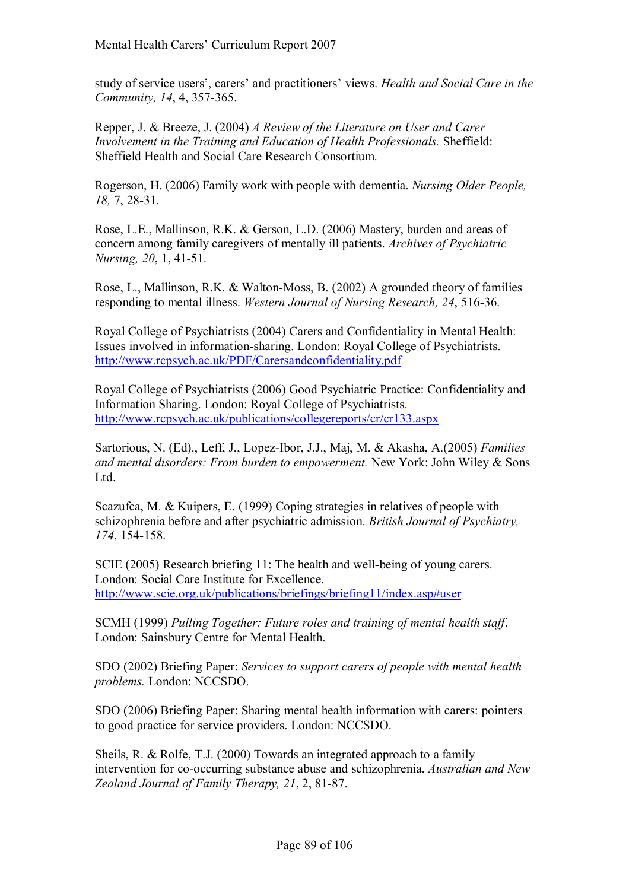study of service users', carers' and practitioners' views. *Health and Social Care in the Community, 14*, 4, 357-365.

Repper, J. & Breeze, J. (2004) *A Review of the Literature on User and Carer Involvement in the Training and Education of Health Professionals.* Sheffield: Sheffield Health and Social Care Research Consortium.

Rogerson, H. (2006) Family work with people with dementia. *Nursing Older People, 18,* 7, 28-31.

Rose, L.E., Mallinson, R.K. & Gerson, L.D. (2006) Mastery, burden and areas of concern among family caregivers of mentally ill patients. *Archives of Psychiatric Nursing, 20*, 1, 41-51.

Rose, L., Mallinson, R.K. & Walton-Moss, B. (2002) A grounded theory of families responding to mental illness. *Western Journal of Nursing Research, 24*, 516-36.

Royal College of Psychiatrists (2004) Carers and Confidentiality in Mental Health: Issues involved in information-sharing. London: Royal College of Psychiatrists. http://www.rcpsych.ac.uk/PDF/Carersandconfidentiality.pdf

Royal College of Psychiatrists (2006) Good Psychiatric Practice: Confidentiality and Information Sharing. London: Royal College of Psychiatrists. http://www.rcpsych.ac.uk/publications/collegereports/cr/cr133.aspx

Sartorious, N. (Ed)., Leff, J., Lopez-Ibor, J.J., Maj, M. & Akasha, A.(2005) *Families and mental disorders: From burden to empowerment.* New York: John Wiley & Sons Ltd.

Scazufca, M. & Kuipers, E. (1999) Coping strategies in relatives of people with schizophrenia before and after psychiatric admission. *British Journal of Psychiatry, 174*, 154-158.

SCIE (2005) Research briefing 11: The health and well-being of young carers. London: Social Care Institute for Excellence. http://www.scie.org.uk/publications/briefings/briefing11/index.asp#user

SCMH (1999) *Pulling Together: Future roles and training of mental health staff*. London: Sainsbury Centre for Mental Health.

SDO (2002) Briefing Paper: *Services to support carers of people with mental health problems.* London: NCCSDO.

SDO (2006) Briefing Paper: Sharing mental health information with carers: pointers to good practice for service providers. London: NCCSDO.

Sheils, R. & Rolfe, T.J. (2000) Towards an integrated approach to a family intervention for co-occurring substance abuse and schizophrenia. *Australian and New Zealand Journal of Family Therapy, 21*, 2, 81-87.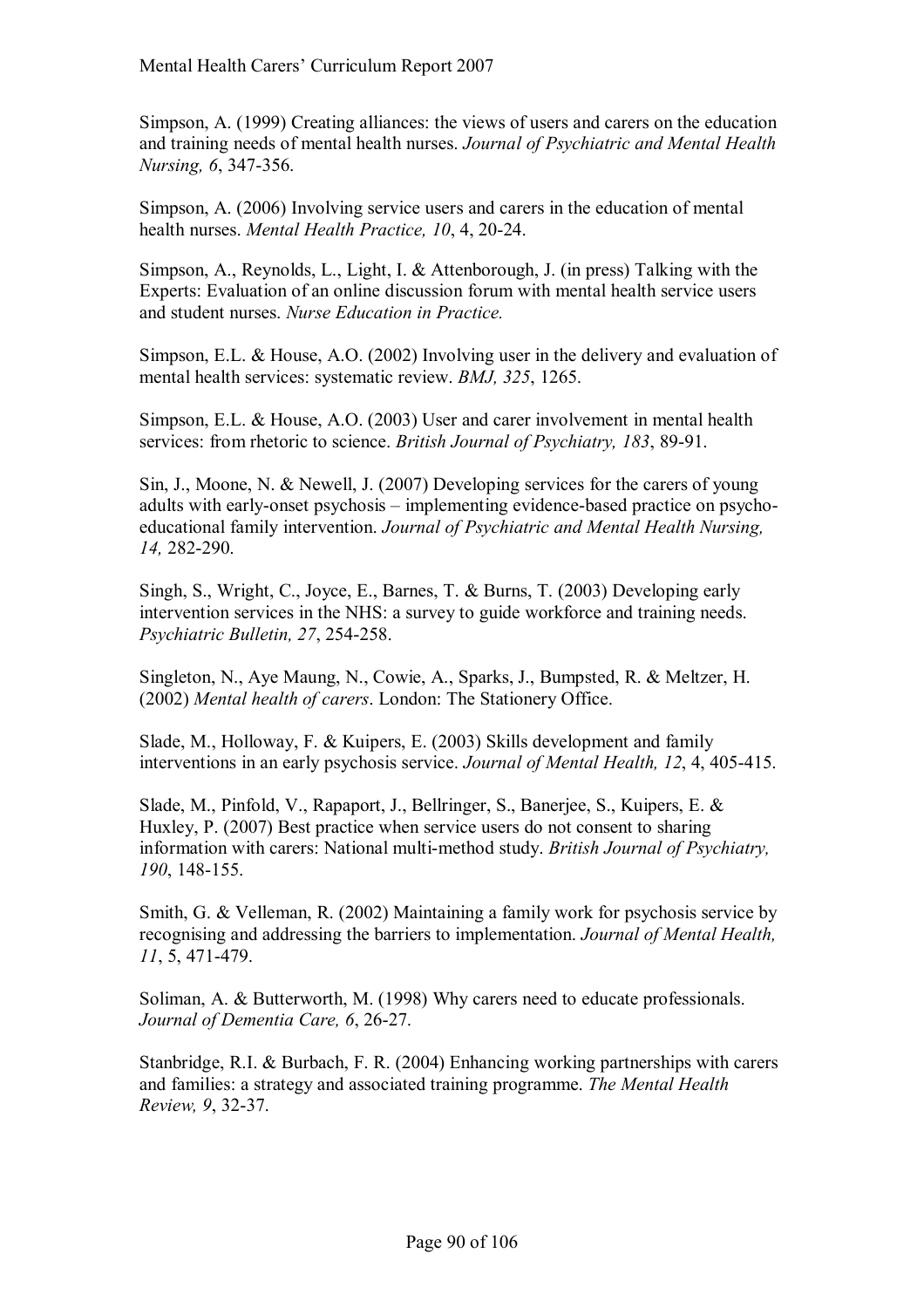Simpson, A. (1999) Creating alliances: the views of users and carers on the education and training needs of mental health nurses. *Journal of Psychiatric and Mental Health Nursing, 6*, 347-356.

Simpson, A. (2006) Involving service users and carers in the education of mental health nurses. *Mental Health Practice, 10*, 4, 20-24.

Simpson, A., Reynolds, L., Light, I. & Attenborough, J. (in press) Talking with the Experts: Evaluation of an online discussion forum with mental health service users and student nurses. *Nurse Education in Practice.*

Simpson, E.L. & House, A.O. (2002) Involving user in the delivery and evaluation of mental health services: systematic review. *BMJ, 325*, 1265.

Simpson, E.L. & House, A.O. (2003) User and carer involvement in mental health services: from rhetoric to science. *British Journal of Psychiatry, 183*, 89-91.

Sin, J., Moone, N. & Newell, J. (2007) Developing services for the carers of young adults with early-onset psychosis – implementing evidence-based practice on psycho-educational family intervention. *Journal of Psychiatric and Mental Health Nursing, 14,* 282-290.

Singh, S., Wright, C., Joyce, E., Barnes, T. & Burns, T. (2003) Developing early intervention services in the NHS: a survey to guide workforce and training needs. *Psychiatric Bulletin, 27*, 254-258.

Singleton, N., Aye Maung, N., Cowie, A., Sparks, J., Bumpsted, R. & Meltzer, H. (2002) *Mental health of carers*. London: The Stationery Office.

Slade, M., Holloway, F. & Kuipers, E. (2003) Skills development and family interventions in an early psychosis service. *Journal of Mental Health, 12*, 4, 405-415.

Slade, M., Pinfold, V., Rapaport, J., Bellringer, S., Banerjee, S., Kuipers, E. & Huxley, P. (2007) Best practice when service users do not consent to sharing information with carers: National multi-method study. *British Journal of Psychiatry, 190*, 148-155.

Smith, G. & Velleman, R. (2002) Maintaining a family work for psychosis service by recognising and addressing the barriers to implementation. *Journal of Mental Health, 11*, 5, 471-479.

Soliman, A. & Butterworth, M. (1998) Why carers need to educate professionals. *Journal of Dementia Care, 6*, 26-27.

Stanbridge, R.I. & Burbach, F. R. (2004) Enhancing working partnerships with carers and families: a strategy and associated training programme. *The Mental Health Review, 9*, 32-37.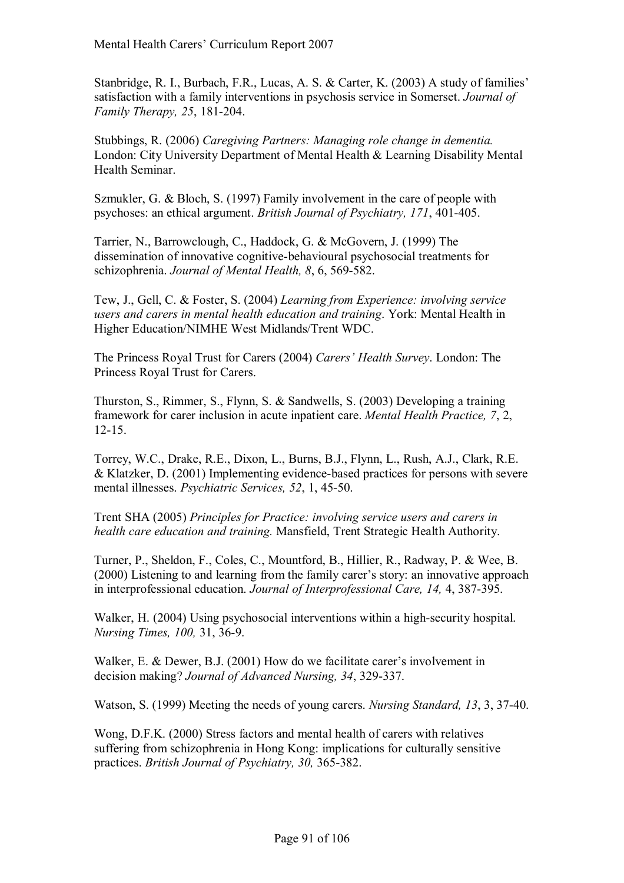Stanbridge, R. I., Burbach, F.R., Lucas, A. S. & Carter, K. (2003) A study of families' satisfaction with a family interventions in psychosis service in Somerset. *Journal of Family Therapy, 25*, 181-204.

Stubbings, R. (2006) *Caregiving Partners: Managing role change in dementia.* London: City University Department of Mental Health & Learning Disability Mental Health Seminar.

Szmukler, G. & Bloch, S. (1997) Family involvement in the care of people with psychoses: an ethical argument. *British Journal of Psychiatry, 171*, 401-405.

Tarrier, N., Barrowclough, C., Haddock, G. & McGovern, J. (1999) The dissemination of innovative cognitive-behavioural psychosocial treatments for schizophrenia. *Journal of Mental Health, 8*, 6, 569-582.

Tew, J., Gell, C. & Foster, S. (2004) *Learning from Experience: involving service users and carers in mental health education and training*. York: Mental Health in Higher Education/NIMHE West Midlands/Trent WDC.

The Princess Royal Trust for Carers (2004) *Carers' Health Survey*. London: The Princess Royal Trust for Carers.

Thurston, S., Rimmer, S., Flynn, S. & Sandwells, S. (2003) Developing a training framework for carer inclusion in acute inpatient care. *Mental Health Practice, 7*, 2, 12-15.

Torrey, W.C., Drake, R.E., Dixon, L., Burns, B.J., Flynn, L., Rush, A.J., Clark, R.E. & Klatzker, D. (2001) Implementing evidence-based practices for persons with severe mental illnesses. *Psychiatric Services, 52*, 1, 45-50.

Trent SHA (2005) *Principles for Practice: involving service users and carers in health care education and training.* Mansfield, Trent Strategic Health Authority.

Turner, P., Sheldon, F., Coles, C., Mountford, B., Hillier, R., Radway, P. & Wee, B. (2000) Listening to and learning from the family carer's story: an innovative approach in interprofessional education. *Journal of Interprofessional Care, 14,* 4, 387-395.

Walker, H. (2004) Using psychosocial interventions within a high-security hospital. *Nursing Times, 100,* 31, 36-9.

Walker, E. & Dewer, B.J. (2001) How do we facilitate carer's involvement in decision making? *Journal of Advanced Nursing, 34*, 329-337.

Watson, S. (1999) Meeting the needs of young carers. *Nursing Standard, 13*, 3, 37-40.

Wong, D.F.K. (2000) Stress factors and mental health of carers with relatives suffering from schizophrenia in Hong Kong: implications for culturally sensitive practices. *British Journal of Psychiatry, 30,* 365-382.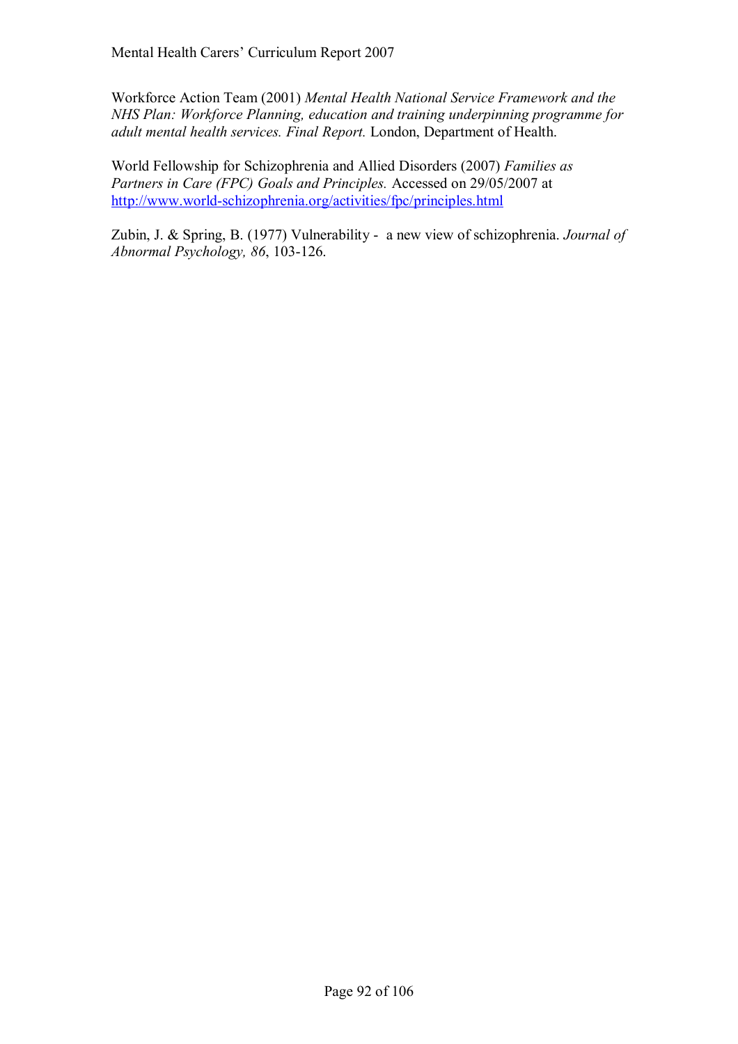Workforce Action Team (2001) *Mental Health National Service Framework and the NHS Plan: Workforce Planning, education and training underpinning programme for adult mental health services. Final Report.* London, Department of Health.

World Fellowship for Schizophrenia and Allied Disorders (2007) *Families as Partners in Care (FPC) Goals and Principles.* Accessed on 29/05/2007 at http://www.world-schizophrenia.org/activities/fpc/principles.html

Zubin, J. & Spring, B. (1977) Vulnerability - a new view of schizophrenia. *Journal of Abnormal Psychology, 86*, 103-126.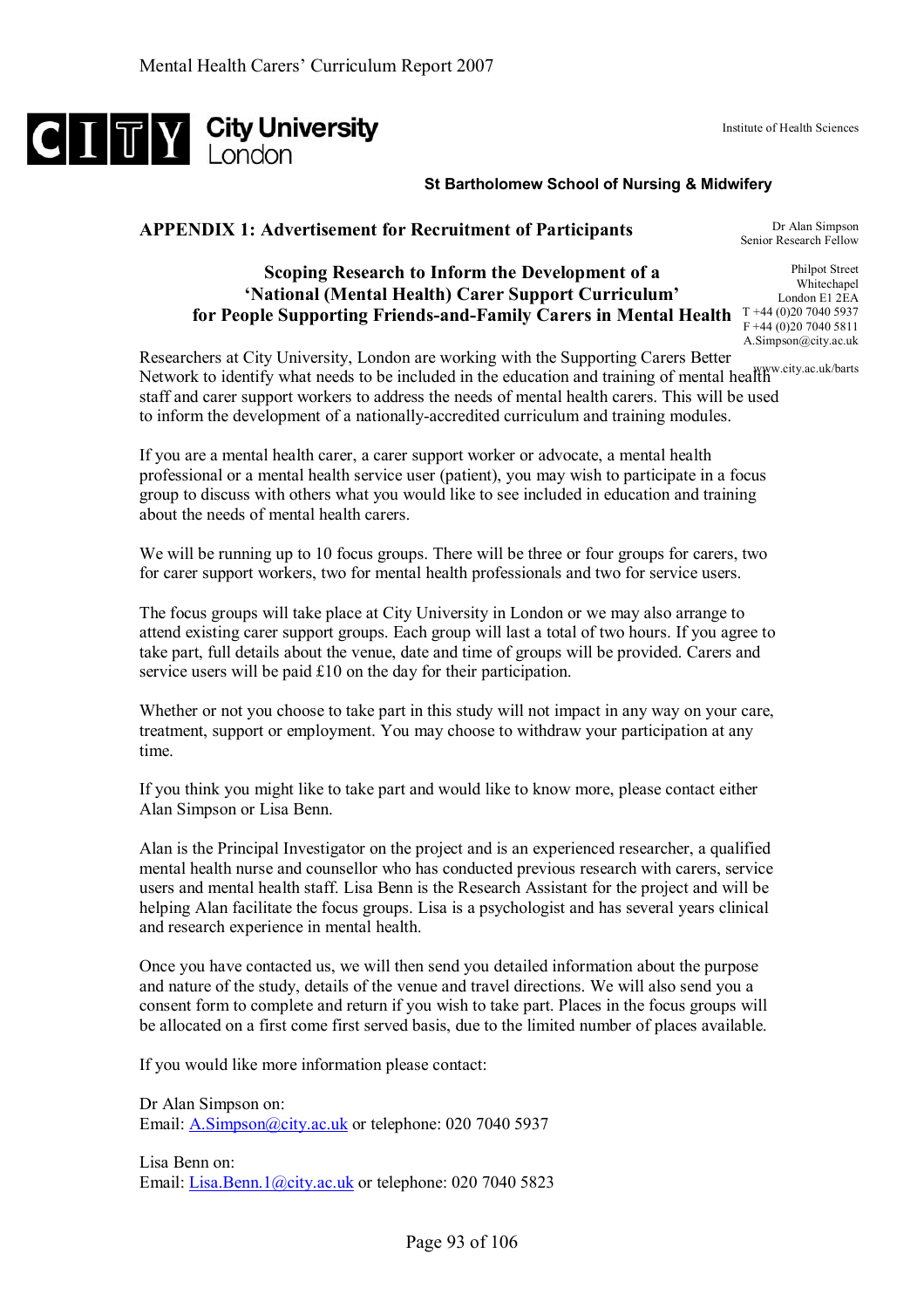City University London

Institute of Health Sciences

**St Bartholomew School of Nursing & Midwifery**

Dr Alan Simpson
Senior Research Fellow

Philpot Street
Whitechapel
London E1 2EA
T +44 (0)20 7040 5937
F +44 (0)20 7040 5811
A.Simpson@city.ac.uk
www.city.ac.uk/barts

## APPENDIX 1: Advertisement for Recruitment of Participants

### Scoping Research to Inform the Development of a 'National (Mental Health) Carer Support Curriculum' for People Supporting Friends-and-Family Carers in Mental Health

Researchers at City University, London are working with the Supporting Carers Better Network to identify what needs to be included in the education and training of mental health staff and carer support workers to address the needs of mental health carers. This will be used to inform the development of a nationally-accredited curriculum and training modules.

If you are a mental health carer, a carer support worker or advocate, a mental health professional or a mental health service user (patient), you may wish to participate in a focus group to discuss with others what you would like to see included in education and training about the needs of mental health carers.

We will be running up to 10 focus groups. There will be three or four groups for carers, two for carer support workers, two for mental health professionals and two for service users.

The focus groups will take place at City University in London or we may also arrange to attend existing carer support groups. Each group will last a total of two hours. If you agree to take part, full details about the venue, date and time of groups will be provided. Carers and service users will be paid £10 on the day for their participation.

Whether or not you choose to take part in this study will not impact in any way on your care, treatment, support or employment. You may choose to withdraw your participation at any time.

If you think you might like to take part and would like to know more, please contact either Alan Simpson or Lisa Benn.

Alan is the Principal Investigator on the project and is an experienced researcher, a qualified mental health nurse and counsellor who has conducted previous research with carers, service users and mental health staff. Lisa Benn is the Research Assistant for the project and will be helping Alan facilitate the focus groups. Lisa is a psychologist and has several years clinical and research experience in mental health.

Once you have contacted us, we will then send you detailed information about the purpose and nature of the study, details of the venue and travel directions. We will also send you a consent form to complete and return if you wish to take part. Places in the focus groups will be allocated on a first come first served basis, due to the limited number of places available.

If you would like more information please contact:

Dr Alan Simpson on:
Email: A.Simpson@city.ac.uk or telephone: 020 7040 5937

Lisa Benn on:
Email: Lisa.Benn.1@city.ac.uk or telephone: 020 7040 5823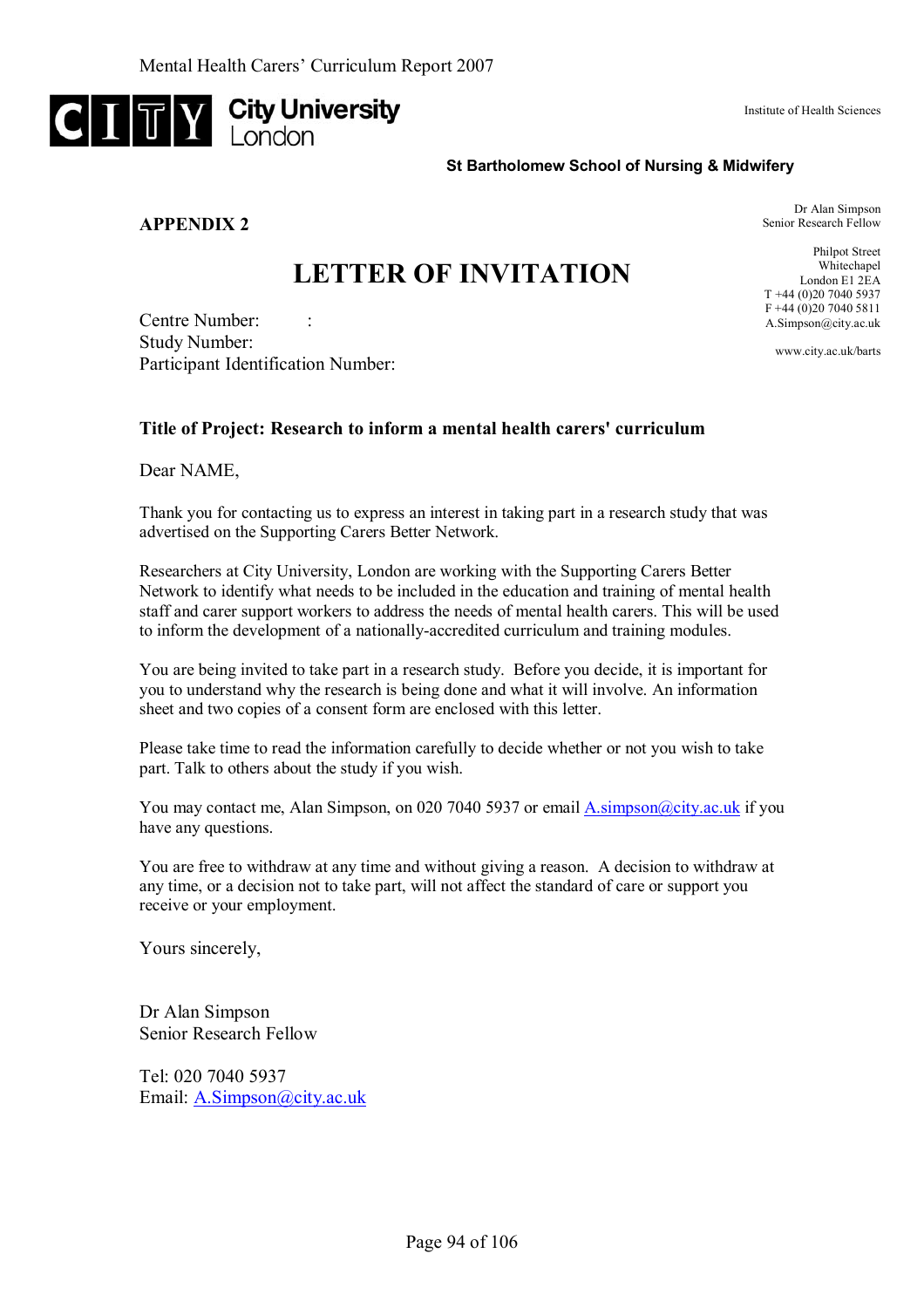City University London

Institute of Health Sciences

**St Bartholomew School of Nursing & Midwifery**

**APPENDIX 2**

Dr Alan Simpson
Senior Research Fellow

Philpot Street
Whitechapel
London E1 2EA
T +44 (0)20 7040 5937
F +44 (0)20 7040 5811
A.Simpson@city.ac.uk

www.city.ac.uk/barts

# LETTER OF INVITATION

Centre Number: :
Study Number:
Participant Identification Number:

**Title of Project: Research to inform a mental health carers' curriculum**

Dear NAME,

Thank you for contacting us to express an interest in taking part in a research study that was advertised on the Supporting Carers Better Network.

Researchers at City University, London are working with the Supporting Carers Better Network to identify what needs to be included in the education and training of mental health staff and carer support workers to address the needs of mental health carers. This will be used to inform the development of a nationally-accredited curriculum and training modules.

You are being invited to take part in a research study. Before you decide, it is important for you to understand why the research is being done and what it will involve. An information sheet and two copies of a consent form are enclosed with this letter.

Please take time to read the information carefully to decide whether or not you wish to take part. Talk to others about the study if you wish.

You may contact me, Alan Simpson, on 020 7040 5937 or email A.simpson@city.ac.uk if you have any questions.

You are free to withdraw at any time and without giving a reason. A decision to withdraw at any time, or a decision not to take part, will not affect the standard of care or support you receive or your employment.

Yours sincerely,

Dr Alan Simpson
Senior Research Fellow

Tel: 020 7040 5937
Email: A.Simpson@city.ac.uk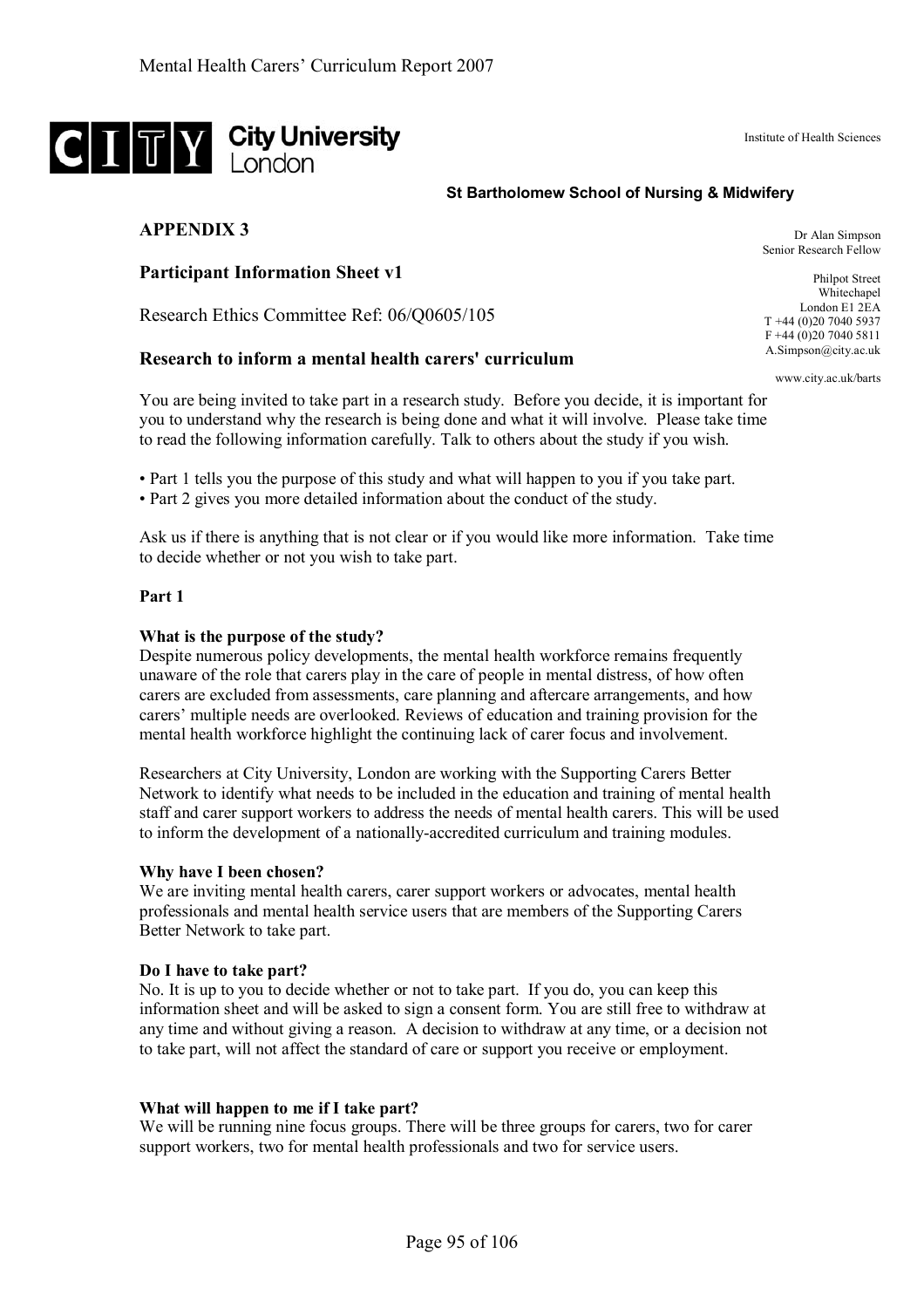City University London

Institute of Health Sciences

**St Bartholomew School of Nursing & Midwifery**

Dr Alan Simpson
Senior Research Fellow

Philpot Street
Whitechapel
London E1 2EA
T +44 (0)20 7040 5937
F +44 (0)20 7040 5811
A.Simpson@city.ac.uk

www.city.ac.uk/barts

## APPENDIX 3

### Participant Information Sheet v1

Research Ethics Committee Ref: 06/Q0605/105

### Research to inform a mental health carers' curriculum

You are being invited to take part in a research study. Before you decide, it is important for you to understand why the research is being done and what it will involve. Please take time to read the following information carefully. Talk to others about the study if you wish.

- Part 1 tells you the purpose of this study and what will happen to you if you take part.
- Part 2 gives you more detailed information about the conduct of the study.

Ask us if there is anything that is not clear or if you would like more information. Take time to decide whether or not you wish to take part.

#### Part 1

**What is the purpose of the study?**
Despite numerous policy developments, the mental health workforce remains frequently unaware of the role that carers play in the care of people in mental distress, of how often carers are excluded from assessments, care planning and aftercare arrangements, and how carers' multiple needs are overlooked. Reviews of education and training provision for the mental health workforce highlight the continuing lack of carer focus and involvement.

Researchers at City University, London are working with the Supporting Carers Better Network to identify what needs to be included in the education and training of mental health staff and carer support workers to address the needs of mental health carers. This will be used to inform the development of a nationally-accredited curriculum and training modules.

**Why have I been chosen?**
We are inviting mental health carers, carer support workers or advocates, mental health professionals and mental health service users that are members of the Supporting Carers Better Network to take part.

**Do I have to take part?**
No. It is up to you to decide whether or not to take part. If you do, you can keep this information sheet and will be asked to sign a consent form. You are still free to withdraw at any time and without giving a reason. A decision to withdraw at any time, or a decision not to take part, will not affect the standard of care or support you receive or employment.

**What will happen to me if I take part?**
We will be running nine focus groups. There will be three groups for carers, two for carer support workers, two for mental health professionals and two for service users.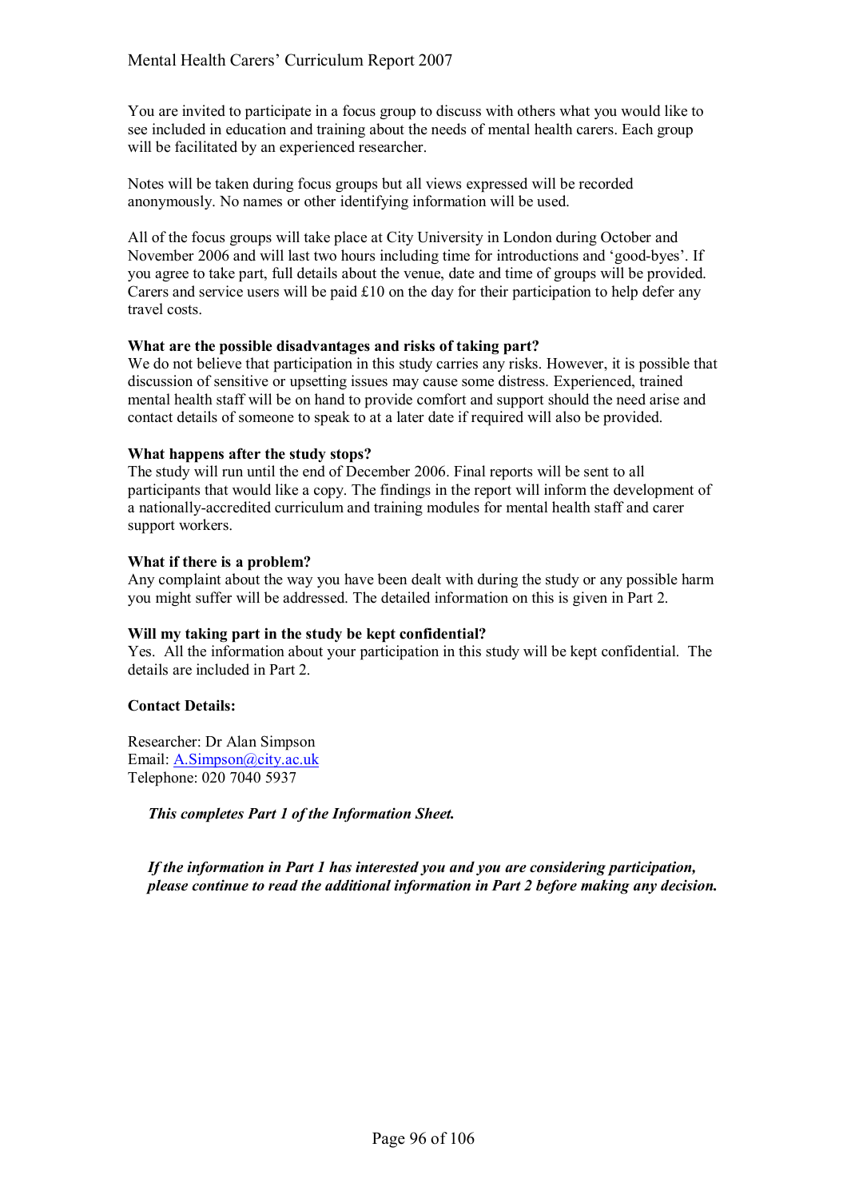You are invited to participate in a focus group to discuss with others what you would like to see included in education and training about the needs of mental health carers. Each group will be facilitated by an experienced researcher.

Notes will be taken during focus groups but all views expressed will be recorded anonymously. No names or other identifying information will be used.

All of the focus groups will take place at City University in London during October and November 2006 and will last two hours including time for introductions and 'good-byes'. If you agree to take part, full details about the venue, date and time of groups will be provided. Carers and service users will be paid £10 on the day for their participation to help defer any travel costs.

**What are the possible disadvantages and risks of taking part?**
We do not believe that participation in this study carries any risks. However, it is possible that discussion of sensitive or upsetting issues may cause some distress. Experienced, trained mental health staff will be on hand to provide comfort and support should the need arise and contact details of someone to speak to at a later date if required will also be provided.

**What happens after the study stops?**
The study will run until the end of December 2006. Final reports will be sent to all participants that would like a copy. The findings in the report will inform the development of a nationally-accredited curriculum and training modules for mental health staff and carer support workers.

**What if there is a problem?**
Any complaint about the way you have been dealt with during the study or any possible harm you might suffer will be addressed. The detailed information on this is given in Part 2.

**Will my taking part in the study be kept confidential?**
Yes. All the information about your participation in this study will be kept confidential. The details are included in Part 2.

**Contact Details:**

Researcher: Dr Alan Simpson
Email: A.Simpson@city.ac.uk
Telephone: 020 7040 5937

***This completes Part 1 of the Information Sheet.***

***If the information in Part 1 has interested you and you are considering participation, please continue to read the additional information in Part 2 before making any decision.***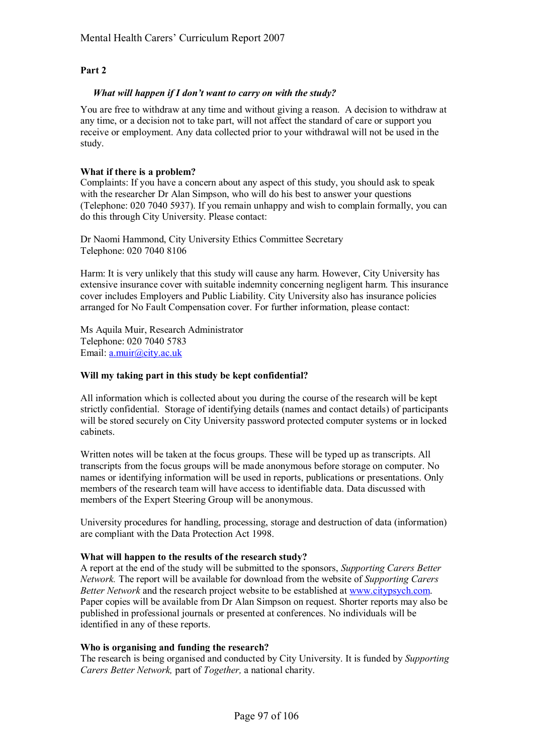**Part 2**

***What will happen if I don't want to carry on with the study?***

You are free to withdraw at any time and without giving a reason. A decision to withdraw at any time, or a decision not to take part, will not affect the standard of care or support you receive or employment. Any data collected prior to your withdrawal will not be used in the study.

**What if there is a problem?**

Complaints: If you have a concern about any aspect of this study, you should ask to speak with the researcher Dr Alan Simpson, who will do his best to answer your questions (Telephone: 020 7040 5937). If you remain unhappy and wish to complain formally, you can do this through City University. Please contact:

Dr Naomi Hammond, City University Ethics Committee Secretary
Telephone: 020 7040 8106

Harm: It is very unlikely that this study will cause any harm. However, City University has extensive insurance cover with suitable indemnity concerning negligent harm. This insurance cover includes Employers and Public Liability. City University also has insurance policies arranged for No Fault Compensation cover. For further information, please contact:

Ms Aquila Muir, Research Administrator
Telephone: 020 7040 5783
Email: a.muir@city.ac.uk

**Will my taking part in this study be kept confidential?**

All information which is collected about you during the course of the research will be kept strictly confidential. Storage of identifying details (names and contact details) of participants will be stored securely on City University password protected computer systems or in locked cabinets.

Written notes will be taken at the focus groups. These will be typed up as transcripts. All transcripts from the focus groups will be made anonymous before storage on computer. No names or identifying information will be used in reports, publications or presentations. Only members of the research team will have access to identifiable data. Data discussed with members of the Expert Steering Group will be anonymous.

University procedures for handling, processing, storage and destruction of data (information) are compliant with the Data Protection Act 1998.

**What will happen to the results of the research study?**

A report at the end of the study will be submitted to the sponsors, *Supporting Carers Better Network.* The report will be available for download from the website of *Supporting Carers Better Network* and the research project website to be established at www.citypsych.com. Paper copies will be available from Dr Alan Simpson on request. Shorter reports may also be published in professional journals or presented at conferences. No individuals will be identified in any of these reports.

**Who is organising and funding the research?**

The research is being organised and conducted by City University. It is funded by *Supporting Carers Better Network,* part of *Together,* a national charity.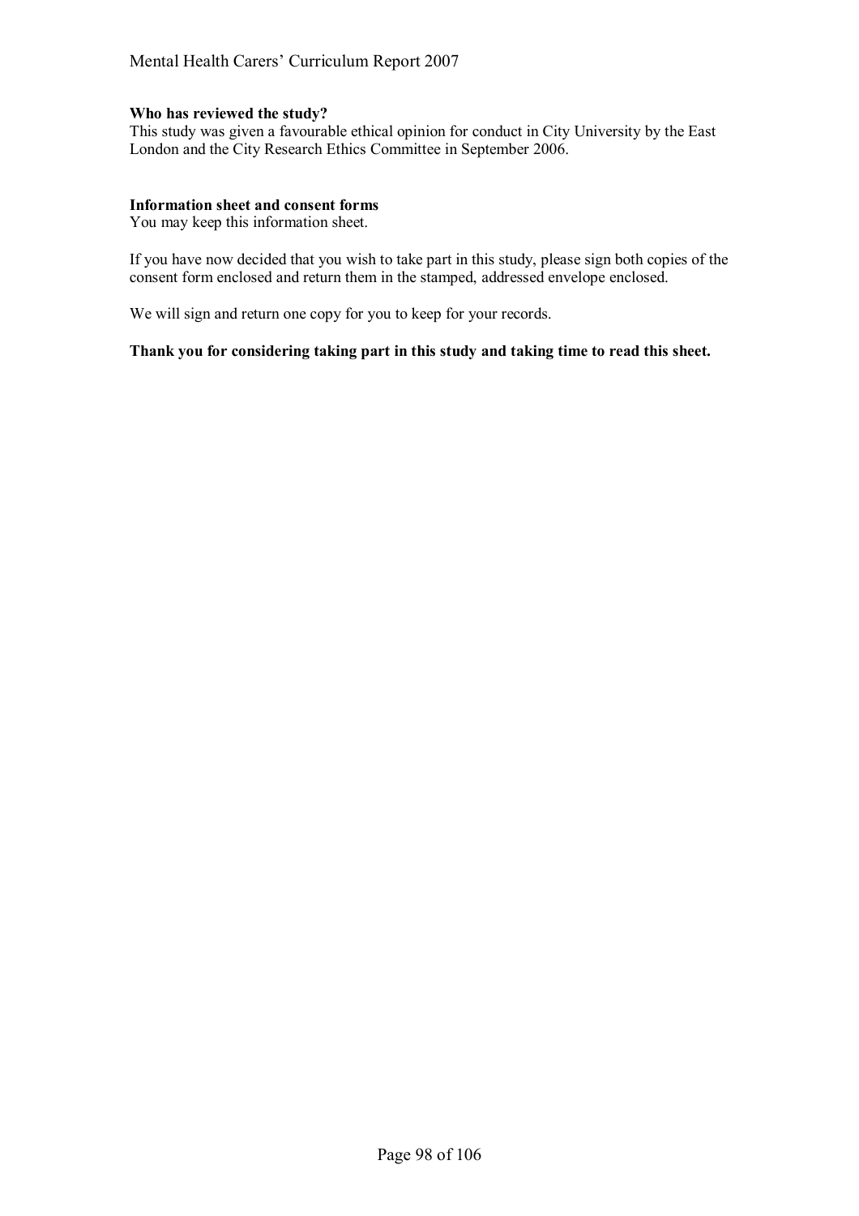**Who has reviewed the study?**
This study was given a favourable ethical opinion for conduct in City University by the East London and the City Research Ethics Committee in September 2006.

**Information sheet and consent forms**
You may keep this information sheet.

If you have now decided that you wish to take part in this study, please sign both copies of the consent form enclosed and return them in the stamped, addressed envelope enclosed.

We will sign and return one copy for you to keep for your records.

**Thank you for considering taking part in this study and taking time to read this sheet.**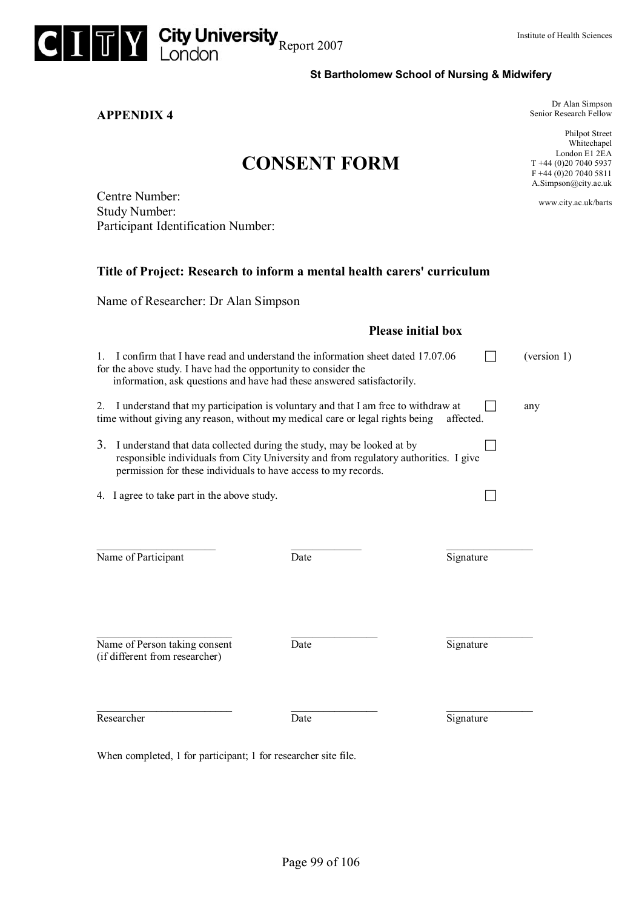City University London Report 2007

Institute of Health Sciences

**St Bartholomew School of Nursing & Midwifery**

Dr Alan Simpson
Senior Research Fellow

Philpot Street
Whitechapel
London E1 2EA
T +44 (0)20 7040 5937
F +44 (0)20 7040 5811
A.Simpson@city.ac.uk

www.city.ac.uk/barts

**APPENDIX 4**

# CONSENT FORM

Centre Number:
Study Number:
Participant Identification Number:

**Title of Project: Research to inform a mental health carers' curriculum**

Name of Researcher: Dr Alan Simpson

**Please initial box**

1. I confirm that I have read and understand the information sheet dated 17.07.06 (version 1) for the above study. I have had the opportunity to consider the information, ask questions and have had these answered satisfactorily. ☐

2. I understand that my participation is voluntary and that I am free to withdraw at any time without giving any reason, without my medical care or legal rights being affected. ☐

3. I understand that data collected during the study, may be looked at by responsible individuals from City University and from regulatory authorities. I give permission for these individuals to have access to my records. ☐

4. I agree to take part in the above study. ☐

| ______________________ | ______________ | ________________ |
|---|---|---|
| Name of Participant | Date | Signature |
| | | |
| ______________________ | ______________ | ________________ |
| Name of Person taking consent (if different from researcher) | Date | Signature |
| | | |
| ______________________ | ______________ | ________________ |
| Researcher | Date | Signature |

When completed, 1 for participant; 1 for researcher site file.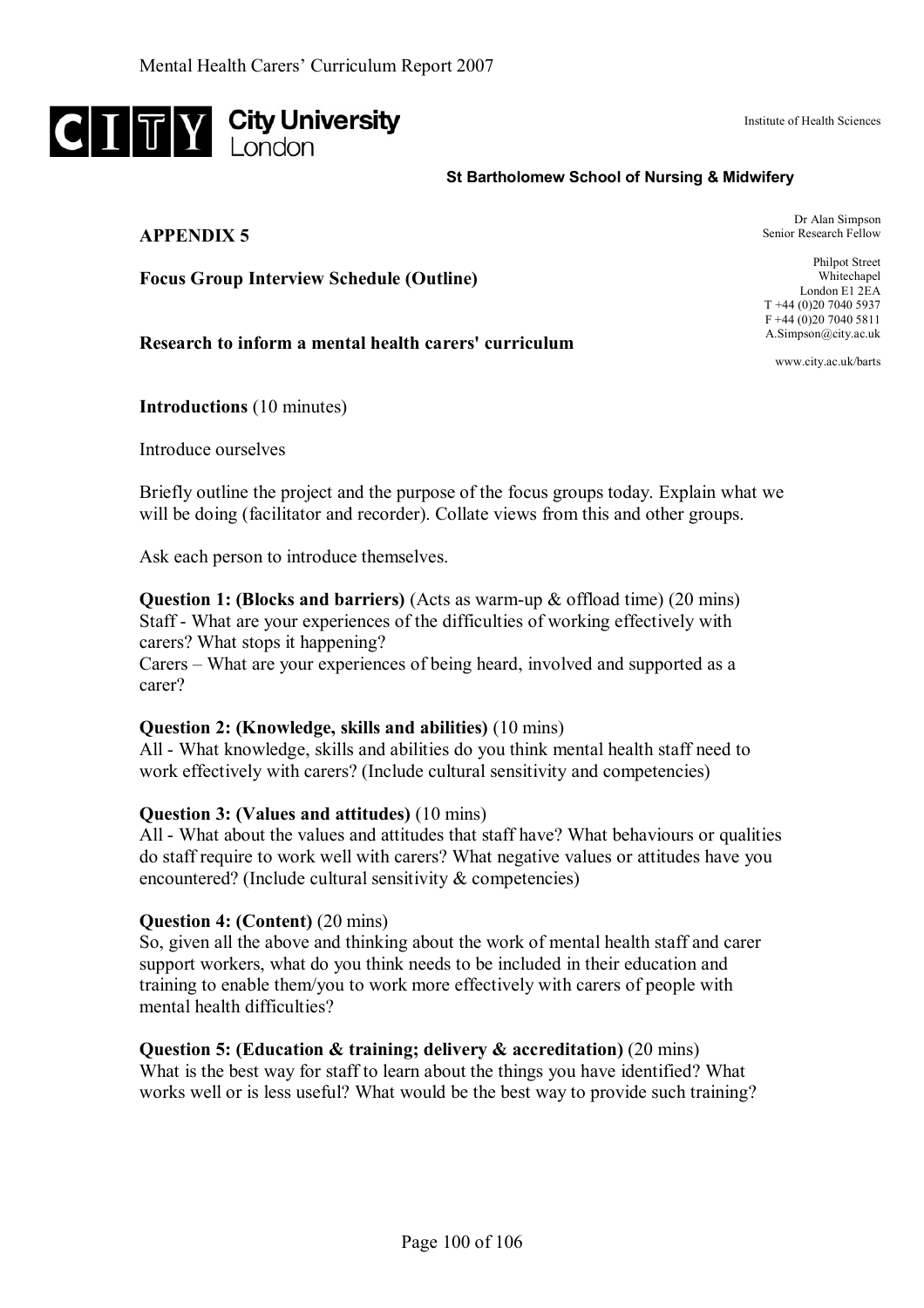City University London

Institute of Health Sciences

**St Bartholomew School of Nursing & Midwifery**

Dr Alan Simpson
Senior Research Fellow

Philpot Street
Whitechapel
London E1 2EA
T +44 (0)20 7040 5937
F +44 (0)20 7040 5811
A.Simpson@city.ac.uk

www.city.ac.uk/barts

**APPENDIX 5**

**Focus Group Interview Schedule (Outline)**

**Research to inform a mental health carers' curriculum**

**Introductions** (10 minutes)

Introduce ourselves

Briefly outline the project and the purpose of the focus groups today. Explain what we will be doing (facilitator and recorder). Collate views from this and other groups.

Ask each person to introduce themselves.

**Question 1: (Blocks and barriers)** (Acts as warm-up & offload time) (20 mins)
Staff - What are your experiences of the difficulties of working effectively with carers? What stops it happening?
Carers – What are your experiences of being heard, involved and supported as a carer?

**Question 2: (Knowledge, skills and abilities)** (10 mins)
All - What knowledge, skills and abilities do you think mental health staff need to work effectively with carers? (Include cultural sensitivity and competencies)

**Question 3: (Values and attitudes)** (10 mins)
All - What about the values and attitudes that staff have? What behaviours or qualities do staff require to work well with carers? What negative values or attitudes have you encountered? (Include cultural sensitivity & competencies)

**Question 4: (Content)** (20 mins)
So, given all the above and thinking about the work of mental health staff and carer support workers, what do you think needs to be included in their education and training to enable them/you to work more effectively with carers of people with mental health difficulties?

**Question 5: (Education & training; delivery & accreditation)** (20 mins)
What is the best way for staff to learn about the things you have identified? What works well or is less useful? What would be the best way to provide such training?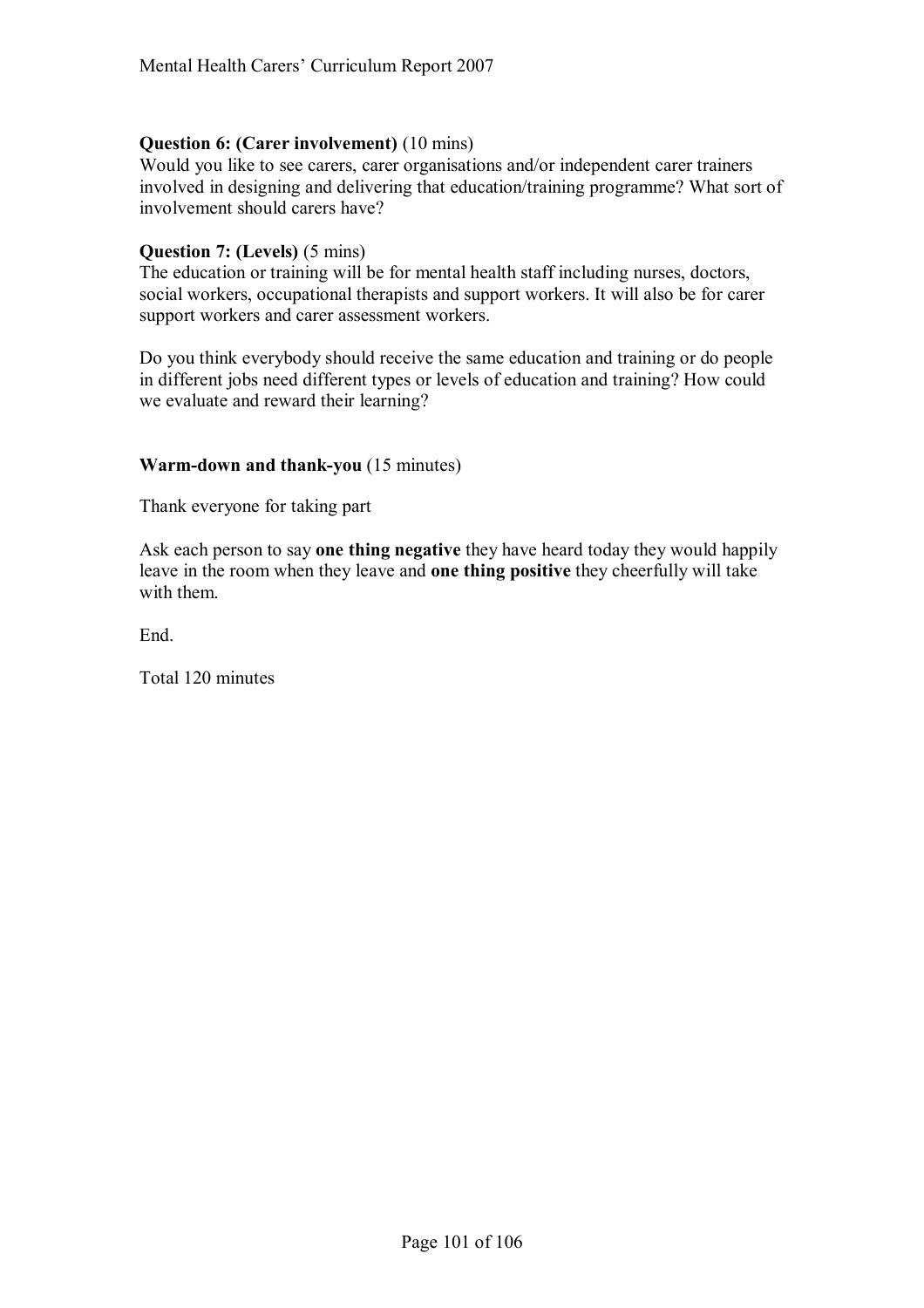**Question 6: (Carer involvement)** (10 mins)
Would you like to see carers, carer organisations and/or independent carer trainers involved in designing and delivering that education/training programme? What sort of involvement should carers have?

**Question 7: (Levels)** (5 mins)
The education or training will be for mental health staff including nurses, doctors, social workers, occupational therapists and support workers. It will also be for carer support workers and carer assessment workers.

Do you think everybody should receive the same education and training or do people in different jobs need different types or levels of education and training? How could we evaluate and reward their learning?

**Warm-down and thank-you** (15 minutes)

Thank everyone for taking part

Ask each person to say **one thing negative** they have heard today they would happily leave in the room when they leave and **one thing positive** they cheerfully will take with them.

End.

Total 120 minutes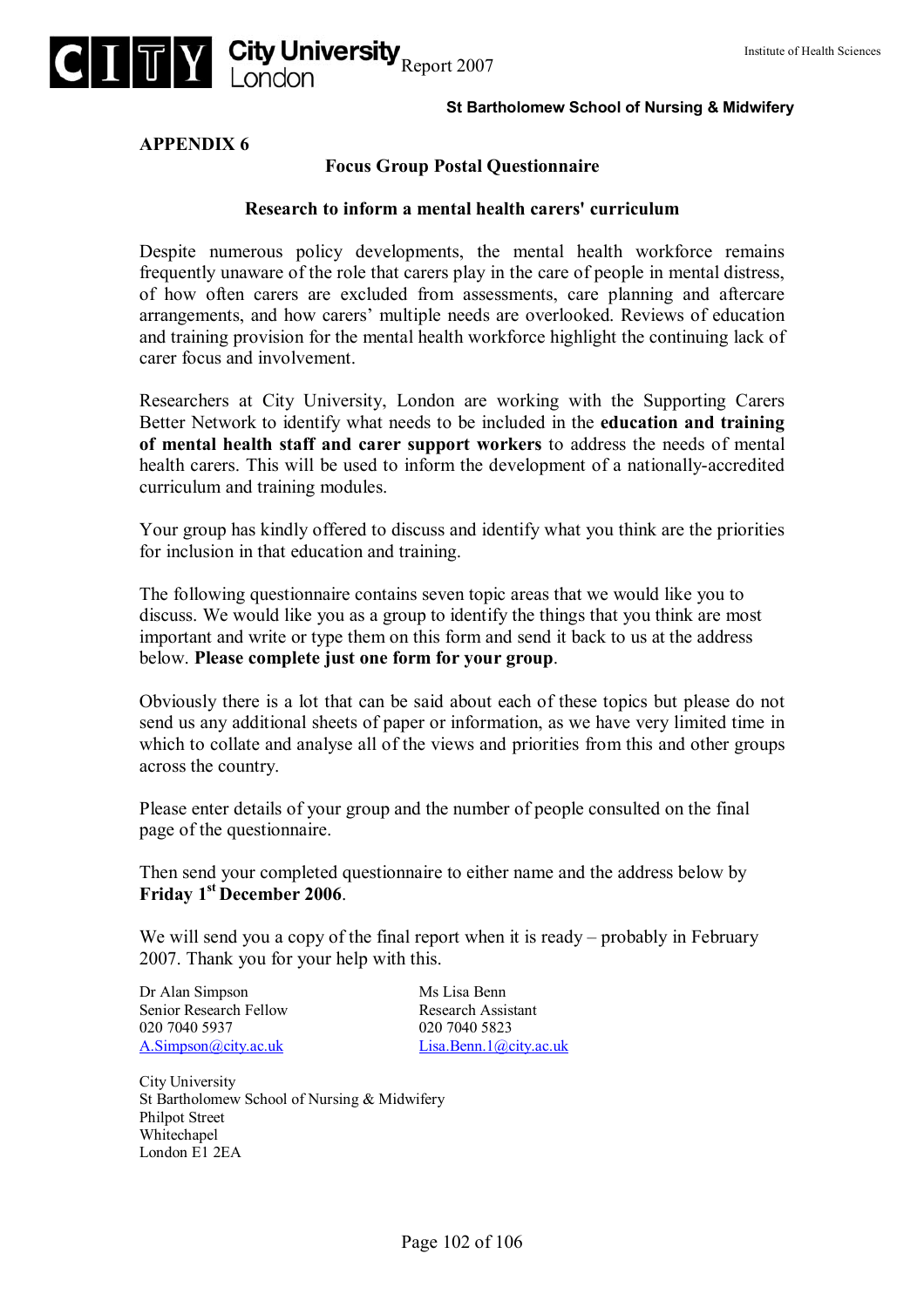## APPENDIX 6

### Focus Group Postal Questionnaire

### Research to inform a mental health carers' curriculum

Despite numerous policy developments, the mental health workforce remains frequently unaware of the role that carers play in the care of people in mental distress, of how often carers are excluded from assessments, care planning and aftercare arrangements, and how carers' multiple needs are overlooked. Reviews of education and training provision for the mental health workforce highlight the continuing lack of carer focus and involvement.

Researchers at City University, London are working with the Supporting Carers Better Network to identify what needs to be included in the **education and training of mental health staff and carer support workers** to address the needs of mental health carers. This will be used to inform the development of a nationally-accredited curriculum and training modules.

Your group has kindly offered to discuss and identify what you think are the priorities for inclusion in that education and training.

The following questionnaire contains seven topic areas that we would like you to discuss. We would like you as a group to identify the things that you think are most important and write or type them on this form and send it back to us at the address below. **Please complete just one form for your group**.

Obviously there is a lot that can be said about each of these topics but please do not send us any additional sheets of paper or information, as we have very limited time in which to collate and analyse all of the views and priorities from this and other groups across the country.

Please enter details of your group and the number of people consulted on the final page of the questionnaire.

Then send your completed questionnaire to either name and the address below by **Friday 1st December 2006**.

We will send you a copy of the final report when it is ready – probably in February 2007. Thank you for your help with this.

Dr Alan Simpson
Senior Research Fellow
020 7040 5937
A.Simpson@city.ac.uk

Ms Lisa Benn
Research Assistant
020 7040 5823
Lisa.Benn.1@city.ac.uk

City University
St Bartholomew School of Nursing & Midwifery
Philpot Street
Whitechapel
London E1 2EA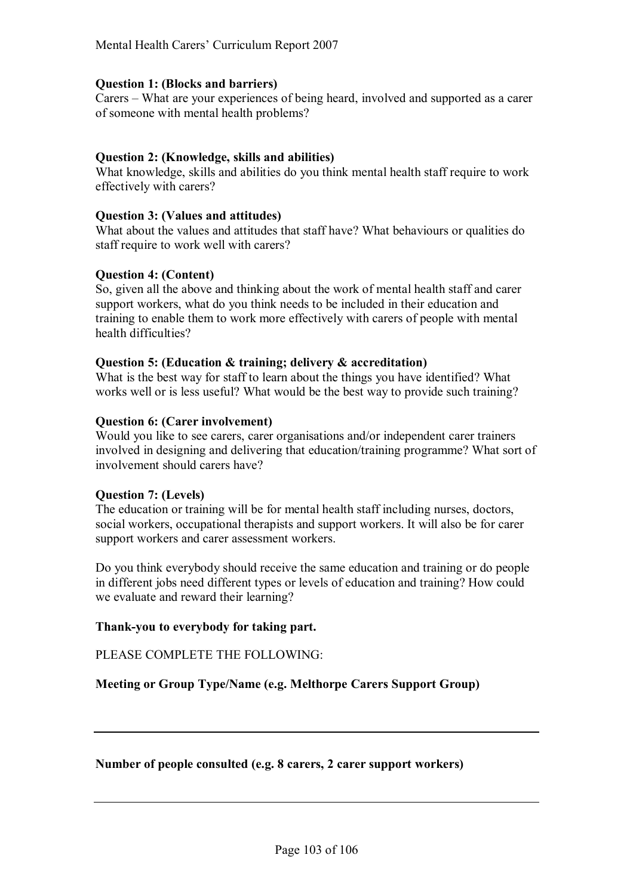**Question 1: (Blocks and barriers)**
Carers – What are your experiences of being heard, involved and supported as a carer of someone with mental health problems?

**Question 2: (Knowledge, skills and abilities)**
What knowledge, skills and abilities do you think mental health staff require to work effectively with carers?

**Question 3: (Values and attitudes)**
What about the values and attitudes that staff have? What behaviours or qualities do staff require to work well with carers?

**Question 4: (Content)**
So, given all the above and thinking about the work of mental health staff and carer support workers, what do you think needs to be included in their education and training to enable them to work more effectively with carers of people with mental health difficulties?

**Question 5: (Education & training; delivery & accreditation)**
What is the best way for staff to learn about the things you have identified? What works well or is less useful? What would be the best way to provide such training?

**Question 6: (Carer involvement)**
Would you like to see carers, carer organisations and/or independent carer trainers involved in designing and delivering that education/training programme? What sort of involvement should carers have?

**Question 7: (Levels)**
The education or training will be for mental health staff including nurses, doctors, social workers, occupational therapists and support workers. It will also be for carer support workers and carer assessment workers.

Do you think everybody should receive the same education and training or do people in different jobs need different types or levels of education and training? How could we evaluate and reward their learning?

**Thank-you to everybody for taking part.**

PLEASE COMPLETE THE FOLLOWING:

**Meeting or Group Type/Name (e.g. Melthorpe Carers Support Group)**

---

**Number of people consulted (e.g. 8 carers, 2 carer support workers)**

---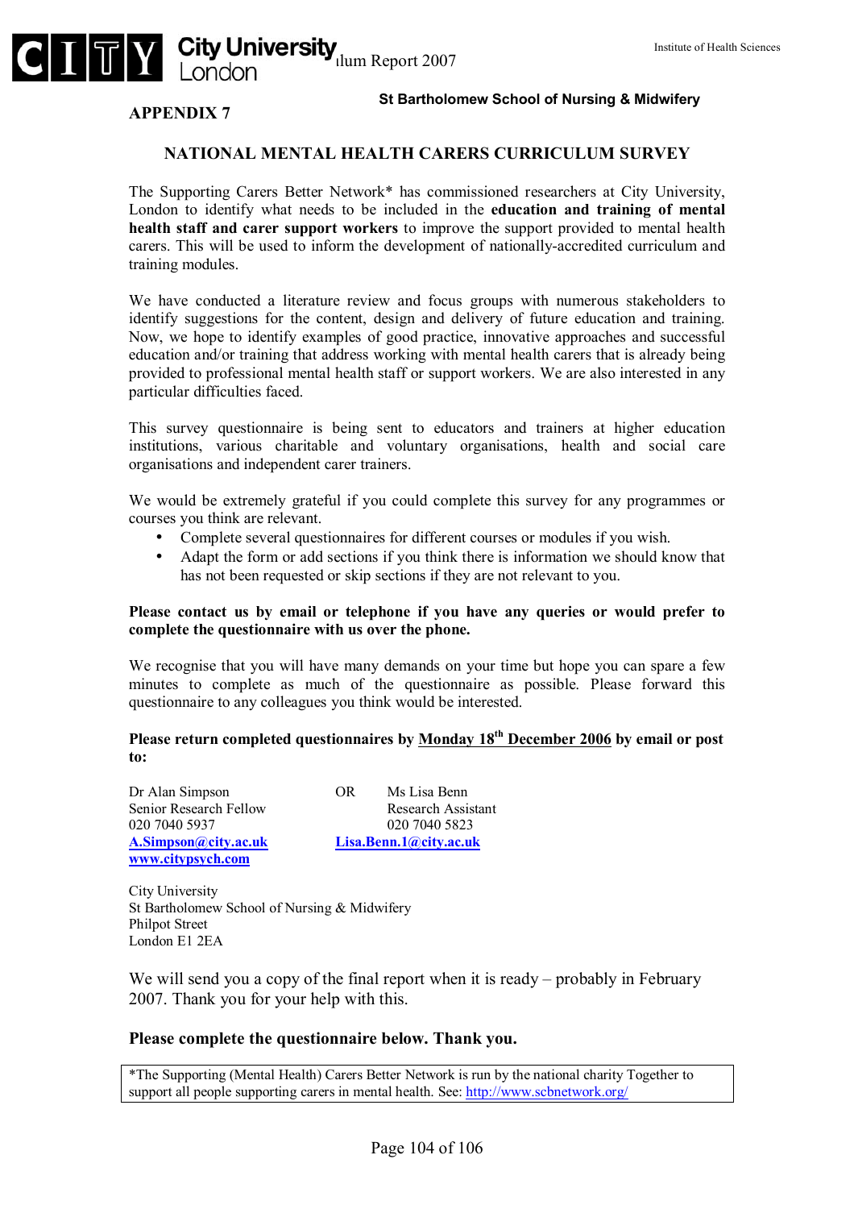**APPENDIX 7**

## NATIONAL MENTAL HEALTH CARERS CURRICULUM SURVEY

The Supporting Carers Better Network* has commissioned researchers at City University, London to identify what needs to be included in the **education and training of mental health staff and carer support workers** to improve the support provided to mental health carers. This will be used to inform the development of nationally-accredited curriculum and training modules.

We have conducted a literature review and focus groups with numerous stakeholders to identify suggestions for the content, design and delivery of future education and training. Now, we hope to identify examples of good practice, innovative approaches and successful education and/or training that address working with mental health carers that is already being provided to professional mental health staff or support workers. We are also interested in any particular difficulties faced.

This survey questionnaire is being sent to educators and trainers at higher education institutions, various charitable and voluntary organisations, health and social care organisations and independent carer trainers.

We would be extremely grateful if you could complete this survey for any programmes or courses you think are relevant.

- Complete several questionnaires for different courses or modules if you wish.
- Adapt the form or add sections if you think there is information we should know that has not been requested or skip sections if they are not relevant to you.

**Please contact us by email or telephone if you have any queries or would prefer to complete the questionnaire with us over the phone.**

We recognise that you will have many demands on your time but hope you can spare a few minutes to complete as much of the questionnaire as possible. Please forward this questionnaire to any colleagues you think would be interested.

**Please return completed questionnaires by <u>Monday 18th December 2006</u> by email or post to:**

Dr Alan Simpson
Senior Research Fellow
020 7040 5937
**A.Simpson@city.ac.uk**
**www.citypsych.com**

OR

Ms Lisa Benn
Research Assistant
020 7040 5823
**Lisa.Benn.1@city.ac.uk**

City University
St Bartholomew School of Nursing & Midwifery
Philpot Street
London E1 2EA

We will send you a copy of the final report when it is ready – probably in February 2007. Thank you for your help with this.

**Please complete the questionnaire below. Thank you.**

*The Supporting (Mental Health) Carers Better Network is run by the national charity Together to support all people supporting carers in mental health. See: http://www.scbnetwork.org/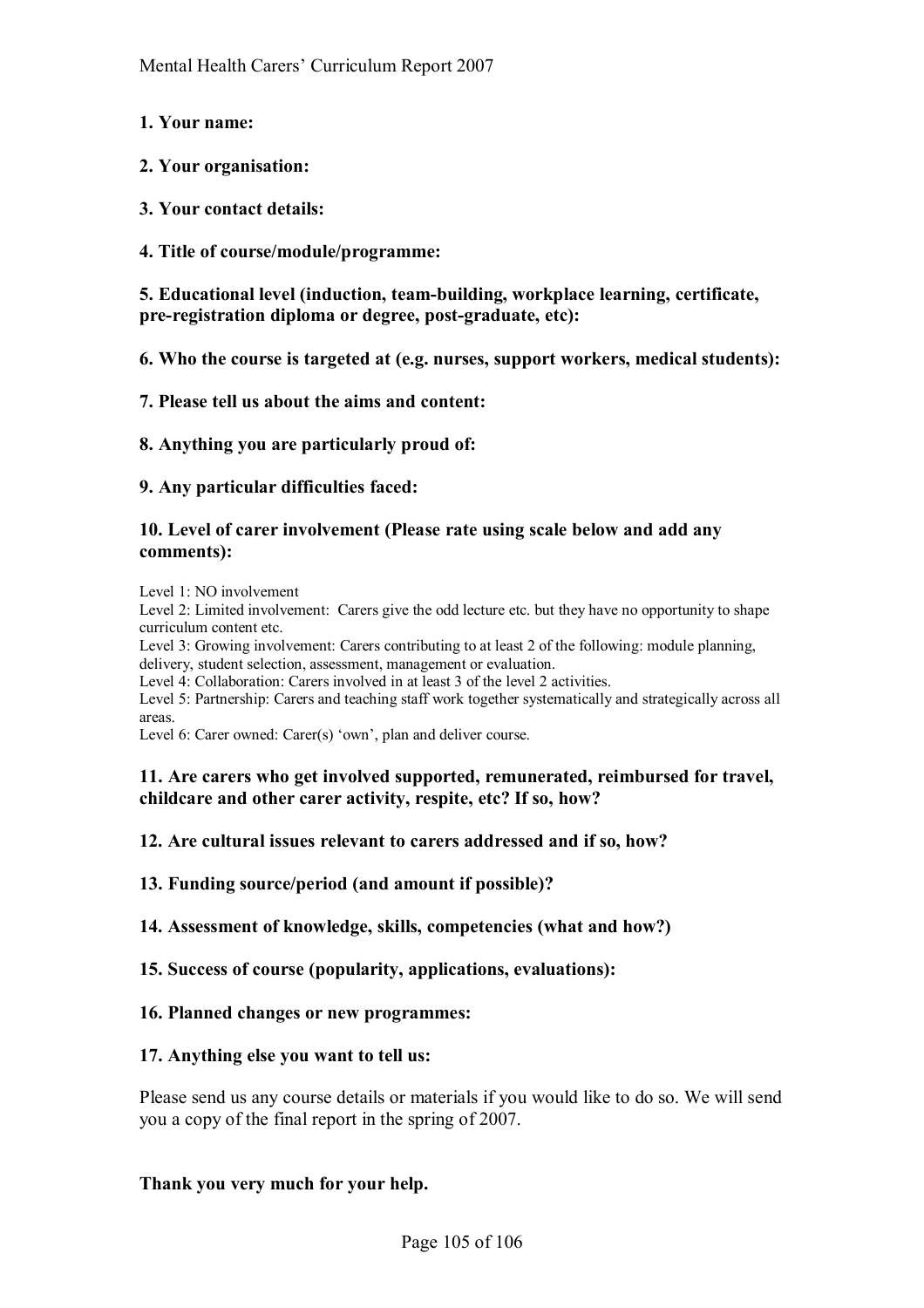**1. Your name:**

**2. Your organisation:**

**3. Your contact details:**

**4. Title of course/module/programme:**

**5. Educational level (induction, team-building, workplace learning, certificate, pre-registration diploma or degree, post-graduate, etc):**

**6. Who the course is targeted at (e.g. nurses, support workers, medical students):**

**7. Please tell us about the aims and content:**

**8. Anything you are particularly proud of:**

**9. Any particular difficulties faced:**

**10. Level of carer involvement (Please rate using scale below and add any comments):**

Level 1: NO involvement
Level 2: Limited involvement: Carers give the odd lecture etc. but they have no opportunity to shape curriculum content etc.
Level 3: Growing involvement: Carers contributing to at least 2 of the following: module planning, delivery, student selection, assessment, management or evaluation.
Level 4: Collaboration: Carers involved in at least 3 of the level 2 activities.
Level 5: Partnership: Carers and teaching staff work together systematically and strategically across all areas.
Level 6: Carer owned: Carer(s) 'own', plan and deliver course.

**11. Are carers who get involved supported, remunerated, reimbursed for travel, childcare and other carer activity, respite, etc? If so, how?**

**12. Are cultural issues relevant to carers addressed and if so, how?**

**13. Funding source/period (and amount if possible)?**

**14. Assessment of knowledge, skills, competencies (what and how?)**

**15. Success of course (popularity, applications, evaluations):**

**16. Planned changes or new programmes:**

**17. Anything else you want to tell us:**

Please send us any course details or materials if you would like to do so. We will send you a copy of the final report in the spring of 2007.

**Thank you very much for your help.**